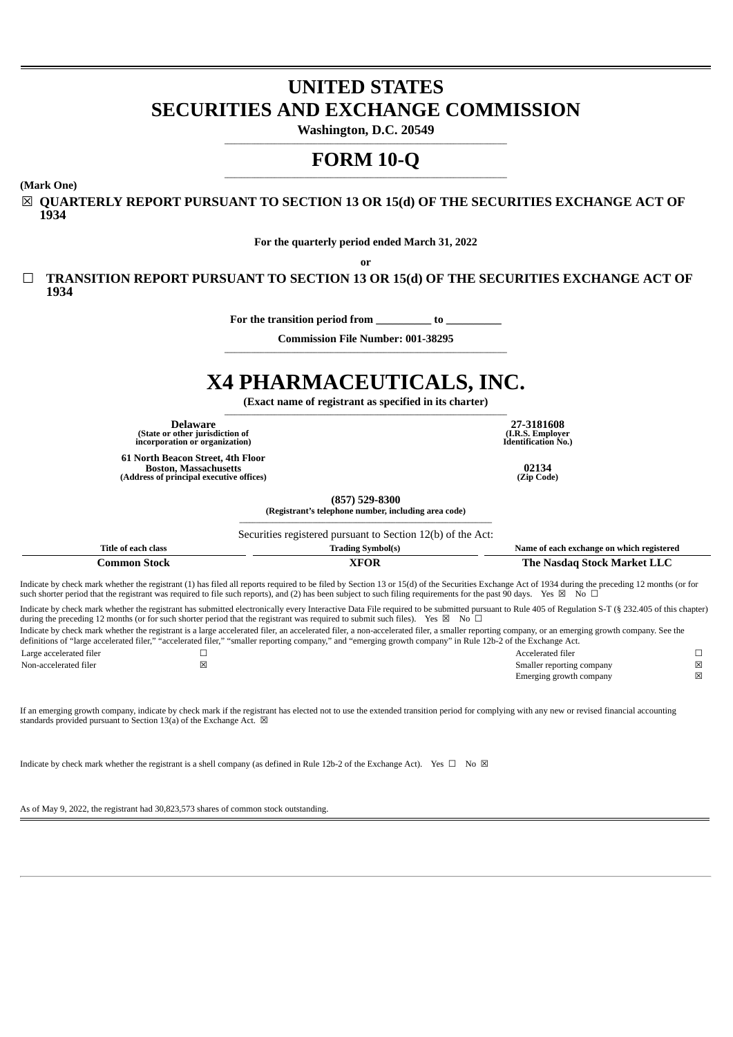# UNITED STATES
# SECURITIES AND EXCHANGE COMMISSION

**Washington, D.C. 20549**

# FORM 10-Q

**(Mark One)**

☒ **QUARTERLY REPORT PURSUANT TO SECTION 13 OR 15(d) OF THE SECURITIES EXCHANGE ACT OF 1934**

**For the quarterly period ended March 31, 2022**

**or**

☐ **TRANSITION REPORT PURSUANT TO SECTION 13 OR 15(d) OF THE SECURITIES EXCHANGE ACT OF 1934**

**For the transition period from __________ to __________**

**Commission File Number: 001-38295**

# X4 PHARMACEUTICALS, INC.

**(Exact name of registrant as specified in its charter)**

| | |
|---|---|
| **Delaware**<br>**(State or other jurisdiction of incorporation or organization)** | **27-3181608**<br>**(I.R.S. Employer Identification No.)** |
| **61 North Beacon Street, 4th Floor**<br>**Boston, Massachusetts**<br>**(Address of principal executive offices)** | **02134**<br>**(Zip Code)** |

**(857) 529-8300**
**(Registrant's telephone number, including area code)**

Securities registered pursuant to Section 12(b) of the Act:

| Title of each class | Trading Symbol(s) | Name of each exchange on which registered |
|---|---|---|
| **Common Stock** | **XFOR** | **The Nasdaq Stock Market LLC** |

Indicate by check mark whether the registrant (1) has filed all reports required to be filed by Section 13 or 15(d) of the Securities Exchange Act of 1934 during the preceding 12 months (or for such shorter period that the registrant was required to file such reports), and (2) has been subject to such filing requirements for the past 90 days. Yes ☒ No ☐

Indicate by check mark whether the registrant has submitted electronically every Interactive Data File required to be submitted pursuant to Rule 405 of Regulation S-T (§ 232.405 of this chapter) during the preceding 12 months (or for such shorter period that the registrant was required to submit such files). Yes ☒ No ☐

Indicate by check mark whether the registrant is a large accelerated filer, an accelerated filer, a non-accelerated filer, a smaller reporting company, or an emerging growth company. See the definitions of "large accelerated filer," "accelerated filer," "smaller reporting company," and "emerging growth company" in Rule 12b-2 of the Exchange Act.

| | | | |
|---|---|---|---|
| Large accelerated filer | ☐ | Accelerated filer | ☐ |
| Non-accelerated filer | ☒ | Smaller reporting company | ☒ |
| | | Emerging growth company | ☒ |

If an emerging growth company, indicate by check mark if the registrant has elected not to use the extended transition period for complying with any new or revised financial accounting standards provided pursuant to Section 13(a) of the Exchange Act. ☒

Indicate by check mark whether the registrant is a shell company (as defined in Rule 12b-2 of the Exchange Act). Yes ☐ No ☒

As of May 9, 2022, the registrant had 30,823,573 shares of common stock outstanding.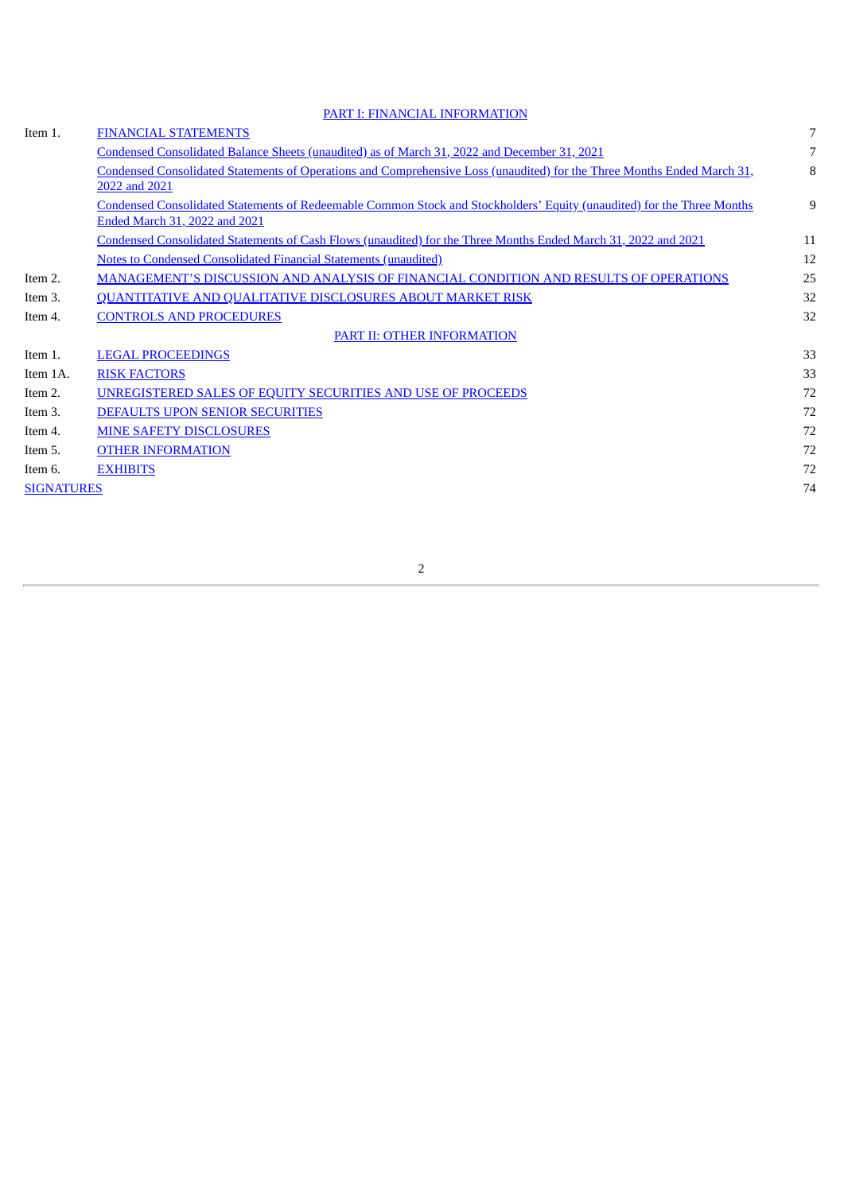| | PART I: FINANCIAL INFORMATION | |
|---|---|---|
| Item 1. | FINANCIAL STATEMENTS | 7 |
| | Condensed Consolidated Balance Sheets (unaudited) as of March 31, 2022 and December 31, 2021 | 7 |
| | Condensed Consolidated Statements of Operations and Comprehensive Loss (unaudited) for the Three Months Ended March 31, 2022 and 2021 | 8 |
| | Condensed Consolidated Statements of Redeemable Common Stock and Stockholders' Equity (unaudited) for the Three Months Ended March 31, 2022 and 2021 | 9 |
| | Condensed Consolidated Statements of Cash Flows (unaudited) for the Three Months Ended March 31, 2022 and 2021 | 11 |
| | Notes to Condensed Consolidated Financial Statements (unaudited) | 12 |
| Item 2. | MANAGEMENT'S DISCUSSION AND ANALYSIS OF FINANCIAL CONDITION AND RESULTS OF OPERATIONS | 25 |
| Item 3. | QUANTITATIVE AND QUALITATIVE DISCLOSURES ABOUT MARKET RISK | 32 |
| Item 4. | CONTROLS AND PROCEDURES | 32 |
| | PART II: OTHER INFORMATION | |
| Item 1. | LEGAL PROCEEDINGS | 33 |
| Item 1A. | RISK FACTORS | 33 |
| Item 2. | UNREGISTERED SALES OF EQUITY SECURITIES AND USE OF PROCEEDS | 72 |
| Item 3. | DEFAULTS UPON SENIOR SECURITIES | 72 |
| Item 4. | MINE SAFETY DISCLOSURES | 72 |
| Item 5. | OTHER INFORMATION | 72 |
| Item 6. | EXHIBITS | 72 |
| SIGNATURES | | 74 |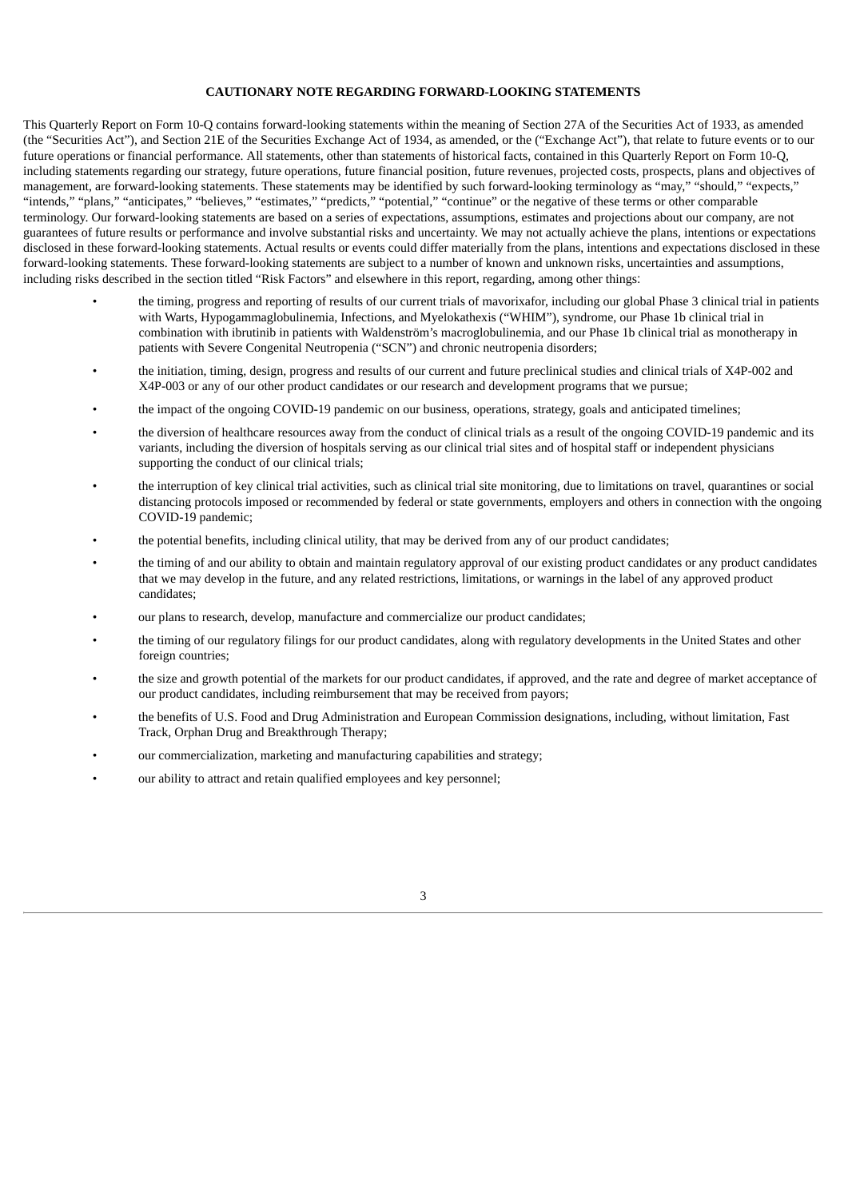**CAUTIONARY NOTE REGARDING FORWARD-LOOKING STATEMENTS**

This Quarterly Report on Form 10-Q contains forward-looking statements within the meaning of Section 27A of the Securities Act of 1933, as amended (the "Securities Act"), and Section 21E of the Securities Exchange Act of 1934, as amended, or the ("Exchange Act"), that relate to future events or to our future operations or financial performance. All statements, other than statements of historical facts, contained in this Quarterly Report on Form 10-Q, including statements regarding our strategy, future operations, future financial position, future revenues, projected costs, prospects, plans and objectives of management, are forward-looking statements. These statements may be identified by such forward-looking terminology as "may," "should," "expects," "intends," "plans," "anticipates," "believes," "estimates," "predicts," "potential," "continue" or the negative of these terms or other comparable terminology. Our forward-looking statements are based on a series of expectations, assumptions, estimates and projections about our company, are not guarantees of future results or performance and involve substantial risks and uncertainty. We may not actually achieve the plans, intentions or expectations disclosed in these forward-looking statements. Actual results or events could differ materially from the plans, intentions and expectations disclosed in these forward-looking statements. These forward-looking statements are subject to a number of known and unknown risks, uncertainties and assumptions, including risks described in the section titled "Risk Factors" and elsewhere in this report, regarding, among other things:

- the timing, progress and reporting of results of our current trials of mavorixafor, including our global Phase 3 clinical trial in patients with Warts, Hypogammaglobulinemia, Infections, and Myelokathexis ("WHIM"), syndrome, our Phase 1b clinical trial in combination with ibrutinib in patients with Waldenström's macroglobulinemia, and our Phase 1b clinical trial as monotherapy in patients with Severe Congenital Neutropenia ("SCN") and chronic neutropenia disorders;
- the initiation, timing, design, progress and results of our current and future preclinical studies and clinical trials of X4P-002 and X4P-003 or any of our other product candidates or our research and development programs that we pursue;
- the impact of the ongoing COVID-19 pandemic on our business, operations, strategy, goals and anticipated timelines;
- the diversion of healthcare resources away from the conduct of clinical trials as a result of the ongoing COVID-19 pandemic and its variants, including the diversion of hospitals serving as our clinical trial sites and of hospital staff or independent physicians supporting the conduct of our clinical trials;
- the interruption of key clinical trial activities, such as clinical trial site monitoring, due to limitations on travel, quarantines or social distancing protocols imposed or recommended by federal or state governments, employers and others in connection with the ongoing COVID-19 pandemic;
- the potential benefits, including clinical utility, that may be derived from any of our product candidates;
- the timing of and our ability to obtain and maintain regulatory approval of our existing product candidates or any product candidates that we may develop in the future, and any related restrictions, limitations, or warnings in the label of any approved product candidates;
- our plans to research, develop, manufacture and commercialize our product candidates;
- the timing of our regulatory filings for our product candidates, along with regulatory developments in the United States and other foreign countries;
- the size and growth potential of the markets for our product candidates, if approved, and the rate and degree of market acceptance of our product candidates, including reimbursement that may be received from payors;
- the benefits of U.S. Food and Drug Administration and European Commission designations, including, without limitation, Fast Track, Orphan Drug and Breakthrough Therapy;
- our commercialization, marketing and manufacturing capabilities and strategy;
- our ability to attract and retain qualified employees and key personnel;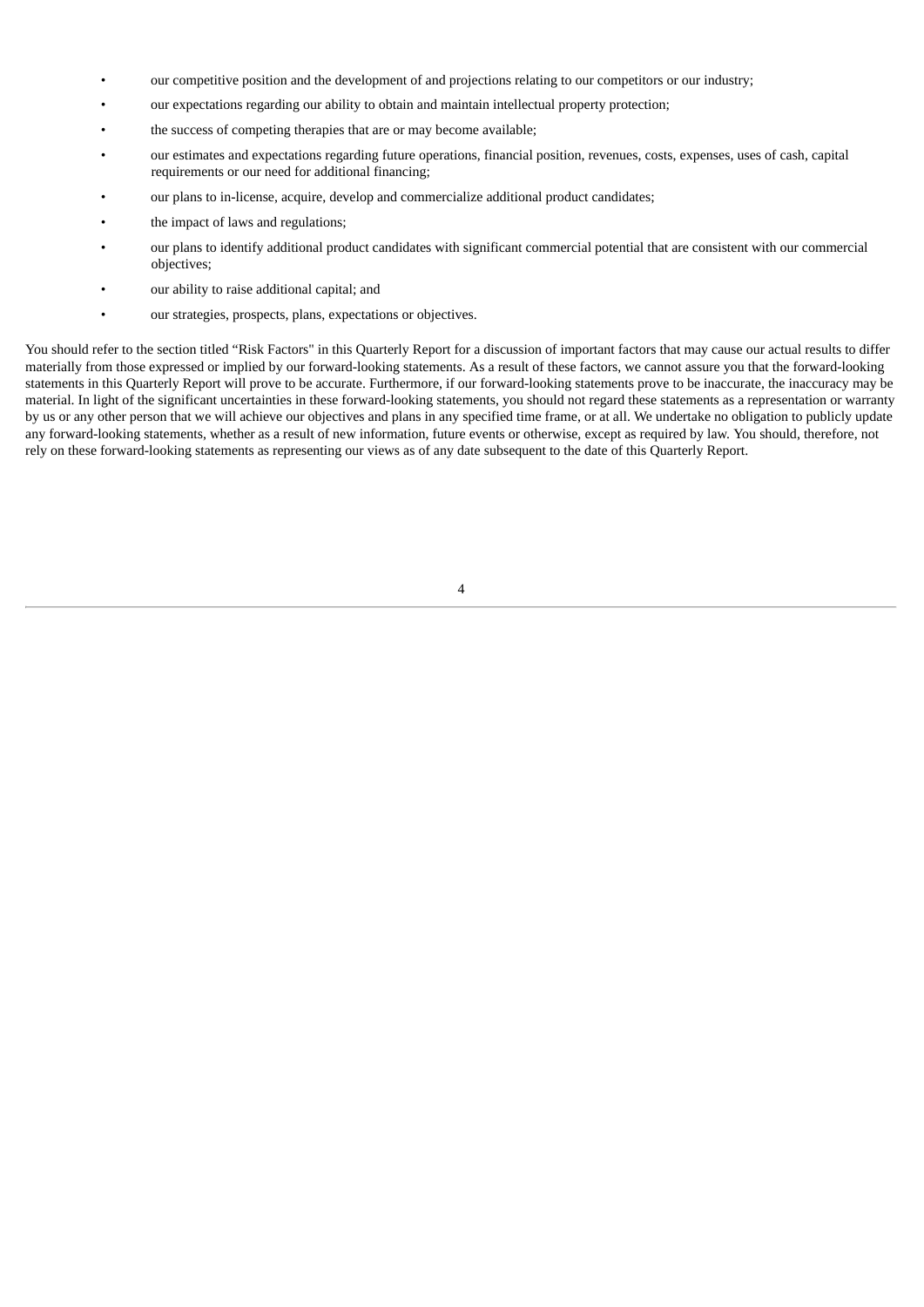- our competitive position and the development of and projections relating to our competitors or our industry;
- our expectations regarding our ability to obtain and maintain intellectual property protection;
- the success of competing therapies that are or may become available;
- our estimates and expectations regarding future operations, financial position, revenues, costs, expenses, uses of cash, capital requirements or our need for additional financing;
- our plans to in-license, acquire, develop and commercialize additional product candidates;
- the impact of laws and regulations;
- our plans to identify additional product candidates with significant commercial potential that are consistent with our commercial objectives;
- our ability to raise additional capital; and
- our strategies, prospects, plans, expectations or objectives.

You should refer to the section titled “Risk Factors" in this Quarterly Report for a discussion of important factors that may cause our actual results to differ materially from those expressed or implied by our forward-looking statements. As a result of these factors, we cannot assure you that the forward-looking statements in this Quarterly Report will prove to be accurate. Furthermore, if our forward-looking statements prove to be inaccurate, the inaccuracy may be material. In light of the significant uncertainties in these forward-looking statements, you should not regard these statements as a representation or warranty by us or any other person that we will achieve our objectives and plans in any specified time frame, or at all. We undertake no obligation to publicly update any forward-looking statements, whether as a result of new information, future events or otherwise, except as required by law. You should, therefore, not rely on these forward-looking statements as representing our views as of any date subsequent to the date of this Quarterly Report.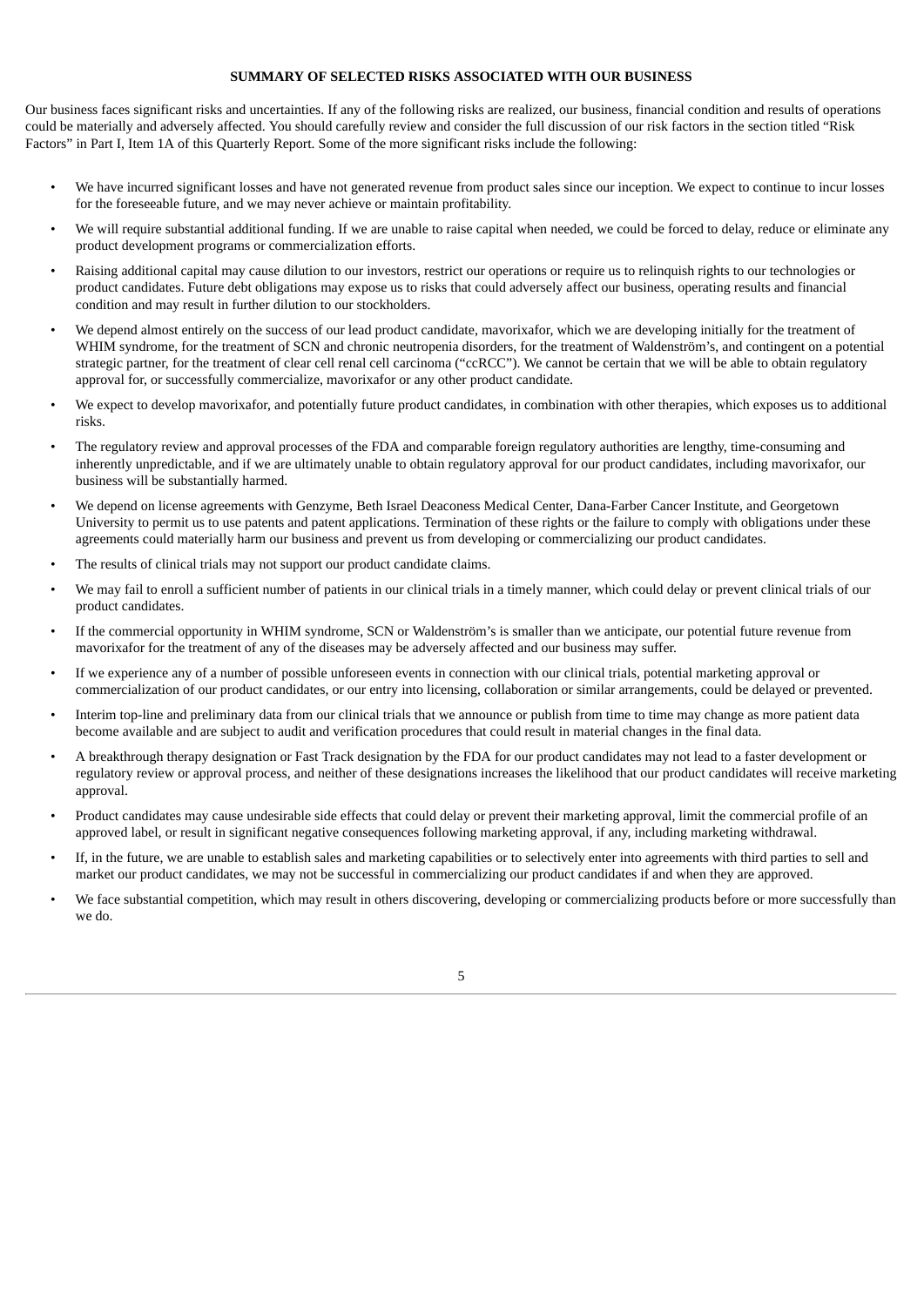## SUMMARY OF SELECTED RISKS ASSOCIATED WITH OUR BUSINESS

Our business faces significant risks and uncertainties. If any of the following risks are realized, our business, financial condition and results of operations could be materially and adversely affected. You should carefully review and consider the full discussion of our risk factors in the section titled "Risk Factors" in Part I, Item 1A of this Quarterly Report. Some of the more significant risks include the following:

- We have incurred significant losses and have not generated revenue from product sales since our inception. We expect to continue to incur losses for the foreseeable future, and we may never achieve or maintain profitability.
- We will require substantial additional funding. If we are unable to raise capital when needed, we could be forced to delay, reduce or eliminate any product development programs or commercialization efforts.
- Raising additional capital may cause dilution to our investors, restrict our operations or require us to relinquish rights to our technologies or product candidates. Future debt obligations may expose us to risks that could adversely affect our business, operating results and financial condition and may result in further dilution to our stockholders.
- We depend almost entirely on the success of our lead product candidate, mavorixafor, which we are developing initially for the treatment of WHIM syndrome, for the treatment of SCN and chronic neutropenia disorders, for the treatment of Waldenström's, and contingent on a potential strategic partner, for the treatment of clear cell renal cell carcinoma ("ccRCC"). We cannot be certain that we will be able to obtain regulatory approval for, or successfully commercialize, mavorixafor or any other product candidate.
- We expect to develop mavorixafor, and potentially future product candidates, in combination with other therapies, which exposes us to additional risks.
- The regulatory review and approval processes of the FDA and comparable foreign regulatory authorities are lengthy, time-consuming and inherently unpredictable, and if we are ultimately unable to obtain regulatory approval for our product candidates, including mavorixafor, our business will be substantially harmed.
- We depend on license agreements with Genzyme, Beth Israel Deaconess Medical Center, Dana-Farber Cancer Institute, and Georgetown University to permit us to use patents and patent applications. Termination of these rights or the failure to comply with obligations under these agreements could materially harm our business and prevent us from developing or commercializing our product candidates.
- The results of clinical trials may not support our product candidate claims.
- We may fail to enroll a sufficient number of patients in our clinical trials in a timely manner, which could delay or prevent clinical trials of our product candidates.
- If the commercial opportunity in WHIM syndrome, SCN or Waldenström's is smaller than we anticipate, our potential future revenue from mavorixafor for the treatment of any of the diseases may be adversely affected and our business may suffer.
- If we experience any of a number of possible unforeseen events in connection with our clinical trials, potential marketing approval or commercialization of our product candidates, or our entry into licensing, collaboration or similar arrangements, could be delayed or prevented.
- Interim top-line and preliminary data from our clinical trials that we announce or publish from time to time may change as more patient data become available and are subject to audit and verification procedures that could result in material changes in the final data.
- A breakthrough therapy designation or Fast Track designation by the FDA for our product candidates may not lead to a faster development or regulatory review or approval process, and neither of these designations increases the likelihood that our product candidates will receive marketing approval.
- Product candidates may cause undesirable side effects that could delay or prevent their marketing approval, limit the commercial profile of an approved label, or result in significant negative consequences following marketing approval, if any, including marketing withdrawal.
- If, in the future, we are unable to establish sales and marketing capabilities or to selectively enter into agreements with third parties to sell and market our product candidates, we may not be successful in commercializing our product candidates if and when they are approved.
- We face substantial competition, which may result in others discovering, developing or commercializing products before or more successfully than we do.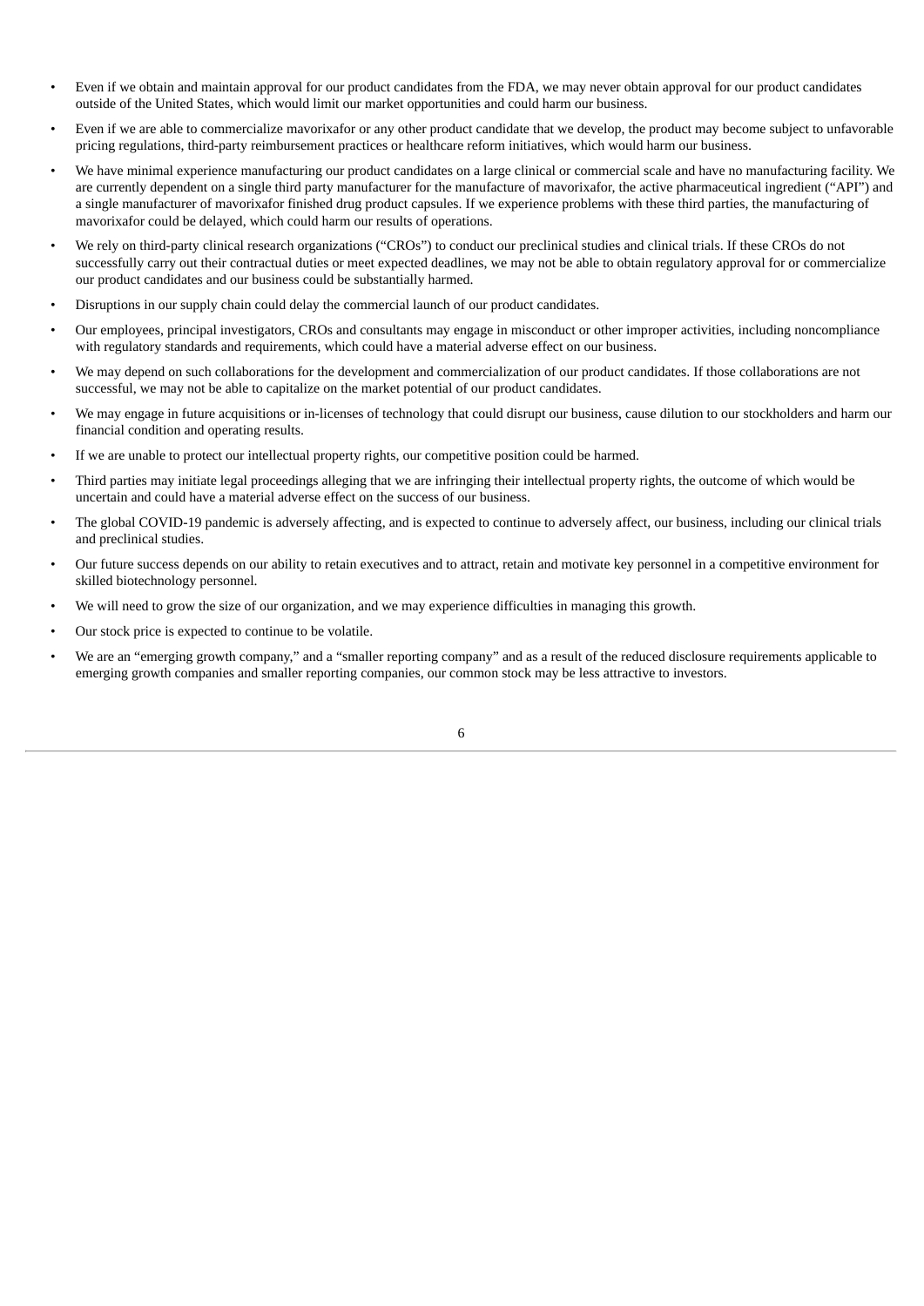- Even if we obtain and maintain approval for our product candidates from the FDA, we may never obtain approval for our product candidates outside of the United States, which would limit our market opportunities and could harm our business.
- Even if we are able to commercialize mavorixafor or any other product candidate that we develop, the product may become subject to unfavorable pricing regulations, third-party reimbursement practices or healthcare reform initiatives, which would harm our business.
- We have minimal experience manufacturing our product candidates on a large clinical or commercial scale and have no manufacturing facility. We are currently dependent on a single third party manufacturer for the manufacture of mavorixafor, the active pharmaceutical ingredient ("API") and a single manufacturer of mavorixafor finished drug product capsules. If we experience problems with these third parties, the manufacturing of mavorixafor could be delayed, which could harm our results of operations.
- We rely on third-party clinical research organizations ("CROs") to conduct our preclinical studies and clinical trials. If these CROs do not successfully carry out their contractual duties or meet expected deadlines, we may not be able to obtain regulatory approval for or commercialize our product candidates and our business could be substantially harmed.
- Disruptions in our supply chain could delay the commercial launch of our product candidates.
- Our employees, principal investigators, CROs and consultants may engage in misconduct or other improper activities, including noncompliance with regulatory standards and requirements, which could have a material adverse effect on our business.
- We may depend on such collaborations for the development and commercialization of our product candidates. If those collaborations are not successful, we may not be able to capitalize on the market potential of our product candidates.
- We may engage in future acquisitions or in-licenses of technology that could disrupt our business, cause dilution to our stockholders and harm our financial condition and operating results.
- If we are unable to protect our intellectual property rights, our competitive position could be harmed.
- Third parties may initiate legal proceedings alleging that we are infringing their intellectual property rights, the outcome of which would be uncertain and could have a material adverse effect on the success of our business.
- The global COVID-19 pandemic is adversely affecting, and is expected to continue to adversely affect, our business, including our clinical trials and preclinical studies.
- Our future success depends on our ability to retain executives and to attract, retain and motivate key personnel in a competitive environment for skilled biotechnology personnel.
- We will need to grow the size of our organization, and we may experience difficulties in managing this growth.
- Our stock price is expected to continue to be volatile.
- We are an "emerging growth company," and a "smaller reporting company" and as a result of the reduced disclosure requirements applicable to emerging growth companies and smaller reporting companies, our common stock may be less attractive to investors.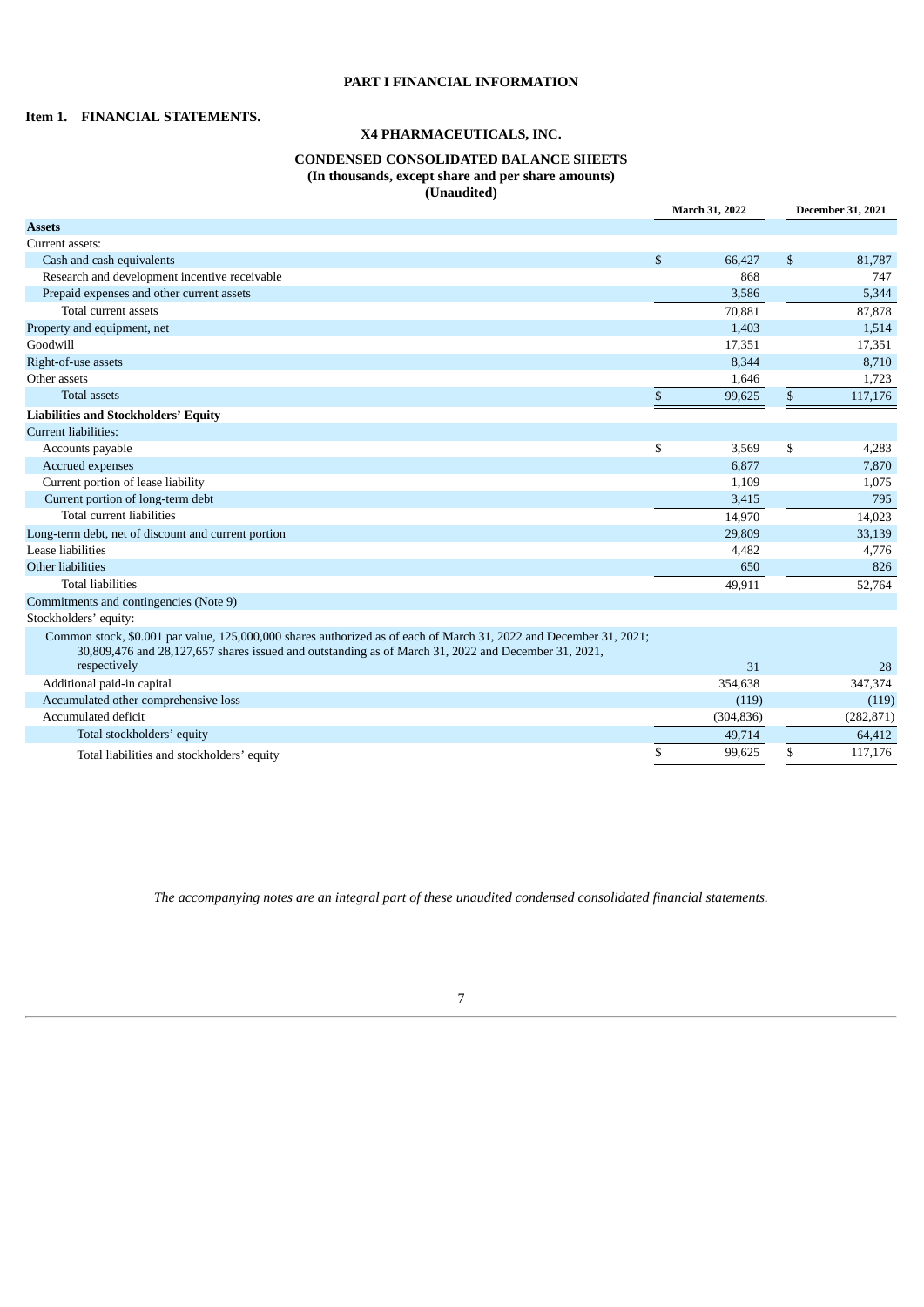# PART I FINANCIAL INFORMATION

## Item 1. FINANCIAL STATEMENTS.

### X4 PHARMACEUTICALS, INC.

### CONDENSED CONSOLIDATED BALANCE SHEETS
**(In thousands, except share and per share amounts)**
**(Unaudited)**

| | March 31, 2022 | December 31, 2021 |
|---|---|---|
| **Assets** | | |
| Current assets: | | |
| Cash and cash equivalents | $ 66,427 | $ 81,787 |
| Research and development incentive receivable | 868 | 747 |
| Prepaid expenses and other current assets | 3,586 | 5,344 |
| Total current assets | 70,881 | 87,878 |
| Property and equipment, net | 1,403 | 1,514 |
| Goodwill | 17,351 | 17,351 |
| Right-of-use assets | 8,344 | 8,710 |
| Other assets | 1,646 | 1,723 |
| Total assets | $ 99,625 | $ 117,176 |
| **Liabilities and Stockholders' Equity** | | |
| Current liabilities: | | |
| Accounts payable | $ 3,569 | $ 4,283 |
| Accrued expenses | 6,877 | 7,870 |
| Current portion of lease liability | 1,109 | 1,075 |
| Current portion of long-term debt | 3,415 | 795 |
| Total current liabilities | 14,970 | 14,023 |
| Long-term debt, net of discount and current portion | 29,809 | 33,139 |
| Lease liabilities | 4,482 | 4,776 |
| Other liabilities | 650 | 826 |
| Total liabilities | 49,911 | 52,764 |
| Commitments and contingencies (Note 9) | | |
| Stockholders' equity: | | |
| Common stock, $0.001 par value, 125,000,000 shares authorized as of each of March 31, 2022 and December 31, 2021; 30,809,476 and 28,127,657 shares issued and outstanding as of March 31, 2022 and December 31, 2021, respectively | 31 | 28 |
| Additional paid-in capital | 354,638 | 347,374 |
| Accumulated other comprehensive loss | (119) | (119) |
| Accumulated deficit | (304,836) | (282,871) |
| Total stockholders' equity | 49,714 | 64,412 |
| Total liabilities and stockholders' equity | $ 99,625 | $ 117,176 |

*The accompanying notes are an integral part of these unaudited condensed consolidated financial statements.*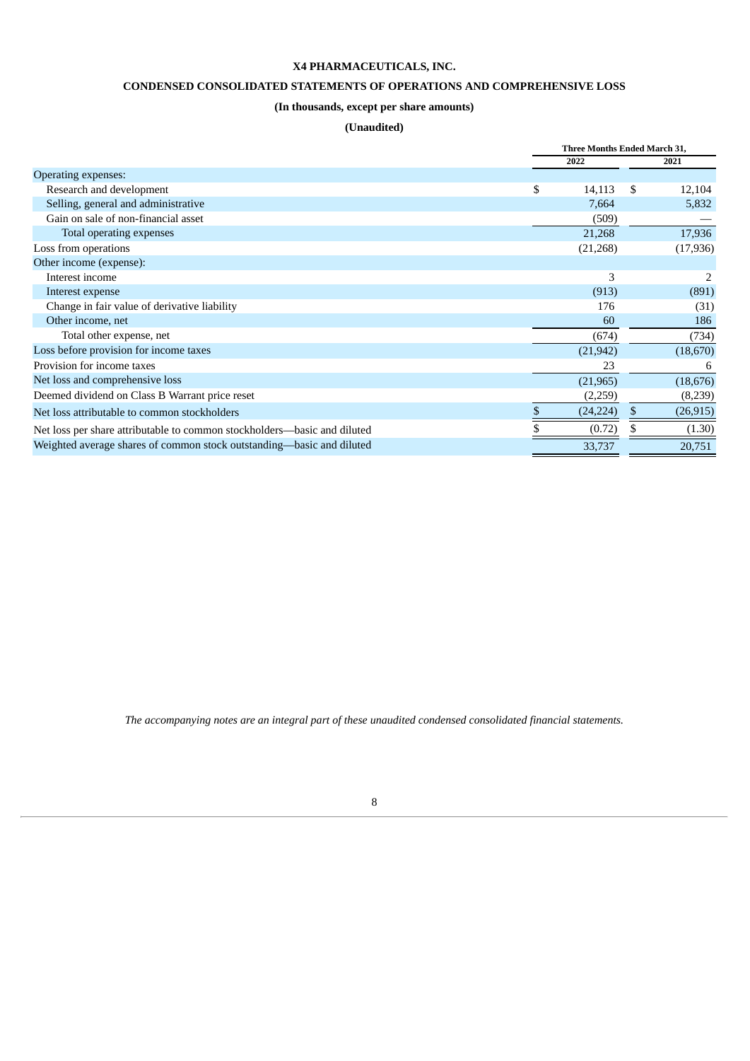# X4 PHARMACEUTICALS, INC.

## CONDENSED CONSOLIDATED STATEMENTS OF OPERATIONS AND COMPREHENSIVE LOSS

### (In thousands, except per share amounts)

### (Unaudited)

| | Three Months Ended March 31, | |
|---|---|---|
| | 2022 | 2021 |
| Operating expenses: | | |
| Research and development | $ 14,113 | $ 12,104 |
| Selling, general and administrative | 7,664 | 5,832 |
| Gain on sale of non-financial asset | (509) | — |
| Total operating expenses | 21,268 | 17,936 |
| Loss from operations | (21,268) | (17,936) |
| Other income (expense): | | |
| Interest income | 3 | 2 |
| Interest expense | (913) | (891) |
| Change in fair value of derivative liability | 176 | (31) |
| Other income, net | 60 | 186 |
| Total other expense, net | (674) | (734) |
| Loss before provision for income taxes | (21,942) | (18,670) |
| Provision for income taxes | 23 | 6 |
| Net loss and comprehensive loss | (21,965) | (18,676) |
| Deemed dividend on Class B Warrant price reset | (2,259) | (8,239) |
| Net loss attributable to common stockholders | $ (24,224) | $ (26,915) |
| Net loss per share attributable to common stockholders—basic and diluted | $ (0.72) | $ (1.30) |
| Weighted average shares of common stock outstanding—basic and diluted | 33,737 | 20,751 |

*The accompanying notes are an integral part of these unaudited condensed consolidated financial statements.*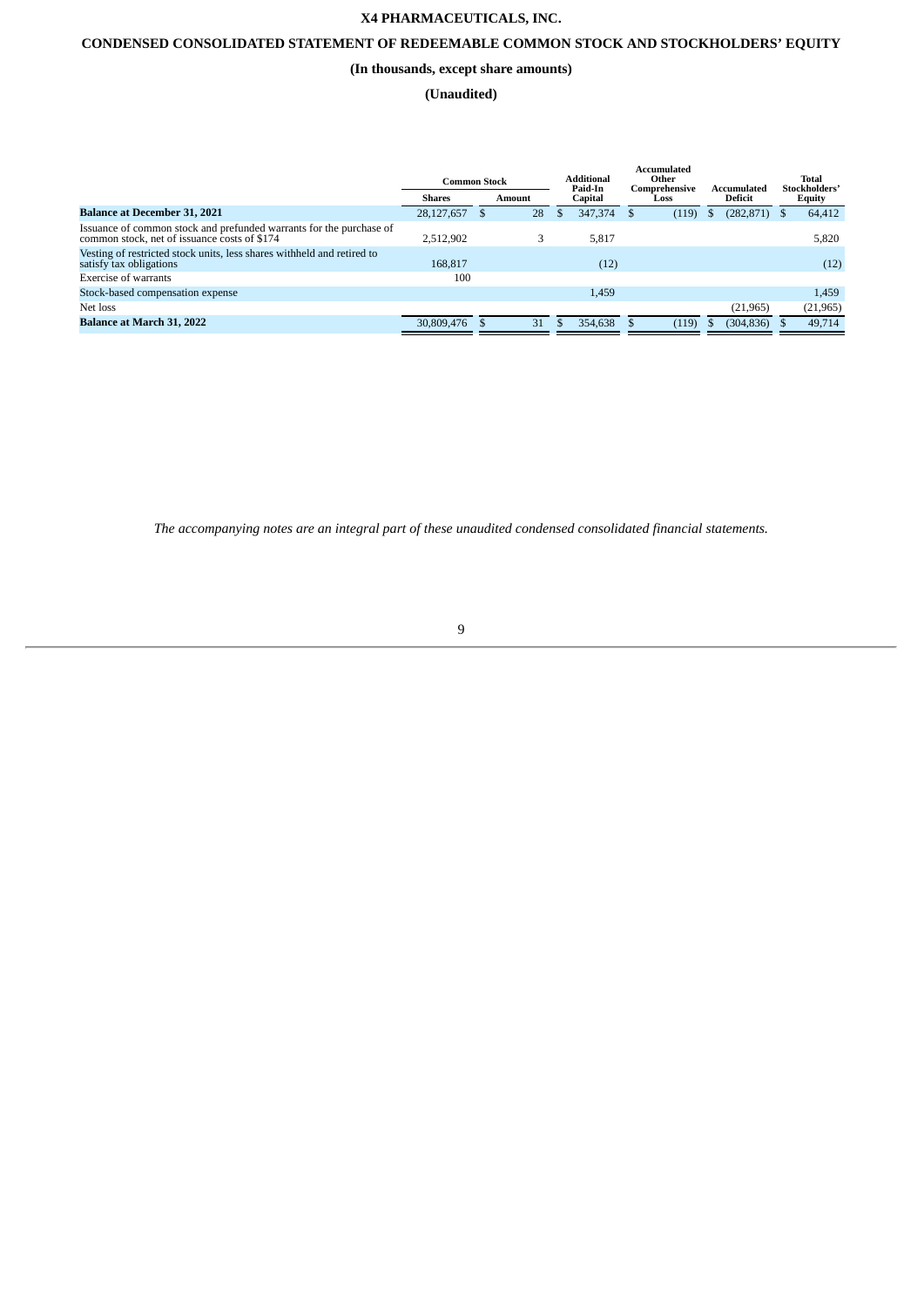**X4 PHARMACEUTICALS, INC.**

**CONDENSED CONSOLIDATED STATEMENT OF REDEEMABLE COMMON STOCK AND STOCKHOLDERS' EQUITY**

**(In thousands, except share amounts)**

**(Unaudited)**

| | Common Stock | | Additional Paid-In Capital | Accumulated Other Comprehensive Loss | Accumulated Deficit | Total Stockholders' Equity |
|---|---|---|---|---|---|---|
| | Shares | Amount | | | | |
| **Balance at December 31, 2021** | 28,127,657 | $ 28 | $ 347,374 | $ (119) | $ (282,871) | $ 64,412 |
| Issuance of common stock and prefunded warrants for the purchase of common stock, net of issuance costs of $174 | 2,512,902 | 3 | 5,817 | | | 5,820 |
| Vesting of restricted stock units, less shares withheld and retired to satisfy tax obligations | 168,817 | | (12) | | | (12) |
| Exercise of warrants | 100 | | | | | |
| Stock-based compensation expense | | | 1,459 | | | 1,459 |
| Net loss | | | | | (21,965) | (21,965) |
| **Balance at March 31, 2022** | 30,809,476 | $ 31 | $ 354,638 | $ (119) | $ (304,836) | $ 49,714 |

*The accompanying notes are an integral part of these unaudited condensed consolidated financial statements.*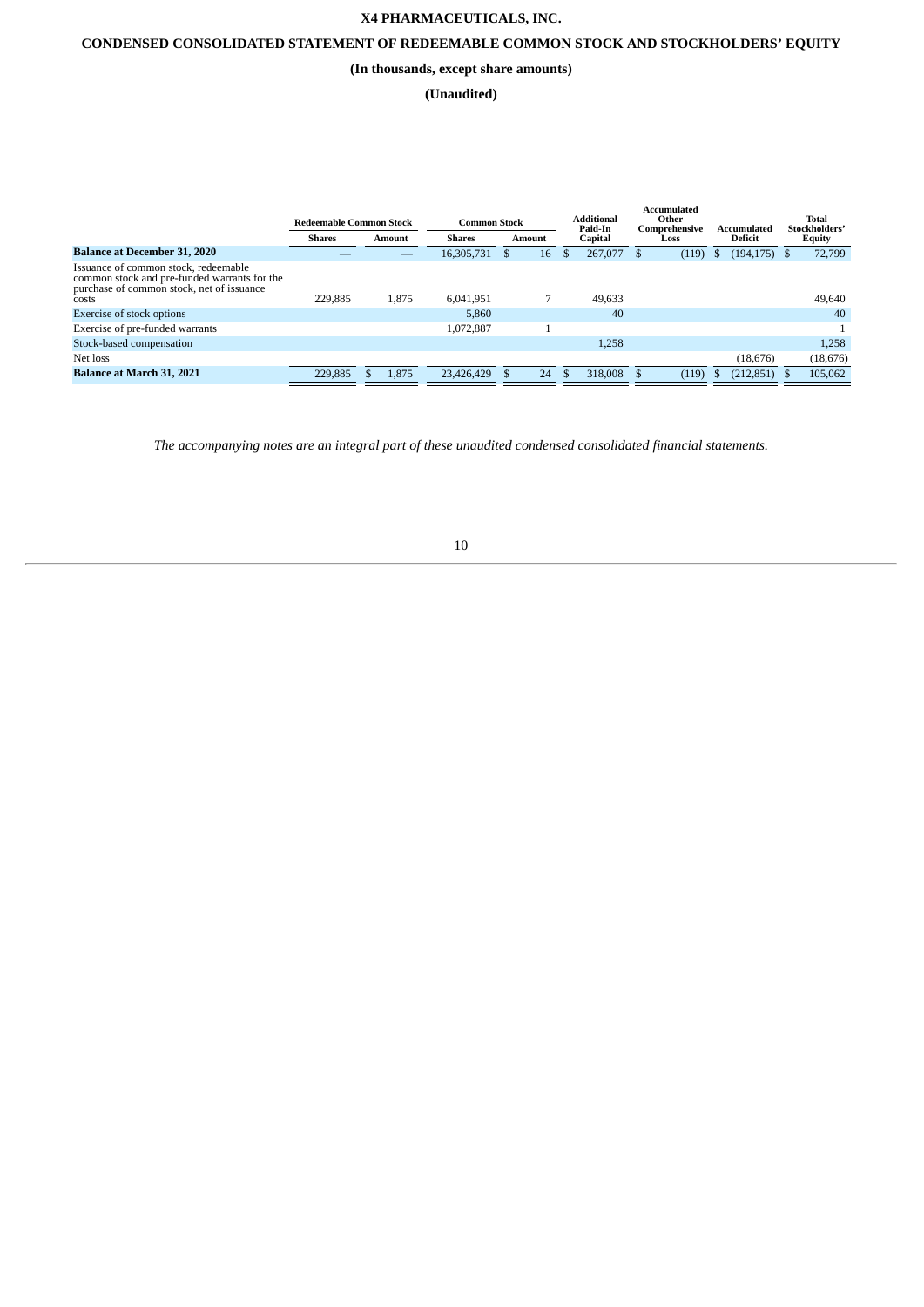**X4 PHARMACEUTICALS, INC.**

**CONDENSED CONSOLIDATED STATEMENT OF REDEEMABLE COMMON STOCK AND STOCKHOLDERS' EQUITY**

**(In thousands, except share amounts)**

**(Unaudited)**

| | Redeemable Common Stock | | Common Stock | | Additional Paid-In Capital | Accumulated Other Comprehensive Loss | Accumulated Deficit | Total Stockholders' Equity |
|---|---|---|---|---|---|---|---|---|
| | Shares | Amount | Shares | Amount | | | | |
| **Balance at December 31, 2020** | — | — | 16,305,731 | $ 16 | $ 267,077 | $ (119) | $ (194,175) | $ 72,799 |
| Issuance of common stock, redeemable common stock and pre-funded warrants for the purchase of common stock, net of issuance costs | 229,885 | 1,875 | 6,041,951 | 7 | 49,633 | | | 49,640 |
| Exercise of stock options | | | 5,860 | | 40 | | | 40 |
| Exercise of pre-funded warrants | | | 1,072,887 | 1 | | | | 1 |
| Stock-based compensation | | | | | 1,258 | | | 1,258 |
| Net loss | | | | | | | (18,676) | (18,676) |
| **Balance at March 31, 2021** | 229,885 | $ 1,875 | 23,426,429 | $ 24 | $ 318,008 | $ (119) | $ (212,851) | $ 105,062 |

*The accompanying notes are an integral part of these unaudited condensed consolidated financial statements.*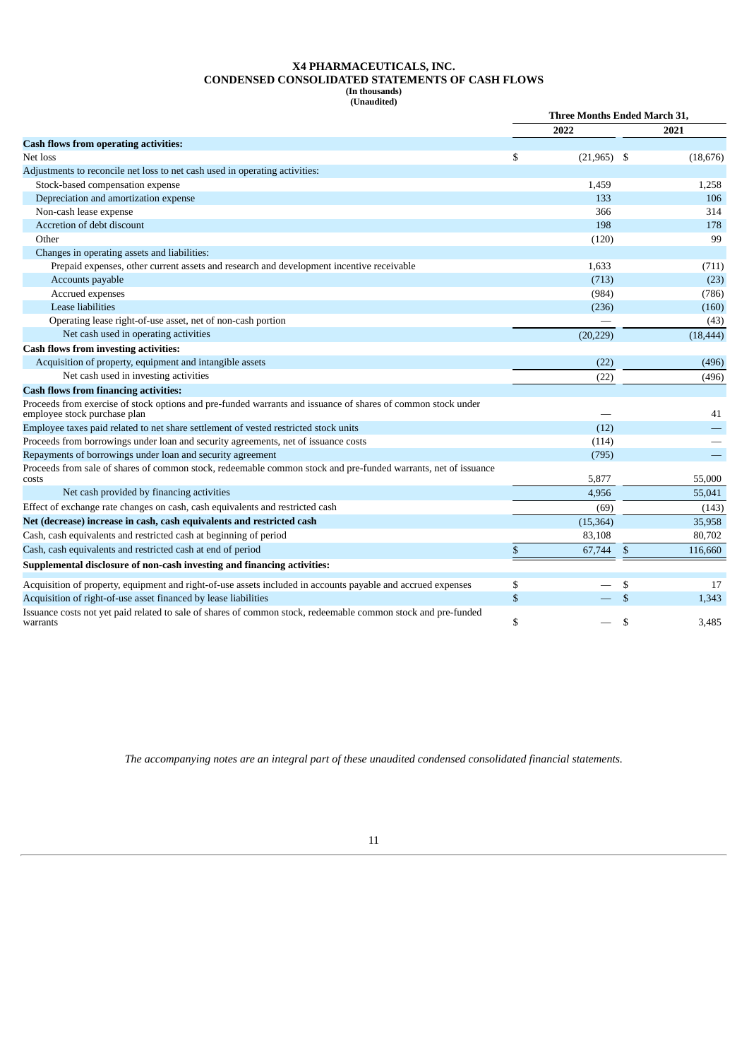# X4 PHARMACEUTICALS, INC.
## CONDENSED CONSOLIDATED STATEMENTS OF CASH FLOWS
**(In thousands)**
**(Unaudited)**

| | Three Months Ended March 31, | |
|---|---|---|
| | 2022 | 2021 |
| **Cash flows from operating activities:** | | |
| Net loss | $ (21,965) | $ (18,676) |
| Adjustments to reconcile net loss to net cash used in operating activities: | | |
| Stock-based compensation expense | 1,459 | 1,258 |
| Depreciation and amortization expense | 133 | 106 |
| Non-cash lease expense | 366 | 314 |
| Accretion of debt discount | 198 | 178 |
| Other | (120) | 99 |
| Changes in operating assets and liabilities: | | |
| Prepaid expenses, other current assets and research and development incentive receivable | 1,633 | (711) |
| Accounts payable | (713) | (23) |
| Accrued expenses | (984) | (786) |
| Lease liabilities | (236) | (160) |
| Operating lease right-of-use asset, net of non-cash portion | — | (43) |
| Net cash used in operating activities | (20,229) | (18,444) |
| **Cash flows from investing activities:** | | |
| Acquisition of property, equipment and intangible assets | (22) | (496) |
| Net cash used in investing activities | (22) | (496) |
| **Cash flows from financing activities:** | | |
| Proceeds from exercise of stock options and pre-funded warrants and issuance of shares of common stock under employee stock purchase plan | — | 41 |
| Employee taxes paid related to net share settlement of vested restricted stock units | (12) | — |
| Proceeds from borrowings under loan and security agreements, net of issuance costs | (114) | — |
| Repayments of borrowings under loan and security agreement | (795) | — |
| Proceeds from sale of shares of common stock, redeemable common stock and pre-funded warrants, net of issuance costs | 5,877 | 55,000 |
| Net cash provided by financing activities | 4,956 | 55,041 |
| Effect of exchange rate changes on cash, cash equivalents and restricted cash | (69) | (143) |
| **Net (decrease) increase in cash, cash equivalents and restricted cash** | (15,364) | 35,958 |
| Cash, cash equivalents and restricted cash at beginning of period | 83,108 | 80,702 |
| Cash, cash equivalents and restricted cash at end of period | $ 67,744 | $ 116,660 |
| **Supplemental disclosure of non-cash investing and financing activities:** | | |
| Acquisition of property, equipment and right-of-use assets included in accounts payable and accrued expenses | $ — | $ 17 |
| Acquisition of right-of-use asset financed by lease liabilities | $ — | $ 1,343 |
| Issuance costs not yet paid related to sale of shares of common stock, redeemable common stock and pre-funded warrants | $ — | $ 3,485 |

*The accompanying notes are an integral part of these unaudited condensed consolidated financial statements.*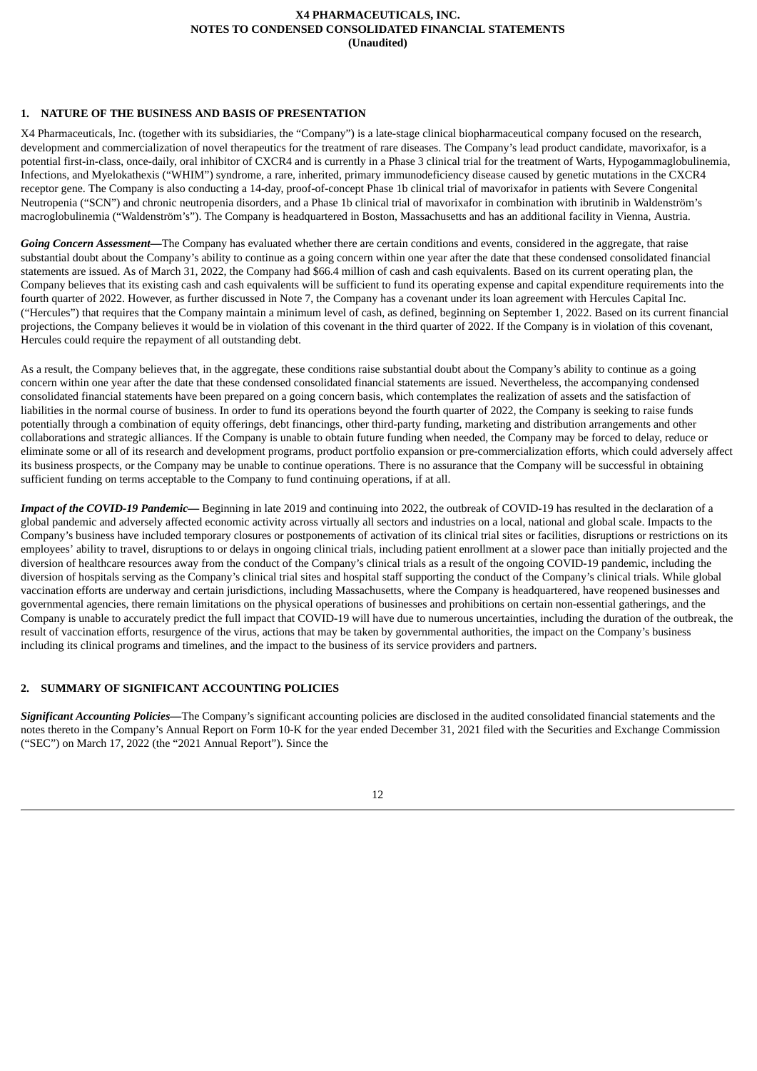## 1. NATURE OF THE BUSINESS AND BASIS OF PRESENTATION

X4 Pharmaceuticals, Inc. (together with its subsidiaries, the "Company") is a late-stage clinical biopharmaceutical company focused on the research, development and commercialization of novel therapeutics for the treatment of rare diseases. The Company's lead product candidate, mavorixafor, is a potential first-in-class, once-daily, oral inhibitor of CXCR4 and is currently in a Phase 3 clinical trial for the treatment of Warts, Hypogammaglobulinemia, Infections, and Myelokathexis ("WHIM") syndrome, a rare, inherited, primary immunodeficiency disease caused by genetic mutations in the CXCR4 receptor gene. The Company is also conducting a 14-day, proof-of-concept Phase 1b clinical trial of mavorixafor in patients with Severe Congenital Neutropenia ("SCN") and chronic neutropenia disorders, and a Phase 1b clinical trial of mavorixafor in combination with ibrutinib in Waldenström's macroglobulinemia ("Waldenström's"). The Company is headquartered in Boston, Massachusetts and has an additional facility in Vienna, Austria.

***Going Concern Assessment—***The Company has evaluated whether there are certain conditions and events, considered in the aggregate, that raise substantial doubt about the Company's ability to continue as a going concern within one year after the date that these condensed consolidated financial statements are issued. As of March 31, 2022, the Company had $66.4 million of cash and cash equivalents. Based on its current operating plan, the Company believes that its existing cash and cash equivalents will be sufficient to fund its operating expense and capital expenditure requirements into the fourth quarter of 2022. However, as further discussed in Note 7, the Company has a covenant under its loan agreement with Hercules Capital Inc. ("Hercules") that requires that the Company maintain a minimum level of cash, as defined, beginning on September 1, 2022. Based on its current financial projections, the Company believes it would be in violation of this covenant in the third quarter of 2022. If the Company is in violation of this covenant, Hercules could require the repayment of all outstanding debt.

As a result, the Company believes that, in the aggregate, these conditions raise substantial doubt about the Company's ability to continue as a going concern within one year after the date that these condensed consolidated financial statements are issued. Nevertheless, the accompanying condensed consolidated financial statements have been prepared on a going concern basis, which contemplates the realization of assets and the satisfaction of liabilities in the normal course of business. In order to fund its operations beyond the fourth quarter of 2022, the Company is seeking to raise funds potentially through a combination of equity offerings, debt financings, other third-party funding, marketing and distribution arrangements and other collaborations and strategic alliances. If the Company is unable to obtain future funding when needed, the Company may be forced to delay, reduce or eliminate some or all of its research and development programs, product portfolio expansion or pre-commercialization efforts, which could adversely affect its business prospects, or the Company may be unable to continue operations. There is no assurance that the Company will be successful in obtaining sufficient funding on terms acceptable to the Company to fund continuing operations, if at all.

***Impact of the COVID-19 Pandemic—*** Beginning in late 2019 and continuing into 2022, the outbreak of COVID-19 has resulted in the declaration of a global pandemic and adversely affected economic activity across virtually all sectors and industries on a local, national and global scale. Impacts to the Company's business have included temporary closures or postponements of activation of its clinical trial sites or facilities, disruptions or restrictions on its employees' ability to travel, disruptions to or delays in ongoing clinical trials, including patient enrollment at a slower pace than initially projected and the diversion of healthcare resources away from the conduct of the Company's clinical trials as a result of the ongoing COVID-19 pandemic, including the diversion of hospitals serving as the Company's clinical trial sites and hospital staff supporting the conduct of the Company's clinical trials. While global vaccination efforts are underway and certain jurisdictions, including Massachusetts, where the Company is headquartered, have reopened businesses and governmental agencies, there remain limitations on the physical operations of businesses and prohibitions on certain non-essential gatherings, and the Company is unable to accurately predict the full impact that COVID-19 will have due to numerous uncertainties, including the duration of the outbreak, the result of vaccination efforts, resurgence of the virus, actions that may be taken by governmental authorities, the impact on the Company's business including its clinical programs and timelines, and the impact to the business of its service providers and partners.

## 2. SUMMARY OF SIGNIFICANT ACCOUNTING POLICIES

***Significant Accounting Policies—***The Company's significant accounting policies are disclosed in the audited consolidated financial statements and the notes thereto in the Company's Annual Report on Form 10-K for the year ended December 31, 2021 filed with the Securities and Exchange Commission ("SEC") on March 17, 2022 (the "2021 Annual Report"). Since the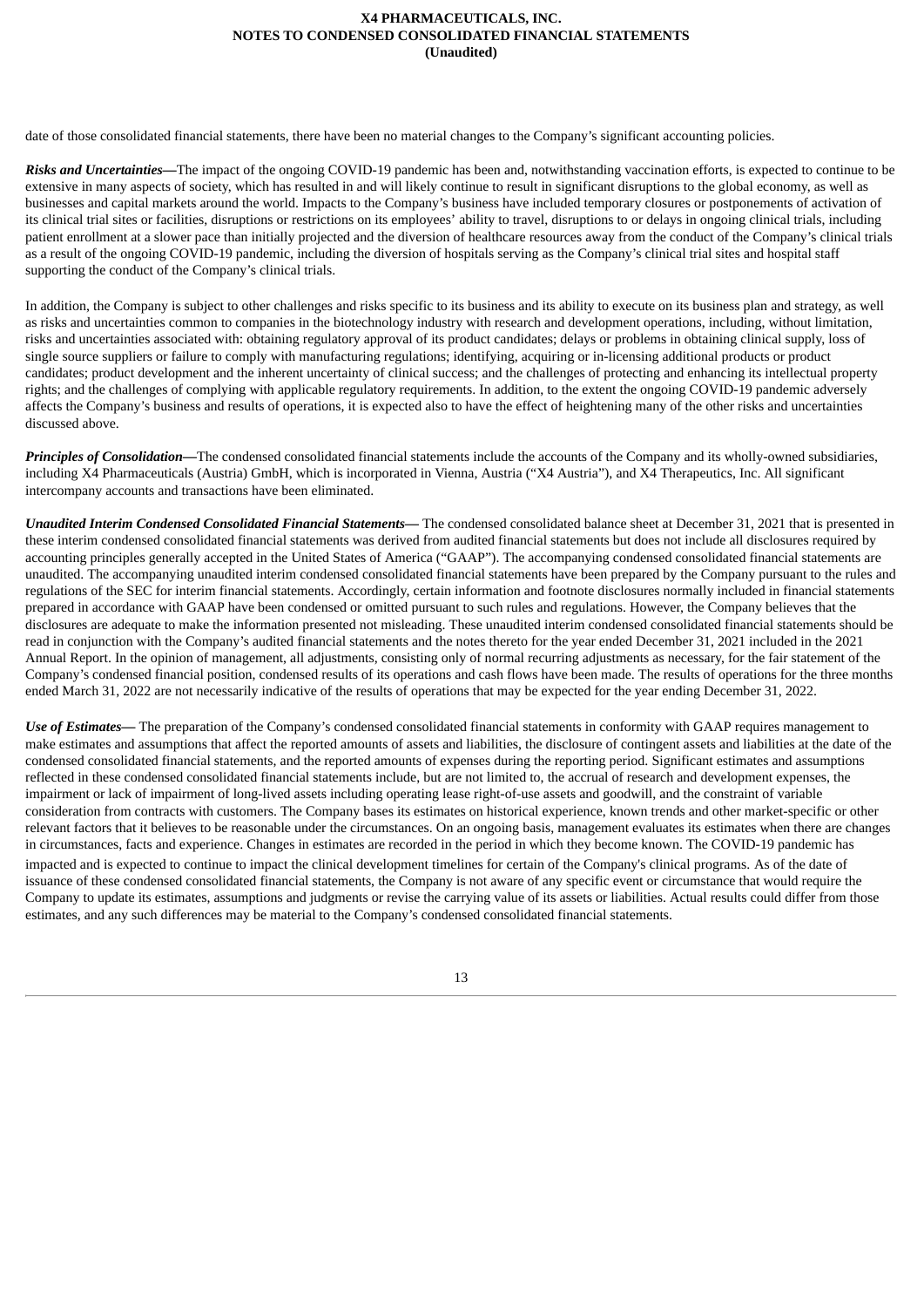date of those consolidated financial statements, there have been no material changes to the Company's significant accounting policies.

***Risks and Uncertainties—***The impact of the ongoing COVID-19 pandemic has been and, notwithstanding vaccination efforts, is expected to continue to be extensive in many aspects of society, which has resulted in and will likely continue to result in significant disruptions to the global economy, as well as businesses and capital markets around the world. Impacts to the Company's business have included temporary closures or postponements of activation of its clinical trial sites or facilities, disruptions or restrictions on its employees' ability to travel, disruptions to or delays in ongoing clinical trials, including patient enrollment at a slower pace than initially projected and the diversion of healthcare resources away from the conduct of the Company's clinical trials as a result of the ongoing COVID-19 pandemic, including the diversion of hospitals serving as the Company's clinical trial sites and hospital staff supporting the conduct of the Company's clinical trials.

In addition, the Company is subject to other challenges and risks specific to its business and its ability to execute on its business plan and strategy, as well as risks and uncertainties common to companies in the biotechnology industry with research and development operations, including, without limitation, risks and uncertainties associated with: obtaining regulatory approval of its product candidates; delays or problems in obtaining clinical supply, loss of single source suppliers or failure to comply with manufacturing regulations; identifying, acquiring or in-licensing additional products or product candidates; product development and the inherent uncertainty of clinical success; and the challenges of protecting and enhancing its intellectual property rights; and the challenges of complying with applicable regulatory requirements. In addition, to the extent the ongoing COVID-19 pandemic adversely affects the Company's business and results of operations, it is expected also to have the effect of heightening many of the other risks and uncertainties discussed above.

***Principles of Consolidation—***The condensed consolidated financial statements include the accounts of the Company and its wholly-owned subsidiaries, including X4 Pharmaceuticals (Austria) GmbH, which is incorporated in Vienna, Austria ("X4 Austria"), and X4 Therapeutics, Inc. All significant intercompany accounts and transactions have been eliminated.

***Unaudited Interim Condensed Consolidated Financial Statements—*** The condensed consolidated balance sheet at December 31, 2021 that is presented in these interim condensed consolidated financial statements was derived from audited financial statements but does not include all disclosures required by accounting principles generally accepted in the United States of America ("GAAP"). The accompanying condensed consolidated financial statements are unaudited. The accompanying unaudited interim condensed consolidated financial statements have been prepared by the Company pursuant to the rules and regulations of the SEC for interim financial statements. Accordingly, certain information and footnote disclosures normally included in financial statements prepared in accordance with GAAP have been condensed or omitted pursuant to such rules and regulations. However, the Company believes that the disclosures are adequate to make the information presented not misleading. These unaudited interim condensed consolidated financial statements should be read in conjunction with the Company's audited financial statements and the notes thereto for the year ended December 31, 2021 included in the 2021 Annual Report. In the opinion of management, all adjustments, consisting only of normal recurring adjustments as necessary, for the fair statement of the Company's condensed financial position, condensed results of its operations and cash flows have been made. The results of operations for the three months ended March 31, 2022 are not necessarily indicative of the results of operations that may be expected for the year ending December 31, 2022.

***Use of Estimates—*** The preparation of the Company's condensed consolidated financial statements in conformity with GAAP requires management to make estimates and assumptions that affect the reported amounts of assets and liabilities, the disclosure of contingent assets and liabilities at the date of the condensed consolidated financial statements, and the reported amounts of expenses during the reporting period. Significant estimates and assumptions reflected in these condensed consolidated financial statements include, but are not limited to, the accrual of research and development expenses, the impairment or lack of impairment of long-lived assets including operating lease right-of-use assets and goodwill, and the constraint of variable consideration from contracts with customers. The Company bases its estimates on historical experience, known trends and other market-specific or other relevant factors that it believes to be reasonable under the circumstances. On an ongoing basis, management evaluates its estimates when there are changes in circumstances, facts and experience. Changes in estimates are recorded in the period in which they become known. The COVID-19 pandemic has impacted and is expected to continue to impact the clinical development timelines for certain of the Company's clinical programs. As of the date of issuance of these condensed consolidated financial statements, the Company is not aware of any specific event or circumstance that would require the Company to update its estimates, assumptions and judgments or revise the carrying value of its assets or liabilities. Actual results could differ from those estimates, and any such differences may be material to the Company's condensed consolidated financial statements.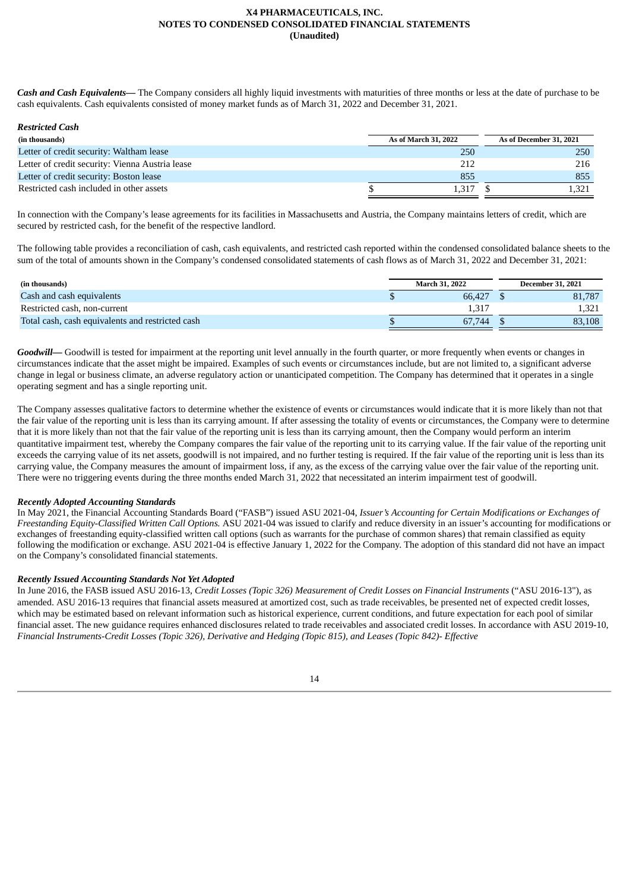***Cash and Cash Equivalents—*** The Company considers all highly liquid investments with maturities of three months or less at the date of purchase to be cash equivalents. Cash equivalents consisted of money market funds as of March 31, 2022 and December 31, 2021.

***Restricted Cash***

| (in thousands) | As of March 31, 2022 | As of December 31, 2021 |
|---|---|---|
| Letter of credit security: Waltham lease | 250 | 250 |
| Letter of credit security: Vienna Austria lease | 212 | 216 |
| Letter of credit security: Boston lease | 855 | 855 |
| Restricted cash included in other assets | $ 1,317 | $ 1,321 |

In connection with the Company's lease agreements for its facilities in Massachusetts and Austria, the Company maintains letters of credit, which are secured by restricted cash, for the benefit of the respective landlord.

The following table provides a reconciliation of cash, cash equivalents, and restricted cash reported within the condensed consolidated balance sheets to the sum of the total of amounts shown in the Company's condensed consolidated statements of cash flows as of March 31, 2022 and December 31, 2021:

| (in thousands) | March 31, 2022 | December 31, 2021 |
|---|---|---|
| Cash and cash equivalents | $ 66,427 | $ 81,787 |
| Restricted cash, non-current | 1,317 | 1,321 |
| Total cash, cash equivalents and restricted cash | $ 67,744 | $ 83,108 |

***Goodwill—*** Goodwill is tested for impairment at the reporting unit level annually in the fourth quarter, or more frequently when events or changes in circumstances indicate that the asset might be impaired. Examples of such events or circumstances include, but are not limited to, a significant adverse change in legal or business climate, an adverse regulatory action or unanticipated competition. The Company has determined that it operates in a single operating segment and has a single reporting unit.

The Company assesses qualitative factors to determine whether the existence of events or circumstances would indicate that it is more likely than not that the fair value of the reporting unit is less than its carrying amount. If after assessing the totality of events or circumstances, the Company were to determine that it is more likely than not that the fair value of the reporting unit is less than its carrying amount, then the Company would perform an interim quantitative impairment test, whereby the Company compares the fair value of the reporting unit to its carrying value. If the fair value of the reporting unit exceeds the carrying value of its net assets, goodwill is not impaired, and no further testing is required. If the fair value of the reporting unit is less than its carrying value, the Company measures the amount of impairment loss, if any, as the excess of the carrying value over the fair value of the reporting unit. There were no triggering events during the three months ended March 31, 2022 that necessitated an interim impairment test of goodwill.

***Recently Adopted Accounting Standards***

In May 2021, the Financial Accounting Standards Board ("FASB") issued ASU 2021-04, *Issuer's Accounting for Certain Modifications or Exchanges of Freestanding Equity-Classified Written Call Options.* ASU 2021-04 was issued to clarify and reduce diversity in an issuer's accounting for modifications or exchanges of freestanding equity-classified written call options (such as warrants for the purchase of common shares) that remain classified as equity following the modification or exchange. ASU 2021-04 is effective January 1, 2022 for the Company. The adoption of this standard did not have an impact on the Company's consolidated financial statements.

***Recently Issued Accounting Standards Not Yet Adopted***

In June 2016, the FASB issued ASU 2016-13, *Credit Losses (Topic 326) Measurement of Credit Losses on Financial Instruments* ("ASU 2016-13"), as amended. ASU 2016-13 requires that financial assets measured at amortized cost, such as trade receivables, be presented net of expected credit losses, which may be estimated based on relevant information such as historical experience, current conditions, and future expectation for each pool of similar financial asset. The new guidance requires enhanced disclosures related to trade receivables and associated credit losses. In accordance with ASU 2019-10, *Financial Instruments-Credit Losses (Topic 326), Derivative and Hedging (Topic 815), and Leases (Topic 842)- Effective*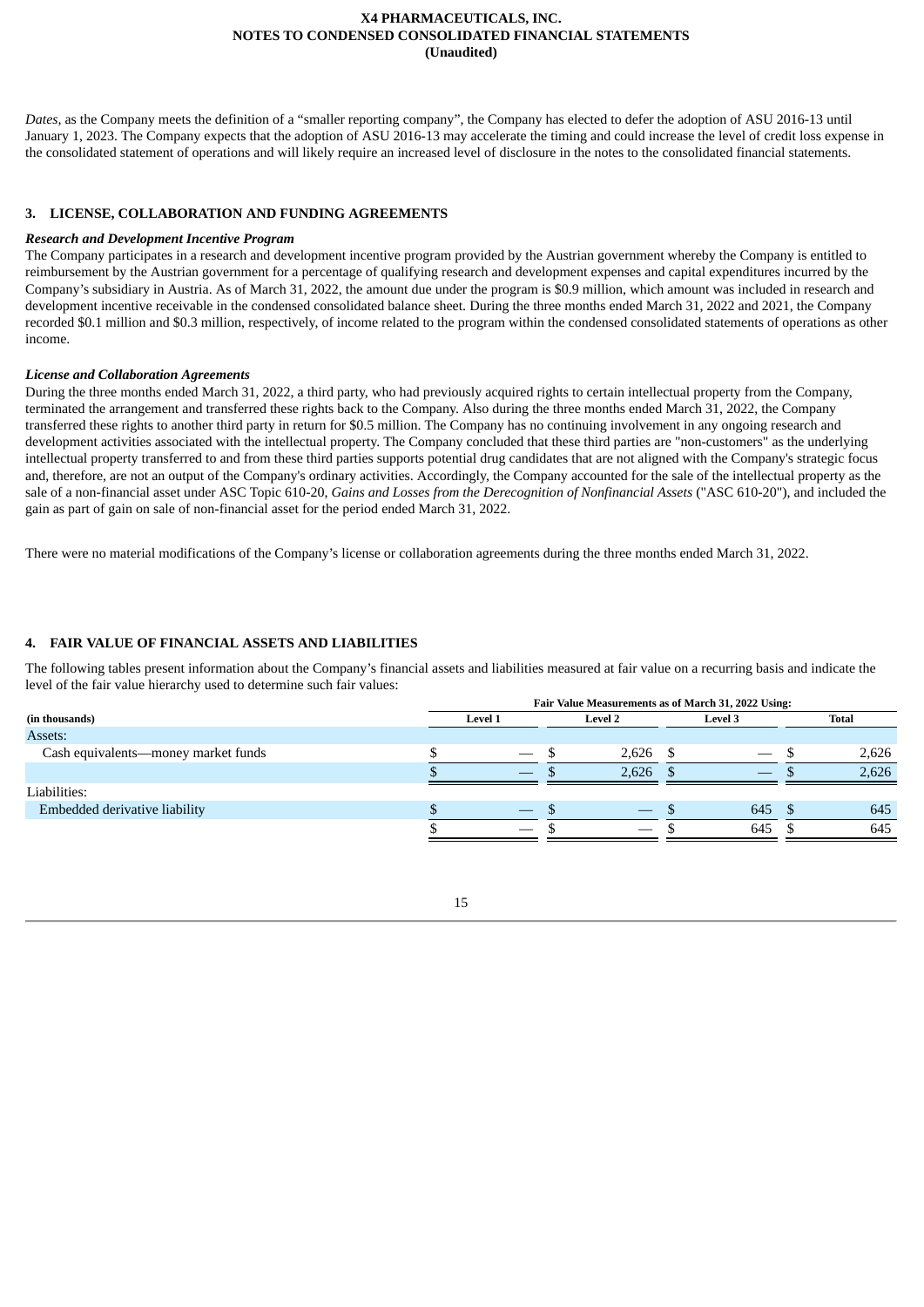*Dates*, as the Company meets the definition of a “smaller reporting company”, the Company has elected to defer the adoption of ASU 2016-13 until January 1, 2023. The Company expects that the adoption of ASU 2016-13 may accelerate the timing and could increase the level of credit loss expense in the consolidated statement of operations and will likely require an increased level of disclosure in the notes to the consolidated financial statements.

## 3. LICENSE, COLLABORATION AND FUNDING AGREEMENTS

***Research and Development Incentive Program***

The Company participates in a research and development incentive program provided by the Austrian government whereby the Company is entitled to reimbursement by the Austrian government for a percentage of qualifying research and development expenses and capital expenditures incurred by the Company’s subsidiary in Austria. As of March 31, 2022, the amount due under the program is $0.9 million, which amount was included in research and development incentive receivable in the condensed consolidated balance sheet. During the three months ended March 31, 2022 and 2021, the Company recorded $0.1 million and $0.3 million, respectively, of income related to the program within the condensed consolidated statements of operations as other income.

***License and Collaboration Agreements***

During the three months ended March 31, 2022, a third party, who had previously acquired rights to certain intellectual property from the Company, terminated the arrangement and transferred these rights back to the Company. Also during the three months ended March 31, 2022, the Company transferred these rights to another third party in return for $0.5 million. The Company has no continuing involvement in any ongoing research and development activities associated with the intellectual property. The Company concluded that these third parties are "non-customers" as the underlying intellectual property transferred to and from these third parties supports potential drug candidates that are not aligned with the Company's strategic focus and, therefore, are not an output of the Company's ordinary activities. Accordingly, the Company accounted for the sale of the intellectual property as the sale of a non-financial asset under ASC Topic 610-20, *Gains and Losses from the Derecognition of Nonfinancial Assets* ("ASC 610-20"), and included the gain as part of gain on sale of non-financial asset for the period ended March 31, 2022.

There were no material modifications of the Company’s license or collaboration agreements during the three months ended March 31, 2022.

## 4. FAIR VALUE OF FINANCIAL ASSETS AND LIABILITIES

The following tables present information about the Company’s financial assets and liabilities measured at fair value on a recurring basis and indicate the level of the fair value hierarchy used to determine such fair values:

| | Fair Value Measurements as of March 31, 2022 Using: | | | |
|---|---|---|---|---|
| **(in thousands)** | **Level 1** | **Level 2** | **Level 3** | **Total** |
| Assets: | | | | |
| Cash equivalents—money market funds | $ — | $ 2,626 | $ — | $ 2,626 |
| | $ — | $ 2,626 | $ — | $ 2,626 |
| Liabilities: | | | | |
| Embedded derivative liability | $ — | $ — | $ 645 | $ 645 |
| | $ — | $ — | $ 645 | $ 645 |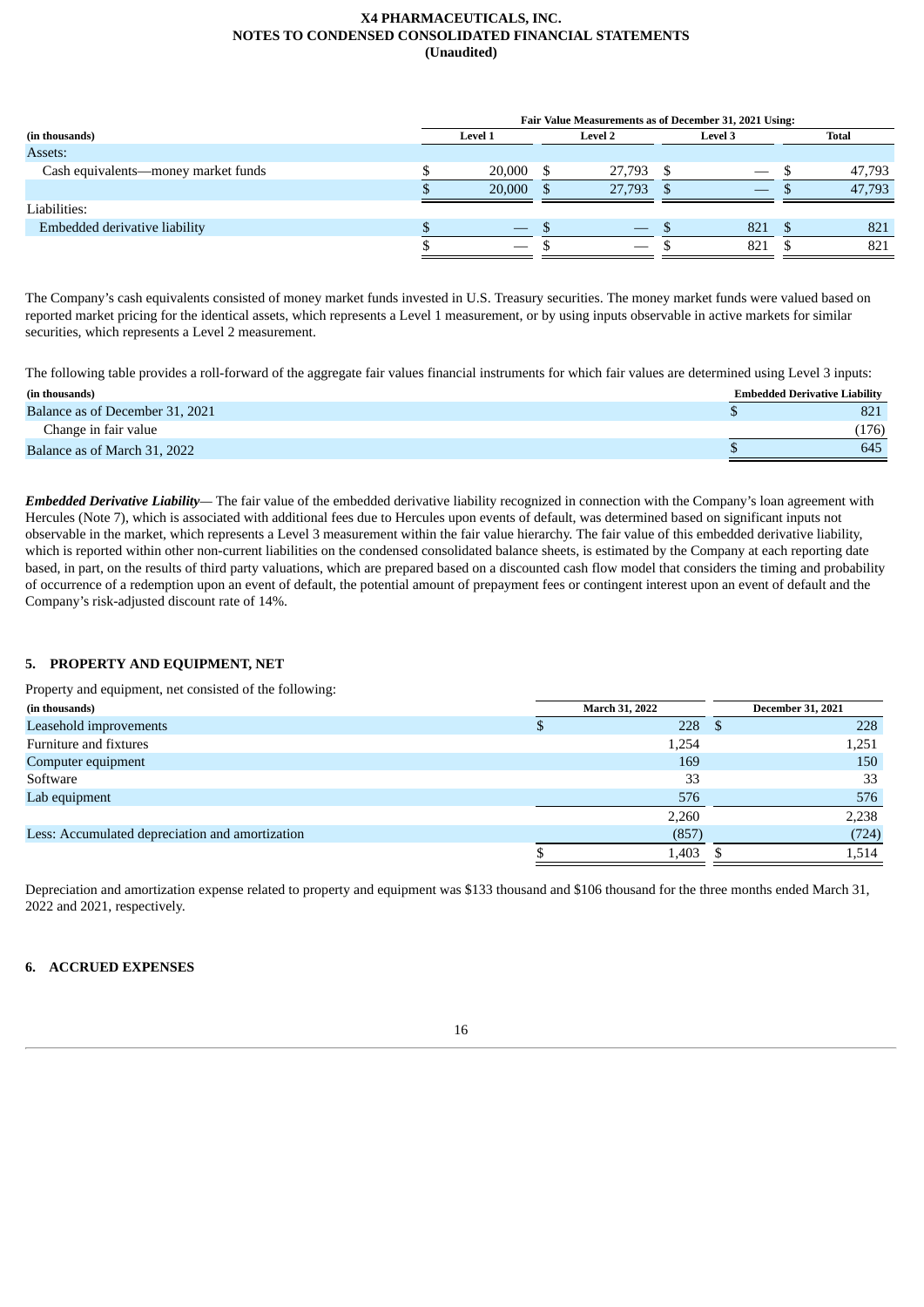| (in thousands) | Fair Value Measurements as of December 31, 2021 Using: | | | |
|---|---|---|---|---|
| | Level 1 | Level 2 | Level 3 | Total |
| Assets: | | | | |
| Cash equivalents—money market funds | $ 20,000 | $ 27,793 | $ — | $ 47,793 |
| | $ 20,000 | $ 27,793 | $ — | $ 47,793 |
| Liabilities: | | | | |
| Embedded derivative liability | $ — | $ — | $ 821 | $ 821 |
| | $ — | $ — | $ 821 | $ 821 |

The Company's cash equivalents consisted of money market funds invested in U.S. Treasury securities. The money market funds were valued based on reported market pricing for the identical assets, which represents a Level 1 measurement, or by using inputs observable in active markets for similar securities, which represents a Level 2 measurement.

The following table provides a roll-forward of the aggregate fair values financial instruments for which fair values are determined using Level 3 inputs:

| (in thousands) | Embedded Derivative Liability |
|---|---|
| Balance as of December 31, 2021 | $ 821 |
| Change in fair value | (176) |
| Balance as of March 31, 2022 | $ 645 |

***Embedded Derivative Liability***— The fair value of the embedded derivative liability recognized in connection with the Company's loan agreement with Hercules (Note 7), which is associated with additional fees due to Hercules upon events of default, was determined based on significant inputs not observable in the market, which represents a Level 3 measurement within the fair value hierarchy. The fair value of this embedded derivative liability, which is reported within other non-current liabilities on the condensed consolidated balance sheets, is estimated by the Company at each reporting date based, in part, on the results of third party valuations, which are prepared based on a discounted cash flow model that considers the timing and probability of occurrence of a redemption upon an event of default, the potential amount of prepayment fees or contingent interest upon an event of default and the Company's risk-adjusted discount rate of 14%.

## 5. PROPERTY AND EQUIPMENT, NET

Property and equipment, net consisted of the following:

| (in thousands) | March 31, 2022 | December 31, 2021 |
|---|---|---|
| Leasehold improvements | $ 228 | $ 228 |
| Furniture and fixtures | 1,254 | 1,251 |
| Computer equipment | 169 | 150 |
| Software | 33 | 33 |
| Lab equipment | 576 | 576 |
| | 2,260 | 2,238 |
| Less: Accumulated depreciation and amortization | (857) | (724) |
| | $ 1,403 | $ 1,514 |

Depreciation and amortization expense related to property and equipment was $133 thousand and $106 thousand for the three months ended March 31, 2022 and 2021, respectively.

## 6. ACCRUED EXPENSES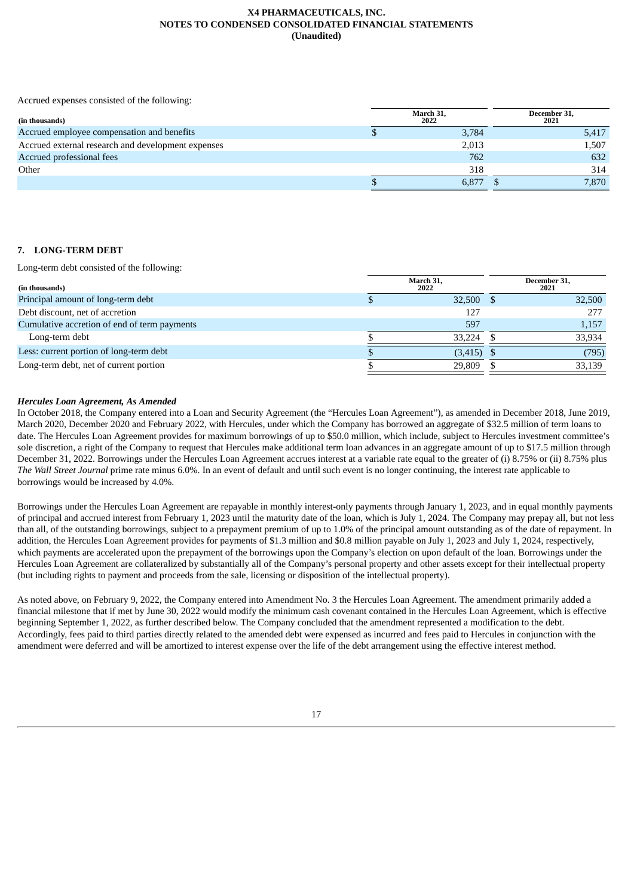Accrued expenses consisted of the following:

| (in thousands) | March 31, 2022 | December 31, 2021 |
|---|---|---|
| Accrued employee compensation and benefits | $ 3,784 | 5,417 |
| Accrued external research and development expenses | 2,013 | 1,507 |
| Accrued professional fees | 762 | 632 |
| Other | 318 | 314 |
| | $ 6,877 | $ 7,870 |

## 7. LONG-TERM DEBT

Long-term debt consisted of the following:

| (in thousands) | March 31, 2022 | December 31, 2021 |
|---|---|---|
| Principal amount of long-term debt | $ 32,500 | $ 32,500 |
| Debt discount, net of accretion | 127 | 277 |
| Cumulative accretion of end of term payments | 597 | 1,157 |
| Long-term debt | $ 33,224 | $ 33,934 |
| Less: current portion of long-term debt | $ (3,415) | $ (795) |
| Long-term debt, net of current portion | $ 29,809 | $ 33,139 |

***Hercules Loan Agreement, As Amended***

In October 2018, the Company entered into a Loan and Security Agreement (the "Hercules Loan Agreement"), as amended in December 2018, June 2019, March 2020, December 2020 and February 2022, with Hercules, under which the Company has borrowed an aggregate of $32.5 million of term loans to date. The Hercules Loan Agreement provides for maximum borrowings of up to $50.0 million, which include, subject to Hercules investment committee's sole discretion, a right of the Company to request that Hercules make additional term loan advances in an aggregate amount of up to $17.5 million through December 31, 2022. Borrowings under the Hercules Loan Agreement accrues interest at a variable rate equal to the greater of (i) 8.75% or (ii) 8.75% plus *The Wall Street Journal* prime rate minus 6.0%. In an event of default and until such event is no longer continuing, the interest rate applicable to borrowings would be increased by 4.0%.

Borrowings under the Hercules Loan Agreement are repayable in monthly interest-only payments through January 1, 2023, and in equal monthly payments of principal and accrued interest from February 1, 2023 until the maturity date of the loan, which is July 1, 2024. The Company may prepay all, but not less than all, of the outstanding borrowings, subject to a prepayment premium of up to 1.0% of the principal amount outstanding as of the date of repayment. In addition, the Hercules Loan Agreement provides for payments of $1.3 million and $0.8 million payable on July 1, 2023 and July 1, 2024, respectively, which payments are accelerated upon the prepayment of the borrowings upon the Company's election on upon default of the loan. Borrowings under the Hercules Loan Agreement are collateralized by substantially all of the Company's personal property and other assets except for their intellectual property (but including rights to payment and proceeds from the sale, licensing or disposition of the intellectual property).

As noted above, on February 9, 2022, the Company entered into Amendment No. 3 the Hercules Loan Agreement. The amendment primarily added a financial milestone that if met by June 30, 2022 would modify the minimum cash covenant contained in the Hercules Loan Agreement, which is effective beginning September 1, 2022, as further described below. The Company concluded that the amendment represented a modification to the debt. Accordingly, fees paid to third parties directly related to the amended debt were expensed as incurred and fees paid to Hercules in conjunction with the amendment were deferred and will be amortized to interest expense over the life of the debt arrangement using the effective interest method.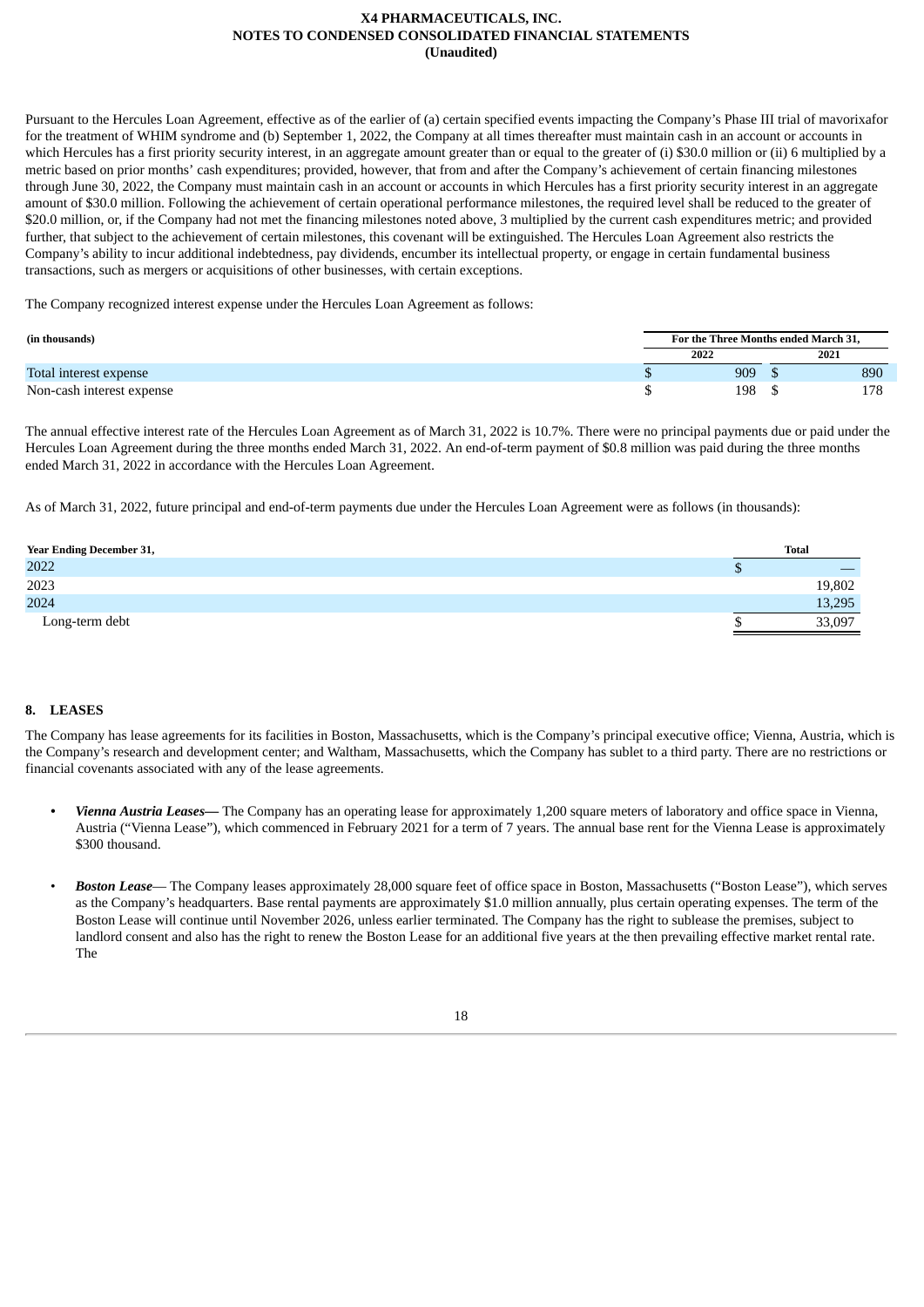Pursuant to the Hercules Loan Agreement, effective as of the earlier of (a) certain specified events impacting the Company's Phase III trial of mavorixafor for the treatment of WHIM syndrome and (b) September 1, 2022, the Company at all times thereafter must maintain cash in an account or accounts in which Hercules has a first priority security interest, in an aggregate amount greater than or equal to the greater of (i) $30.0 million or (ii) 6 multiplied by a metric based on prior months' cash expenditures; provided, however, that from and after the Company's achievement of certain financing milestones through June 30, 2022, the Company must maintain cash in an account or accounts in which Hercules has a first priority security interest in an aggregate amount of $30.0 million. Following the achievement of certain operational performance milestones, the required level shall be reduced to the greater of $20.0 million, or, if the Company had not met the financing milestones noted above, 3 multiplied by the current cash expenditures metric; and provided further, that subject to the achievement of certain milestones, this covenant will be extinguished. The Hercules Loan Agreement also restricts the Company's ability to incur additional indebtedness, pay dividends, encumber its intellectual property, or engage in certain fundamental business transactions, such as mergers or acquisitions of other businesses, with certain exceptions.

The Company recognized interest expense under the Hercules Loan Agreement as follows:

| (in thousands) | For the Three Months ended March 31, | |
|---|---|---|
| | 2022 | 2021 |
| Total interest expense | $ 909 | $ 890 |
| Non-cash interest expense | $ 198 | $ 178 |

The annual effective interest rate of the Hercules Loan Agreement as of March 31, 2022 is 10.7%. There were no principal payments due or paid under the Hercules Loan Agreement during the three months ended March 31, 2022. An end-of-term payment of $0.8 million was paid during the three months ended March 31, 2022 in accordance with the Hercules Loan Agreement.

As of March 31, 2022, future principal and end-of-term payments due under the Hercules Loan Agreement were as follows (in thousands):

| Year Ending December 31, | Total |
|---|---|
| 2022 | $ — |
| 2023 | 19,802 |
| 2024 | 13,295 |
| Long-term debt | $ 33,097 |

## 8. LEASES

The Company has lease agreements for its facilities in Boston, Massachusetts, which is the Company's principal executive office; Vienna, Austria, which is the Company's research and development center; and Waltham, Massachusetts, which the Company has sublet to a third party. There are no restrictions or financial covenants associated with any of the lease agreements.

- ***Vienna Austria Leases—*** The Company has an operating lease for approximately 1,200 square meters of laboratory and office space in Vienna, Austria ("Vienna Lease"), which commenced in February 2021 for a term of 7 years. The annual base rent for the Vienna Lease is approximately $300 thousand.

- ***Boston Lease***— The Company leases approximately 28,000 square feet of office space in Boston, Massachusetts ("Boston Lease"), which serves as the Company's headquarters. Base rental payments are approximately $1.0 million annually, plus certain operating expenses. The term of the Boston Lease will continue until November 2026, unless earlier terminated. The Company has the right to sublease the premises, subject to landlord consent and also has the right to renew the Boston Lease for an additional five years at the then prevailing effective market rental rate. The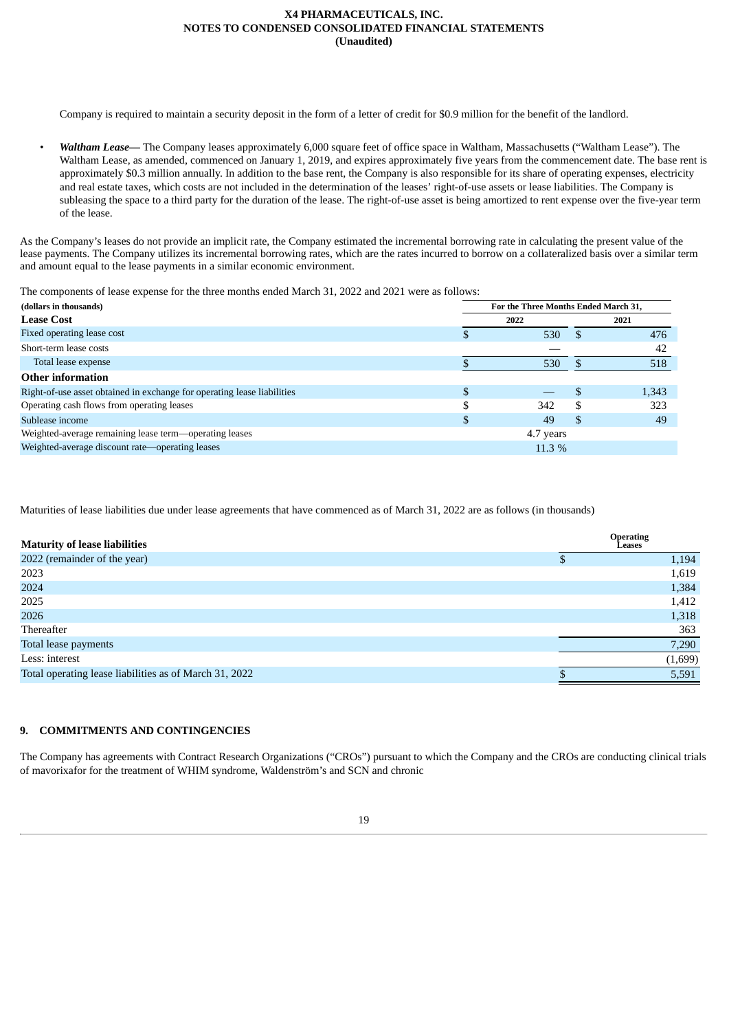Company is required to maintain a security deposit in the form of a letter of credit for $0.9 million for the benefit of the landlord.

- ***Waltham Lease—*** The Company leases approximately 6,000 square feet of office space in Waltham, Massachusetts ("Waltham Lease"). The Waltham Lease, as amended, commenced on January 1, 2019, and expires approximately five years from the commencement date. The base rent is approximately $0.3 million annually. In addition to the base rent, the Company is also responsible for its share of operating expenses, electricity and real estate taxes, which costs are not included in the determination of the leases' right-of-use assets or lease liabilities. The Company is subleasing the space to a third party for the duration of the lease. The right-of-use asset is being amortized to rent expense over the five-year term of the lease.

As the Company's leases do not provide an implicit rate, the Company estimated the incremental borrowing rate in calculating the present value of the lease payments. The Company utilizes its incremental borrowing rates, which are the rates incurred to borrow on a collateralized basis over a similar term and amount equal to the lease payments in a similar economic environment.

The components of lease expense for the three months ended March 31, 2022 and 2021 were as follows:

| (dollars in thousands) | For the Three Months Ended March 31, | |
|---|---|---|
| **Lease Cost** | 2022 | 2021 |
| Fixed operating lease cost | $ 530 | $ 476 |
| Short-term lease costs | — | 42 |
| Total lease expense | $ 530 | $ 518 |
| **Other information** | | |
| Right-of-use asset obtained in exchange for operating lease liabilities | $ — | $ 1,343 |
| Operating cash flows from operating leases | $ 342 | $ 323 |
| Sublease income | $ 49 | $ 49 |
| Weighted-average remaining lease term—operating leases | 4.7 years | |
| Weighted-average discount rate—operating leases | 11.3 % | |

Maturities of lease liabilities due under lease agreements that have commenced as of March 31, 2022 are as follows (in thousands)

| Maturity of lease liabilities | Operating Leases |
|---|---|
| 2022 (remainder of the year) | $ 1,194 |
| 2023 | 1,619 |
| 2024 | 1,384 |
| 2025 | 1,412 |
| 2026 | 1,318 |
| Thereafter | 363 |
| Total lease payments | 7,290 |
| Less: interest | (1,699) |
| Total operating lease liabilities as of March 31, 2022 | $ 5,591 |

## 9. COMMITMENTS AND CONTINGENCIES

The Company has agreements with Contract Research Organizations ("CROs") pursuant to which the Company and the CROs are conducting clinical trials of mavorixafor for the treatment of WHIM syndrome, Waldenström's and SCN and chronic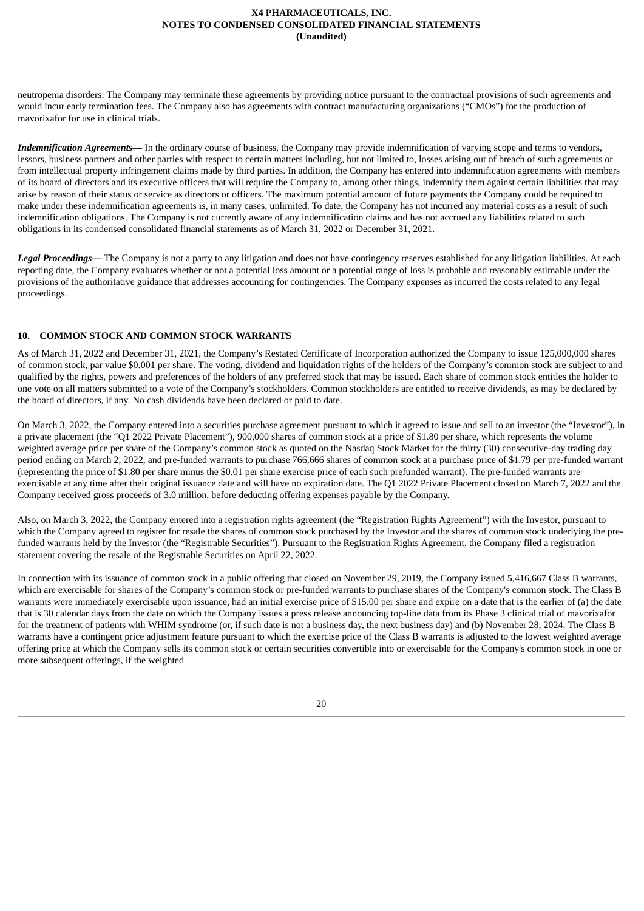neutropenia disorders. The Company may terminate these agreements by providing notice pursuant to the contractual provisions of such agreements and would incur early termination fees. The Company also has agreements with contract manufacturing organizations ("CMOs") for the production of mavorixafor for use in clinical trials.

***Indemnification Agreements—*** In the ordinary course of business, the Company may provide indemnification of varying scope and terms to vendors, lessors, business partners and other parties with respect to certain matters including, but not limited to, losses arising out of breach of such agreements or from intellectual property infringement claims made by third parties. In addition, the Company has entered into indemnification agreements with members of its board of directors and its executive officers that will require the Company to, among other things, indemnify them against certain liabilities that may arise by reason of their status or service as directors or officers. The maximum potential amount of future payments the Company could be required to make under these indemnification agreements is, in many cases, unlimited. To date, the Company has not incurred any material costs as a result of such indemnification obligations. The Company is not currently aware of any indemnification claims and has not accrued any liabilities related to such obligations in its condensed consolidated financial statements as of March 31, 2022 or December 31, 2021.

***Legal Proceedings—*** The Company is not a party to any litigation and does not have contingency reserves established for any litigation liabilities. At each reporting date, the Company evaluates whether or not a potential loss amount or a potential range of loss is probable and reasonably estimable under the provisions of the authoritative guidance that addresses accounting for contingencies. The Company expenses as incurred the costs related to any legal proceedings.

## 10. COMMON STOCK AND COMMON STOCK WARRANTS

As of March 31, 2022 and December 31, 2021, the Company's Restated Certificate of Incorporation authorized the Company to issue 125,000,000 shares of common stock, par value $0.001 per share. The voting, dividend and liquidation rights of the holders of the Company's common stock are subject to and qualified by the rights, powers and preferences of the holders of any preferred stock that may be issued. Each share of common stock entitles the holder to one vote on all matters submitted to a vote of the Company's stockholders. Common stockholders are entitled to receive dividends, as may be declared by the board of directors, if any. No cash dividends have been declared or paid to date.

On March 3, 2022, the Company entered into a securities purchase agreement pursuant to which it agreed to issue and sell to an investor (the "Investor"), in a private placement (the "Q1 2022 Private Placement"), 900,000 shares of common stock at a price of $1.80 per share, which represents the volume weighted average price per share of the Company's common stock as quoted on the Nasdaq Stock Market for the thirty (30) consecutive-day trading day period ending on March 2, 2022, and pre-funded warrants to purchase 766,666 shares of common stock at a purchase price of $1.79 per pre-funded warrant (representing the price of $1.80 per share minus the $0.01 per share exercise price of each such prefunded warrant). The pre-funded warrants are exercisable at any time after their original issuance date and will have no expiration date. The Q1 2022 Private Placement closed on March 7, 2022 and the Company received gross proceeds of 3.0 million, before deducting offering expenses payable by the Company.

Also, on March 3, 2022, the Company entered into a registration rights agreement (the "Registration Rights Agreement") with the Investor, pursuant to which the Company agreed to register for resale the shares of common stock purchased by the Investor and the shares of common stock underlying the pre-funded warrants held by the Investor (the "Registrable Securities"). Pursuant to the Registration Rights Agreement, the Company filed a registration statement covering the resale of the Registrable Securities on April 22, 2022.

In connection with its issuance of common stock in a public offering that closed on November 29, 2019, the Company issued 5,416,667 Class B warrants, which are exercisable for shares of the Company's common stock or pre-funded warrants to purchase shares of the Company's common stock. The Class B warrants were immediately exercisable upon issuance, had an initial exercise price of $15.00 per share and expire on a date that is the earlier of (a) the date that is 30 calendar days from the date on which the Company issues a press release announcing top-line data from its Phase 3 clinical trial of mavorixafor for the treatment of patients with WHIM syndrome (or, if such date is not a business day, the next business day) and (b) November 28, 2024. The Class B warrants have a contingent price adjustment feature pursuant to which the exercise price of the Class B warrants is adjusted to the lowest weighted average offering price at which the Company sells its common stock or certain securities convertible into or exercisable for the Company's common stock in one or more subsequent offerings, if the weighted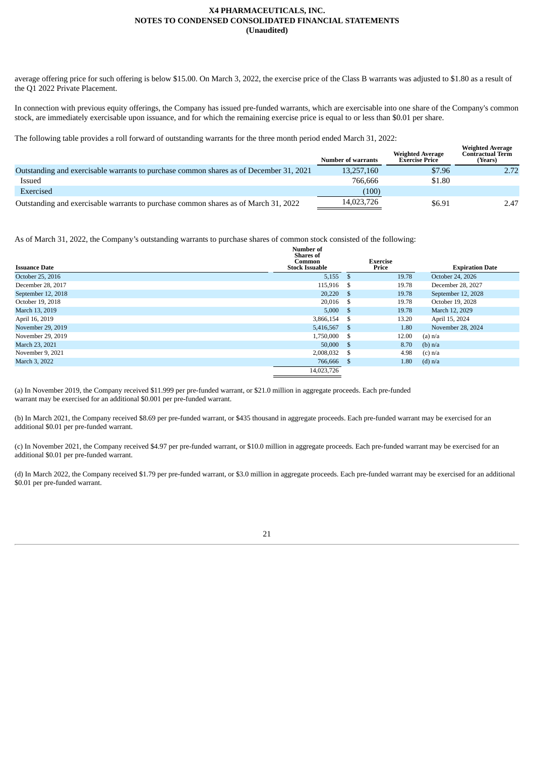average offering price for such offering is below $15.00. On March 3, 2022, the exercise price of the Class B warrants was adjusted to $1.80 as a result of the Q1 2022 Private Placement.

In connection with previous equity offerings, the Company has issued pre-funded warrants, which are exercisable into one share of the Company's common stock, are immediately exercisable upon issuance, and for which the remaining exercise price is equal to or less than $0.01 per share.

The following table provides a roll forward of outstanding warrants for the three month period ended March 31, 2022:

| | Number of warrants | Weighted Average Exercise Price | Weighted Average Contractual Term (Years) |
|---|---|---|---|
| Outstanding and exercisable warrants to purchase common shares as of December 31, 2021 | 13,257,160 | $7.96 | 2.72 |
| Issued | 766,666 | $1.80 | |
| Exercised | (100) | | |
| Outstanding and exercisable warrants to purchase common shares as of March 31, 2022 | 14,023,726 | $6.91 | 2.47 |

As of March 31, 2022, the Company's outstanding warrants to purchase shares of common stock consisted of the following:

| Issuance Date | Number of Shares of Common Stock Issuable | Exercise Price | Expiration Date |
|---|---|---|---|
| October 25, 2016 | 5,155 | $ 19.78 | October 24, 2026 |
| December 28, 2017 | 115,916 | $ 19.78 | December 28, 2027 |
| September 12, 2018 | 20,220 | $ 19.78 | September 12, 2028 |
| October 19, 2018 | 20,016 | $ 19.78 | October 19, 2028 |
| March 13, 2019 | 5,000 | $ 19.78 | March 12, 2029 |
| April 16, 2019 | 3,866,154 | $ 13.20 | April 15, 2024 |
| November 29, 2019 | 5,416,567 | $ 1.80 | November 28, 2024 |
| November 29, 2019 | 1,750,000 | $ 12.00 | (a) n/a |
| March 23, 2021 | 50,000 | $ 8.70 | (b) n/a |
| November 9, 2021 | 2,008,032 | $ 4.98 | (c) n/a |
| March 3, 2022 | 766,666 | $ 1.80 | (d) n/a |
| | 14,023,726 | | |

(a) In November 2019, the Company received $11.999 per pre-funded warrant, or $21.0 million in aggregate proceeds. Each pre-funded warrant may be exercised for an additional $0.001 per pre-funded warrant.

(b) In March 2021, the Company received $8.69 per pre-funded warrant, or $435 thousand in aggregate proceeds. Each pre-funded warrant may be exercised for an additional $0.01 per pre-funded warrant.

(c) In November 2021, the Company received $4.97 per pre-funded warrant, or $10.0 million in aggregate proceeds. Each pre-funded warrant may be exercised for an additional $0.01 per pre-funded warrant.

(d) In March 2022, the Company received $1.79 per pre-funded warrant, or $3.0 million in aggregate proceeds. Each pre-funded warrant may be exercised for an additional $0.01 per pre-funded warrant.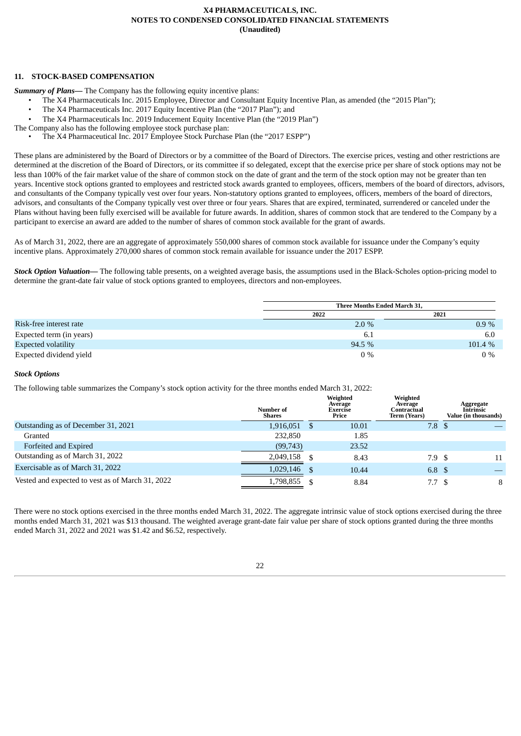## 11. STOCK-BASED COMPENSATION

***Summary of Plans—*** The Company has the following equity incentive plans:

- The X4 Pharmaceuticals Inc. 2015 Employee, Director and Consultant Equity Incentive Plan, as amended (the "2015 Plan");
- The X4 Pharmaceuticals Inc. 2017 Equity Incentive Plan (the "2017 Plan"); and
- The X4 Pharmaceuticals Inc. 2019 Inducement Equity Incentive Plan (the "2019 Plan")

The Company also has the following employee stock purchase plan:

- The X4 Pharmaceutical Inc. 2017 Employee Stock Purchase Plan (the "2017 ESPP")

These plans are administered by the Board of Directors or by a committee of the Board of Directors. The exercise prices, vesting and other restrictions are determined at the discretion of the Board of Directors, or its committee if so delegated, except that the exercise price per share of stock options may not be less than 100% of the fair market value of the share of common stock on the date of grant and the term of the stock option may not be greater than ten years. Incentive stock options granted to employees and restricted stock awards granted to employees, officers, members of the board of directors, advisors, and consultants of the Company typically vest over four years. Non-statutory options granted to employees, officers, members of the board of directors, advisors, and consultants of the Company typically vest over three or four years. Shares that are expired, terminated, surrendered or canceled under the Plans without having been fully exercised will be available for future awards. In addition, shares of common stock that are tendered to the Company by a participant to exercise an award are added to the number of shares of common stock available for the grant of awards.

As of March 31, 2022, there are an aggregate of approximately 550,000 shares of common stock available for issuance under the Company's equity incentive plans. Approximately 270,000 shares of common stock remain available for issuance under the 2017 ESPP.

***Stock Option Valuation—*** The following table presents, on a weighted average basis, the assumptions used in the Black-Scholes option-pricing model to determine the grant-date fair value of stock options granted to employees, directors and non-employees.

| | Three Months Ended March 31, | |
|---|---|---|
| | 2022 | 2021 |
| Risk-free interest rate | 2.0 % | 0.9 % |
| Expected term (in years) | 6.1 | 6.0 |
| Expected volatility | 94.5 % | 101.4 % |
| Expected dividend yield | 0 % | 0 % |

***Stock Options***

The following table summarizes the Company's stock option activity for the three months ended March 31, 2022:

| | Number of Shares | Weighted Average Exercise Price | Weighted Average Contractual Term (Years) | Aggregate Intrinsic Value (in thousands) |
|---|---|---|---|---|
| Outstanding as of December 31, 2021 | 1,916,051 | $ 10.01 | 7.8 | $ — |
| Granted | 232,850 | 1.85 | | |
| Forfeited and Expired | (99,743) | 23.52 | | |
| Outstanding as of March 31, 2022 | 2,049,158 | $ 8.43 | 7.9 | $ 11 |
| Exercisable as of March 31, 2022 | 1,029,146 | $ 10.44 | 6.8 | $ — |
| Vested and expected to vest as of March 31, 2022 | 1,798,855 | $ 8.84 | 7.7 | $ 8 |

There were no stock options exercised in the three months ended March 31, 2022. The aggregate intrinsic value of stock options exercised during the three months ended March 31, 2021 was $13 thousand. The weighted average grant-date fair value per share of stock options granted during the three months ended March 31, 2022 and 2021 was $1.42 and $6.52, respectively.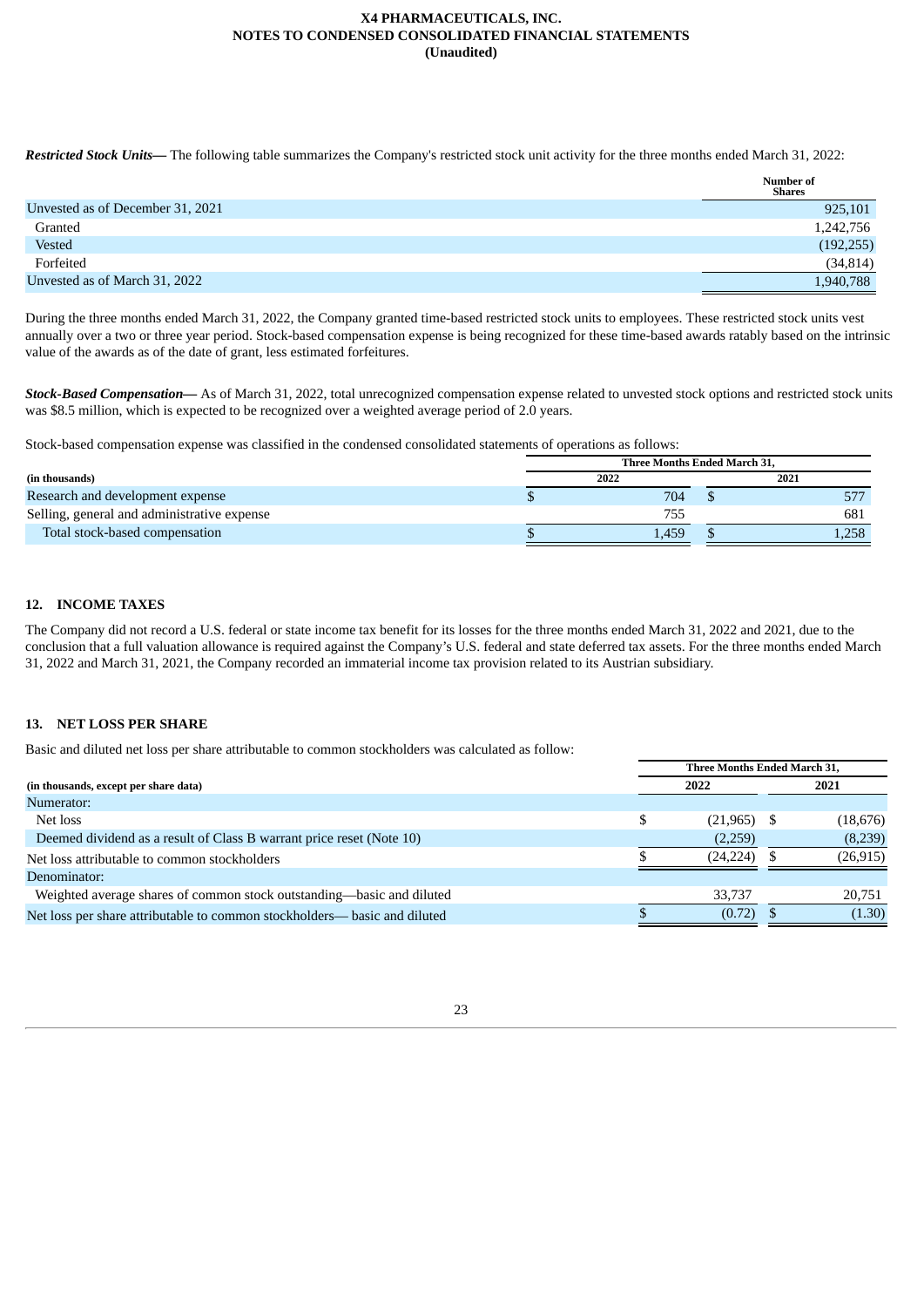***Restricted Stock Units—*** The following table summarizes the Company's restricted stock unit activity for the three months ended March 31, 2022:

| | Number of Shares |
|---|---|
| Unvested as of December 31, 2021 | 925,101 |
| Granted | 1,242,756 |
| Vested | (192,255) |
| Forfeited | (34,814) |
| Unvested as of March 31, 2022 | 1,940,788 |

During the three months ended March 31, 2022, the Company granted time-based restricted stock units to employees. These restricted stock units vest annually over a two or three year period. Stock-based compensation expense is being recognized for these time-based awards ratably based on the intrinsic value of the awards as of the date of grant, less estimated forfeitures.

***Stock-Based Compensation—*** As of March 31, 2022, total unrecognized compensation expense related to unvested stock options and restricted stock units was $8.5 million, which is expected to be recognized over a weighted average period of 2.0 years.

Stock-based compensation expense was classified in the condensed consolidated statements of operations as follows:

| (in thousands) | Three Months Ended March 31, 2022 | Three Months Ended March 31, 2021 |
|---|---|---|
| Research and development expense | $ 704 | $ 577 |
| Selling, general and administrative expense | 755 | 681 |
| Total stock-based compensation | $ 1,459 | $ 1,258 |

## 12. INCOME TAXES

The Company did not record a U.S. federal or state income tax benefit for its losses for the three months ended March 31, 2022 and 2021, due to the conclusion that a full valuation allowance is required against the Company's U.S. federal and state deferred tax assets. For the three months ended March 31, 2022 and March 31, 2021, the Company recorded an immaterial income tax provision related to its Austrian subsidiary.

## 13. NET LOSS PER SHARE

Basic and diluted net loss per share attributable to common stockholders was calculated as follow:

| (in thousands, except per share data) | Three Months Ended March 31, 2022 | Three Months Ended March 31, 2021 |
|---|---|---|
| Numerator: | | |
| Net loss | $ (21,965) | $ (18,676) |
| Deemed dividend as a result of Class B warrant price reset (Note 10) | (2,259) | (8,239) |
| Net loss attributable to common stockholders | $ (24,224) | $ (26,915) |
| Denominator: | | |
| Weighted average shares of common stock outstanding—basic and diluted | 33,737 | 20,751 |
| Net loss per share attributable to common stockholders— basic and diluted | $ (0.72) | $ (1.30) |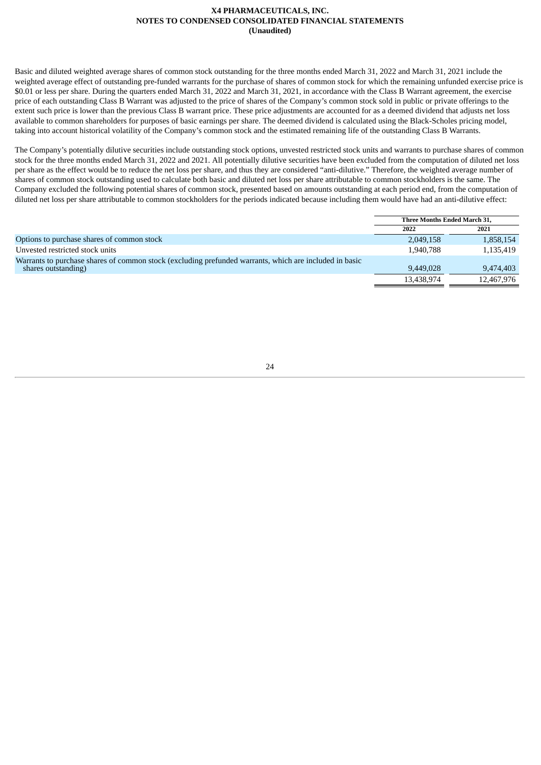Basic and diluted weighted average shares of common stock outstanding for the three months ended March 31, 2022 and March 31, 2021 include the weighted average effect of outstanding pre-funded warrants for the purchase of shares of common stock for which the remaining unfunded exercise price is $0.01 or less per share. During the quarters ended March 31, 2022 and March 31, 2021, in accordance with the Class B Warrant agreement, the exercise price of each outstanding Class B Warrant was adjusted to the price of shares of the Company's common stock sold in public or private offerings to the extent such price is lower than the previous Class B warrant price. These price adjustments are accounted for as a deemed dividend that adjusts net loss available to common shareholders for purposes of basic earnings per share. The deemed dividend is calculated using the Black-Scholes pricing model, taking into account historical volatility of the Company's common stock and the estimated remaining life of the outstanding Class B Warrants.

The Company's potentially dilutive securities include outstanding stock options, unvested restricted stock units and warrants to purchase shares of common stock for the three months ended March 31, 2022 and 2021. All potentially dilutive securities have been excluded from the computation of diluted net loss per share as the effect would be to reduce the net loss per share, and thus they are considered "anti-dilutive." Therefore, the weighted average number of shares of common stock outstanding used to calculate both basic and diluted net loss per share attributable to common stockholders is the same. The Company excluded the following potential shares of common stock, presented based on amounts outstanding at each period end, from the computation of diluted net loss per share attributable to common stockholders for the periods indicated because including them would have had an anti-dilutive effect:

| | Three Months Ended March 31, | |
|---|---|---|
| | 2022 | 2021 |
| Options to purchase shares of common stock | 2,049,158 | 1,858,154 |
| Unvested restricted stock units | 1,940,788 | 1,135,419 |
| Warrants to purchase shares of common stock (excluding prefunded warrants, which are included in basic shares outstanding) | 9,449,028 | 9,474,403 |
| | 13,438,974 | 12,467,976 |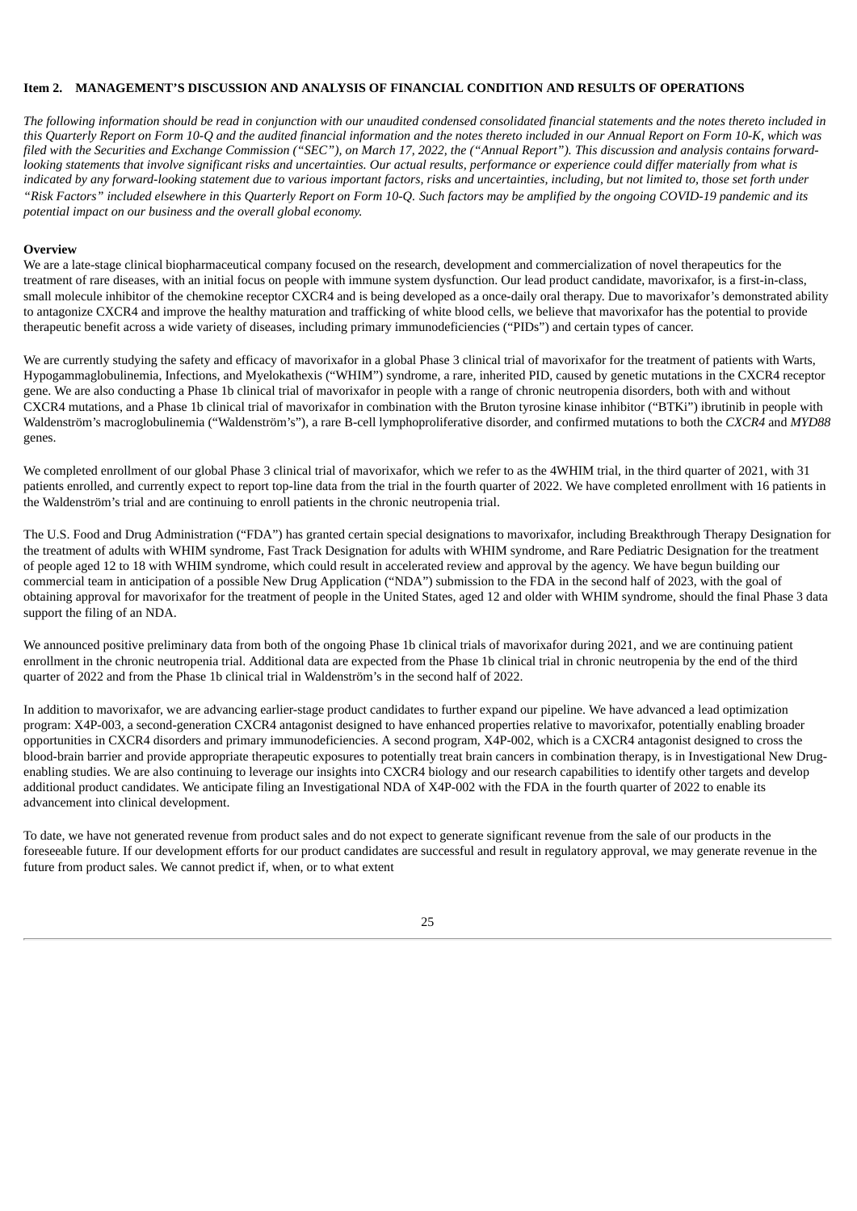## Item 2. MANAGEMENT'S DISCUSSION AND ANALYSIS OF FINANCIAL CONDITION AND RESULTS OF OPERATIONS

*The following information should be read in conjunction with our unaudited condensed consolidated financial statements and the notes thereto included in this Quarterly Report on Form 10-Q and the audited financial information and the notes thereto included in our Annual Report on Form 10-K, which was filed with the Securities and Exchange Commission ("SEC"), on March 17, 2022, the ("Annual Report"). This discussion and analysis contains forward-looking statements that involve significant risks and uncertainties. Our actual results, performance or experience could differ materially from what is indicated by any forward-looking statement due to various important factors, risks and uncertainties, including, but not limited to, those set forth under "Risk Factors" included elsewhere in this Quarterly Report on Form 10-Q. Such factors may be amplified by the ongoing COVID-19 pandemic and its potential impact on our business and the overall global economy.*

### Overview

We are a late-stage clinical biopharmaceutical company focused on the research, development and commercialization of novel therapeutics for the treatment of rare diseases, with an initial focus on people with immune system dysfunction. Our lead product candidate, mavorixafor, is a first-in-class, small molecule inhibitor of the chemokine receptor CXCR4 and is being developed as a once-daily oral therapy. Due to mavorixafor's demonstrated ability to antagonize CXCR4 and improve the healthy maturation and trafficking of white blood cells, we believe that mavorixafor has the potential to provide therapeutic benefit across a wide variety of diseases, including primary immunodeficiencies ("PIDs") and certain types of cancer.

We are currently studying the safety and efficacy of mavorixafor in a global Phase 3 clinical trial of mavorixafor for the treatment of patients with Warts, Hypogammaglobulinemia, Infections, and Myelokathexis ("WHIM") syndrome, a rare, inherited PID, caused by genetic mutations in the CXCR4 receptor gene. We are also conducting a Phase 1b clinical trial of mavorixafor in people with a range of chronic neutropenia disorders, both with and without CXCR4 mutations, and a Phase 1b clinical trial of mavorixafor in combination with the Bruton tyrosine kinase inhibitor ("BTKi") ibrutinib in people with Waldenström's macroglobulinemia ("Waldenström's"), a rare B-cell lymphoproliferative disorder, and confirmed mutations to both the *CXCR4* and *MYD88* genes.

We completed enrollment of our global Phase 3 clinical trial of mavorixafor, which we refer to as the 4WHIM trial, in the third quarter of 2021, with 31 patients enrolled, and currently expect to report top-line data from the trial in the fourth quarter of 2022. We have completed enrollment with 16 patients in the Waldenström's trial and are continuing to enroll patients in the chronic neutropenia trial.

The U.S. Food and Drug Administration ("FDA") has granted certain special designations to mavorixafor, including Breakthrough Therapy Designation for the treatment of adults with WHIM syndrome, Fast Track Designation for adults with WHIM syndrome, and Rare Pediatric Designation for the treatment of people aged 12 to 18 with WHIM syndrome, which could result in accelerated review and approval by the agency. We have begun building our commercial team in anticipation of a possible New Drug Application ("NDA") submission to the FDA in the second half of 2023, with the goal of obtaining approval for mavorixafor for the treatment of people in the United States, aged 12 and older with WHIM syndrome, should the final Phase 3 data support the filing of an NDA.

We announced positive preliminary data from both of the ongoing Phase 1b clinical trials of mavorixafor during 2021, and we are continuing patient enrollment in the chronic neutropenia trial. Additional data are expected from the Phase 1b clinical trial in chronic neutropenia by the end of the third quarter of 2022 and from the Phase 1b clinical trial in Waldenström's in the second half of 2022.

In addition to mavorixafor, we are advancing earlier-stage product candidates to further expand our pipeline. We have advanced a lead optimization program: X4P-003, a second-generation CXCR4 antagonist designed to have enhanced properties relative to mavorixafor, potentially enabling broader opportunities in CXCR4 disorders and primary immunodeficiencies. A second program, X4P-002, which is a CXCR4 antagonist designed to cross the blood-brain barrier and provide appropriate therapeutic exposures to potentially treat brain cancers in combination therapy, is in Investigational New Drug-enabling studies. We are also continuing to leverage our insights into CXCR4 biology and our research capabilities to identify other targets and develop additional product candidates. We anticipate filing an Investigational NDA of X4P-002 with the FDA in the fourth quarter of 2022 to enable its advancement into clinical development.

To date, we have not generated revenue from product sales and do not expect to generate significant revenue from the sale of our products in the foreseeable future. If our development efforts for our product candidates are successful and result in regulatory approval, we may generate revenue in the future from product sales. We cannot predict if, when, or to what extent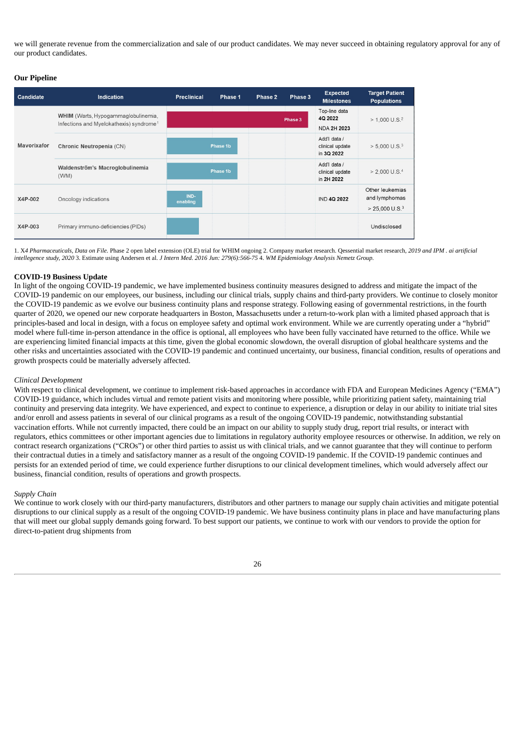we will generate revenue from the commercialization and sale of our product candidates. We may never succeed in obtaining regulatory approval for any of our product candidates.

**Our Pipeline**

| Candidate | Indication | Preclinical | Phase 1 | Phase 2 | Phase 3 | Expected Milestones | Target Patient Populations |
|---|---|---|---|---|---|---|---|
| Mavorixafor | **WHIM** (Warts, Hypogammaglobulinemia, Infections and Myelokathexis) syndrome[1] | Phase 3 | | | | Top-line data **4Q 2022** NDA **2H 2023** | > 1,000 U.S.[2] |
| | **Chronic Neutropenia** (CN) | Phase 1b | | | | Add'l data / clinical update in **3Q 2022** | > 5,000 U.S.[3] |
| | **Waldenström's Macroglobulinemia** (WM) | Phase 1b | | | | Add'l data / clinical update in **2H 2022** | > 2,000 U.S.[4] |
| X4P-002 | Oncology indications | IND-enabling | | | | IND **4Q 2022** | Other leukemias and lymphomas > 25,000 U.S.[3] |
| X4P-003 | Primary immuno-deficiencies (PIDs) | | | | | | Undisclosed |

1. *X4 Pharmaceuticals, Data on File.* Phase 2 open label extension (OLE) trial for WHIM ongoing 2. Company market research. Qessential market research, *2019 and IPM . ai artificial intellegence study, 2020* 3. Estimate using Andersen et al. *J Intern Med. 2016 Jun: 279(6):566-75* 4. *WM Epidemiology Analysis Nemetz Group.*

**COVID-19 Business Update**

In light of the ongoing COVID-19 pandemic, we have implemented business continuity measures designed to address and mitigate the impact of the COVID-19 pandemic on our employees, our business, including our clinical trials, supply chains and third-party providers. We continue to closely monitor the COVID-19 pandemic as we evolve our business continuity plans and response strategy. Following easing of governmental restrictions, in the fourth quarter of 2020, we opened our new corporate headquarters in Boston, Massachusetts under a return-to-work plan with a limited phased approach that is principles-based and local in design, with a focus on employee safety and optimal work environment. While we are currently operating under a "hybrid" model where full-time in-person attendance in the office is optional, all employees who have been fully vaccinated have returned to the office. While we are experiencing limited financial impacts at this time, given the global economic slowdown, the overall disruption of global healthcare systems and the other risks and uncertainties associated with the COVID-19 pandemic and continued uncertainty, our business, financial condition, results of operations and growth prospects could be materially adversely affected.

*Clinical Development*

With respect to clinical development, we continue to implement risk-based approaches in accordance with FDA and European Medicines Agency ("EMA") COVID-19 guidance, which includes virtual and remote patient visits and monitoring where possible, while prioritizing patient safety, maintaining trial continuity and preserving data integrity. We have experienced, and expect to continue to experience, a disruption or delay in our ability to initiate trial sites and/or enroll and assess patients in several of our clinical programs as a result of the ongoing COVID-19 pandemic, notwithstanding substantial vaccination efforts. While not currently impacted, there could be an impact on our ability to supply study drug, report trial results, or interact with regulators, ethics committees or other important agencies due to limitations in regulatory authority employee resources or otherwise. In addition, we rely on contract research organizations ("CROs") or other third parties to assist us with clinical trials, and we cannot guarantee that they will continue to perform their contractual duties in a timely and satisfactory manner as a result of the ongoing COVID-19 pandemic. If the COVID-19 pandemic continues and persists for an extended period of time, we could experience further disruptions to our clinical development timelines, which would adversely affect our business, financial condition, results of operations and growth prospects.

*Supply Chain*

We continue to work closely with our third-party manufacturers, distributors and other partners to manage our supply chain activities and mitigate potential disruptions to our clinical supply as a result of the ongoing COVID-19 pandemic. We have business continuity plans in place and have manufacturing plans that will meet our global supply demands going forward. To best support our patients, we continue to work with our vendors to provide the option for direct-to-patient drug shipments from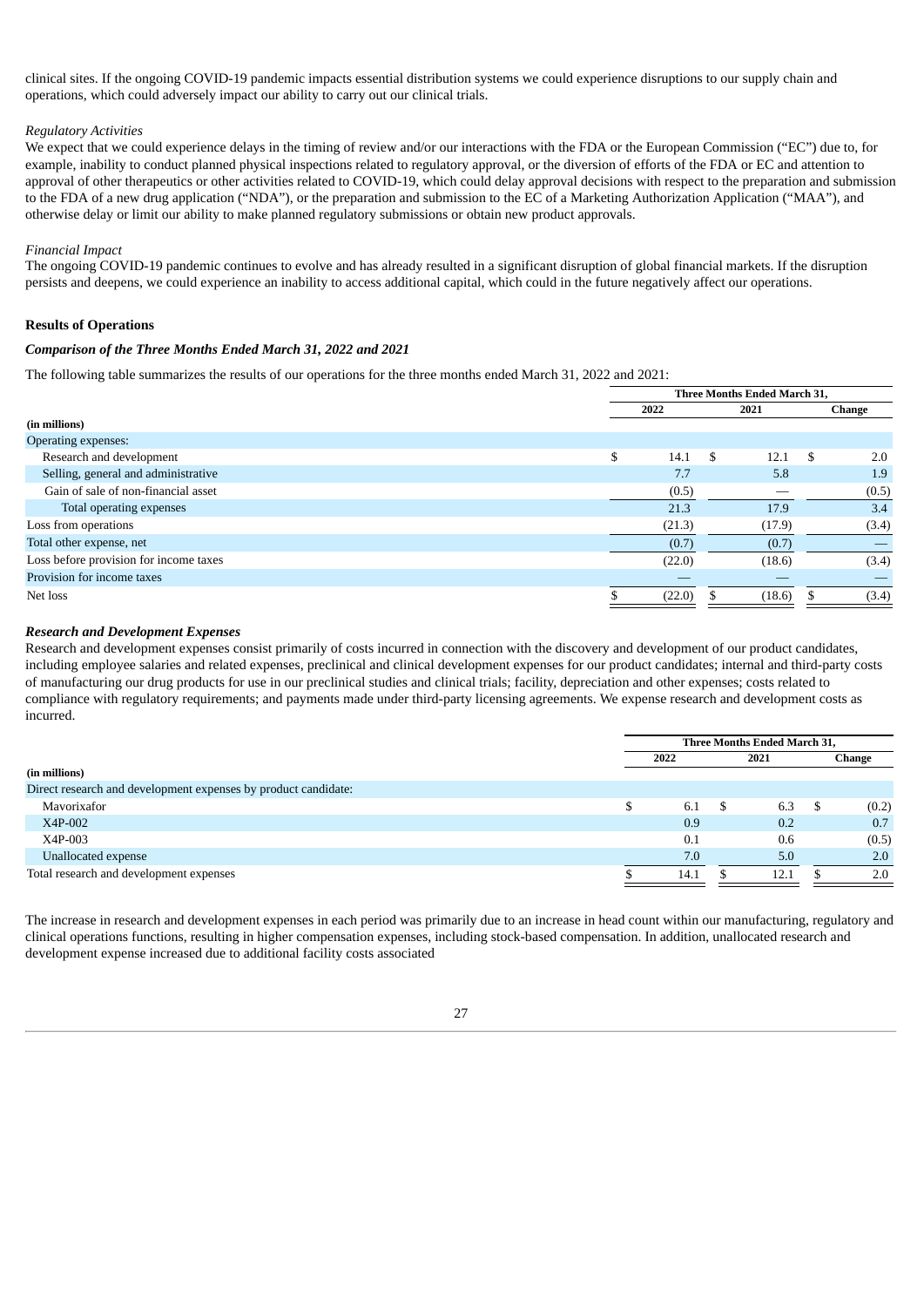clinical sites. If the ongoing COVID-19 pandemic impacts essential distribution systems we could experience disruptions to our supply chain and operations, which could adversely impact our ability to carry out our clinical trials.

*Regulatory Activities*

We expect that we could experience delays in the timing of review and/or our interactions with the FDA or the European Commission ("EC") due to, for example, inability to conduct planned physical inspections related to regulatory approval, or the diversion of efforts of the FDA or EC and attention to approval of other therapeutics or other activities related to COVID-19, which could delay approval decisions with respect to the preparation and submission to the FDA of a new drug application ("NDA"), or the preparation and submission to the EC of a Marketing Authorization Application ("MAA"), and otherwise delay or limit our ability to make planned regulatory submissions or obtain new product approvals.

*Financial Impact*

The ongoing COVID-19 pandemic continues to evolve and has already resulted in a significant disruption of global financial markets. If the disruption persists and deepens, we could experience an inability to access additional capital, which could in the future negatively affect our operations.

**Results of Operations**

***Comparison of the Three Months Ended March 31, 2022 and 2021***

The following table summarizes the results of our operations for the three months ended March 31, 2022 and 2021:

| | Three Months Ended March 31, | | |
|---|---|---|---|
| | 2022 | 2021 | Change |
| **(in millions)** | | | |
| Operating expenses: | | | |
| Research and development | $ 14.1 | $ 12.1 | $ 2.0 |
| Selling, general and administrative | 7.7 | 5.8 | 1.9 |
| Gain of sale of non-financial asset | (0.5) | — | (0.5) |
| Total operating expenses | 21.3 | 17.9 | 3.4 |
| Loss from operations | (21.3) | (17.9) | (3.4) |
| Total other expense, net | (0.7) | (0.7) | — |
| Loss before provision for income taxes | (22.0) | (18.6) | (3.4) |
| Provision for income taxes | — | — | — |
| Net loss | $ (22.0) | $ (18.6) | $ (3.4) |

***Research and Development Expenses***

Research and development expenses consist primarily of costs incurred in connection with the discovery and development of our product candidates, including employee salaries and related expenses, preclinical and clinical development expenses for our product candidates; internal and third-party costs of manufacturing our drug products for use in our preclinical studies and clinical trials; facility, depreciation and other expenses; costs related to compliance with regulatory requirements; and payments made under third-party licensing agreements. We expense research and development costs as incurred.

| | Three Months Ended March 31, | | |
|---|---|---|---|
| | 2022 | 2021 | Change |
| **(in millions)** | | | |
| Direct research and development expenses by product candidate: | | | |
| Mavorixafor | $ 6.1 | $ 6.3 | $ (0.2) |
| X4P-002 | 0.9 | 0.2 | 0.7 |
| X4P-003 | 0.1 | 0.6 | (0.5) |
| Unallocated expense | 7.0 | 5.0 | 2.0 |
| Total research and development expenses | $ 14.1 | $ 12.1 | $ 2.0 |

The increase in research and development expenses in each period was primarily due to an increase in head count within our manufacturing, regulatory and clinical operations functions, resulting in higher compensation expenses, including stock-based compensation. In addition, unallocated research and development expense increased due to additional facility costs associated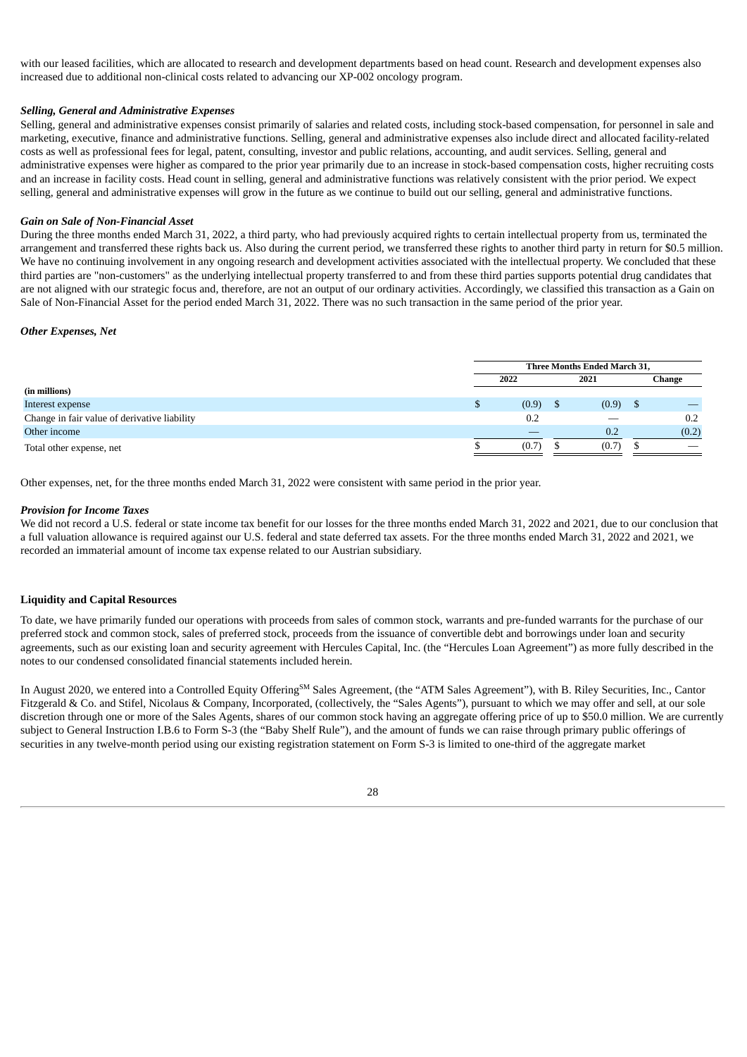with our leased facilities, which are allocated to research and development departments based on head count. Research and development expenses also increased due to additional non-clinical costs related to advancing our XP-002 oncology program.

***Selling, General and Administrative Expenses***

Selling, general and administrative expenses consist primarily of salaries and related costs, including stock-based compensation, for personnel in sale and marketing, executive, finance and administrative functions. Selling, general and administrative expenses also include direct and allocated facility-related costs as well as professional fees for legal, patent, consulting, investor and public relations, accounting, and audit services. Selling, general and administrative expenses were higher as compared to the prior year primarily due to an increase in stock-based compensation costs, higher recruiting costs and an increase in facility costs. Head count in selling, general and administrative functions was relatively consistent with the prior period. We expect selling, general and administrative expenses will grow in the future as we continue to build out our selling, general and administrative functions.

***Gain on Sale of Non-Financial Asset***

During the three months ended March 31, 2022, a third party, who had previously acquired rights to certain intellectual property from us, terminated the arrangement and transferred these rights back us. Also during the current period, we transferred these rights to another third party in return for $0.5 million. We have no continuing involvement in any ongoing research and development activities associated with the intellectual property. We concluded that these third parties are "non-customers" as the underlying intellectual property transferred to and from these third parties supports potential drug candidates that are not aligned with our strategic focus and, therefore, are not an output of our ordinary activities. Accordingly, we classified this transaction as a Gain on Sale of Non-Financial Asset for the period ended March 31, 2022. There was no such transaction in the same period of the prior year.

***Other Expenses, Net***

| | Three Months Ended March 31, | | |
|---|---|---|---|
| | 2022 | 2021 | Change |
| **(in millions)** | | | |
| Interest expense | $ (0.9) | $ (0.9) | $ — |
| Change in fair value of derivative liability | 0.2 | — | 0.2 |
| Other income | — | 0.2 | (0.2) |
| Total other expense, net | $ (0.7) | $ (0.7) | $ — |

Other expenses, net, for the three months ended March 31, 2022 were consistent with same period in the prior year.

***Provision for Income Taxes***

We did not record a U.S. federal or state income tax benefit for our losses for the three months ended March 31, 2022 and 2021, due to our conclusion that a full valuation allowance is required against our U.S. federal and state deferred tax assets. For the three months ended March 31, 2022 and 2021, we recorded an immaterial amount of income tax expense related to our Austrian subsidiary.

**Liquidity and Capital Resources**

To date, we have primarily funded our operations with proceeds from sales of common stock, warrants and pre-funded warrants for the purchase of our preferred stock and common stock, sales of preferred stock, proceeds from the issuance of convertible debt and borrowings under loan and security agreements, such as our existing loan and security agreement with Hercules Capital, Inc. (the "Hercules Loan Agreement") as more fully described in the notes to our condensed consolidated financial statements included herein.

In August 2020, we entered into a Controlled Equity Offering[SM] Sales Agreement, (the "ATM Sales Agreement"), with B. Riley Securities, Inc., Cantor Fitzgerald & Co. and Stifel, Nicolaus & Company, Incorporated, (collectively, the "Sales Agents"), pursuant to which we may offer and sell, at our sole discretion through one or more of the Sales Agents, shares of our common stock having an aggregate offering price of up to $50.0 million. We are currently subject to General Instruction I.B.6 to Form S-3 (the "Baby Shelf Rule"), and the amount of funds we can raise through primary public offerings of securities in any twelve-month period using our existing registration statement on Form S-3 is limited to one-third of the aggregate market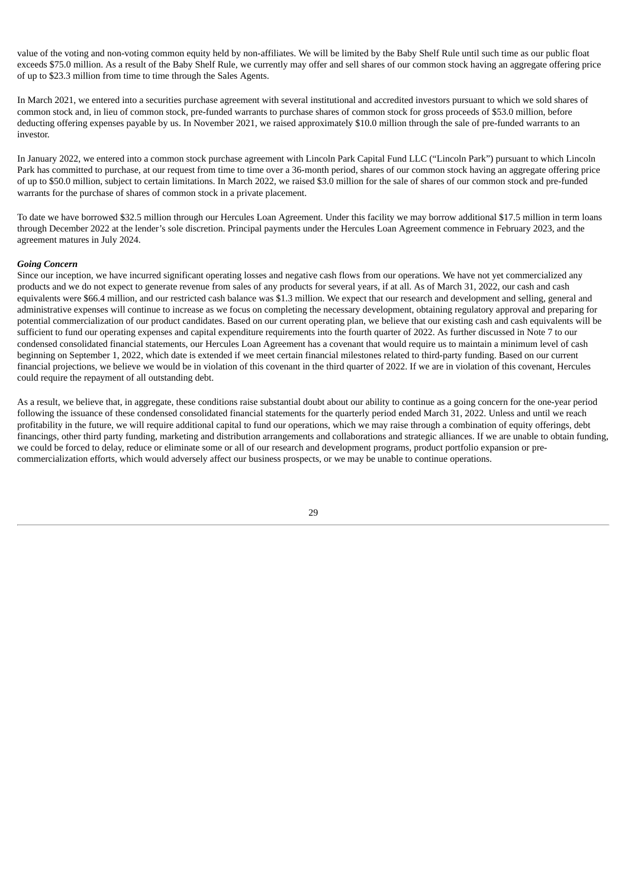value of the voting and non-voting common equity held by non-affiliates. We will be limited by the Baby Shelf Rule until such time as our public float exceeds $75.0 million. As a result of the Baby Shelf Rule, we currently may offer and sell shares of our common stock having an aggregate offering price of up to $23.3 million from time to time through the Sales Agents.

In March 2021, we entered into a securities purchase agreement with several institutional and accredited investors pursuant to which we sold shares of common stock and, in lieu of common stock, pre-funded warrants to purchase shares of common stock for gross proceeds of $53.0 million, before deducting offering expenses payable by us. In November 2021, we raised approximately $10.0 million through the sale of pre-funded warrants to an investor.

In January 2022, we entered into a common stock purchase agreement with Lincoln Park Capital Fund LLC ("Lincoln Park") pursuant to which Lincoln Park has committed to purchase, at our request from time to time over a 36-month period, shares of our common stock having an aggregate offering price of up to $50.0 million, subject to certain limitations. In March 2022, we raised $3.0 million for the sale of shares of our common stock and pre-funded warrants for the purchase of shares of common stock in a private placement.

To date we have borrowed $32.5 million through our Hercules Loan Agreement. Under this facility we may borrow additional $17.5 million in term loans through December 2022 at the lender's sole discretion. Principal payments under the Hercules Loan Agreement commence in February 2023, and the agreement matures in July 2024.

***Going Concern***

Since our inception, we have incurred significant operating losses and negative cash flows from our operations. We have not yet commercialized any products and we do not expect to generate revenue from sales of any products for several years, if at all. As of March 31, 2022, our cash and cash equivalents were $66.4 million, and our restricted cash balance was $1.3 million. We expect that our research and development and selling, general and administrative expenses will continue to increase as we focus on completing the necessary development, obtaining regulatory approval and preparing for potential commercialization of our product candidates. Based on our current operating plan, we believe that our existing cash and cash equivalents will be sufficient to fund our operating expenses and capital expenditure requirements into the fourth quarter of 2022. As further discussed in Note 7 to our condensed consolidated financial statements, our Hercules Loan Agreement has a covenant that would require us to maintain a minimum level of cash beginning on September 1, 2022, which date is extended if we meet certain financial milestones related to third-party funding. Based on our current financial projections, we believe we would be in violation of this covenant in the third quarter of 2022. If we are in violation of this covenant, Hercules could require the repayment of all outstanding debt.

As a result, we believe that, in aggregate, these conditions raise substantial doubt about our ability to continue as a going concern for the one-year period following the issuance of these condensed consolidated financial statements for the quarterly period ended March 31, 2022. Unless and until we reach profitability in the future, we will require additional capital to fund our operations, which we may raise through a combination of equity offerings, debt financings, other third party funding, marketing and distribution arrangements and collaborations and strategic alliances. If we are unable to obtain funding, we could be forced to delay, reduce or eliminate some or all of our research and development programs, product portfolio expansion or pre-commercialization efforts, which would adversely affect our business prospects, or we may be unable to continue operations.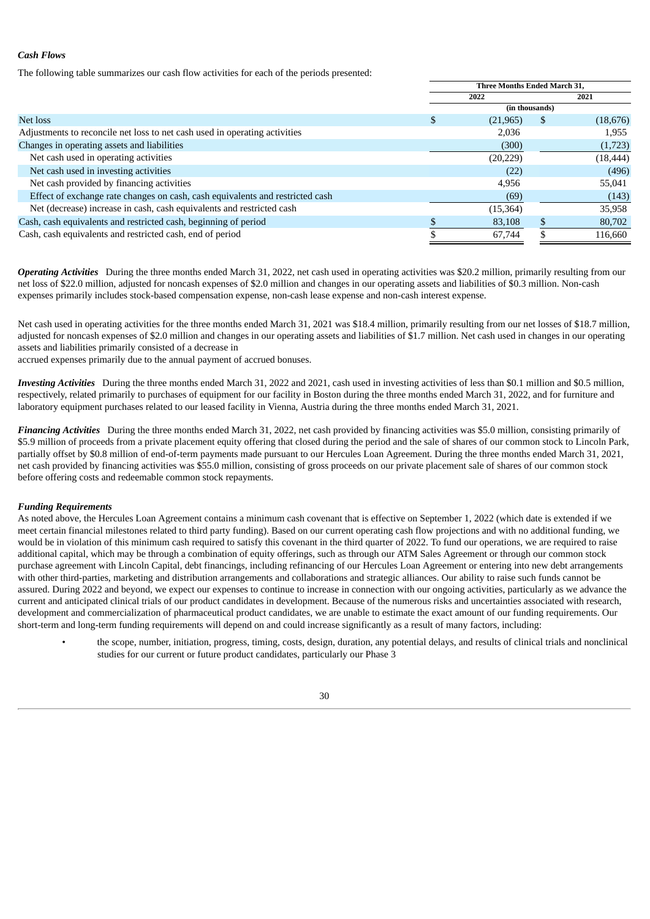### *Cash Flows*

The following table summarizes our cash flow activities for each of the periods presented:

| | Three Months Ended March 31, | |
|---|---|---|
| | 2022 | 2021 |
| | (in thousands) | |
| Net loss | $ (21,965) | $ (18,676) |
| Adjustments to reconcile net loss to net cash used in operating activities | 2,036 | 1,955 |
| Changes in operating assets and liabilities | (300) | (1,723) |
| Net cash used in operating activities | (20,229) | (18,444) |
| Net cash used in investing activities | (22) | (496) |
| Net cash provided by financing activities | 4,956 | 55,041 |
| Effect of exchange rate changes on cash, cash equivalents and restricted cash | (69) | (143) |
| Net (decrease) increase in cash, cash equivalents and restricted cash | (15,364) | 35,958 |
| Cash, cash equivalents and restricted cash, beginning of period | $ 83,108 | $ 80,702 |
| Cash, cash equivalents and restricted cash, end of period | $ 67,744 | $ 116,660 |

***Operating Activities*** During the three months ended March 31, 2022, net cash used in operating activities was $20.2 million, primarily resulting from our net loss of $22.0 million, adjusted for noncash expenses of $2.0 million and changes in our operating assets and liabilities of $0.3 million. Non-cash expenses primarily includes stock-based compensation expense, non-cash lease expense and non-cash interest expense.

Net cash used in operating activities for the three months ended March 31, 2021 was $18.4 million, primarily resulting from our net losses of $18.7 million, adjusted for noncash expenses of $2.0 million and changes in our operating assets and liabilities of $1.7 million. Net cash used in changes in our operating assets and liabilities primarily consisted of a decrease in
accrued expenses primarily due to the annual payment of accrued bonuses.

***Investing Activities*** During the three months ended March 31, 2022 and 2021, cash used in investing activities of less than $0.1 million and $0.5 million, respectively, related primarily to purchases of equipment for our facility in Boston during the three months ended March 31, 2022, and for furniture and laboratory equipment purchases related to our leased facility in Vienna, Austria during the three months ended March 31, 2021.

***Financing Activities*** During the three months ended March 31, 2022, net cash provided by financing activities was $5.0 million, consisting primarily of $5.9 million of proceeds from a private placement equity offering that closed during the period and the sale of shares of our common stock to Lincoln Park, partially offset by $0.8 million of end-of-term payments made pursuant to our Hercules Loan Agreement. During the three months ended March 31, 2021, net cash provided by financing activities was $55.0 million, consisting of gross proceeds on our private placement sale of shares of our common stock before offering costs and redeemable common stock repayments.

### *Funding Requirements*

As noted above, the Hercules Loan Agreement contains a minimum cash covenant that is effective on September 1, 2022 (which date is extended if we meet certain financial milestones related to third party funding). Based on our current operating cash flow projections and with no additional funding, we would be in violation of this minimum cash required to satisfy this covenant in the third quarter of 2022. To fund our operations, we are required to raise additional capital, which may be through a combination of equity offerings, such as through our ATM Sales Agreement or through our common stock purchase agreement with Lincoln Capital, debt financings, including refinancing of our Hercules Loan Agreement or entering into new debt arrangements with other third-parties, marketing and distribution arrangements and collaborations and strategic alliances. Our ability to raise such funds cannot be assured. During 2022 and beyond, we expect our expenses to continue to increase in connection with our ongoing activities, particularly as we advance the current and anticipated clinical trials of our product candidates in development. Because of the numerous risks and uncertainties associated with research, development and commercialization of pharmaceutical product candidates, we are unable to estimate the exact amount of our funding requirements. Our short-term and long-term funding requirements will depend on and could increase significantly as a result of many factors, including:

- the scope, number, initiation, progress, timing, costs, design, duration, any potential delays, and results of clinical trials and nonclinical studies for our current or future product candidates, particularly our Phase 3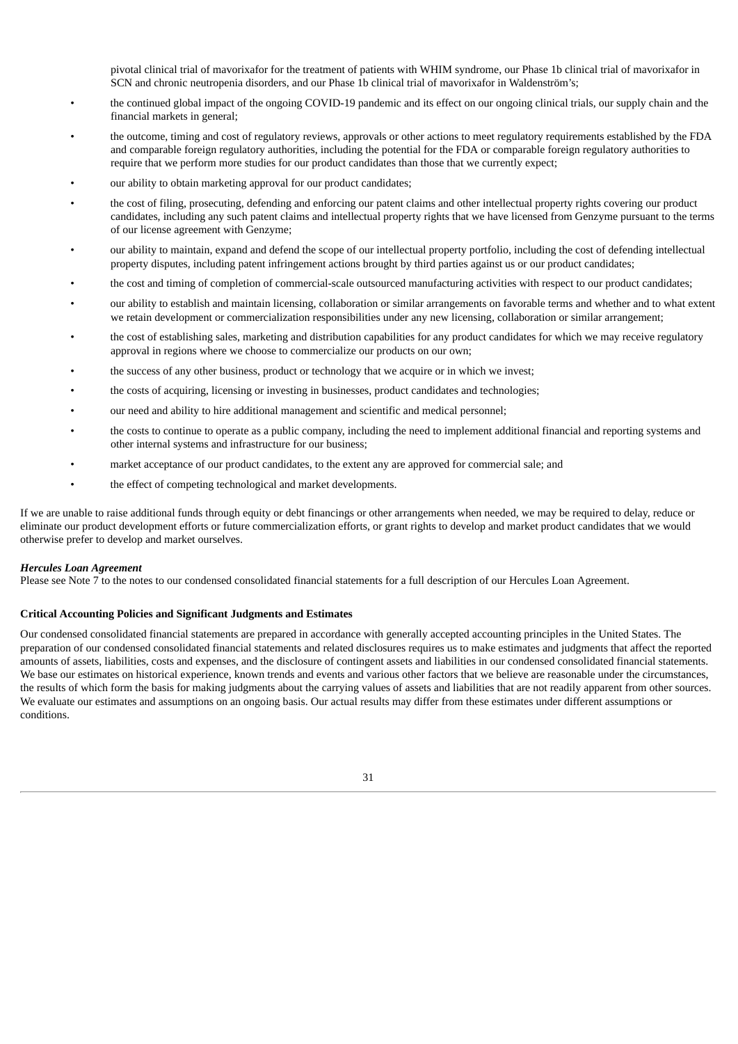pivotal clinical trial of mavorixafor for the treatment of patients with WHIM syndrome, our Phase 1b clinical trial of mavorixafor in SCN and chronic neutropenia disorders, and our Phase 1b clinical trial of mavorixafor in Waldenström's;

- the continued global impact of the ongoing COVID-19 pandemic and its effect on our ongoing clinical trials, our supply chain and the financial markets in general;
- the outcome, timing and cost of regulatory reviews, approvals or other actions to meet regulatory requirements established by the FDA and comparable foreign regulatory authorities, including the potential for the FDA or comparable foreign regulatory authorities to require that we perform more studies for our product candidates than those that we currently expect;
- our ability to obtain marketing approval for our product candidates;
- the cost of filing, prosecuting, defending and enforcing our patent claims and other intellectual property rights covering our product candidates, including any such patent claims and intellectual property rights that we have licensed from Genzyme pursuant to the terms of our license agreement with Genzyme;
- our ability to maintain, expand and defend the scope of our intellectual property portfolio, including the cost of defending intellectual property disputes, including patent infringement actions brought by third parties against us or our product candidates;
- the cost and timing of completion of commercial-scale outsourced manufacturing activities with respect to our product candidates;
- our ability to establish and maintain licensing, collaboration or similar arrangements on favorable terms and whether and to what extent we retain development or commercialization responsibilities under any new licensing, collaboration or similar arrangement;
- the cost of establishing sales, marketing and distribution capabilities for any product candidates for which we may receive regulatory approval in regions where we choose to commercialize our products on our own;
- the success of any other business, product or technology that we acquire or in which we invest;
- the costs of acquiring, licensing or investing in businesses, product candidates and technologies;
- our need and ability to hire additional management and scientific and medical personnel;
- the costs to continue to operate as a public company, including the need to implement additional financial and reporting systems and other internal systems and infrastructure for our business;
- market acceptance of our product candidates, to the extent any are approved for commercial sale; and
- the effect of competing technological and market developments.

If we are unable to raise additional funds through equity or debt financings or other arrangements when needed, we may be required to delay, reduce or eliminate our product development efforts or future commercialization efforts, or grant rights to develop and market product candidates that we would otherwise prefer to develop and market ourselves.

***Hercules Loan Agreement***

Please see Note 7 to the notes to our condensed consolidated financial statements for a full description of our Hercules Loan Agreement.

**Critical Accounting Policies and Significant Judgments and Estimates**

Our condensed consolidated financial statements are prepared in accordance with generally accepted accounting principles in the United States. The preparation of our condensed consolidated financial statements and related disclosures requires us to make estimates and judgments that affect the reported amounts of assets, liabilities, costs and expenses, and the disclosure of contingent assets and liabilities in our condensed consolidated financial statements. We base our estimates on historical experience, known trends and events and various other factors that we believe are reasonable under the circumstances, the results of which form the basis for making judgments about the carrying values of assets and liabilities that are not readily apparent from other sources. We evaluate our estimates and assumptions on an ongoing basis. Our actual results may differ from these estimates under different assumptions or conditions.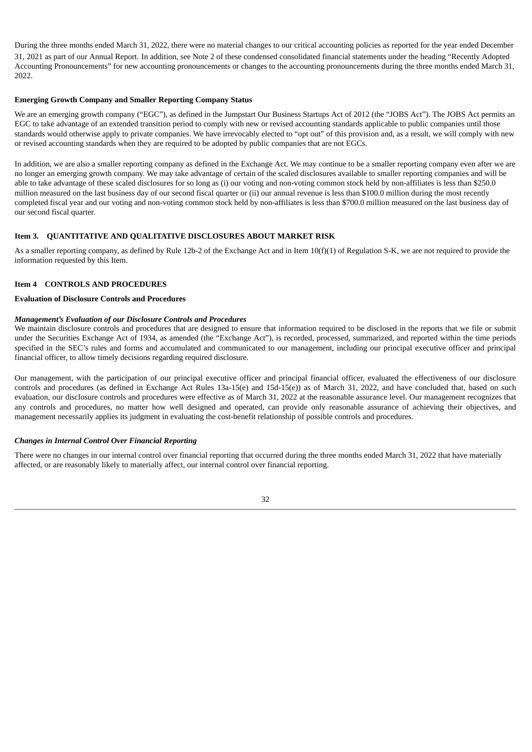During the three months ended March 31, 2022, there were no material changes to our critical accounting policies as reported for the year ended December 31, 2021 as part of our Annual Report. In addition, see Note 2 of these condensed consolidated financial statements under the heading "Recently Adopted Accounting Pronouncements" for new accounting pronouncements or changes to the accounting pronouncements during the three months ended March 31, 2022.

**Emerging Growth Company and Smaller Reporting Company Status**

We are an emerging growth company ("EGC"), as defined in the Jumpstart Our Business Startups Act of 2012 (the "JOBS Act"). The JOBS Act permits an EGC to take advantage of an extended transition period to comply with new or revised accounting standards applicable to public companies until those standards would otherwise apply to private companies. We have irrevocably elected to "opt out" of this provision and, as a result, we will comply with new or revised accounting standards when they are required to be adopted by public companies that are not EGCs.

In addition, we are also a smaller reporting company as defined in the Exchange Act. We may continue to be a smaller reporting company even after we are no longer an emerging growth company. We may take advantage of certain of the scaled disclosures available to smaller reporting companies and will be able to take advantage of these scaled disclosures for so long as (i) our voting and non-voting common stock held by non-affiliates is less than $250.0 million measured on the last business day of our second fiscal quarter or (ii) our annual revenue is less than $100.0 million during the most recently completed fiscal year and our voting and non-voting common stock held by non-affiliates is less than $700.0 million measured on the last business day of our second fiscal quarter.

## Item 3. QUANTITATIVE AND QUALITATIVE DISCLOSURES ABOUT MARKET RISK

As a smaller reporting company, as defined by Rule 12b-2 of the Exchange Act and in Item 10(f)(1) of Regulation S-K, we are not required to provide the information requested by this Item.

## Item 4 CONTROLS AND PROCEDURES

**Evaluation of Disclosure Controls and Procedures**

***Management's Evaluation of our Disclosure Controls and Procedures***

We maintain disclosure controls and procedures that are designed to ensure that information required to be disclosed in the reports that we file or submit under the Securities Exchange Act of 1934, as amended (the "Exchange Act"), is recorded, processed, summarized, and reported within the time periods specified in the SEC's rules and forms and accumulated and communicated to our management, including our principal executive officer and principal financial officer, to allow timely decisions regarding required disclosure.

Our management, with the participation of our principal executive officer and principal financial officer, evaluated the effectiveness of our disclosure controls and procedures (as defined in Exchange Act Rules 13a-15(e) and 15d-15(e)) as of March 31, 2022, and have concluded that, based on such evaluation, our disclosure controls and procedures were effective as of March 31, 2022 at the reasonable assurance level. Our management recognizes that any controls and procedures, no matter how well designed and operated, can provide only reasonable assurance of achieving their objectives, and management necessarily applies its judgment in evaluating the cost-benefit relationship of possible controls and procedures.

***Changes in Internal Control Over Financial Reporting***

There were no changes in our internal control over financial reporting that occurred during the three months ended March 31, 2022 that have materially affected, or are reasonably likely to materially affect, our internal control over financial reporting.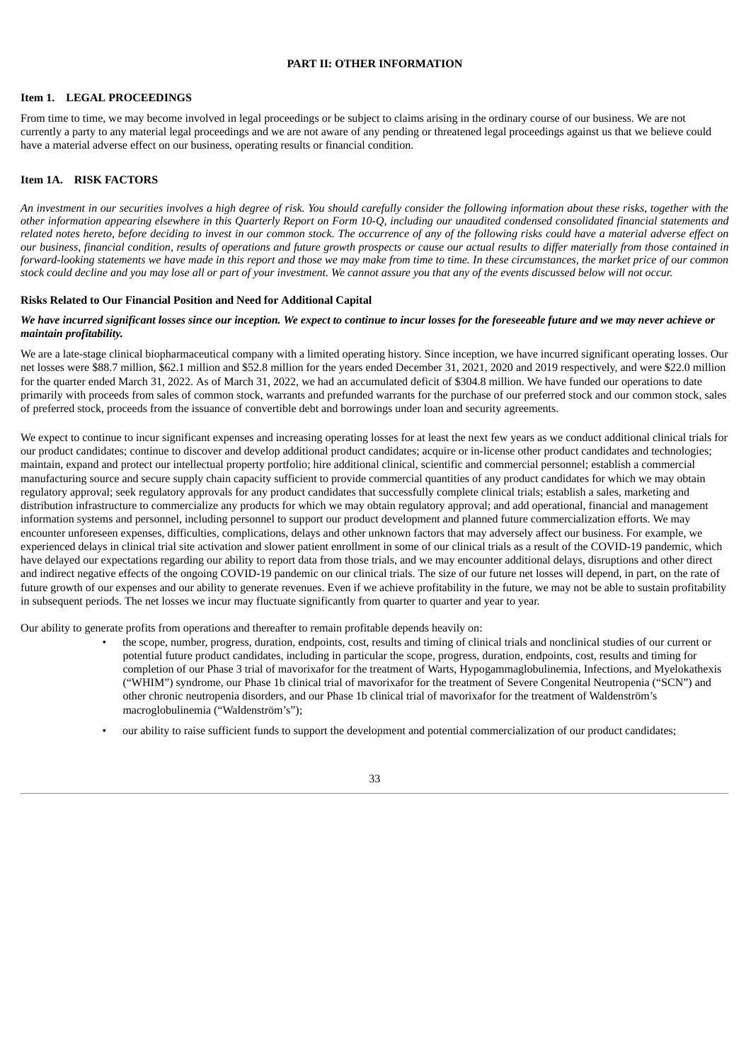# PART II: OTHER INFORMATION

## Item 1. LEGAL PROCEEDINGS

From time to time, we may become involved in legal proceedings or be subject to claims arising in the ordinary course of our business. We are not currently a party to any material legal proceedings and we are not aware of any pending or threatened legal proceedings against us that we believe could have a material adverse effect on our business, operating results or financial condition.

## Item 1A. RISK FACTORS

*An investment in our securities involves a high degree of risk. You should carefully consider the following information about these risks, together with the other information appearing elsewhere in this Quarterly Report on Form 10-Q, including our unaudited condensed consolidated financial statements and related notes hereto, before deciding to invest in our common stock. The occurrence of any of the following risks could have a material adverse effect on our business, financial condition, results of operations and future growth prospects or cause our actual results to differ materially from those contained in forward-looking statements we have made in this report and those we may make from time to time. In these circumstances, the market price of our common stock could decline and you may lose all or part of your investment. We cannot assure you that any of the events discussed below will not occur.*

### Risks Related to Our Financial Position and Need for Additional Capital

***We have incurred significant losses since our inception. We expect to continue to incur losses for the foreseeable future and we may never achieve or maintain profitability.***

We are a late-stage clinical biopharmaceutical company with a limited operating history. Since inception, we have incurred significant operating losses. Our net losses were $88.7 million, $62.1 million and $52.8 million for the years ended December 31, 2021, 2020 and 2019 respectively, and were $22.0 million for the quarter ended March 31, 2022. As of March 31, 2022, we had an accumulated deficit of $304.8 million. We have funded our operations to date primarily with proceeds from sales of common stock, warrants and prefunded warrants for the purchase of our preferred stock and our common stock, sales of preferred stock, proceeds from the issuance of convertible debt and borrowings under loan and security agreements.

We expect to continue to incur significant expenses and increasing operating losses for at least the next few years as we conduct additional clinical trials for our product candidates; continue to discover and develop additional product candidates; acquire or in-license other product candidates and technologies; maintain, expand and protect our intellectual property portfolio; hire additional clinical, scientific and commercial personnel; establish a commercial manufacturing source and secure supply chain capacity sufficient to provide commercial quantities of any product candidates for which we may obtain regulatory approval; seek regulatory approvals for any product candidates that successfully complete clinical trials; establish a sales, marketing and distribution infrastructure to commercialize any products for which we may obtain regulatory approval; and add operational, financial and management information systems and personnel, including personnel to support our product development and planned future commercialization efforts. We may encounter unforeseen expenses, difficulties, complications, delays and other unknown factors that may adversely affect our business. For example, we experienced delays in clinical trial site activation and slower patient enrollment in some of our clinical trials as a result of the COVID-19 pandemic, which have delayed our expectations regarding our ability to report data from those trials, and we may encounter additional delays, disruptions and other direct and indirect negative effects of the ongoing COVID-19 pandemic on our clinical trials. The size of our future net losses will depend, in part, on the rate of future growth of our expenses and our ability to generate revenues. Even if we achieve profitability in the future, we may not be able to sustain profitability in subsequent periods. The net losses we incur may fluctuate significantly from quarter to quarter and year to year.

Our ability to generate profits from operations and thereafter to remain profitable depends heavily on:

- the scope, number, progress, duration, endpoints, cost, results and timing of clinical trials and nonclinical studies of our current or potential future product candidates, including in particular the scope, progress, duration, endpoints, cost, results and timing for completion of our Phase 3 trial of mavorixafor for the treatment of Warts, Hypogammaglobulinemia, Infections, and Myelokathexis ("WHIM") syndrome, our Phase 1b clinical trial of mavorixafor for the treatment of Severe Congenital Neutropenia ("SCN") and other chronic neutropenia disorders, and our Phase 1b clinical trial of mavorixafor for the treatment of Waldenström's macroglobulinemia ("Waldenström's");
- our ability to raise sufficient funds to support the development and potential commercialization of our product candidates;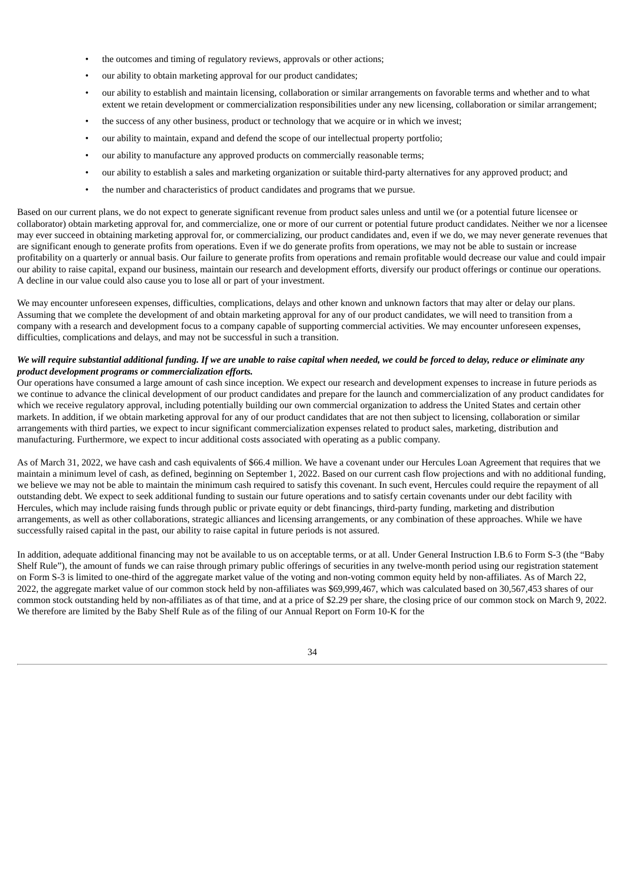- the outcomes and timing of regulatory reviews, approvals or other actions;
- our ability to obtain marketing approval for our product candidates;
- our ability to establish and maintain licensing, collaboration or similar arrangements on favorable terms and whether and to what extent we retain development or commercialization responsibilities under any new licensing, collaboration or similar arrangement;
- the success of any other business, product or technology that we acquire or in which we invest;
- our ability to maintain, expand and defend the scope of our intellectual property portfolio;
- our ability to manufacture any approved products on commercially reasonable terms;
- our ability to establish a sales and marketing organization or suitable third-party alternatives for any approved product; and
- the number and characteristics of product candidates and programs that we pursue.

Based on our current plans, we do not expect to generate significant revenue from product sales unless and until we (or a potential future licensee or collaborator) obtain marketing approval for, and commercialize, one or more of our current or potential future product candidates. Neither we nor a licensee may ever succeed in obtaining marketing approval for, or commercializing, our product candidates and, even if we do, we may never generate revenues that are significant enough to generate profits from operations. Even if we do generate profits from operations, we may not be able to sustain or increase profitability on a quarterly or annual basis. Our failure to generate profits from operations and remain profitable would decrease our value and could impair our ability to raise capital, expand our business, maintain our research and development efforts, diversify our product offerings or continue our operations. A decline in our value could also cause you to lose all or part of your investment.

We may encounter unforeseen expenses, difficulties, complications, delays and other known and unknown factors that may alter or delay our plans. Assuming that we complete the development of and obtain marketing approval for any of our product candidates, we will need to transition from a company with a research and development focus to a company capable of supporting commercial activities. We may encounter unforeseen expenses, difficulties, complications and delays, and may not be successful in such a transition.

***We will require substantial additional funding. If we are unable to raise capital when needed, we could be forced to delay, reduce or eliminate any product development programs or commercialization efforts.***

Our operations have consumed a large amount of cash since inception. We expect our research and development expenses to increase in future periods as we continue to advance the clinical development of our product candidates and prepare for the launch and commercialization of any product candidates for which we receive regulatory approval, including potentially building our own commercial organization to address the United States and certain other markets. In addition, if we obtain marketing approval for any of our product candidates that are not then subject to licensing, collaboration or similar arrangements with third parties, we expect to incur significant commercialization expenses related to product sales, marketing, distribution and manufacturing. Furthermore, we expect to incur additional costs associated with operating as a public company.

As of March 31, 2022, we have cash and cash equivalents of $66.4 million. We have a covenant under our Hercules Loan Agreement that requires that we maintain a minimum level of cash, as defined, beginning on September 1, 2022. Based on our current cash flow projections and with no additional funding, we believe we may not be able to maintain the minimum cash required to satisfy this covenant. In such event, Hercules could require the repayment of all outstanding debt. We expect to seek additional funding to sustain our future operations and to satisfy certain covenants under our debt facility with Hercules, which may include raising funds through public or private equity or debt financings, third-party funding, marketing and distribution arrangements, as well as other collaborations, strategic alliances and licensing arrangements, or any combination of these approaches. While we have successfully raised capital in the past, our ability to raise capital in future periods is not assured.

In addition, adequate additional financing may not be available to us on acceptable terms, or at all. Under General Instruction I.B.6 to Form S-3 (the "Baby Shelf Rule"), the amount of funds we can raise through primary public offerings of securities in any twelve-month period using our registration statement on Form S-3 is limited to one-third of the aggregate market value of the voting and non-voting common equity held by non-affiliates. As of March 22, 2022, the aggregate market value of our common stock held by non-affiliates was $69,999,467, which was calculated based on 30,567,453 shares of our common stock outstanding held by non-affiliates as of that time, and at a price of $2.29 per share, the closing price of our common stock on March 9, 2022. We therefore are limited by the Baby Shelf Rule as of the filing of our Annual Report on Form 10-K for the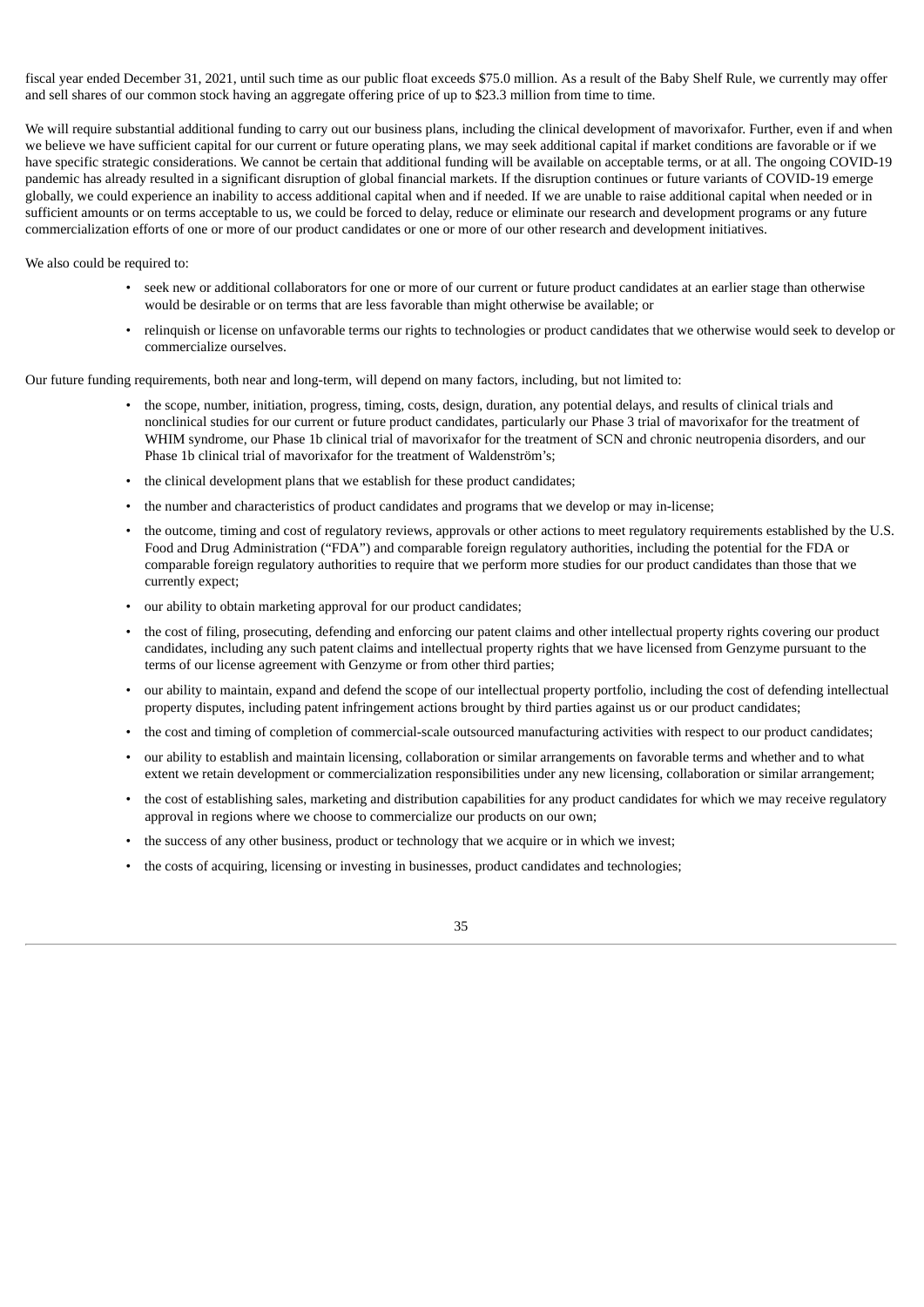fiscal year ended December 31, 2021, until such time as our public float exceeds $75.0 million. As a result of the Baby Shelf Rule, we currently may offer and sell shares of our common stock having an aggregate offering price of up to $23.3 million from time to time.

We will require substantial additional funding to carry out our business plans, including the clinical development of mavorixafor. Further, even if and when we believe we have sufficient capital for our current or future operating plans, we may seek additional capital if market conditions are favorable or if we have specific strategic considerations. We cannot be certain that additional funding will be available on acceptable terms, or at all. The ongoing COVID-19 pandemic has already resulted in a significant disruption of global financial markets. If the disruption continues or future variants of COVID-19 emerge globally, we could experience an inability to access additional capital when and if needed. If we are unable to raise additional capital when needed or in sufficient amounts or on terms acceptable to us, we could be forced to delay, reduce or eliminate our research and development programs or any future commercialization efforts of one or more of our product candidates or one or more of our other research and development initiatives.

We also could be required to:

- seek new or additional collaborators for one or more of our current or future product candidates at an earlier stage than otherwise would be desirable or on terms that are less favorable than might otherwise be available; or
- relinquish or license on unfavorable terms our rights to technologies or product candidates that we otherwise would seek to develop or commercialize ourselves.

Our future funding requirements, both near and long-term, will depend on many factors, including, but not limited to:

- the scope, number, initiation, progress, timing, costs, design, duration, any potential delays, and results of clinical trials and nonclinical studies for our current or future product candidates, particularly our Phase 3 trial of mavorixafor for the treatment of WHIM syndrome, our Phase 1b clinical trial of mavorixafor for the treatment of SCN and chronic neutropenia disorders, and our Phase 1b clinical trial of mavorixafor for the treatment of Waldenström's;
- the clinical development plans that we establish for these product candidates;
- the number and characteristics of product candidates and programs that we develop or may in-license;
- the outcome, timing and cost of regulatory reviews, approvals or other actions to meet regulatory requirements established by the U.S. Food and Drug Administration ("FDA") and comparable foreign regulatory authorities, including the potential for the FDA or comparable foreign regulatory authorities to require that we perform more studies for our product candidates than those that we currently expect;
- our ability to obtain marketing approval for our product candidates;
- the cost of filing, prosecuting, defending and enforcing our patent claims and other intellectual property rights covering our product candidates, including any such patent claims and intellectual property rights that we have licensed from Genzyme pursuant to the terms of our license agreement with Genzyme or from other third parties;
- our ability to maintain, expand and defend the scope of our intellectual property portfolio, including the cost of defending intellectual property disputes, including patent infringement actions brought by third parties against us or our product candidates;
- the cost and timing of completion of commercial-scale outsourced manufacturing activities with respect to our product candidates;
- our ability to establish and maintain licensing, collaboration or similar arrangements on favorable terms and whether and to what extent we retain development or commercialization responsibilities under any new licensing, collaboration or similar arrangement;
- the cost of establishing sales, marketing and distribution capabilities for any product candidates for which we may receive regulatory approval in regions where we choose to commercialize our products on our own;
- the success of any other business, product or technology that we acquire or in which we invest;
- the costs of acquiring, licensing or investing in businesses, product candidates and technologies;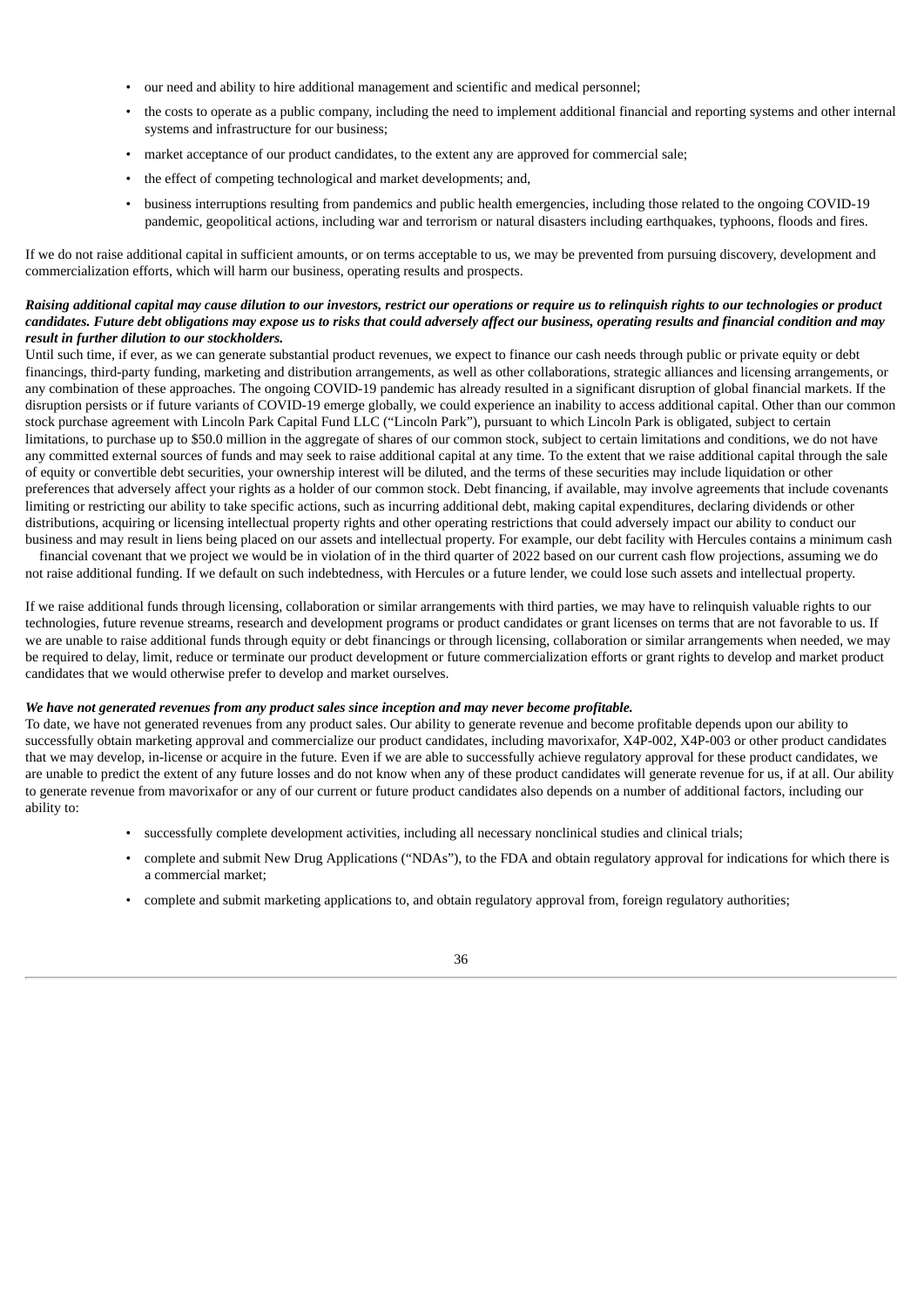- our need and ability to hire additional management and scientific and medical personnel;
- the costs to operate as a public company, including the need to implement additional financial and reporting systems and other internal systems and infrastructure for our business;
- market acceptance of our product candidates, to the extent any are approved for commercial sale;
- the effect of competing technological and market developments; and,
- business interruptions resulting from pandemics and public health emergencies, including those related to the ongoing COVID-19 pandemic, geopolitical actions, including war and terrorism or natural disasters including earthquakes, typhoons, floods and fires.

If we do not raise additional capital in sufficient amounts, or on terms acceptable to us, we may be prevented from pursuing discovery, development and commercialization efforts, which will harm our business, operating results and prospects.

***Raising additional capital may cause dilution to our investors, restrict our operations or require us to relinquish rights to our technologies or product candidates. Future debt obligations may expose us to risks that could adversely affect our business, operating results and financial condition and may result in further dilution to our stockholders.***

Until such time, if ever, as we can generate substantial product revenues, we expect to finance our cash needs through public or private equity or debt financings, third-party funding, marketing and distribution arrangements, as well as other collaborations, strategic alliances and licensing arrangements, or any combination of these approaches. The ongoing COVID-19 pandemic has already resulted in a significant disruption of global financial markets. If the disruption persists or if future variants of COVID-19 emerge globally, we could experience an inability to access additional capital. Other than our common stock purchase agreement with Lincoln Park Capital Fund LLC ("Lincoln Park"), pursuant to which Lincoln Park is obligated, subject to certain limitations, to purchase up to $50.0 million in the aggregate of shares of our common stock, subject to certain limitations and conditions, we do not have any committed external sources of funds and may seek to raise additional capital at any time. To the extent that we raise additional capital through the sale of equity or convertible debt securities, your ownership interest will be diluted, and the terms of these securities may include liquidation or other preferences that adversely affect your rights as a holder of our common stock. Debt financing, if available, may involve agreements that include covenants limiting or restricting our ability to take specific actions, such as incurring additional debt, making capital expenditures, declaring dividends or other distributions, acquiring or licensing intellectual property rights and other operating restrictions that could adversely impact our ability to conduct our business and may result in liens being placed on our assets and intellectual property. For example, our debt facility with Hercules contains a minimum cash financial covenant that we project we would be in violation of in the third quarter of 2022 based on our current cash flow projections, assuming we do not raise additional funding. If we default on such indebtedness, with Hercules or a future lender, we could lose such assets and intellectual property.

If we raise additional funds through licensing, collaboration or similar arrangements with third parties, we may have to relinquish valuable rights to our technologies, future revenue streams, research and development programs or product candidates or grant licenses on terms that are not favorable to us. If we are unable to raise additional funds through equity or debt financings or through licensing, collaboration or similar arrangements when needed, we may be required to delay, limit, reduce or terminate our product development or future commercialization efforts or grant rights to develop and market product candidates that we would otherwise prefer to develop and market ourselves.

***We have not generated revenues from any product sales since inception and may never become profitable.***

To date, we have not generated revenues from any product sales. Our ability to generate revenue and become profitable depends upon our ability to successfully obtain marketing approval and commercialize our product candidates, including mavorixafor, X4P-002, X4P-003 or other product candidates that we may develop, in-license or acquire in the future. Even if we are able to successfully achieve regulatory approval for these product candidates, we are unable to predict the extent of any future losses and do not know when any of these product candidates will generate revenue for us, if at all. Our ability to generate revenue from mavorixafor or any of our current or future product candidates also depends on a number of additional factors, including our ability to:

- successfully complete development activities, including all necessary nonclinical studies and clinical trials;
- complete and submit New Drug Applications ("NDAs"), to the FDA and obtain regulatory approval for indications for which there is a commercial market;
- complete and submit marketing applications to, and obtain regulatory approval from, foreign regulatory authorities;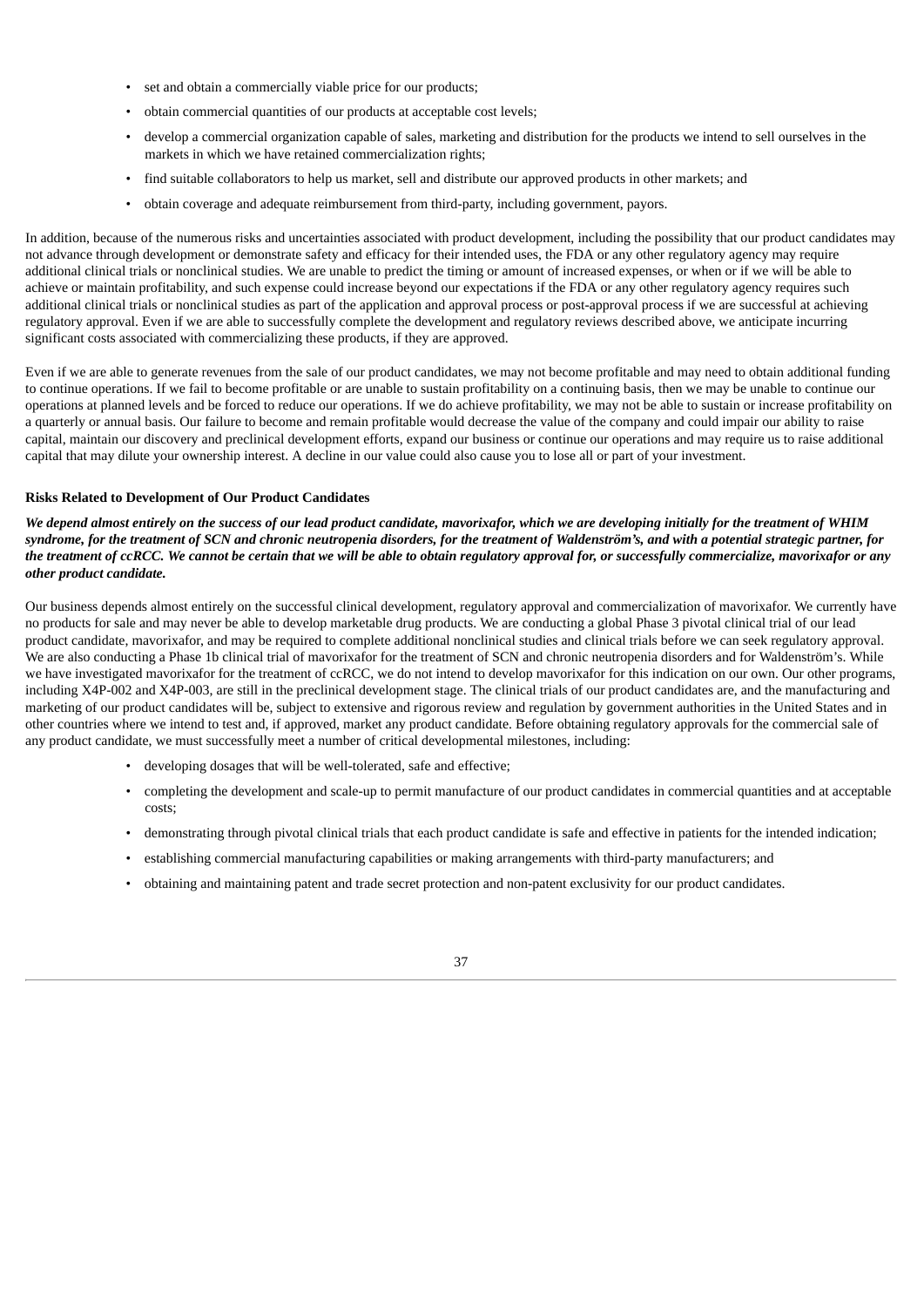- set and obtain a commercially viable price for our products;
- obtain commercial quantities of our products at acceptable cost levels;
- develop a commercial organization capable of sales, marketing and distribution for the products we intend to sell ourselves in the markets in which we have retained commercialization rights;
- find suitable collaborators to help us market, sell and distribute our approved products in other markets; and
- obtain coverage and adequate reimbursement from third-party, including government, payors.

In addition, because of the numerous risks and uncertainties associated with product development, including the possibility that our product candidates may not advance through development or demonstrate safety and efficacy for their intended uses, the FDA or any other regulatory agency may require additional clinical trials or nonclinical studies. We are unable to predict the timing or amount of increased expenses, or when or if we will be able to achieve or maintain profitability, and such expense could increase beyond our expectations if the FDA or any other regulatory agency requires such additional clinical trials or nonclinical studies as part of the application and approval process or post-approval process if we are successful at achieving regulatory approval. Even if we are able to successfully complete the development and regulatory reviews described above, we anticipate incurring significant costs associated with commercializing these products, if they are approved.

Even if we are able to generate revenues from the sale of our product candidates, we may not become profitable and may need to obtain additional funding to continue operations. If we fail to become profitable or are unable to sustain profitability on a continuing basis, then we may be unable to continue our operations at planned levels and be forced to reduce our operations. If we do achieve profitability, we may not be able to sustain or increase profitability on a quarterly or annual basis. Our failure to become and remain profitable would decrease the value of the company and could impair our ability to raise capital, maintain our discovery and preclinical development efforts, expand our business or continue our operations and may require us to raise additional capital that may dilute your ownership interest. A decline in our value could also cause you to lose all or part of your investment.

**Risks Related to Development of Our Product Candidates**

***We depend almost entirely on the success of our lead product candidate, mavorixafor, which we are developing initially for the treatment of WHIM syndrome, for the treatment of SCN and chronic neutropenia disorders, for the treatment of Waldenström's, and with a potential strategic partner, for the treatment of ccRCC. We cannot be certain that we will be able to obtain regulatory approval for, or successfully commercialize, mavorixafor or any other product candidate.***

Our business depends almost entirely on the successful clinical development, regulatory approval and commercialization of mavorixafor. We currently have no products for sale and may never be able to develop marketable drug products. We are conducting a global Phase 3 pivotal clinical trial of our lead product candidate, mavorixafor, and may be required to complete additional nonclinical studies and clinical trials before we can seek regulatory approval. We are also conducting a Phase 1b clinical trial of mavorixafor for the treatment of SCN and chronic neutropenia disorders and for Waldenström's. While we have investigated mavorixafor for the treatment of ccRCC, we do not intend to develop mavorixafor for this indication on our own. Our other programs, including X4P-002 and X4P-003, are still in the preclinical development stage. The clinical trials of our product candidates are, and the manufacturing and marketing of our product candidates will be, subject to extensive and rigorous review and regulation by government authorities in the United States and in other countries where we intend to test and, if approved, market any product candidate. Before obtaining regulatory approvals for the commercial sale of any product candidate, we must successfully meet a number of critical developmental milestones, including:

- developing dosages that will be well-tolerated, safe and effective;
- completing the development and scale-up to permit manufacture of our product candidates in commercial quantities and at acceptable costs;
- demonstrating through pivotal clinical trials that each product candidate is safe and effective in patients for the intended indication;
- establishing commercial manufacturing capabilities or making arrangements with third-party manufacturers; and
- obtaining and maintaining patent and trade secret protection and non-patent exclusivity for our product candidates.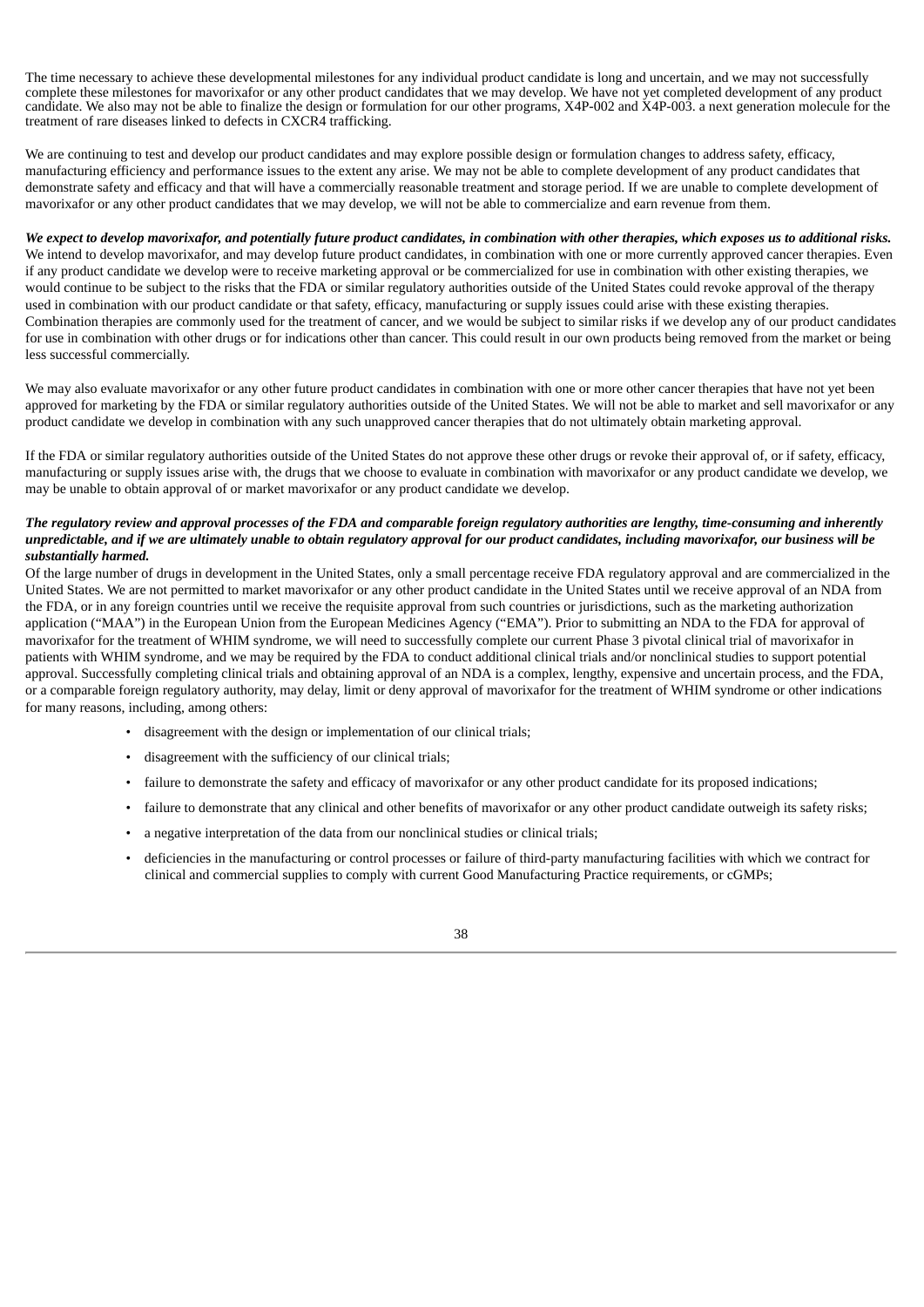The time necessary to achieve these developmental milestones for any individual product candidate is long and uncertain, and we may not successfully complete these milestones for mavorixafor or any other product candidates that we may develop. We have not yet completed development of any product candidate. We also may not be able to finalize the design or formulation for our other programs, X4P-002 and X4P-003. a next generation molecule for the treatment of rare diseases linked to defects in CXCR4 trafficking.

We are continuing to test and develop our product candidates and may explore possible design or formulation changes to address safety, efficacy, manufacturing efficiency and performance issues to the extent any arise. We may not be able to complete development of any product candidates that demonstrate safety and efficacy and that will have a commercially reasonable treatment and storage period. If we are unable to complete development of mavorixafor or any other product candidates that we may develop, we will not be able to commercialize and earn revenue from them.

***We expect to develop mavorixafor, and potentially future product candidates, in combination with other therapies, which exposes us to additional risks.***

We intend to develop mavorixafor, and may develop future product candidates, in combination with one or more currently approved cancer therapies. Even if any product candidate we develop were to receive marketing approval or be commercialized for use in combination with other existing therapies, we would continue to be subject to the risks that the FDA or similar regulatory authorities outside of the United States could revoke approval of the therapy used in combination with our product candidate or that safety, efficacy, manufacturing or supply issues could arise with these existing therapies. Combination therapies are commonly used for the treatment of cancer, and we would be subject to similar risks if we develop any of our product candidates for use in combination with other drugs or for indications other than cancer. This could result in our own products being removed from the market or being less successful commercially.

We may also evaluate mavorixafor or any other future product candidates in combination with one or more other cancer therapies that have not yet been approved for marketing by the FDA or similar regulatory authorities outside of the United States. We will not be able to market and sell mavorixafor or any product candidate we develop in combination with any such unapproved cancer therapies that do not ultimately obtain marketing approval.

If the FDA or similar regulatory authorities outside of the United States do not approve these other drugs or revoke their approval of, or if safety, efficacy, manufacturing or supply issues arise with, the drugs that we choose to evaluate in combination with mavorixafor or any product candidate we develop, we may be unable to obtain approval of or market mavorixafor or any product candidate we develop.

***The regulatory review and approval processes of the FDA and comparable foreign regulatory authorities are lengthy, time-consuming and inherently unpredictable, and if we are ultimately unable to obtain regulatory approval for our product candidates, including mavorixafor, our business will be substantially harmed.***

Of the large number of drugs in development in the United States, only a small percentage receive FDA regulatory approval and are commercialized in the United States. We are not permitted to market mavorixafor or any other product candidate in the United States until we receive approval of an NDA from the FDA, or in any foreign countries until we receive the requisite approval from such countries or jurisdictions, such as the marketing authorization application ("MAA") in the European Union from the European Medicines Agency ("EMA"). Prior to submitting an NDA to the FDA for approval of mavorixafor for the treatment of WHIM syndrome, we will need to successfully complete our current Phase 3 pivotal clinical trial of mavorixafor in patients with WHIM syndrome, and we may be required by the FDA to conduct additional clinical trials and/or nonclinical studies to support potential approval. Successfully completing clinical trials and obtaining approval of an NDA is a complex, lengthy, expensive and uncertain process, and the FDA, or a comparable foreign regulatory authority, may delay, limit or deny approval of mavorixafor for the treatment of WHIM syndrome or other indications for many reasons, including, among others:

- disagreement with the design or implementation of our clinical trials;
- disagreement with the sufficiency of our clinical trials;
- failure to demonstrate the safety and efficacy of mavorixafor or any other product candidate for its proposed indications;
- failure to demonstrate that any clinical and other benefits of mavorixafor or any other product candidate outweigh its safety risks;
- a negative interpretation of the data from our nonclinical studies or clinical trials;
- deficiencies in the manufacturing or control processes or failure of third-party manufacturing facilities with which we contract for clinical and commercial supplies to comply with current Good Manufacturing Practice requirements, or cGMPs;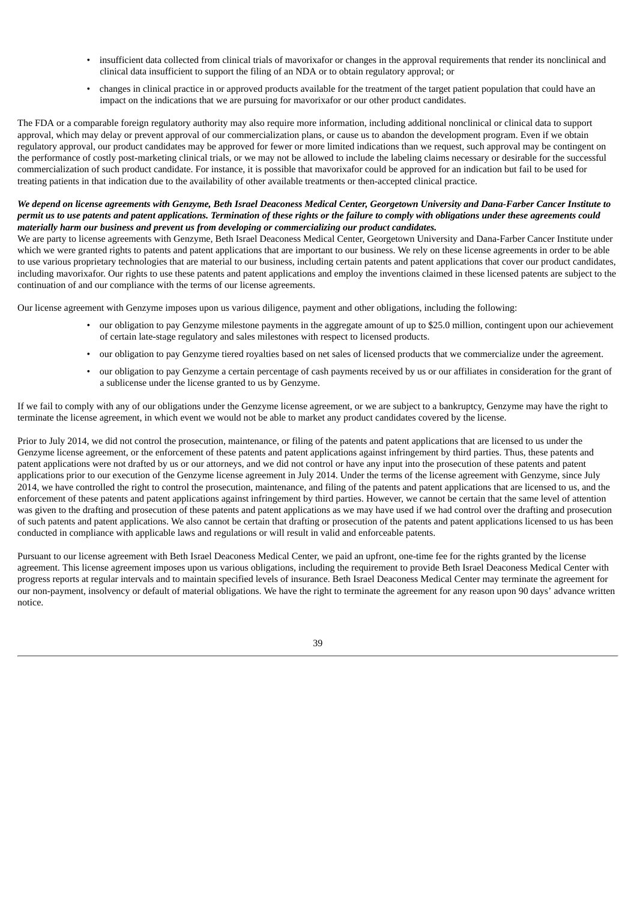- insufficient data collected from clinical trials of mavorixafor or changes in the approval requirements that render its nonclinical and clinical data insufficient to support the filing of an NDA or to obtain regulatory approval; or
- changes in clinical practice in or approved products available for the treatment of the target patient population that could have an impact on the indications that we are pursuing for mavorixafor or our other product candidates.

The FDA or a comparable foreign regulatory authority may also require more information, including additional nonclinical or clinical data to support approval, which may delay or prevent approval of our commercialization plans, or cause us to abandon the development program. Even if we obtain regulatory approval, our product candidates may be approved for fewer or more limited indications than we request, such approval may be contingent on the performance of costly post-marketing clinical trials, or we may not be allowed to include the labeling claims necessary or desirable for the successful commercialization of such product candidate. For instance, it is possible that mavorixafor could be approved for an indication but fail to be used for treating patients in that indication due to the availability of other available treatments or then-accepted clinical practice.

***We depend on license agreements with Genzyme, Beth Israel Deaconess Medical Center, Georgetown University and Dana-Farber Cancer Institute to permit us to use patents and patent applications. Termination of these rights or the failure to comply with obligations under these agreements could materially harm our business and prevent us from developing or commercializing our product candidates.***

We are party to license agreements with Genzyme, Beth Israel Deaconess Medical Center, Georgetown University and Dana-Farber Cancer Institute under which we were granted rights to patents and patent applications that are important to our business. We rely on these license agreements in order to be able to use various proprietary technologies that are material to our business, including certain patents and patent applications that cover our product candidates, including mavorixafor. Our rights to use these patents and patent applications and employ the inventions claimed in these licensed patents are subject to the continuation of and our compliance with the terms of our license agreements.

Our license agreement with Genzyme imposes upon us various diligence, payment and other obligations, including the following:

- our obligation to pay Genzyme milestone payments in the aggregate amount of up to $25.0 million, contingent upon our achievement of certain late-stage regulatory and sales milestones with respect to licensed products.
- our obligation to pay Genzyme tiered royalties based on net sales of licensed products that we commercialize under the agreement.
- our obligation to pay Genzyme a certain percentage of cash payments received by us or our affiliates in consideration for the grant of a sublicense under the license granted to us by Genzyme.

If we fail to comply with any of our obligations under the Genzyme license agreement, or we are subject to a bankruptcy, Genzyme may have the right to terminate the license agreement, in which event we would not be able to market any product candidates covered by the license.

Prior to July 2014, we did not control the prosecution, maintenance, or filing of the patents and patent applications that are licensed to us under the Genzyme license agreement, or the enforcement of these patents and patent applications against infringement by third parties. Thus, these patents and patent applications were not drafted by us or our attorneys, and we did not control or have any input into the prosecution of these patents and patent applications prior to our execution of the Genzyme license agreement in July 2014. Under the terms of the license agreement with Genzyme, since July 2014, we have controlled the right to control the prosecution, maintenance, and filing of the patents and patent applications that are licensed to us, and the enforcement of these patents and patent applications against infringement by third parties. However, we cannot be certain that the same level of attention was given to the drafting and prosecution of these patents and patent applications as we may have used if we had control over the drafting and prosecution of such patents and patent applications. We also cannot be certain that drafting or prosecution of the patents and patent applications licensed to us has been conducted in compliance with applicable laws and regulations or will result in valid and enforceable patents.

Pursuant to our license agreement with Beth Israel Deaconess Medical Center, we paid an upfront, one-time fee for the rights granted by the license agreement. This license agreement imposes upon us various obligations, including the requirement to provide Beth Israel Deaconess Medical Center with progress reports at regular intervals and to maintain specified levels of insurance. Beth Israel Deaconess Medical Center may terminate the agreement for our non-payment, insolvency or default of material obligations. We have the right to terminate the agreement for any reason upon 90 days' advance written notice.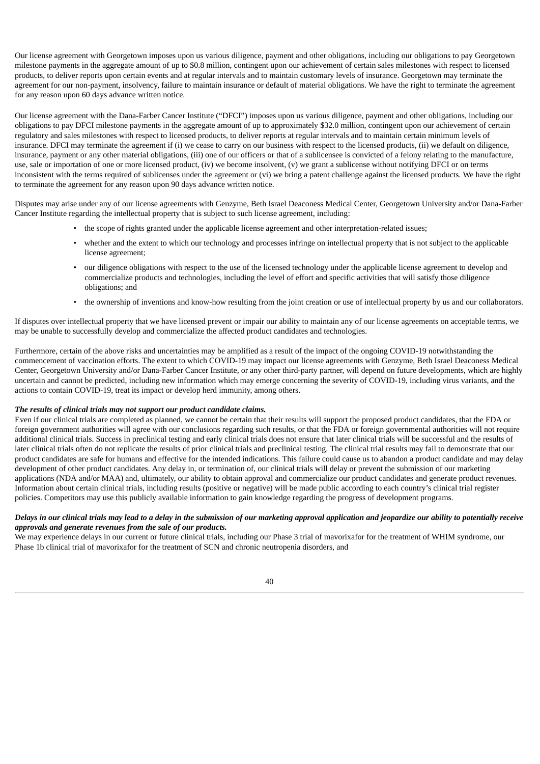Our license agreement with Georgetown imposes upon us various diligence, payment and other obligations, including our obligations to pay Georgetown milestone payments in the aggregate amount of up to $0.8 million, contingent upon our achievement of certain sales milestones with respect to licensed products, to deliver reports upon certain events and at regular intervals and to maintain customary levels of insurance. Georgetown may terminate the agreement for our non-payment, insolvency, failure to maintain insurance or default of material obligations. We have the right to terminate the agreement for any reason upon 60 days advance written notice.

Our license agreement with the Dana-Farber Cancer Institute ("DFCI") imposes upon us various diligence, payment and other obligations, including our obligations to pay DFCI milestone payments in the aggregate amount of up to approximately $32.0 million, contingent upon our achievement of certain regulatory and sales milestones with respect to licensed products, to deliver reports at regular intervals and to maintain certain minimum levels of insurance. DFCI may terminate the agreement if (i) we cease to carry on our business with respect to the licensed products, (ii) we default on diligence, insurance, payment or any other material obligations, (iii) one of our officers or that of a sublicensee is convicted of a felony relating to the manufacture, use, sale or importation of one or more licensed product, (iv) we become insolvent, (v) we grant a sublicense without notifying DFCI or on terms inconsistent with the terms required of sublicenses under the agreement or (vi) we bring a patent challenge against the licensed products. We have the right to terminate the agreement for any reason upon 90 days advance written notice.

Disputes may arise under any of our license agreements with Genzyme, Beth Israel Deaconess Medical Center, Georgetown University and/or Dana-Farber Cancer Institute regarding the intellectual property that is subject to such license agreement, including:

- the scope of rights granted under the applicable license agreement and other interpretation-related issues;
- whether and the extent to which our technology and processes infringe on intellectual property that is not subject to the applicable license agreement;
- our diligence obligations with respect to the use of the licensed technology under the applicable license agreement to develop and commercialize products and technologies, including the level of effort and specific activities that will satisfy those diligence obligations; and
- the ownership of inventions and know-how resulting from the joint creation or use of intellectual property by us and our collaborators.

If disputes over intellectual property that we have licensed prevent or impair our ability to maintain any of our license agreements on acceptable terms, we may be unable to successfully develop and commercialize the affected product candidates and technologies.

Furthermore, certain of the above risks and uncertainties may be amplified as a result of the impact of the ongoing COVID-19 notwithstanding the commencement of vaccination efforts. The extent to which COVID-19 may impact our license agreements with Genzyme, Beth Israel Deaconess Medical Center, Georgetown University and/or Dana-Farber Cancer Institute, or any other third-party partner, will depend on future developments, which are highly uncertain and cannot be predicted, including new information which may emerge concerning the severity of COVID-19, including virus variants, and the actions to contain COVID-19, treat its impact or develop herd immunity, among others.

***The results of clinical trials may not support our product candidate claims.***

Even if our clinical trials are completed as planned, we cannot be certain that their results will support the proposed product candidates, that the FDA or foreign government authorities will agree with our conclusions regarding such results, or that the FDA or foreign governmental authorities will not require additional clinical trials. Success in preclinical testing and early clinical trials does not ensure that later clinical trials will be successful and the results of later clinical trials often do not replicate the results of prior clinical trials and preclinical testing. The clinical trial results may fail to demonstrate that our product candidates are safe for humans and effective for the intended indications. This failure could cause us to abandon a product candidate and may delay development of other product candidates. Any delay in, or termination of, our clinical trials will delay or prevent the submission of our marketing applications (NDA and/or MAA) and, ultimately, our ability to obtain approval and commercialize our product candidates and generate product revenues. Information about certain clinical trials, including results (positive or negative) will be made public according to each country's clinical trial register policies. Competitors may use this publicly available information to gain knowledge regarding the progress of development programs.

***Delays in our clinical trials may lead to a delay in the submission of our marketing approval application and jeopardize our ability to potentially receive approvals and generate revenues from the sale of our products.***

We may experience delays in our current or future clinical trials, including our Phase 3 trial of mavorixafor for the treatment of WHIM syndrome, our Phase 1b clinical trial of mavorixafor for the treatment of SCN and chronic neutropenia disorders, and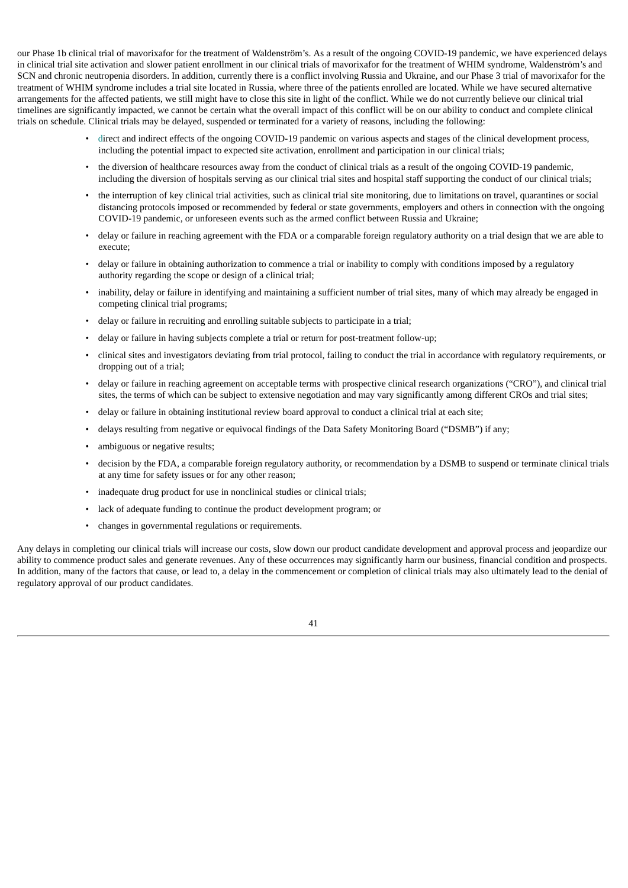our Phase 1b clinical trial of mavorixafor for the treatment of Waldenström's. As a result of the ongoing COVID-19 pandemic, we have experienced delays in clinical trial site activation and slower patient enrollment in our clinical trials of mavorixafor for the treatment of WHIM syndrome, Waldenström's and SCN and chronic neutropenia disorders. In addition, currently there is a conflict involving Russia and Ukraine, and our Phase 3 trial of mavorixafor for the treatment of WHIM syndrome includes a trial site located in Russia, where three of the patients enrolled are located. While we have secured alternative arrangements for the affected patients, we still might have to close this site in light of the conflict. While we do not currently believe our clinical trial timelines are significantly impacted, we cannot be certain what the overall impact of this conflict will be on our ability to conduct and complete clinical trials on schedule. Clinical trials may be delayed, suspended or terminated for a variety of reasons, including the following:

- direct and indirect effects of the ongoing COVID-19 pandemic on various aspects and stages of the clinical development process, including the potential impact to expected site activation, enrollment and participation in our clinical trials;
- the diversion of healthcare resources away from the conduct of clinical trials as a result of the ongoing COVID-19 pandemic, including the diversion of hospitals serving as our clinical trial sites and hospital staff supporting the conduct of our clinical trials;
- the interruption of key clinical trial activities, such as clinical trial site monitoring, due to limitations on travel, quarantines or social distancing protocols imposed or recommended by federal or state governments, employers and others in connection with the ongoing COVID-19 pandemic, or unforeseen events such as the armed conflict between Russia and Ukraine;
- delay or failure in reaching agreement with the FDA or a comparable foreign regulatory authority on a trial design that we are able to execute;
- delay or failure in obtaining authorization to commence a trial or inability to comply with conditions imposed by a regulatory authority regarding the scope or design of a clinical trial;
- inability, delay or failure in identifying and maintaining a sufficient number of trial sites, many of which may already be engaged in competing clinical trial programs;
- delay or failure in recruiting and enrolling suitable subjects to participate in a trial;
- delay or failure in having subjects complete a trial or return for post-treatment follow-up;
- clinical sites and investigators deviating from trial protocol, failing to conduct the trial in accordance with regulatory requirements, or dropping out of a trial;
- delay or failure in reaching agreement on acceptable terms with prospective clinical research organizations ("CRO"), and clinical trial sites, the terms of which can be subject to extensive negotiation and may vary significantly among different CROs and trial sites;
- delay or failure in obtaining institutional review board approval to conduct a clinical trial at each site;
- delays resulting from negative or equivocal findings of the Data Safety Monitoring Board ("DSMB") if any;
- ambiguous or negative results;
- decision by the FDA, a comparable foreign regulatory authority, or recommendation by a DSMB to suspend or terminate clinical trials at any time for safety issues or for any other reason;
- inadequate drug product for use in nonclinical studies or clinical trials;
- lack of adequate funding to continue the product development program; or
- changes in governmental regulations or requirements.

Any delays in completing our clinical trials will increase our costs, slow down our product candidate development and approval process and jeopardize our ability to commence product sales and generate revenues. Any of these occurrences may significantly harm our business, financial condition and prospects. In addition, many of the factors that cause, or lead to, a delay in the commencement or completion of clinical trials may also ultimately lead to the denial of regulatory approval of our product candidates.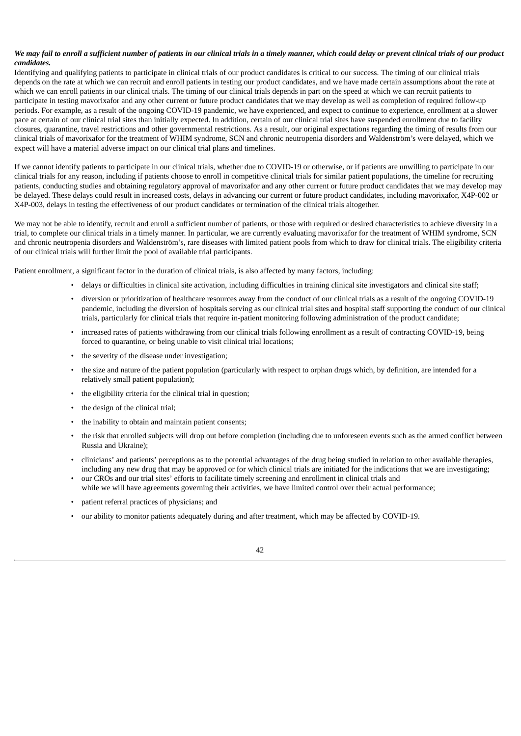***We may fail to enroll a sufficient number of patients in our clinical trials in a timely manner, which could delay or prevent clinical trials of our product candidates.***

Identifying and qualifying patients to participate in clinical trials of our product candidates is critical to our success. The timing of our clinical trials depends on the rate at which we can recruit and enroll patients in testing our product candidates, and we have made certain assumptions about the rate at which we can enroll patients in our clinical trials. The timing of our clinical trials depends in part on the speed at which we can recruit patients to participate in testing mavorixafor and any other current or future product candidates that we may develop as well as completion of required follow-up periods. For example, as a result of the ongoing COVID-19 pandemic, we have experienced, and expect to continue to experience, enrollment at a slower pace at certain of our clinical trial sites than initially expected. In addition, certain of our clinical trial sites have suspended enrollment due to facility closures, quarantine, travel restrictions and other governmental restrictions. As a result, our original expectations regarding the timing of results from our clinical trials of mavorixafor for the treatment of WHIM syndrome, SCN and chronic neutropenia disorders and Waldenström's were delayed, which we expect will have a material adverse impact on our clinical trial plans and timelines.

If we cannot identify patients to participate in our clinical trials, whether due to COVID-19 or otherwise, or if patients are unwilling to participate in our clinical trials for any reason, including if patients choose to enroll in competitive clinical trials for similar patient populations, the timeline for recruiting patients, conducting studies and obtaining regulatory approval of mavorixafor and any other current or future product candidates that we may develop may be delayed. These delays could result in increased costs, delays in advancing our current or future product candidates, including mavorixafor, X4P-002 or X4P-003, delays in testing the effectiveness of our product candidates or termination of the clinical trials altogether.

We may not be able to identify, recruit and enroll a sufficient number of patients, or those with required or desired characteristics to achieve diversity in a trial, to complete our clinical trials in a timely manner. In particular, we are currently evaluating mavorixafor for the treatment of WHIM syndrome, SCN and chronic neutropenia disorders and Waldenström's, rare diseases with limited patient pools from which to draw for clinical trials. The eligibility criteria of our clinical trials will further limit the pool of available trial participants.

Patient enrollment, a significant factor in the duration of clinical trials, is also affected by many factors, including:

- delays or difficulties in clinical site activation, including difficulties in training clinical site investigators and clinical site staff;
- diversion or prioritization of healthcare resources away from the conduct of our clinical trials as a result of the ongoing COVID-19 pandemic, including the diversion of hospitals serving as our clinical trial sites and hospital staff supporting the conduct of our clinical trials, particularly for clinical trials that require in-patient monitoring following administration of the product candidate;
- increased rates of patients withdrawing from our clinical trials following enrollment as a result of contracting COVID-19, being forced to quarantine, or being unable to visit clinical trial locations;
- the severity of the disease under investigation;
- the size and nature of the patient population (particularly with respect to orphan drugs which, by definition, are intended for a relatively small patient population);
- the eligibility criteria for the clinical trial in question;
- the design of the clinical trial;
- the inability to obtain and maintain patient consents;
- the risk that enrolled subjects will drop out before completion (including due to unforeseen events such as the armed conflict between Russia and Ukraine);
- clinicians' and patients' perceptions as to the potential advantages of the drug being studied in relation to other available therapies, including any new drug that may be approved or for which clinical trials are initiated for the indications that we are investigating;
- our CROs and our trial sites' efforts to facilitate timely screening and enrollment in clinical trials and while we will have agreements governing their activities, we have limited control over their actual performance;
- patient referral practices of physicians; and
- our ability to monitor patients adequately during and after treatment, which may be affected by COVID-19.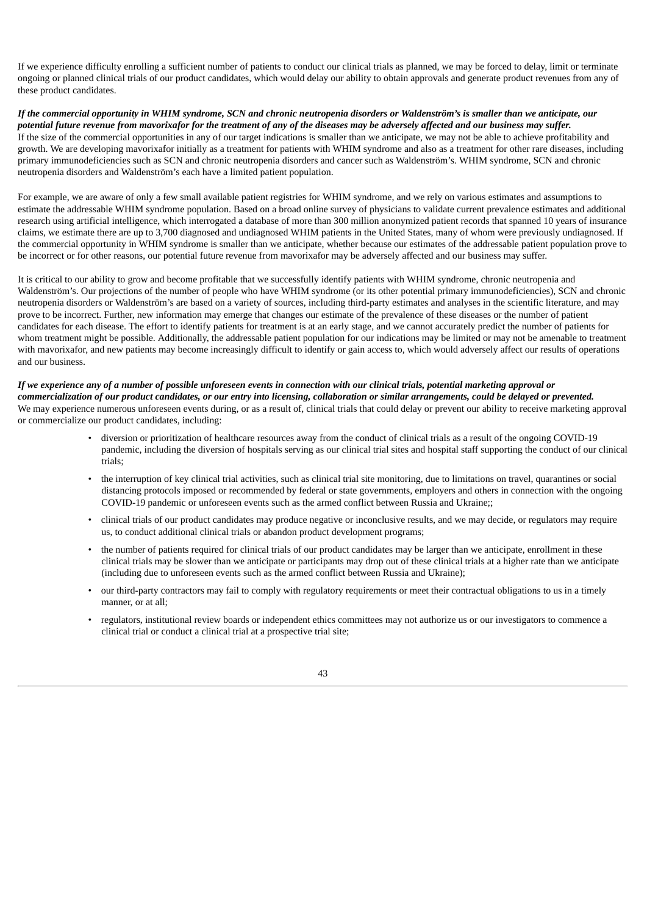If we experience difficulty enrolling a sufficient number of patients to conduct our clinical trials as planned, we may be forced to delay, limit or terminate ongoing or planned clinical trials of our product candidates, which would delay our ability to obtain approvals and generate product revenues from any of these product candidates.

***If the commercial opportunity in WHIM syndrome, SCN and chronic neutropenia disorders or Waldenström's is smaller than we anticipate, our potential future revenue from mavorixafor for the treatment of any of the diseases may be adversely affected and our business may suffer.***

If the size of the commercial opportunities in any of our target indications is smaller than we anticipate, we may not be able to achieve profitability and growth. We are developing mavorixafor initially as a treatment for patients with WHIM syndrome and also as a treatment for other rare diseases, including primary immunodeficiencies such as SCN and chronic neutropenia disorders and cancer such as Waldenström's. WHIM syndrome, SCN and chronic neutropenia disorders and Waldenström's each have a limited patient population.

For example, we are aware of only a few small available patient registries for WHIM syndrome, and we rely on various estimates and assumptions to estimate the addressable WHIM syndrome population. Based on a broad online survey of physicians to validate current prevalence estimates and additional research using artificial intelligence, which interrogated a database of more than 300 million anonymized patient records that spanned 10 years of insurance claims, we estimate there are up to 3,700 diagnosed and undiagnosed WHIM patients in the United States, many of whom were previously undiagnosed. If the commercial opportunity in WHIM syndrome is smaller than we anticipate, whether because our estimates of the addressable patient population prove to be incorrect or for other reasons, our potential future revenue from mavorixafor may be adversely affected and our business may suffer.

It is critical to our ability to grow and become profitable that we successfully identify patients with WHIM syndrome, chronic neutropenia and Waldenström's. Our projections of the number of people who have WHIM syndrome (or its other potential primary immunodeficiencies), SCN and chronic neutropenia disorders or Waldenström's are based on a variety of sources, including third-party estimates and analyses in the scientific literature, and may prove to be incorrect. Further, new information may emerge that changes our estimate of the prevalence of these diseases or the number of patient candidates for each disease. The effort to identify patients for treatment is at an early stage, and we cannot accurately predict the number of patients for whom treatment might be possible. Additionally, the addressable patient population for our indications may be limited or may not be amenable to treatment with mavorixafor, and new patients may become increasingly difficult to identify or gain access to, which would adversely affect our results of operations and our business.

***If we experience any of a number of possible unforeseen events in connection with our clinical trials, potential marketing approval or commercialization of our product candidates, or our entry into licensing, collaboration or similar arrangements, could be delayed or prevented.***

We may experience numerous unforeseen events during, or as a result of, clinical trials that could delay or prevent our ability to receive marketing approval or commercialize our product candidates, including:

- diversion or prioritization of healthcare resources away from the conduct of clinical trials as a result of the ongoing COVID-19 pandemic, including the diversion of hospitals serving as our clinical trial sites and hospital staff supporting the conduct of our clinical trials;
- the interruption of key clinical trial activities, such as clinical trial site monitoring, due to limitations on travel, quarantines or social distancing protocols imposed or recommended by federal or state governments, employers and others in connection with the ongoing COVID-19 pandemic or unforeseen events such as the armed conflict between Russia and Ukraine;;
- clinical trials of our product candidates may produce negative or inconclusive results, and we may decide, or regulators may require us, to conduct additional clinical trials or abandon product development programs;
- the number of patients required for clinical trials of our product candidates may be larger than we anticipate, enrollment in these clinical trials may be slower than we anticipate or participants may drop out of these clinical trials at a higher rate than we anticipate (including due to unforeseen events such as the armed conflict between Russia and Ukraine);
- our third-party contractors may fail to comply with regulatory requirements or meet their contractual obligations to us in a timely manner, or at all;
- regulators, institutional review boards or independent ethics committees may not authorize us or our investigators to commence a clinical trial or conduct a clinical trial at a prospective trial site;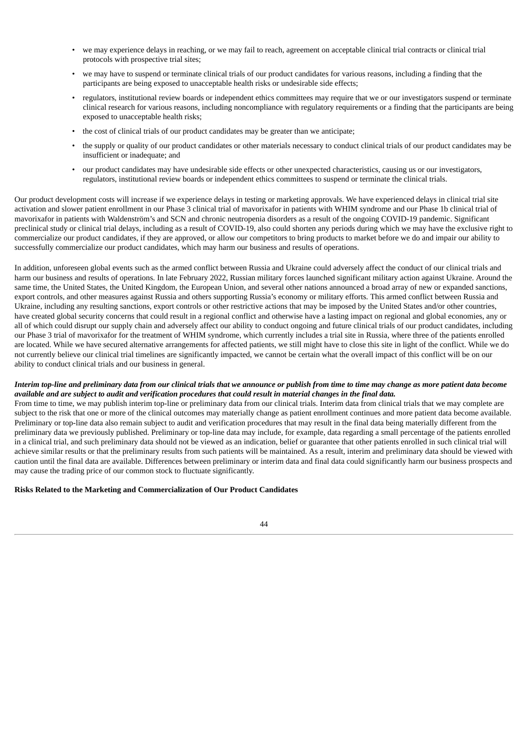- we may experience delays in reaching, or we may fail to reach, agreement on acceptable clinical trial contracts or clinical trial protocols with prospective trial sites;
- we may have to suspend or terminate clinical trials of our product candidates for various reasons, including a finding that the participants are being exposed to unacceptable health risks or undesirable side effects;
- regulators, institutional review boards or independent ethics committees may require that we or our investigators suspend or terminate clinical research for various reasons, including noncompliance with regulatory requirements or a finding that the participants are being exposed to unacceptable health risks;
- the cost of clinical trials of our product candidates may be greater than we anticipate;
- the supply or quality of our product candidates or other materials necessary to conduct clinical trials of our product candidates may be insufficient or inadequate; and
- our product candidates may have undesirable side effects or other unexpected characteristics, causing us or our investigators, regulators, institutional review boards or independent ethics committees to suspend or terminate the clinical trials.

Our product development costs will increase if we experience delays in testing or marketing approvals. We have experienced delays in clinical trial site activation and slower patient enrollment in our Phase 3 clinical trial of mavorixafor in patients with WHIM syndrome and our Phase 1b clinical trial of mavorixafor in patients with Waldenström's and SCN and chronic neutropenia disorders as a result of the ongoing COVID-19 pandemic. Significant preclinical study or clinical trial delays, including as a result of COVID-19, also could shorten any periods during which we may have the exclusive right to commercialize our product candidates, if they are approved, or allow our competitors to bring products to market before we do and impair our ability to successfully commercialize our product candidates, which may harm our business and results of operations.

In addition, unforeseen global events such as the armed conflict between Russia and Ukraine could adversely affect the conduct of our clinical trials and harm our business and results of operations. In late February 2022, Russian military forces launched significant military action against Ukraine. Around the same time, the United States, the United Kingdom, the European Union, and several other nations announced a broad array of new or expanded sanctions, export controls, and other measures against Russia and others supporting Russia's economy or military efforts. This armed conflict between Russia and Ukraine, including any resulting sanctions, export controls or other restrictive actions that may be imposed by the United States and/or other countries, have created global security concerns that could result in a regional conflict and otherwise have a lasting impact on regional and global economies, any or all of which could disrupt our supply chain and adversely affect our ability to conduct ongoing and future clinical trials of our product candidates, including our Phase 3 trial of mavorixafor for the treatment of WHIM syndrome, which currently includes a trial site in Russia, where three of the patients enrolled are located. While we have secured alternative arrangements for affected patients, we still might have to close this site in light of the conflict. While we do not currently believe our clinical trial timelines are significantly impacted, we cannot be certain what the overall impact of this conflict will be on our ability to conduct clinical trials and our business in general.

***Interim top-line and preliminary data from our clinical trials that we announce or publish from time to time may change as more patient data become available and are subject to audit and verification procedures that could result in material changes in the final data.***

From time to time, we may publish interim top-line or preliminary data from our clinical trials. Interim data from clinical trials that we may complete are subject to the risk that one or more of the clinical outcomes may materially change as patient enrollment continues and more patient data become available. Preliminary or top-line data also remain subject to audit and verification procedures that may result in the final data being materially different from the preliminary data we previously published. Preliminary or top-line data may include, for example, data regarding a small percentage of the patients enrolled in a clinical trial, and such preliminary data should not be viewed as an indication, belief or guarantee that other patients enrolled in such clinical trial will achieve similar results or that the preliminary results from such patients will be maintained. As a result, interim and preliminary data should be viewed with caution until the final data are available. Differences between preliminary or interim data and final data could significantly harm our business prospects and may cause the trading price of our common stock to fluctuate significantly.

**Risks Related to the Marketing and Commercialization of Our Product Candidates**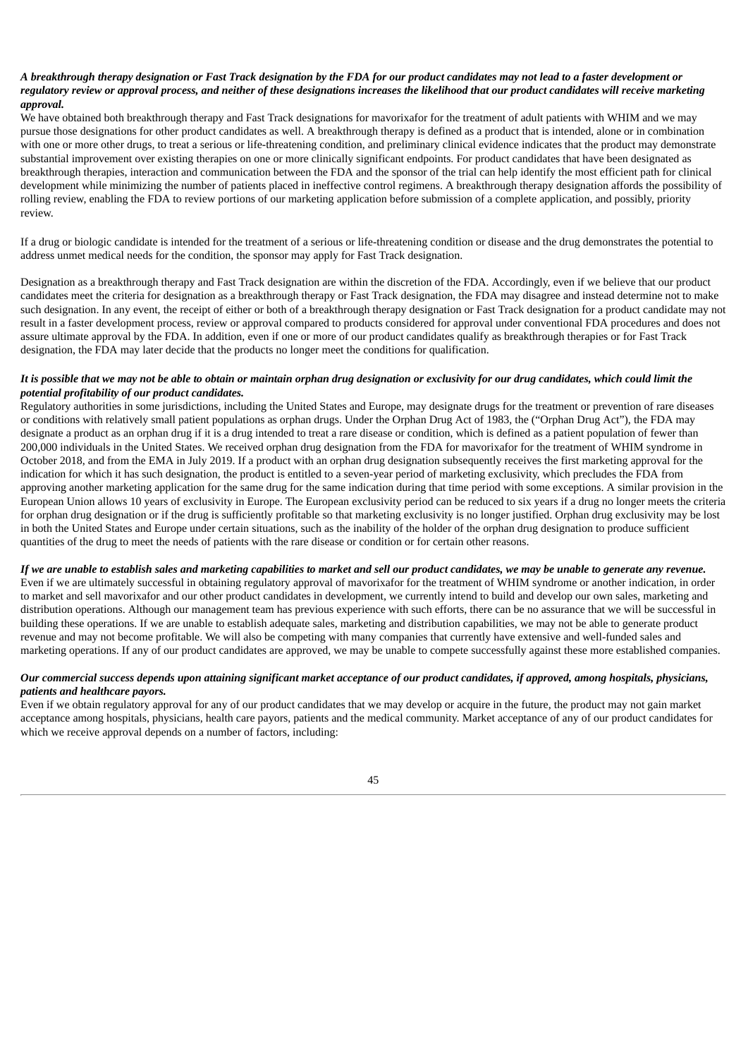***A breakthrough therapy designation or Fast Track designation by the FDA for our product candidates may not lead to a faster development or regulatory review or approval process, and neither of these designations increases the likelihood that our product candidates will receive marketing approval.***

We have obtained both breakthrough therapy and Fast Track designations for mavorixafor for the treatment of adult patients with WHIM and we may pursue those designations for other product candidates as well. A breakthrough therapy is defined as a product that is intended, alone or in combination with one or more other drugs, to treat a serious or life-threatening condition, and preliminary clinical evidence indicates that the product may demonstrate substantial improvement over existing therapies on one or more clinically significant endpoints. For product candidates that have been designated as breakthrough therapies, interaction and communication between the FDA and the sponsor of the trial can help identify the most efficient path for clinical development while minimizing the number of patients placed in ineffective control regimens. A breakthrough therapy designation affords the possibility of rolling review, enabling the FDA to review portions of our marketing application before submission of a complete application, and possibly, priority review.

If a drug or biologic candidate is intended for the treatment of a serious or life-threatening condition or disease and the drug demonstrates the potential to address unmet medical needs for the condition, the sponsor may apply for Fast Track designation.

Designation as a breakthrough therapy and Fast Track designation are within the discretion of the FDA. Accordingly, even if we believe that our product candidates meet the criteria for designation as a breakthrough therapy or Fast Track designation, the FDA may disagree and instead determine not to make such designation. In any event, the receipt of either or both of a breakthrough therapy designation or Fast Track designation for a product candidate may not result in a faster development process, review or approval compared to products considered for approval under conventional FDA procedures and does not assure ultimate approval by the FDA. In addition, even if one or more of our product candidates qualify as breakthrough therapies or for Fast Track designation, the FDA may later decide that the products no longer meet the conditions for qualification.

***It is possible that we may not be able to obtain or maintain orphan drug designation or exclusivity for our drug candidates, which could limit the potential profitability of our product candidates.***

Regulatory authorities in some jurisdictions, including the United States and Europe, may designate drugs for the treatment or prevention of rare diseases or conditions with relatively small patient populations as orphan drugs. Under the Orphan Drug Act of 1983, the ("Orphan Drug Act"), the FDA may designate a product as an orphan drug if it is a drug intended to treat a rare disease or condition, which is defined as a patient population of fewer than 200,000 individuals in the United States. We received orphan drug designation from the FDA for mavorixafor for the treatment of WHIM syndrome in October 2018, and from the EMA in July 2019. If a product with an orphan drug designation subsequently receives the first marketing approval for the indication for which it has such designation, the product is entitled to a seven-year period of marketing exclusivity, which precludes the FDA from approving another marketing application for the same drug for the same indication during that time period with some exceptions. A similar provision in the European Union allows 10 years of exclusivity in Europe. The European exclusivity period can be reduced to six years if a drug no longer meets the criteria for orphan drug designation or if the drug is sufficiently profitable so that marketing exclusivity is no longer justified. Orphan drug exclusivity may be lost in both the United States and Europe under certain situations, such as the inability of the holder of the orphan drug designation to produce sufficient quantities of the drug to meet the needs of patients with the rare disease or condition or for certain other reasons.

***If we are unable to establish sales and marketing capabilities to market and sell our product candidates, we may be unable to generate any revenue.***

Even if we are ultimately successful in obtaining regulatory approval of mavorixafor for the treatment of WHIM syndrome or another indication, in order to market and sell mavorixafor and our other product candidates in development, we currently intend to build and develop our own sales, marketing and distribution operations. Although our management team has previous experience with such efforts, there can be no assurance that we will be successful in building these operations. If we are unable to establish adequate sales, marketing and distribution capabilities, we may not be able to generate product revenue and may not become profitable. We will also be competing with many companies that currently have extensive and well-funded sales and marketing operations. If any of our product candidates are approved, we may be unable to compete successfully against these more established companies.

***Our commercial success depends upon attaining significant market acceptance of our product candidates, if approved, among hospitals, physicians, patients and healthcare payors.***

Even if we obtain regulatory approval for any of our product candidates that we may develop or acquire in the future, the product may not gain market acceptance among hospitals, physicians, health care payors, patients and the medical community. Market acceptance of any of our product candidates for which we receive approval depends on a number of factors, including: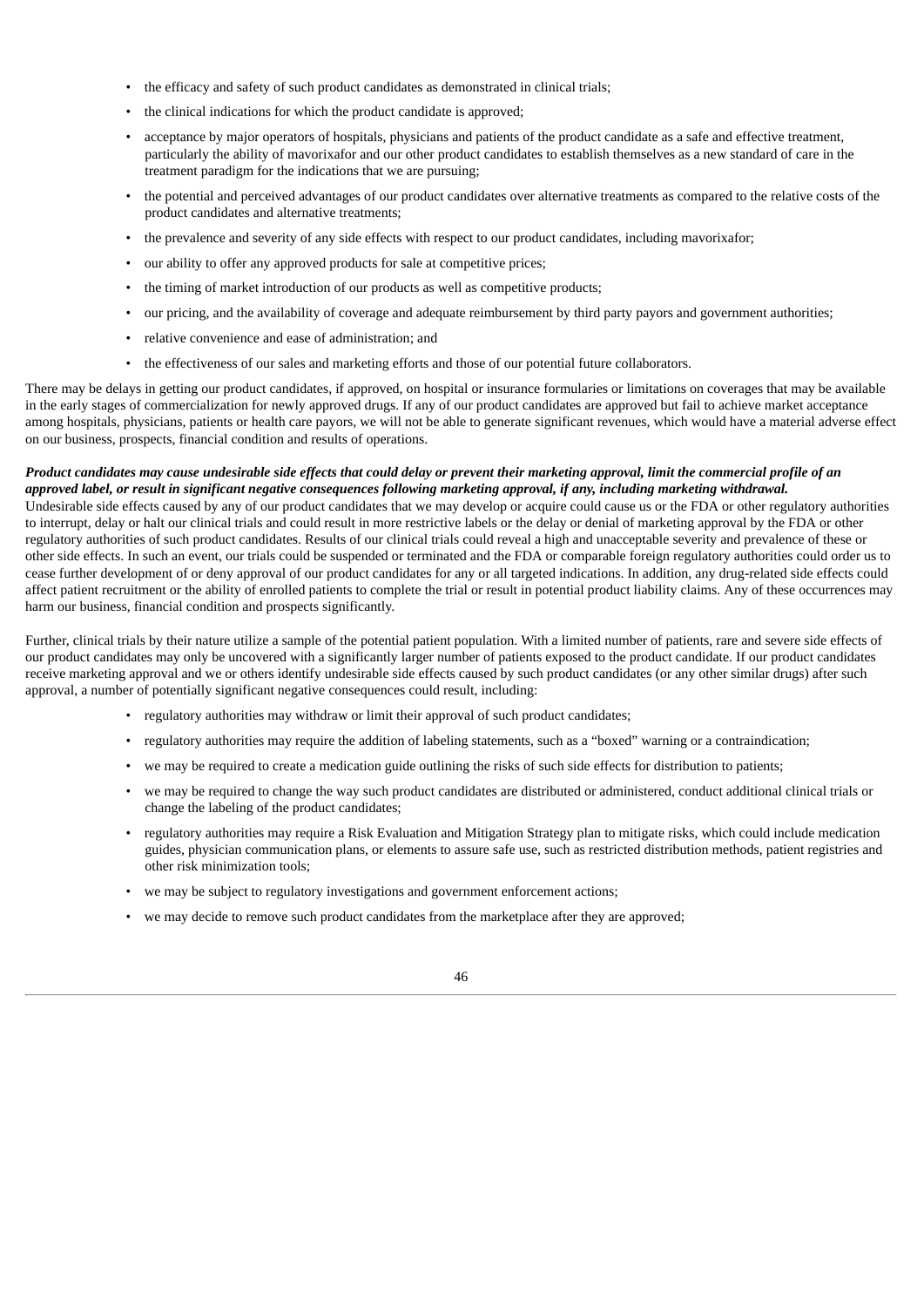- the efficacy and safety of such product candidates as demonstrated in clinical trials;
- the clinical indications for which the product candidate is approved;
- acceptance by major operators of hospitals, physicians and patients of the product candidate as a safe and effective treatment, particularly the ability of mavorixafor and our other product candidates to establish themselves as a new standard of care in the treatment paradigm for the indications that we are pursuing;
- the potential and perceived advantages of our product candidates over alternative treatments as compared to the relative costs of the product candidates and alternative treatments;
- the prevalence and severity of any side effects with respect to our product candidates, including mavorixafor;
- our ability to offer any approved products for sale at competitive prices;
- the timing of market introduction of our products as well as competitive products;
- our pricing, and the availability of coverage and adequate reimbursement by third party payors and government authorities;
- relative convenience and ease of administration; and
- the effectiveness of our sales and marketing efforts and those of our potential future collaborators.

There may be delays in getting our product candidates, if approved, on hospital or insurance formularies or limitations on coverages that may be available in the early stages of commercialization for newly approved drugs. If any of our product candidates are approved but fail to achieve market acceptance among hospitals, physicians, patients or health care payors, we will not be able to generate significant revenues, which would have a material adverse effect on our business, prospects, financial condition and results of operations.

***Product candidates may cause undesirable side effects that could delay or prevent their marketing approval, limit the commercial profile of an approved label, or result in significant negative consequences following marketing approval, if any, including marketing withdrawal.***

Undesirable side effects caused by any of our product candidates that we may develop or acquire could cause us or the FDA or other regulatory authorities to interrupt, delay or halt our clinical trials and could result in more restrictive labels or the delay or denial of marketing approval by the FDA or other regulatory authorities of such product candidates. Results of our clinical trials could reveal a high and unacceptable severity and prevalence of these or other side effects. In such an event, our trials could be suspended or terminated and the FDA or comparable foreign regulatory authorities could order us to cease further development of or deny approval of our product candidates for any or all targeted indications. In addition, any drug-related side effects could affect patient recruitment or the ability of enrolled patients to complete the trial or result in potential product liability claims. Any of these occurrences may harm our business, financial condition and prospects significantly.

Further, clinical trials by their nature utilize a sample of the potential patient population. With a limited number of patients, rare and severe side effects of our product candidates may only be uncovered with a significantly larger number of patients exposed to the product candidate. If our product candidates receive marketing approval and we or others identify undesirable side effects caused by such product candidates (or any other similar drugs) after such approval, a number of potentially significant negative consequences could result, including:

- regulatory authorities may withdraw or limit their approval of such product candidates;
- regulatory authorities may require the addition of labeling statements, such as a "boxed" warning or a contraindication;
- we may be required to create a medication guide outlining the risks of such side effects for distribution to patients;
- we may be required to change the way such product candidates are distributed or administered, conduct additional clinical trials or change the labeling of the product candidates;
- regulatory authorities may require a Risk Evaluation and Mitigation Strategy plan to mitigate risks, which could include medication guides, physician communication plans, or elements to assure safe use, such as restricted distribution methods, patient registries and other risk minimization tools;
- we may be subject to regulatory investigations and government enforcement actions;
- we may decide to remove such product candidates from the marketplace after they are approved;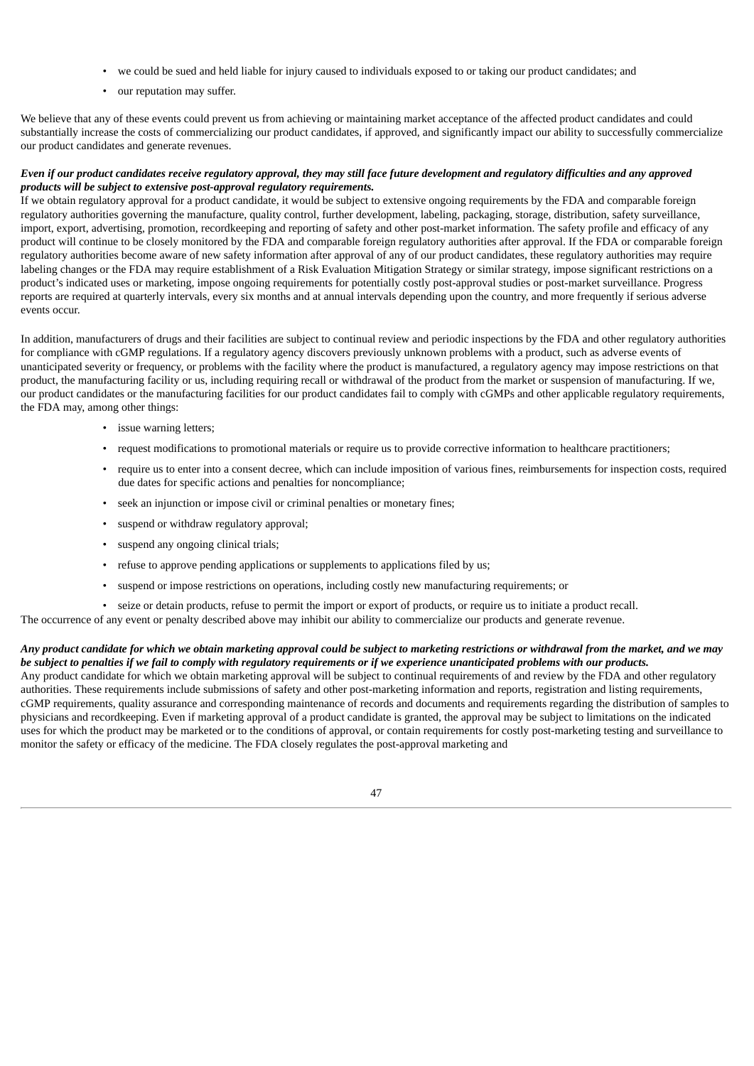- we could be sued and held liable for injury caused to individuals exposed to or taking our product candidates; and
- our reputation may suffer.

We believe that any of these events could prevent us from achieving or maintaining market acceptance of the affected product candidates and could substantially increase the costs of commercializing our product candidates, if approved, and significantly impact our ability to successfully commercialize our product candidates and generate revenues.

***Even if our product candidates receive regulatory approval, they may still face future development and regulatory difficulties and any approved products will be subject to extensive post-approval regulatory requirements.***

If we obtain regulatory approval for a product candidate, it would be subject to extensive ongoing requirements by the FDA and comparable foreign regulatory authorities governing the manufacture, quality control, further development, labeling, packaging, storage, distribution, safety surveillance, import, export, advertising, promotion, recordkeeping and reporting of safety and other post-market information. The safety profile and efficacy of any product will continue to be closely monitored by the FDA and comparable foreign regulatory authorities after approval. If the FDA or comparable foreign regulatory authorities become aware of new safety information after approval of any of our product candidates, these regulatory authorities may require labeling changes or the FDA may require establishment of a Risk Evaluation Mitigation Strategy or similar strategy, impose significant restrictions on a product's indicated uses or marketing, impose ongoing requirements for potentially costly post-approval studies or post-market surveillance. Progress reports are required at quarterly intervals, every six months and at annual intervals depending upon the country, and more frequently if serious adverse events occur.

In addition, manufacturers of drugs and their facilities are subject to continual review and periodic inspections by the FDA and other regulatory authorities for compliance with cGMP regulations. If a regulatory agency discovers previously unknown problems with a product, such as adverse events of unanticipated severity or frequency, or problems with the facility where the product is manufactured, a regulatory agency may impose restrictions on that product, the manufacturing facility or us, including requiring recall or withdrawal of the product from the market or suspension of manufacturing. If we, our product candidates or the manufacturing facilities for our product candidates fail to comply with cGMPs and other applicable regulatory requirements, the FDA may, among other things:

- issue warning letters;
- request modifications to promotional materials or require us to provide corrective information to healthcare practitioners;
- require us to enter into a consent decree, which can include imposition of various fines, reimbursements for inspection costs, required due dates for specific actions and penalties for noncompliance;
- seek an injunction or impose civil or criminal penalties or monetary fines;
- suspend or withdraw regulatory approval;
- suspend any ongoing clinical trials;
- refuse to approve pending applications or supplements to applications filed by us;
- suspend or impose restrictions on operations, including costly new manufacturing requirements; or
- seize or detain products, refuse to permit the import or export of products, or require us to initiate a product recall.

The occurrence of any event or penalty described above may inhibit our ability to commercialize our products and generate revenue.

***Any product candidate for which we obtain marketing approval could be subject to marketing restrictions or withdrawal from the market, and we may be subject to penalties if we fail to comply with regulatory requirements or if we experience unanticipated problems with our products.***

Any product candidate for which we obtain marketing approval will be subject to continual requirements of and review by the FDA and other regulatory authorities. These requirements include submissions of safety and other post-marketing information and reports, registration and listing requirements, cGMP requirements, quality assurance and corresponding maintenance of records and documents and requirements regarding the distribution of samples to physicians and recordkeeping. Even if marketing approval of a product candidate is granted, the approval may be subject to limitations on the indicated uses for which the product may be marketed or to the conditions of approval, or contain requirements for costly post-marketing testing and surveillance to monitor the safety or efficacy of the medicine. The FDA closely regulates the post-approval marketing and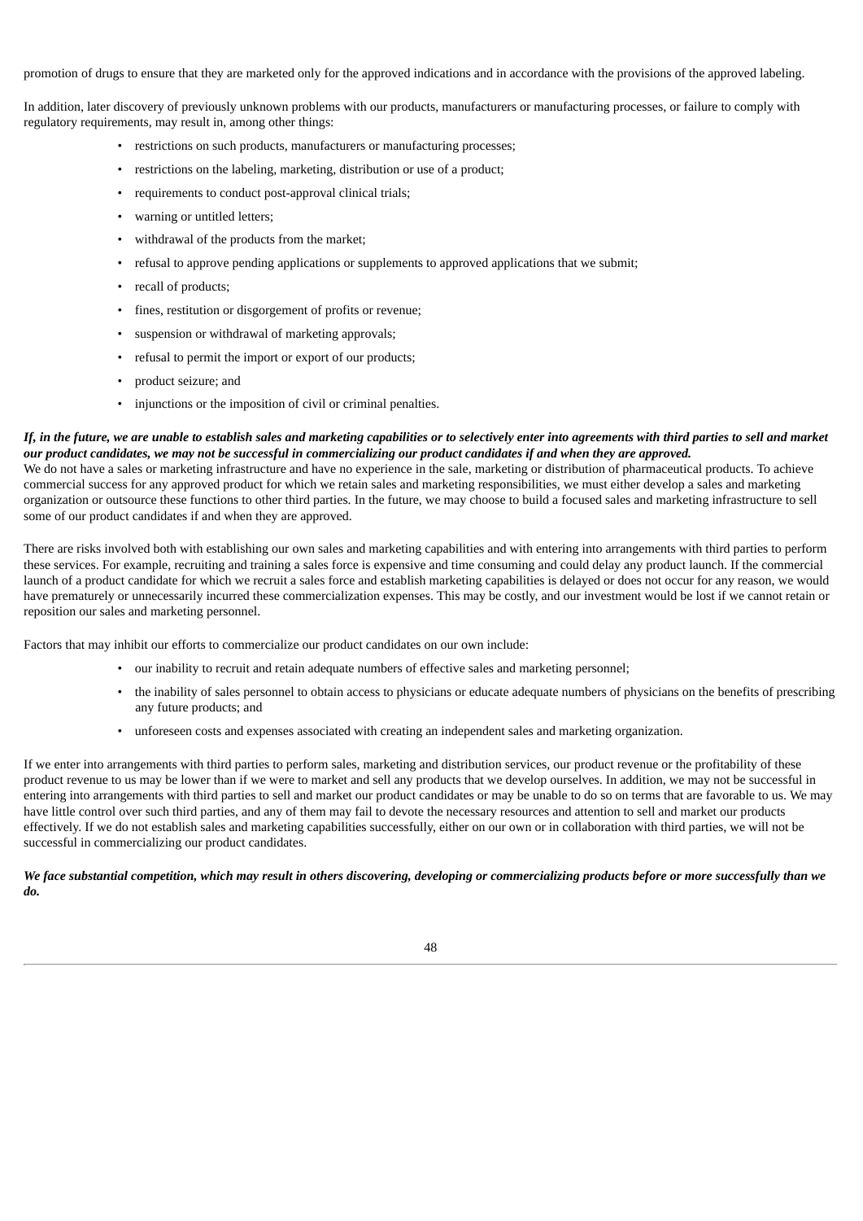promotion of drugs to ensure that they are marketed only for the approved indications and in accordance with the provisions of the approved labeling.

In addition, later discovery of previously unknown problems with our products, manufacturers or manufacturing processes, or failure to comply with regulatory requirements, may result in, among other things:

- restrictions on such products, manufacturers or manufacturing processes;
- restrictions on the labeling, marketing, distribution or use of a product;
- requirements to conduct post-approval clinical trials;
- warning or untitled letters;
- withdrawal of the products from the market;
- refusal to approve pending applications or supplements to approved applications that we submit;
- recall of products;
- fines, restitution or disgorgement of profits or revenue;
- suspension or withdrawal of marketing approvals;
- refusal to permit the import or export of our products;
- product seizure; and
- injunctions or the imposition of civil or criminal penalties.

***If, in the future, we are unable to establish sales and marketing capabilities or to selectively enter into agreements with third parties to sell and market our product candidates, we may not be successful in commercializing our product candidates if and when they are approved.***

We do not have a sales or marketing infrastructure and have no experience in the sale, marketing or distribution of pharmaceutical products. To achieve commercial success for any approved product for which we retain sales and marketing responsibilities, we must either develop a sales and marketing organization or outsource these functions to other third parties. In the future, we may choose to build a focused sales and marketing infrastructure to sell some of our product candidates if and when they are approved.

There are risks involved both with establishing our own sales and marketing capabilities and with entering into arrangements with third parties to perform these services. For example, recruiting and training a sales force is expensive and time consuming and could delay any product launch. If the commercial launch of a product candidate for which we recruit a sales force and establish marketing capabilities is delayed or does not occur for any reason, we would have prematurely or unnecessarily incurred these commercialization expenses. This may be costly, and our investment would be lost if we cannot retain or reposition our sales and marketing personnel.

Factors that may inhibit our efforts to commercialize our product candidates on our own include:

- our inability to recruit and retain adequate numbers of effective sales and marketing personnel;
- the inability of sales personnel to obtain access to physicians or educate adequate numbers of physicians on the benefits of prescribing any future products; and
- unforeseen costs and expenses associated with creating an independent sales and marketing organization.

If we enter into arrangements with third parties to perform sales, marketing and distribution services, our product revenue or the profitability of these product revenue to us may be lower than if we were to market and sell any products that we develop ourselves. In addition, we may not be successful in entering into arrangements with third parties to sell and market our product candidates or may be unable to do so on terms that are favorable to us. We may have little control over such third parties, and any of them may fail to devote the necessary resources and attention to sell and market our products effectively. If we do not establish sales and marketing capabilities successfully, either on our own or in collaboration with third parties, we will not be successful in commercializing our product candidates.

***We face substantial competition, which may result in others discovering, developing or commercializing products before or more successfully than we do.***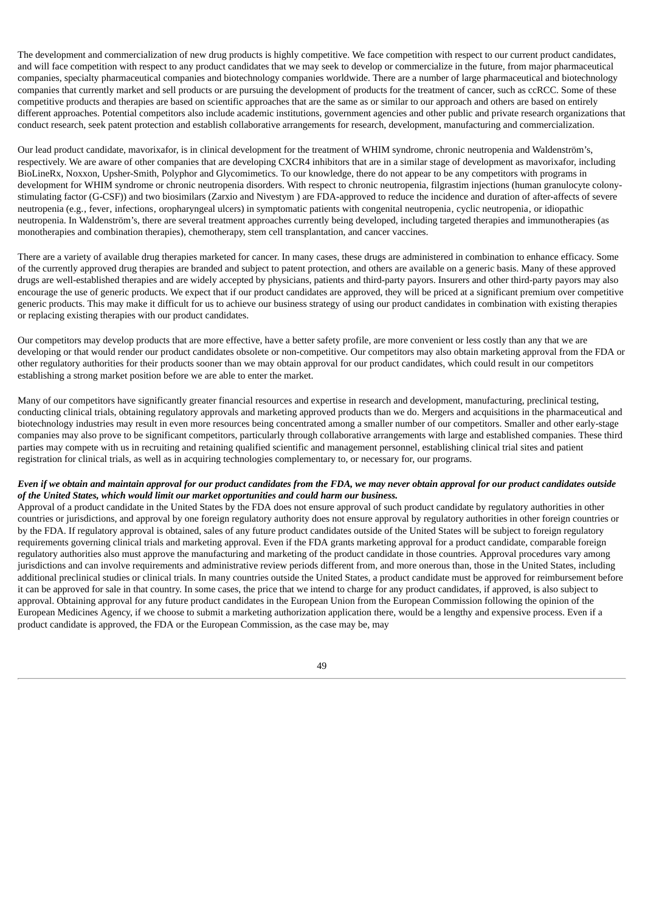The development and commercialization of new drug products is highly competitive. We face competition with respect to our current product candidates, and will face competition with respect to any product candidates that we may seek to develop or commercialize in the future, from major pharmaceutical companies, specialty pharmaceutical companies and biotechnology companies worldwide. There are a number of large pharmaceutical and biotechnology companies that currently market and sell products or are pursuing the development of products for the treatment of cancer, such as ccRCC. Some of these competitive products and therapies are based on scientific approaches that are the same as or similar to our approach and others are based on entirely different approaches. Potential competitors also include academic institutions, government agencies and other public and private research organizations that conduct research, seek patent protection and establish collaborative arrangements for research, development, manufacturing and commercialization.

Our lead product candidate, mavorixafor, is in clinical development for the treatment of WHIM syndrome, chronic neutropenia and Waldenström's, respectively. We are aware of other companies that are developing CXCR4 inhibitors that are in a similar stage of development as mavorixafor, including BioLineRx, Noxxon, Upsher-Smith, Polyphor and Glycomimetics. To our knowledge, there do not appear to be any competitors with programs in development for WHIM syndrome or chronic neutropenia disorders. With respect to chronic neutropenia, filgrastim injections (human granulocyte colony-stimulating factor (G-CSF)) and two biosimilars (Zarxio and Nivestym ) are FDA-approved to reduce the incidence and duration of after-affects of severe neutropenia (e.g., fever, infections, oropharyngeal ulcers) in symptomatic patients with congenital neutropenia, cyclic neutropenia, or idiopathic neutropenia. In Waldenström's, there are several treatment approaches currently being developed, including targeted therapies and immunotherapies (as monotherapies and combination therapies), chemotherapy, stem cell transplantation, and cancer vaccines.

There are a variety of available drug therapies marketed for cancer. In many cases, these drugs are administered in combination to enhance efficacy. Some of the currently approved drug therapies are branded and subject to patent protection, and others are available on a generic basis. Many of these approved drugs are well-established therapies and are widely accepted by physicians, patients and third-party payors. Insurers and other third-party payors may also encourage the use of generic products. We expect that if our product candidates are approved, they will be priced at a significant premium over competitive generic products. This may make it difficult for us to achieve our business strategy of using our product candidates in combination with existing therapies or replacing existing therapies with our product candidates.

Our competitors may develop products that are more effective, have a better safety profile, are more convenient or less costly than any that we are developing or that would render our product candidates obsolete or non-competitive. Our competitors may also obtain marketing approval from the FDA or other regulatory authorities for their products sooner than we may obtain approval for our product candidates, which could result in our competitors establishing a strong market position before we are able to enter the market.

Many of our competitors have significantly greater financial resources and expertise in research and development, manufacturing, preclinical testing, conducting clinical trials, obtaining regulatory approvals and marketing approved products than we do. Mergers and acquisitions in the pharmaceutical and biotechnology industries may result in even more resources being concentrated among a smaller number of our competitors. Smaller and other early-stage companies may also prove to be significant competitors, particularly through collaborative arrangements with large and established companies. These third parties may compete with us in recruiting and retaining qualified scientific and management personnel, establishing clinical trial sites and patient registration for clinical trials, as well as in acquiring technologies complementary to, or necessary for, our programs.

***Even if we obtain and maintain approval for our product candidates from the FDA, we may never obtain approval for our product candidates outside of the United States, which would limit our market opportunities and could harm our business.***

Approval of a product candidate in the United States by the FDA does not ensure approval of such product candidate by regulatory authorities in other countries or jurisdictions, and approval by one foreign regulatory authority does not ensure approval by regulatory authorities in other foreign countries or by the FDA. If regulatory approval is obtained, sales of any future product candidates outside of the United States will be subject to foreign regulatory requirements governing clinical trials and marketing approval. Even if the FDA grants marketing approval for a product candidate, comparable foreign regulatory authorities also must approve the manufacturing and marketing of the product candidate in those countries. Approval procedures vary among jurisdictions and can involve requirements and administrative review periods different from, and more onerous than, those in the United States, including additional preclinical studies or clinical trials. In many countries outside the United States, a product candidate must be approved for reimbursement before it can be approved for sale in that country. In some cases, the price that we intend to charge for any product candidates, if approved, is also subject to approval. Obtaining approval for any future product candidates in the European Union from the European Commission following the opinion of the European Medicines Agency, if we choose to submit a marketing authorization application there, would be a lengthy and expensive process. Even if a product candidate is approved, the FDA or the European Commission, as the case may be, may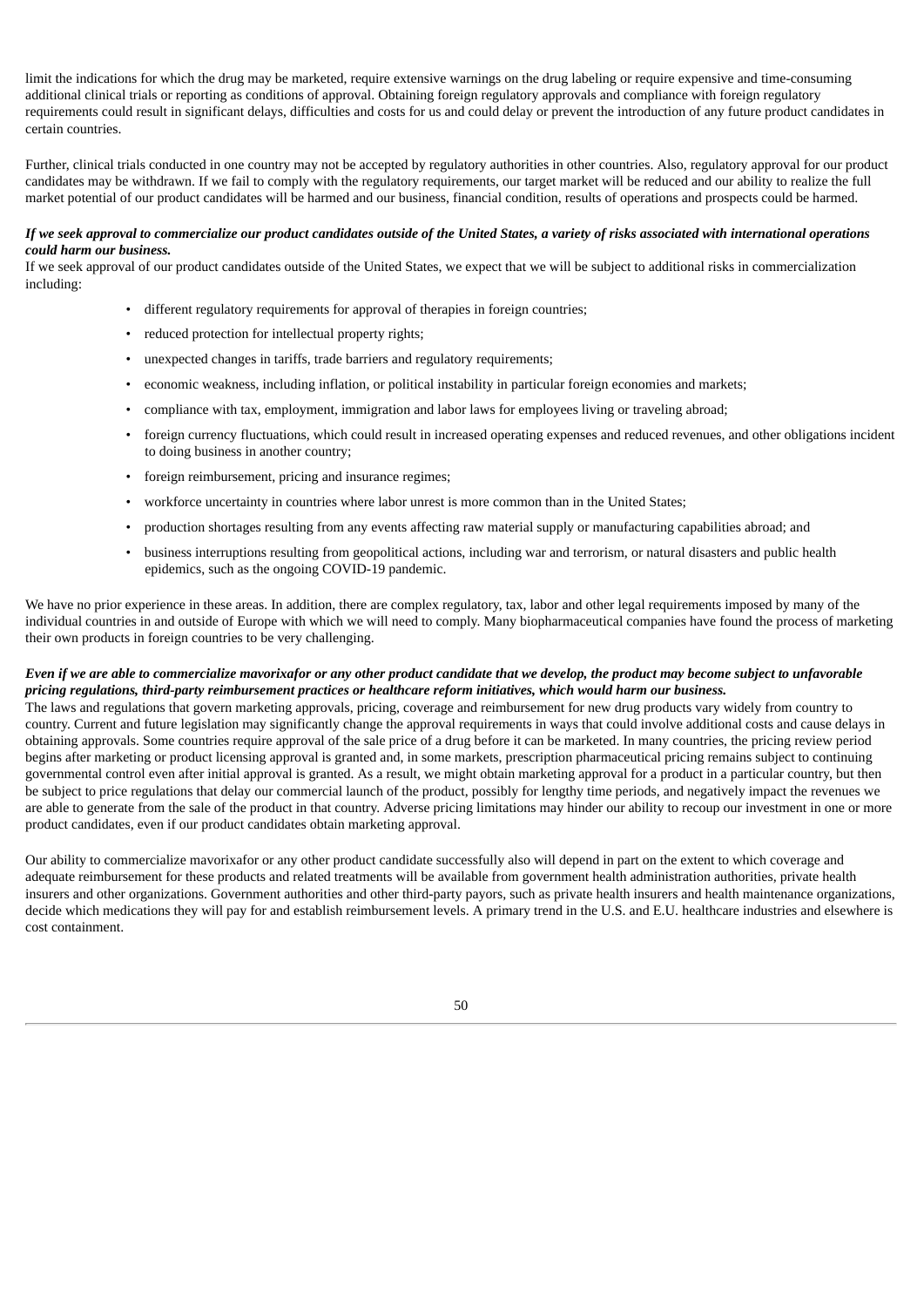limit the indications for which the drug may be marketed, require extensive warnings on the drug labeling or require expensive and time-consuming additional clinical trials or reporting as conditions of approval. Obtaining foreign regulatory approvals and compliance with foreign regulatory requirements could result in significant delays, difficulties and costs for us and could delay or prevent the introduction of any future product candidates in certain countries.

Further, clinical trials conducted in one country may not be accepted by regulatory authorities in other countries. Also, regulatory approval for our product candidates may be withdrawn. If we fail to comply with the regulatory requirements, our target market will be reduced and our ability to realize the full market potential of our product candidates will be harmed and our business, financial condition, results of operations and prospects could be harmed.

***If we seek approval to commercialize our product candidates outside of the United States, a variety of risks associated with international operations could harm our business.***

If we seek approval of our product candidates outside of the United States, we expect that we will be subject to additional risks in commercialization including:

- different regulatory requirements for approval of therapies in foreign countries;
- reduced protection for intellectual property rights;
- unexpected changes in tariffs, trade barriers and regulatory requirements;
- economic weakness, including inflation, or political instability in particular foreign economies and markets;
- compliance with tax, employment, immigration and labor laws for employees living or traveling abroad;
- foreign currency fluctuations, which could result in increased operating expenses and reduced revenues, and other obligations incident to doing business in another country;
- foreign reimbursement, pricing and insurance regimes;
- workforce uncertainty in countries where labor unrest is more common than in the United States;
- production shortages resulting from any events affecting raw material supply or manufacturing capabilities abroad; and
- business interruptions resulting from geopolitical actions, including war and terrorism, or natural disasters and public health epidemics, such as the ongoing COVID-19 pandemic.

We have no prior experience in these areas. In addition, there are complex regulatory, tax, labor and other legal requirements imposed by many of the individual countries in and outside of Europe with which we will need to comply. Many biopharmaceutical companies have found the process of marketing their own products in foreign countries to be very challenging.

***Even if we are able to commercialize mavorixafor or any other product candidate that we develop, the product may become subject to unfavorable pricing regulations, third-party reimbursement practices or healthcare reform initiatives, which would harm our business.***

The laws and regulations that govern marketing approvals, pricing, coverage and reimbursement for new drug products vary widely from country to country. Current and future legislation may significantly change the approval requirements in ways that could involve additional costs and cause delays in obtaining approvals. Some countries require approval of the sale price of a drug before it can be marketed. In many countries, the pricing review period begins after marketing or product licensing approval is granted and, in some markets, prescription pharmaceutical pricing remains subject to continuing governmental control even after initial approval is granted. As a result, we might obtain marketing approval for a product in a particular country, but then be subject to price regulations that delay our commercial launch of the product, possibly for lengthy time periods, and negatively impact the revenues we are able to generate from the sale of the product in that country. Adverse pricing limitations may hinder our ability to recoup our investment in one or more product candidates, even if our product candidates obtain marketing approval.

Our ability to commercialize mavorixafor or any other product candidate successfully also will depend in part on the extent to which coverage and adequate reimbursement for these products and related treatments will be available from government health administration authorities, private health insurers and other organizations. Government authorities and other third-party payors, such as private health insurers and health maintenance organizations, decide which medications they will pay for and establish reimbursement levels. A primary trend in the U.S. and E.U. healthcare industries and elsewhere is cost containment.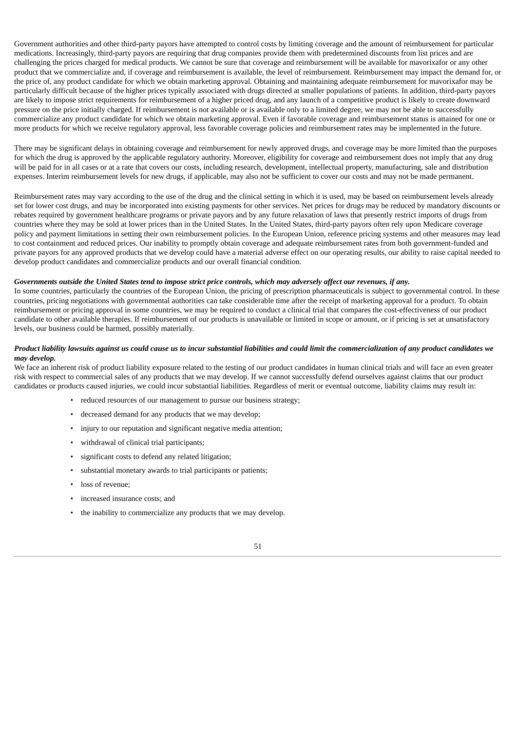Government authorities and other third-party payors have attempted to control costs by limiting coverage and the amount of reimbursement for particular medications. Increasingly, third-party payors are requiring that drug companies provide them with predetermined discounts from list prices and are challenging the prices charged for medical products. We cannot be sure that coverage and reimbursement will be available for mavorixafor or any other product that we commercialize and, if coverage and reimbursement is available, the level of reimbursement. Reimbursement may impact the demand for, or the price of, any product candidate for which we obtain marketing approval. Obtaining and maintaining adequate reimbursement for mavorixafor may be particularly difficult because of the higher prices typically associated with drugs directed at smaller populations of patients. In addition, third-party payors are likely to impose strict requirements for reimbursement of a higher priced drug, and any launch of a competitive product is likely to create downward pressure on the price initially charged. If reimbursement is not available or is available only to a limited degree, we may not be able to successfully commercialize any product candidate for which we obtain marketing approval. Even if favorable coverage and reimbursement status is attained for one or more products for which we receive regulatory approval, less favorable coverage policies and reimbursement rates may be implemented in the future.

There may be significant delays in obtaining coverage and reimbursement for newly approved drugs, and coverage may be more limited than the purposes for which the drug is approved by the applicable regulatory authority. Moreover, eligibility for coverage and reimbursement does not imply that any drug will be paid for in all cases or at a rate that covers our costs, including research, development, intellectual property, manufacturing, sale and distribution expenses. Interim reimbursement levels for new drugs, if applicable, may also not be sufficient to cover our costs and may not be made permanent.

Reimbursement rates may vary according to the use of the drug and the clinical setting in which it is used, may be based on reimbursement levels already set for lower cost drugs, and may be incorporated into existing payments for other services. Net prices for drugs may be reduced by mandatory discounts or rebates required by government healthcare programs or private payors and by any future relaxation of laws that presently restrict imports of drugs from countries where they may be sold at lower prices than in the United States. In the United States, third-party payors often rely upon Medicare coverage policy and payment limitations in setting their own reimbursement policies. In the European Union, reference pricing systems and other measures may lead to cost containment and reduced prices. Our inability to promptly obtain coverage and adequate reimbursement rates from both government-funded and private payors for any approved products that we develop could have a material adverse effect on our operating results, our ability to raise capital needed to develop product candidates and commercialize products and our overall financial condition.

***Governments outside the United States tend to impose strict price controls, which may adversely affect our revenues, if any.***

In some countries, particularly the countries of the European Union, the pricing of prescription pharmaceuticals is subject to governmental control. In these countries, pricing negotiations with governmental authorities can take considerable time after the receipt of marketing approval for a product. To obtain reimbursement or pricing approval in some countries, we may be required to conduct a clinical trial that compares the cost-effectiveness of our product candidate to other available therapies. If reimbursement of our products is unavailable or limited in scope or amount, or if pricing is set at unsatisfactory levels, our business could be harmed, possibly materially.

***Product liability lawsuits against us could cause us to incur substantial liabilities and could limit the commercialization of any product candidates we may develop.***

We face an inherent risk of product liability exposure related to the testing of our product candidates in human clinical trials and will face an even greater risk with respect to commercial sales of any products that we may develop. If we cannot successfully defend ourselves against claims that our product candidates or products caused injuries, we could incur substantial liabilities. Regardless of merit or eventual outcome, liability claims may result in:

- reduced resources of our management to pursue our business strategy;
- decreased demand for any products that we may develop;
- injury to our reputation and significant negative media attention;
- withdrawal of clinical trial participants;
- significant costs to defend any related litigation;
- substantial monetary awards to trial participants or patients;
- loss of revenue;
- increased insurance costs; and
- the inability to commercialize any products that we may develop.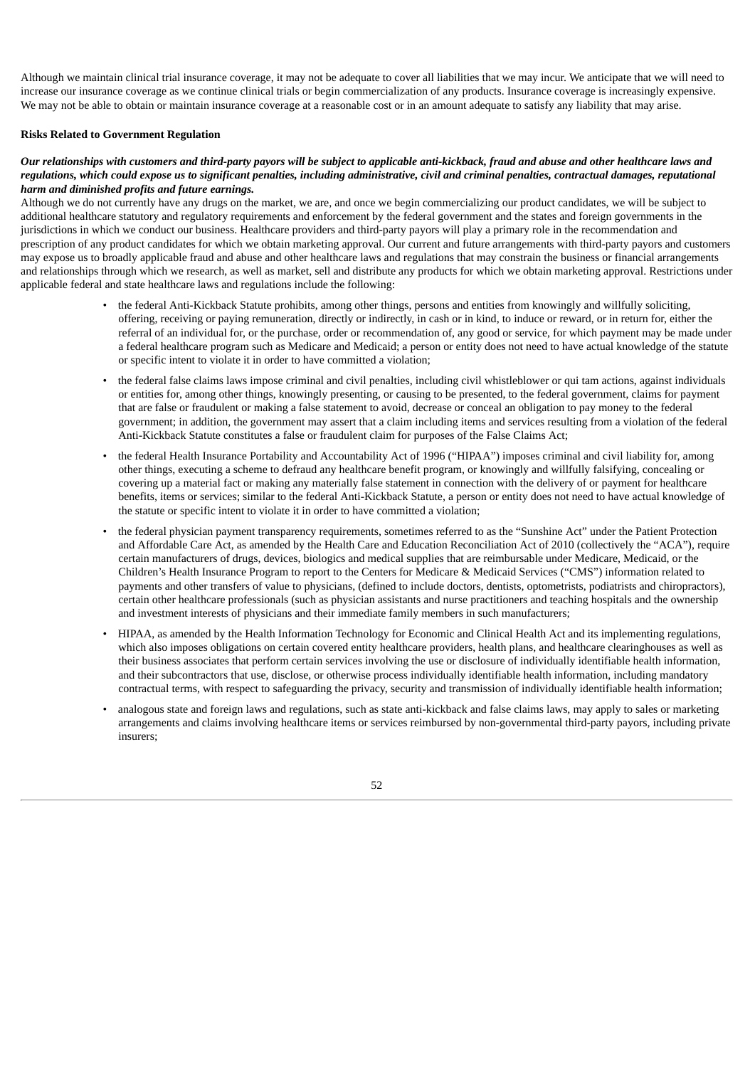Although we maintain clinical trial insurance coverage, it may not be adequate to cover all liabilities that we may incur. We anticipate that we will need to increase our insurance coverage as we continue clinical trials or begin commercialization of any products. Insurance coverage is increasingly expensive. We may not be able to obtain or maintain insurance coverage at a reasonable cost or in an amount adequate to satisfy any liability that may arise.

**Risks Related to Government Regulation**

***Our relationships with customers and third-party payors will be subject to applicable anti-kickback, fraud and abuse and other healthcare laws and regulations, which could expose us to significant penalties, including administrative, civil and criminal penalties, contractual damages, reputational harm and diminished profits and future earnings.***

Although we do not currently have any drugs on the market, we are, and once we begin commercializing our product candidates, we will be subject to additional healthcare statutory and regulatory requirements and enforcement by the federal government and the states and foreign governments in the jurisdictions in which we conduct our business. Healthcare providers and third-party payors will play a primary role in the recommendation and prescription of any product candidates for which we obtain marketing approval. Our current and future arrangements with third-party payors and customers may expose us to broadly applicable fraud and abuse and other healthcare laws and regulations that may constrain the business or financial arrangements and relationships through which we research, as well as market, sell and distribute any products for which we obtain marketing approval. Restrictions under applicable federal and state healthcare laws and regulations include the following:

- the federal Anti-Kickback Statute prohibits, among other things, persons and entities from knowingly and willfully soliciting, offering, receiving or paying remuneration, directly or indirectly, in cash or in kind, to induce or reward, or in return for, either the referral of an individual for, or the purchase, order or recommendation of, any good or service, for which payment may be made under a federal healthcare program such as Medicare and Medicaid; a person or entity does not need to have actual knowledge of the statute or specific intent to violate it in order to have committed a violation;
- the federal false claims laws impose criminal and civil penalties, including civil whistleblower or qui tam actions, against individuals or entities for, among other things, knowingly presenting, or causing to be presented, to the federal government, claims for payment that are false or fraudulent or making a false statement to avoid, decrease or conceal an obligation to pay money to the federal government; in addition, the government may assert that a claim including items and services resulting from a violation of the federal Anti-Kickback Statute constitutes a false or fraudulent claim for purposes of the False Claims Act;
- the federal Health Insurance Portability and Accountability Act of 1996 ("HIPAA") imposes criminal and civil liability for, among other things, executing a scheme to defraud any healthcare benefit program, or knowingly and willfully falsifying, concealing or covering up a material fact or making any materially false statement in connection with the delivery of or payment for healthcare benefits, items or services; similar to the federal Anti-Kickback Statute, a person or entity does not need to have actual knowledge of the statute or specific intent to violate it in order to have committed a violation;
- the federal physician payment transparency requirements, sometimes referred to as the "Sunshine Act" under the Patient Protection and Affordable Care Act, as amended by the Health Care and Education Reconciliation Act of 2010 (collectively the "ACA"), require certain manufacturers of drugs, devices, biologics and medical supplies that are reimbursable under Medicare, Medicaid, or the Children's Health Insurance Program to report to the Centers for Medicare & Medicaid Services ("CMS") information related to payments and other transfers of value to physicians, (defined to include doctors, dentists, optometrists, podiatrists and chiropractors), certain other healthcare professionals (such as physician assistants and nurse practitioners and teaching hospitals and the ownership and investment interests of physicians and their immediate family members in such manufacturers;
- HIPAA, as amended by the Health Information Technology for Economic and Clinical Health Act and its implementing regulations, which also imposes obligations on certain covered entity healthcare providers, health plans, and healthcare clearinghouses as well as their business associates that perform certain services involving the use or disclosure of individually identifiable health information, and their subcontractors that use, disclose, or otherwise process individually identifiable health information, including mandatory contractual terms, with respect to safeguarding the privacy, security and transmission of individually identifiable health information;
- analogous state and foreign laws and regulations, such as state anti-kickback and false claims laws, may apply to sales or marketing arrangements and claims involving healthcare items or services reimbursed by non-governmental third-party payors, including private insurers;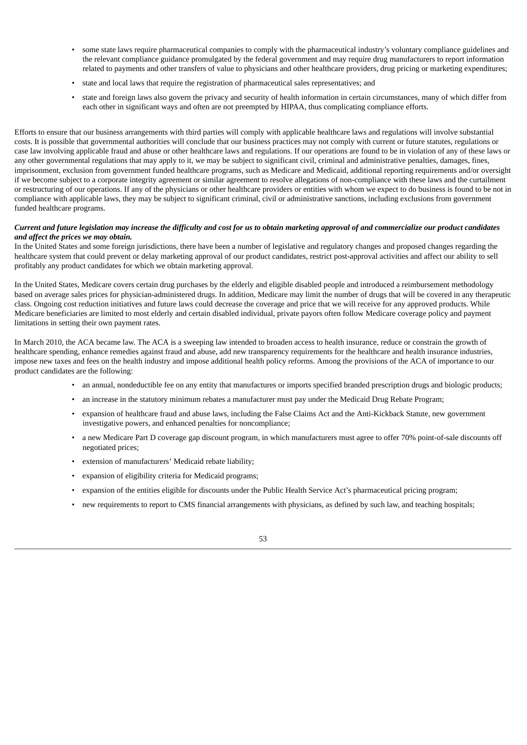- some state laws require pharmaceutical companies to comply with the pharmaceutical industry's voluntary compliance guidelines and the relevant compliance guidance promulgated by the federal government and may require drug manufacturers to report information related to payments and other transfers of value to physicians and other healthcare providers, drug pricing or marketing expenditures;
- state and local laws that require the registration of pharmaceutical sales representatives; and
- state and foreign laws also govern the privacy and security of health information in certain circumstances, many of which differ from each other in significant ways and often are not preempted by HIPAA, thus complicating compliance efforts.

Efforts to ensure that our business arrangements with third parties will comply with applicable healthcare laws and regulations will involve substantial costs. It is possible that governmental authorities will conclude that our business practices may not comply with current or future statutes, regulations or case law involving applicable fraud and abuse or other healthcare laws and regulations. If our operations are found to be in violation of any of these laws or any other governmental regulations that may apply to it, we may be subject to significant civil, criminal and administrative penalties, damages, fines, imprisonment, exclusion from government funded healthcare programs, such as Medicare and Medicaid, additional reporting requirements and/or oversight if we become subject to a corporate integrity agreement or similar agreement to resolve allegations of non-compliance with these laws and the curtailment or restructuring of our operations. If any of the physicians or other healthcare providers or entities with whom we expect to do business is found to be not in compliance with applicable laws, they may be subject to significant criminal, civil or administrative sanctions, including exclusions from government funded healthcare programs.

***Current and future legislation may increase the difficulty and cost for us to obtain marketing approval of and commercialize our product candidates and affect the prices we may obtain.***

In the United States and some foreign jurisdictions, there have been a number of legislative and regulatory changes and proposed changes regarding the healthcare system that could prevent or delay marketing approval of our product candidates, restrict post-approval activities and affect our ability to sell profitably any product candidates for which we obtain marketing approval.

In the United States, Medicare covers certain drug purchases by the elderly and eligible disabled people and introduced a reimbursement methodology based on average sales prices for physician-administered drugs. In addition, Medicare may limit the number of drugs that will be covered in any therapeutic class. Ongoing cost reduction initiatives and future laws could decrease the coverage and price that we will receive for any approved products. While Medicare beneficiaries are limited to most elderly and certain disabled individual, private payors often follow Medicare coverage policy and payment limitations in setting their own payment rates.

In March 2010, the ACA became law. The ACA is a sweeping law intended to broaden access to health insurance, reduce or constrain the growth of healthcare spending, enhance remedies against fraud and abuse, add new transparency requirements for the healthcare and health insurance industries, impose new taxes and fees on the health industry and impose additional health policy reforms. Among the provisions of the ACA of importance to our product candidates are the following:

- an annual, nondeductible fee on any entity that manufactures or imports specified branded prescription drugs and biologic products;
- an increase in the statutory minimum rebates a manufacturer must pay under the Medicaid Drug Rebate Program;
- expansion of healthcare fraud and abuse laws, including the False Claims Act and the Anti-Kickback Statute, new government investigative powers, and enhanced penalties for noncompliance;
- a new Medicare Part D coverage gap discount program, in which manufacturers must agree to offer 70% point-of-sale discounts off negotiated prices;
- extension of manufacturers' Medicaid rebate liability;
- expansion of eligibility criteria for Medicaid programs;
- expansion of the entities eligible for discounts under the Public Health Service Act's pharmaceutical pricing program;
- new requirements to report to CMS financial arrangements with physicians, as defined by such law, and teaching hospitals;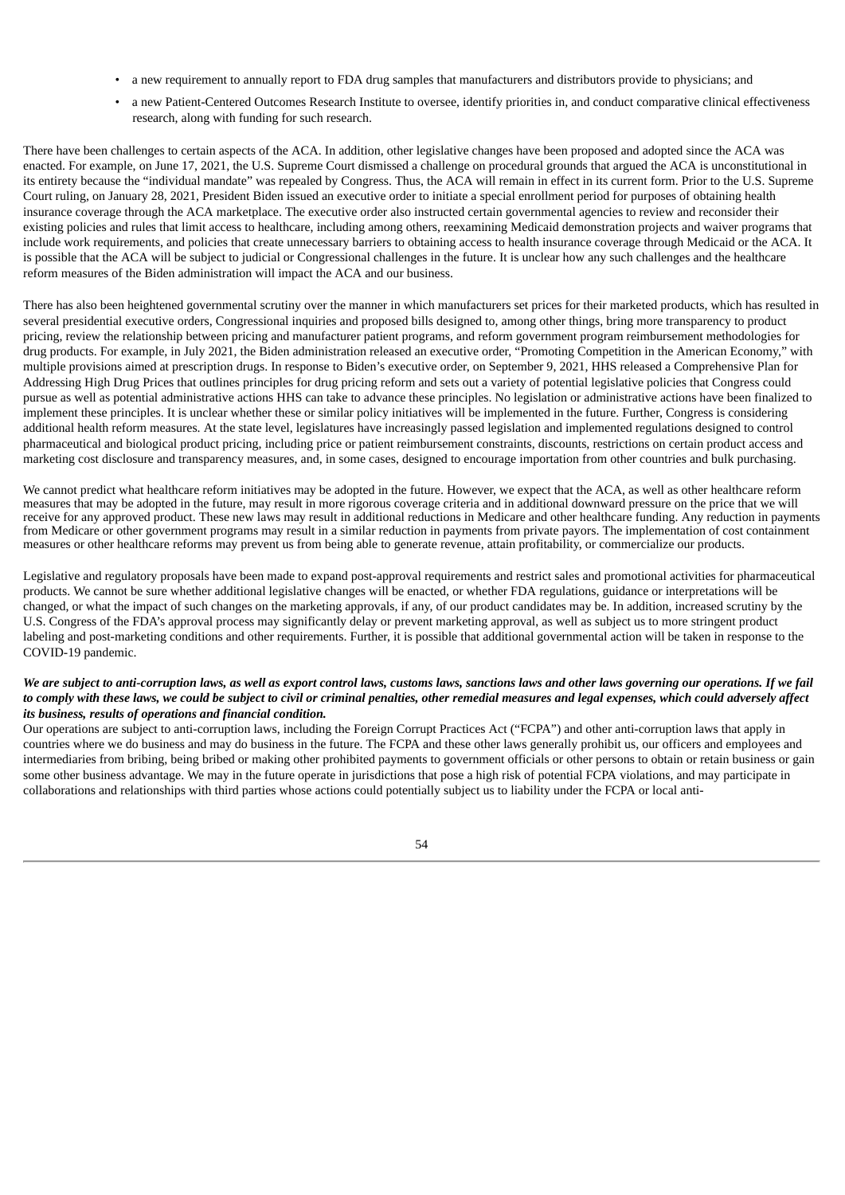- a new requirement to annually report to FDA drug samples that manufacturers and distributors provide to physicians; and
- a new Patient-Centered Outcomes Research Institute to oversee, identify priorities in, and conduct comparative clinical effectiveness research, along with funding for such research.

There have been challenges to certain aspects of the ACA. In addition, other legislative changes have been proposed and adopted since the ACA was enacted. For example, on June 17, 2021, the U.S. Supreme Court dismissed a challenge on procedural grounds that argued the ACA is unconstitutional in its entirety because the "individual mandate" was repealed by Congress. Thus, the ACA will remain in effect in its current form. Prior to the U.S. Supreme Court ruling, on January 28, 2021, President Biden issued an executive order to initiate a special enrollment period for purposes of obtaining health insurance coverage through the ACA marketplace. The executive order also instructed certain governmental agencies to review and reconsider their existing policies and rules that limit access to healthcare, including among others, reexamining Medicaid demonstration projects and waiver programs that include work requirements, and policies that create unnecessary barriers to obtaining access to health insurance coverage through Medicaid or the ACA. It is possible that the ACA will be subject to judicial or Congressional challenges in the future. It is unclear how any such challenges and the healthcare reform measures of the Biden administration will impact the ACA and our business.

There has also been heightened governmental scrutiny over the manner in which manufacturers set prices for their marketed products, which has resulted in several presidential executive orders, Congressional inquiries and proposed bills designed to, among other things, bring more transparency to product pricing, review the relationship between pricing and manufacturer patient programs, and reform government program reimbursement methodologies for drug products. For example, in July 2021, the Biden administration released an executive order, "Promoting Competition in the American Economy," with multiple provisions aimed at prescription drugs. In response to Biden's executive order, on September 9, 2021, HHS released a Comprehensive Plan for Addressing High Drug Prices that outlines principles for drug pricing reform and sets out a variety of potential legislative policies that Congress could pursue as well as potential administrative actions HHS can take to advance these principles. No legislation or administrative actions have been finalized to implement these principles. It is unclear whether these or similar policy initiatives will be implemented in the future. Further, Congress is considering additional health reform measures. At the state level, legislatures have increasingly passed legislation and implemented regulations designed to control pharmaceutical and biological product pricing, including price or patient reimbursement constraints, discounts, restrictions on certain product access and marketing cost disclosure and transparency measures, and, in some cases, designed to encourage importation from other countries and bulk purchasing.

We cannot predict what healthcare reform initiatives may be adopted in the future. However, we expect that the ACA, as well as other healthcare reform measures that may be adopted in the future, may result in more rigorous coverage criteria and in additional downward pressure on the price that we will receive for any approved product. These new laws may result in additional reductions in Medicare and other healthcare funding. Any reduction in payments from Medicare or other government programs may result in a similar reduction in payments from private payors. The implementation of cost containment measures or other healthcare reforms may prevent us from being able to generate revenue, attain profitability, or commercialize our products.

Legislative and regulatory proposals have been made to expand post-approval requirements and restrict sales and promotional activities for pharmaceutical products. We cannot be sure whether additional legislative changes will be enacted, or whether FDA regulations, guidance or interpretations will be changed, or what the impact of such changes on the marketing approvals, if any, of our product candidates may be. In addition, increased scrutiny by the U.S. Congress of the FDA's approval process may significantly delay or prevent marketing approval, as well as subject us to more stringent product labeling and post-marketing conditions and other requirements. Further, it is possible that additional governmental action will be taken in response to the COVID-19 pandemic.

***We are subject to anti-corruption laws, as well as export control laws, customs laws, sanctions laws and other laws governing our operations. If we fail to comply with these laws, we could be subject to civil or criminal penalties, other remedial measures and legal expenses, which could adversely affect its business, results of operations and financial condition.***

Our operations are subject to anti-corruption laws, including the Foreign Corrupt Practices Act ("FCPA") and other anti-corruption laws that apply in countries where we do business and may do business in the future. The FCPA and these other laws generally prohibit us, our officers and employees and intermediaries from bribing, being bribed or making other prohibited payments to government officials or other persons to obtain or retain business or gain some other business advantage. We may in the future operate in jurisdictions that pose a high risk of potential FCPA violations, and may participate in collaborations and relationships with third parties whose actions could potentially subject us to liability under the FCPA or local anti-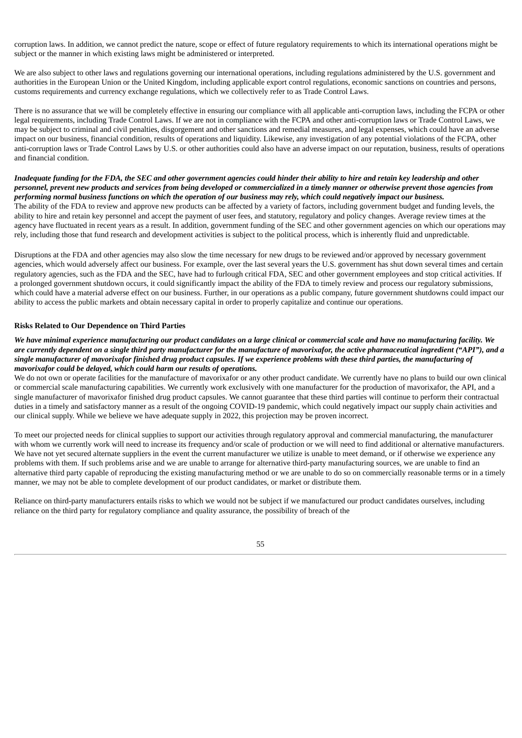corruption laws. In addition, we cannot predict the nature, scope or effect of future regulatory requirements to which its international operations might be subject or the manner in which existing laws might be administered or interpreted.

We are also subject to other laws and regulations governing our international operations, including regulations administered by the U.S. government and authorities in the European Union or the United Kingdom, including applicable export control regulations, economic sanctions on countries and persons, customs requirements and currency exchange regulations, which we collectively refer to as Trade Control Laws.

There is no assurance that we will be completely effective in ensuring our compliance with all applicable anti-corruption laws, including the FCPA or other legal requirements, including Trade Control Laws. If we are not in compliance with the FCPA and other anti-corruption laws or Trade Control Laws, we may be subject to criminal and civil penalties, disgorgement and other sanctions and remedial measures, and legal expenses, which could have an adverse impact on our business, financial condition, results of operations and liquidity. Likewise, any investigation of any potential violations of the FCPA, other anti-corruption laws or Trade Control Laws by U.S. or other authorities could also have an adverse impact on our reputation, business, results of operations and financial condition.

***Inadequate funding for the FDA, the SEC and other government agencies could hinder their ability to hire and retain key leadership and other personnel, prevent new products and services from being developed or commercialized in a timely manner or otherwise prevent those agencies from performing normal business functions on which the operation of our business may rely, which could negatively impact our business.***

The ability of the FDA to review and approve new products can be affected by a variety of factors, including government budget and funding levels, the ability to hire and retain key personnel and accept the payment of user fees, and statutory, regulatory and policy changes. Average review times at the agency have fluctuated in recent years as a result. In addition, government funding of the SEC and other government agencies on which our operations may rely, including those that fund research and development activities is subject to the political process, which is inherently fluid and unpredictable.

Disruptions at the FDA and other agencies may also slow the time necessary for new drugs to be reviewed and/or approved by necessary government agencies, which would adversely affect our business. For example, over the last several years the U.S. government has shut down several times and certain regulatory agencies, such as the FDA and the SEC, have had to furlough critical FDA, SEC and other government employees and stop critical activities. If a prolonged government shutdown occurs, it could significantly impact the ability of the FDA to timely review and process our regulatory submissions, which could have a material adverse effect on our business. Further, in our operations as a public company, future government shutdowns could impact our ability to access the public markets and obtain necessary capital in order to properly capitalize and continue our operations.

**Risks Related to Our Dependence on Third Parties**

***We have minimal experience manufacturing our product candidates on a large clinical or commercial scale and have no manufacturing facility. We are currently dependent on a single third party manufacturer for the manufacture of mavorixafor, the active pharmaceutical ingredient ("API"), and a single manufacturer of mavorixafor finished drug product capsules. If we experience problems with these third parties, the manufacturing of mavorixafor could be delayed, which could harm our results of operations.***

We do not own or operate facilities for the manufacture of mavorixafor or any other product candidate. We currently have no plans to build our own clinical or commercial scale manufacturing capabilities. We currently work exclusively with one manufacturer for the production of mavorixafor, the API, and a single manufacturer of mavorixafor finished drug product capsules. We cannot guarantee that these third parties will continue to perform their contractual duties in a timely and satisfactory manner as a result of the ongoing COVID-19 pandemic, which could negatively impact our supply chain activities and our clinical supply. While we believe we have adequate supply in 2022, this projection may be proven incorrect.

To meet our projected needs for clinical supplies to support our activities through regulatory approval and commercial manufacturing, the manufacturer with whom we currently work will need to increase its frequency and/or scale of production or we will need to find additional or alternative manufacturers. We have not yet secured alternate suppliers in the event the current manufacturer we utilize is unable to meet demand, or if otherwise we experience any problems with them. If such problems arise and we are unable to arrange for alternative third-party manufacturing sources, we are unable to find an alternative third party capable of reproducing the existing manufacturing method or we are unable to do so on commercially reasonable terms or in a timely manner, we may not be able to complete development of our product candidates, or market or distribute them.

Reliance on third-party manufacturers entails risks to which we would not be subject if we manufactured our product candidates ourselves, including reliance on the third party for regulatory compliance and quality assurance, the possibility of breach of the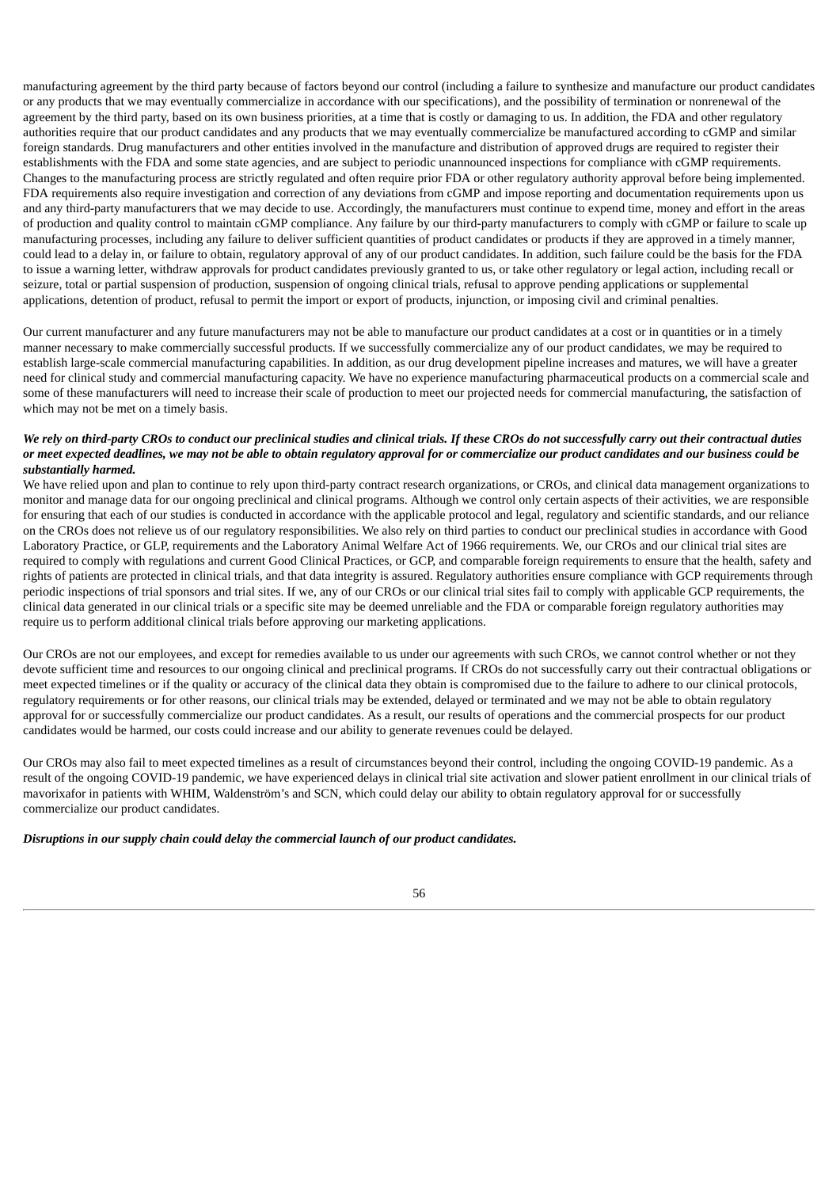manufacturing agreement by the third party because of factors beyond our control (including a failure to synthesize and manufacture our product candidates or any products that we may eventually commercialize in accordance with our specifications), and the possibility of termination or nonrenewal of the agreement by the third party, based on its own business priorities, at a time that is costly or damaging to us. In addition, the FDA and other regulatory authorities require that our product candidates and any products that we may eventually commercialize be manufactured according to cGMP and similar foreign standards. Drug manufacturers and other entities involved in the manufacture and distribution of approved drugs are required to register their establishments with the FDA and some state agencies, and are subject to periodic unannounced inspections for compliance with cGMP requirements. Changes to the manufacturing process are strictly regulated and often require prior FDA or other regulatory authority approval before being implemented. FDA requirements also require investigation and correction of any deviations from cGMP and impose reporting and documentation requirements upon us and any third-party manufacturers that we may decide to use. Accordingly, the manufacturers must continue to expend time, money and effort in the areas of production and quality control to maintain cGMP compliance. Any failure by our third-party manufacturers to comply with cGMP or failure to scale up manufacturing processes, including any failure to deliver sufficient quantities of product candidates or products if they are approved in a timely manner, could lead to a delay in, or failure to obtain, regulatory approval of any of our product candidates. In addition, such failure could be the basis for the FDA to issue a warning letter, withdraw approvals for product candidates previously granted to us, or take other regulatory or legal action, including recall or seizure, total or partial suspension of production, suspension of ongoing clinical trials, refusal to approve pending applications or supplemental applications, detention of product, refusal to permit the import or export of products, injunction, or imposing civil and criminal penalties.

Our current manufacturer and any future manufacturers may not be able to manufacture our product candidates at a cost or in quantities or in a timely manner necessary to make commercially successful products. If we successfully commercialize any of our product candidates, we may be required to establish large-scale commercial manufacturing capabilities. In addition, as our drug development pipeline increases and matures, we will have a greater need for clinical study and commercial manufacturing capacity. We have no experience manufacturing pharmaceutical products on a commercial scale and some of these manufacturers will need to increase their scale of production to meet our projected needs for commercial manufacturing, the satisfaction of which may not be met on a timely basis.

***We rely on third-party CROs to conduct our preclinical studies and clinical trials. If these CROs do not successfully carry out their contractual duties or meet expected deadlines, we may not be able to obtain regulatory approval for or commercialize our product candidates and our business could be substantially harmed.***

We have relied upon and plan to continue to rely upon third-party contract research organizations, or CROs, and clinical data management organizations to monitor and manage data for our ongoing preclinical and clinical programs. Although we control only certain aspects of their activities, we are responsible for ensuring that each of our studies is conducted in accordance with the applicable protocol and legal, regulatory and scientific standards, and our reliance on the CROs does not relieve us of our regulatory responsibilities. We also rely on third parties to conduct our preclinical studies in accordance with Good Laboratory Practice, or GLP, requirements and the Laboratory Animal Welfare Act of 1966 requirements. We, our CROs and our clinical trial sites are required to comply with regulations and current Good Clinical Practices, or GCP, and comparable foreign requirements to ensure that the health, safety and rights of patients are protected in clinical trials, and that data integrity is assured. Regulatory authorities ensure compliance with GCP requirements through periodic inspections of trial sponsors and trial sites. If we, any of our CROs or our clinical trial sites fail to comply with applicable GCP requirements, the clinical data generated in our clinical trials or a specific site may be deemed unreliable and the FDA or comparable foreign regulatory authorities may require us to perform additional clinical trials before approving our marketing applications.

Our CROs are not our employees, and except for remedies available to us under our agreements with such CROs, we cannot control whether or not they devote sufficient time and resources to our ongoing clinical and preclinical programs. If CROs do not successfully carry out their contractual obligations or meet expected timelines or if the quality or accuracy of the clinical data they obtain is compromised due to the failure to adhere to our clinical protocols, regulatory requirements or for other reasons, our clinical trials may be extended, delayed or terminated and we may not be able to obtain regulatory approval for or successfully commercialize our product candidates. As a result, our results of operations and the commercial prospects for our product candidates would be harmed, our costs could increase and our ability to generate revenues could be delayed.

Our CROs may also fail to meet expected timelines as a result of circumstances beyond their control, including the ongoing COVID-19 pandemic. As a result of the ongoing COVID-19 pandemic, we have experienced delays in clinical trial site activation and slower patient enrollment in our clinical trials of mavorixafor in patients with WHIM, Waldenström's and SCN, which could delay our ability to obtain regulatory approval for or successfully commercialize our product candidates.

***Disruptions in our supply chain could delay the commercial launch of our product candidates.***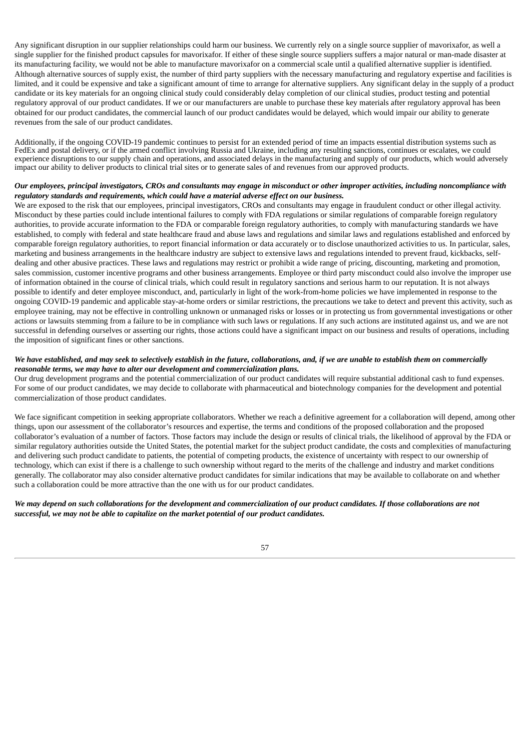Any significant disruption in our supplier relationships could harm our business. We currently rely on a single source supplier of mavorixafor, as well a single supplier for the finished product capsules for mavorixafor. If either of these single source suppliers suffers a major natural or man-made disaster at its manufacturing facility, we would not be able to manufacture mavorixafor on a commercial scale until a qualified alternative supplier is identified. Although alternative sources of supply exist, the number of third party suppliers with the necessary manufacturing and regulatory expertise and facilities is limited, and it could be expensive and take a significant amount of time to arrange for alternative suppliers. Any significant delay in the supply of a product candidate or its key materials for an ongoing clinical study could considerably delay completion of our clinical studies, product testing and potential regulatory approval of our product candidates. If we or our manufacturers are unable to purchase these key materials after regulatory approval has been obtained for our product candidates, the commercial launch of our product candidates would be delayed, which would impair our ability to generate revenues from the sale of our product candidates.

Additionally, if the ongoing COVID-19 pandemic continues to persist for an extended period of time an impacts essential distribution systems such as FedEx and postal delivery, or if the armed conflict involving Russia and Ukraine, including any resulting sanctions, continues or escalates, we could experience disruptions to our supply chain and operations, and associated delays in the manufacturing and supply of our products, which would adversely impact our ability to deliver products to clinical trial sites or to generate sales of and revenues from our approved products.

***Our employees, principal investigators, CROs and consultants may engage in misconduct or other improper activities, including noncompliance with regulatory standards and requirements, which could have a material adverse effect on our business.***

We are exposed to the risk that our employees, principal investigators, CROs and consultants may engage in fraudulent conduct or other illegal activity. Misconduct by these parties could include intentional failures to comply with FDA regulations or similar regulations of comparable foreign regulatory authorities, to provide accurate information to the FDA or comparable foreign regulatory authorities, to comply with manufacturing standards we have established, to comply with federal and state healthcare fraud and abuse laws and regulations and similar laws and regulations established and enforced by comparable foreign regulatory authorities, to report financial information or data accurately or to disclose unauthorized activities to us. In particular, sales, marketing and business arrangements in the healthcare industry are subject to extensive laws and regulations intended to prevent fraud, kickbacks, self-dealing and other abusive practices. These laws and regulations may restrict or prohibit a wide range of pricing, discounting, marketing and promotion, sales commission, customer incentive programs and other business arrangements. Employee or third party misconduct could also involve the improper use of information obtained in the course of clinical trials, which could result in regulatory sanctions and serious harm to our reputation. It is not always possible to identify and deter employee misconduct, and, particularly in light of the work-from-home policies we have implemented in response to the ongoing COVID-19 pandemic and applicable stay-at-home orders or similar restrictions, the precautions we take to detect and prevent this activity, such as employee training, may not be effective in controlling unknown or unmanaged risks or losses or in protecting us from governmental investigations or other actions or lawsuits stemming from a failure to be in compliance with such laws or regulations. If any such actions are instituted against us, and we are not successful in defending ourselves or asserting our rights, those actions could have a significant impact on our business and results of operations, including the imposition of significant fines or other sanctions.

***We have established, and may seek to selectively establish in the future, collaborations, and, if we are unable to establish them on commercially reasonable terms, we may have to alter our development and commercialization plans.***

Our drug development programs and the potential commercialization of our product candidates will require substantial additional cash to fund expenses. For some of our product candidates, we may decide to collaborate with pharmaceutical and biotechnology companies for the development and potential commercialization of those product candidates.

We face significant competition in seeking appropriate collaborators. Whether we reach a definitive agreement for a collaboration will depend, among other things, upon our assessment of the collaborator's resources and expertise, the terms and conditions of the proposed collaboration and the proposed collaborator's evaluation of a number of factors. Those factors may include the design or results of clinical trials, the likelihood of approval by the FDA or similar regulatory authorities outside the United States, the potential market for the subject product candidate, the costs and complexities of manufacturing and delivering such product candidate to patients, the potential of competing products, the existence of uncertainty with respect to our ownership of technology, which can exist if there is a challenge to such ownership without regard to the merits of the challenge and industry and market conditions generally. The collaborator may also consider alternative product candidates for similar indications that may be available to collaborate on and whether such a collaboration could be more attractive than the one with us for our product candidates.

***We may depend on such collaborations for the development and commercialization of our product candidates. If those collaborations are not successful, we may not be able to capitalize on the market potential of our product candidates.***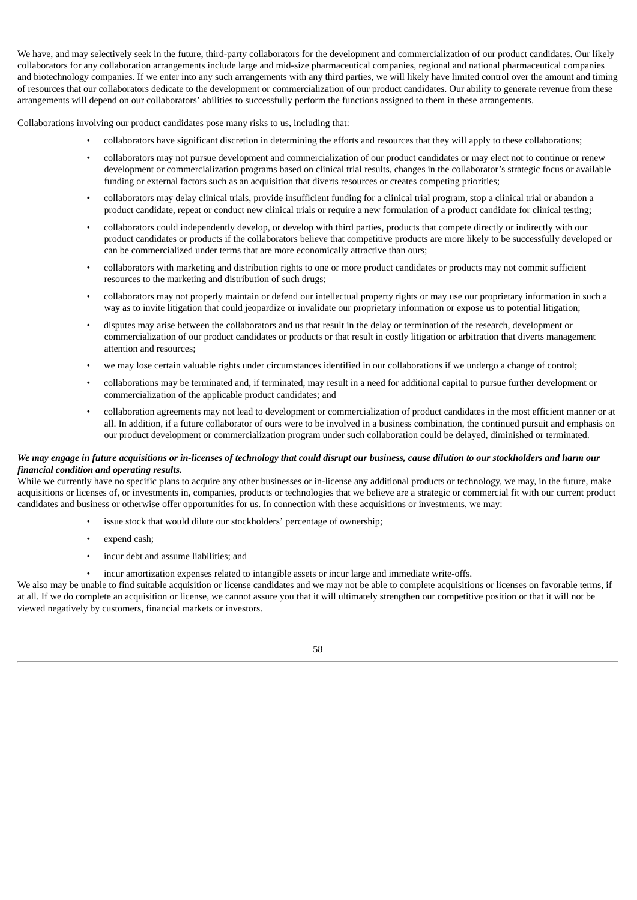We have, and may selectively seek in the future, third-party collaborators for the development and commercialization of our product candidates. Our likely collaborators for any collaboration arrangements include large and mid-size pharmaceutical companies, regional and national pharmaceutical companies and biotechnology companies. If we enter into any such arrangements with any third parties, we will likely have limited control over the amount and timing of resources that our collaborators dedicate to the development or commercialization of our product candidates. Our ability to generate revenue from these arrangements will depend on our collaborators' abilities to successfully perform the functions assigned to them in these arrangements.

Collaborations involving our product candidates pose many risks to us, including that:

- collaborators have significant discretion in determining the efforts and resources that they will apply to these collaborations;
- collaborators may not pursue development and commercialization of our product candidates or may elect not to continue or renew development or commercialization programs based on clinical trial results, changes in the collaborator's strategic focus or available funding or external factors such as an acquisition that diverts resources or creates competing priorities;
- collaborators may delay clinical trials, provide insufficient funding for a clinical trial program, stop a clinical trial or abandon a product candidate, repeat or conduct new clinical trials or require a new formulation of a product candidate for clinical testing;
- collaborators could independently develop, or develop with third parties, products that compete directly or indirectly with our product candidates or products if the collaborators believe that competitive products are more likely to be successfully developed or can be commercialized under terms that are more economically attractive than ours;
- collaborators with marketing and distribution rights to one or more product candidates or products may not commit sufficient resources to the marketing and distribution of such drugs;
- collaborators may not properly maintain or defend our intellectual property rights or may use our proprietary information in such a way as to invite litigation that could jeopardize or invalidate our proprietary information or expose us to potential litigation;
- disputes may arise between the collaborators and us that result in the delay or termination of the research, development or commercialization of our product candidates or products or that result in costly litigation or arbitration that diverts management attention and resources;
- we may lose certain valuable rights under circumstances identified in our collaborations if we undergo a change of control;
- collaborations may be terminated and, if terminated, may result in a need for additional capital to pursue further development or commercialization of the applicable product candidates; and
- collaboration agreements may not lead to development or commercialization of product candidates in the most efficient manner or at all. In addition, if a future collaborator of ours were to be involved in a business combination, the continued pursuit and emphasis on our product development or commercialization program under such collaboration could be delayed, diminished or terminated.

***We may engage in future acquisitions or in-licenses of technology that could disrupt our business, cause dilution to our stockholders and harm our financial condition and operating results.***

While we currently have no specific plans to acquire any other businesses or in-license any additional products or technology, we may, in the future, make acquisitions or licenses of, or investments in, companies, products or technologies that we believe are a strategic or commercial fit with our current product candidates and business or otherwise offer opportunities for us. In connection with these acquisitions or investments, we may:

- issue stock that would dilute our stockholders' percentage of ownership;
- expend cash;
- incur debt and assume liabilities; and
- incur amortization expenses related to intangible assets or incur large and immediate write-offs.

We also may be unable to find suitable acquisition or license candidates and we may not be able to complete acquisitions or licenses on favorable terms, if at all. If we do complete an acquisition or license, we cannot assure you that it will ultimately strengthen our competitive position or that it will not be viewed negatively by customers, financial markets or investors.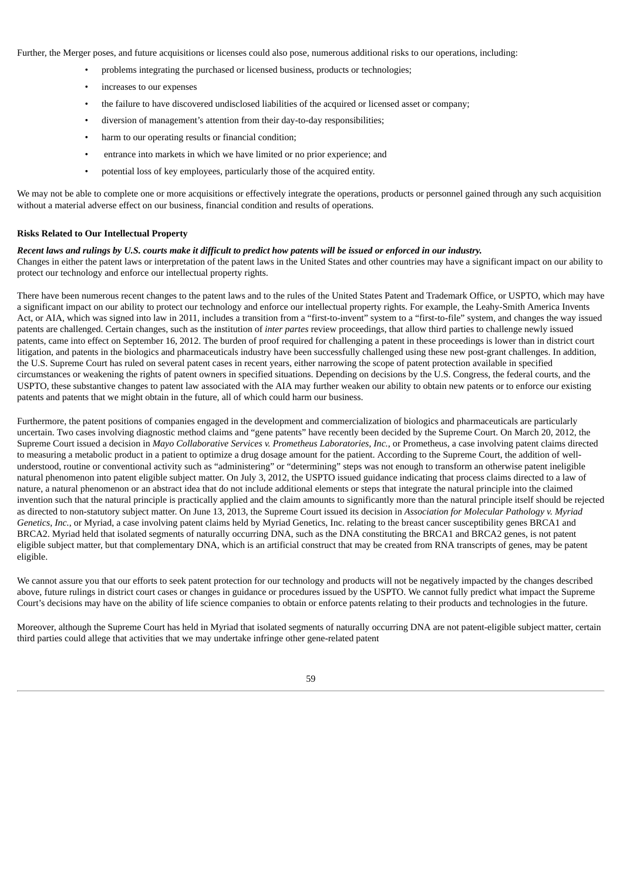Further, the Merger poses, and future acquisitions or licenses could also pose, numerous additional risks to our operations, including:

- problems integrating the purchased or licensed business, products or technologies;
- increases to our expenses
- the failure to have discovered undisclosed liabilities of the acquired or licensed asset or company;
- diversion of management's attention from their day-to-day responsibilities;
- harm to our operating results or financial condition;
- entrance into markets in which we have limited or no prior experience; and
- potential loss of key employees, particularly those of the acquired entity.

We may not be able to complete one or more acquisitions or effectively integrate the operations, products or personnel gained through any such acquisition without a material adverse effect on our business, financial condition and results of operations.

**Risks Related to Our Intellectual Property**

***Recent laws and rulings by U.S. courts make it difficult to predict how patents will be issued or enforced in our industry.***

Changes in either the patent laws or interpretation of the patent laws in the United States and other countries may have a significant impact on our ability to protect our technology and enforce our intellectual property rights.

There have been numerous recent changes to the patent laws and to the rules of the United States Patent and Trademark Office, or USPTO, which may have a significant impact on our ability to protect our technology and enforce our intellectual property rights. For example, the Leahy-Smith America Invents Act, or AIA, which was signed into law in 2011, includes a transition from a "first-to-invent" system to a "first-to-file" system, and changes the way issued patents are challenged. Certain changes, such as the institution of *inter partes* review proceedings, that allow third parties to challenge newly issued patents, came into effect on September 16, 2012. The burden of proof required for challenging a patent in these proceedings is lower than in district court litigation, and patents in the biologics and pharmaceuticals industry have been successfully challenged using these new post-grant challenges. In addition, the U.S. Supreme Court has ruled on several patent cases in recent years, either narrowing the scope of patent protection available in specified circumstances or weakening the rights of patent owners in specified situations. Depending on decisions by the U.S. Congress, the federal courts, and the USPTO, these substantive changes to patent law associated with the AIA may further weaken our ability to obtain new patents or to enforce our existing patents and patents that we might obtain in the future, all of which could harm our business.

Furthermore, the patent positions of companies engaged in the development and commercialization of biologics and pharmaceuticals are particularly uncertain. Two cases involving diagnostic method claims and "gene patents" have recently been decided by the Supreme Court. On March 20, 2012, the Supreme Court issued a decision in *Mayo Collaborative Services v. Prometheus Laboratories, Inc.*, or Prometheus, a case involving patent claims directed to measuring a metabolic product in a patient to optimize a drug dosage amount for the patient. According to the Supreme Court, the addition of well-understood, routine or conventional activity such as "administering" or "determining" steps was not enough to transform an otherwise patent ineligible natural phenomenon into patent eligible subject matter. On July 3, 2012, the USPTO issued guidance indicating that process claims directed to a law of nature, a natural phenomenon or an abstract idea that do not include additional elements or steps that integrate the natural principle into the claimed invention such that the natural principle is practically applied and the claim amounts to significantly more than the natural principle itself should be rejected as directed to non-statutory subject matter. On June 13, 2013, the Supreme Court issued its decision in *Association for Molecular Pathology v. Myriad Genetics, Inc.*, or Myriad, a case involving patent claims held by Myriad Genetics, Inc. relating to the breast cancer susceptibility genes BRCA1 and BRCA2. Myriad held that isolated segments of naturally occurring DNA, such as the DNA constituting the BRCA1 and BRCA2 genes, is not patent eligible subject matter, but that complementary DNA, which is an artificial construct that may be created from RNA transcripts of genes, may be patent eligible.

We cannot assure you that our efforts to seek patent protection for our technology and products will not be negatively impacted by the changes described above, future rulings in district court cases or changes in guidance or procedures issued by the USPTO. We cannot fully predict what impact the Supreme Court's decisions may have on the ability of life science companies to obtain or enforce patents relating to their products and technologies in the future.

Moreover, although the Supreme Court has held in Myriad that isolated segments of naturally occurring DNA are not patent-eligible subject matter, certain third parties could allege that activities that we may undertake infringe other gene-related patent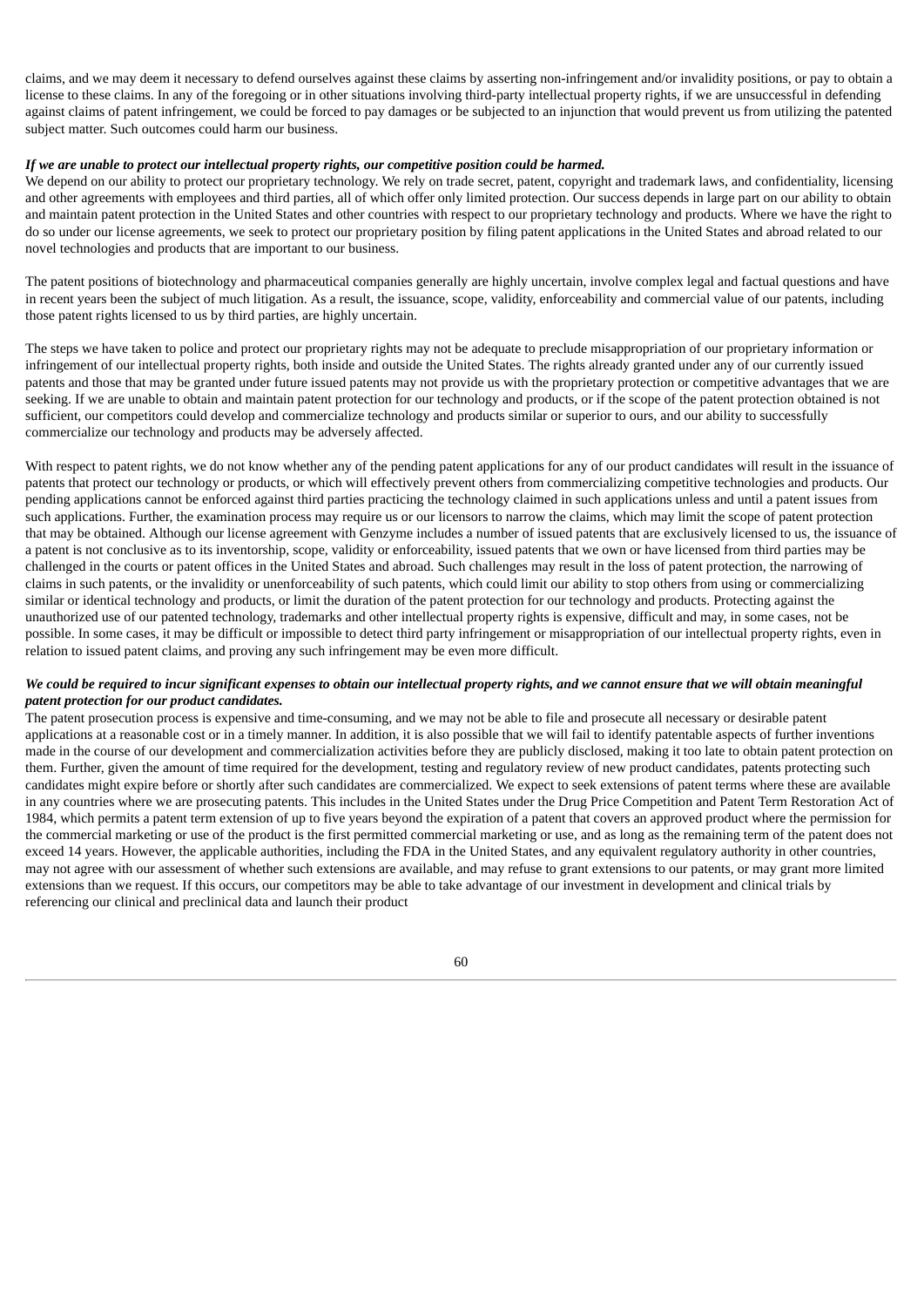claims, and we may deem it necessary to defend ourselves against these claims by asserting non-infringement and/or invalidity positions, or pay to obtain a license to these claims. In any of the foregoing or in other situations involving third-party intellectual property rights, if we are unsuccessful in defending against claims of patent infringement, we could be forced to pay damages or be subjected to an injunction that would prevent us from utilizing the patented subject matter. Such outcomes could harm our business.

***If we are unable to protect our intellectual property rights, our competitive position could be harmed.***

We depend on our ability to protect our proprietary technology. We rely on trade secret, patent, copyright and trademark laws, and confidentiality, licensing and other agreements with employees and third parties, all of which offer only limited protection. Our success depends in large part on our ability to obtain and maintain patent protection in the United States and other countries with respect to our proprietary technology and products. Where we have the right to do so under our license agreements, we seek to protect our proprietary position by filing patent applications in the United States and abroad related to our novel technologies and products that are important to our business.

The patent positions of biotechnology and pharmaceutical companies generally are highly uncertain, involve complex legal and factual questions and have in recent years been the subject of much litigation. As a result, the issuance, scope, validity, enforceability and commercial value of our patents, including those patent rights licensed to us by third parties, are highly uncertain.

The steps we have taken to police and protect our proprietary rights may not be adequate to preclude misappropriation of our proprietary information or infringement of our intellectual property rights, both inside and outside the United States. The rights already granted under any of our currently issued patents and those that may be granted under future issued patents may not provide us with the proprietary protection or competitive advantages that we are seeking. If we are unable to obtain and maintain patent protection for our technology and products, or if the scope of the patent protection obtained is not sufficient, our competitors could develop and commercialize technology and products similar or superior to ours, and our ability to successfully commercialize our technology and products may be adversely affected.

With respect to patent rights, we do not know whether any of the pending patent applications for any of our product candidates will result in the issuance of patents that protect our technology or products, or which will effectively prevent others from commercializing competitive technologies and products. Our pending applications cannot be enforced against third parties practicing the technology claimed in such applications unless and until a patent issues from such applications. Further, the examination process may require us or our licensors to narrow the claims, which may limit the scope of patent protection that may be obtained. Although our license agreement with Genzyme includes a number of issued patents that are exclusively licensed to us, the issuance of a patent is not conclusive as to its inventorship, scope, validity or enforceability, issued patents that we own or have licensed from third parties may be challenged in the courts or patent offices in the United States and abroad. Such challenges may result in the loss of patent protection, the narrowing of claims in such patents, or the invalidity or unenforceability of such patents, which could limit our ability to stop others from using or commercializing similar or identical technology and products, or limit the duration of the patent protection for our technology and products. Protecting against the unauthorized use of our patented technology, trademarks and other intellectual property rights is expensive, difficult and may, in some cases, not be possible. In some cases, it may be difficult or impossible to detect third party infringement or misappropriation of our intellectual property rights, even in relation to issued patent claims, and proving any such infringement may be even more difficult.

***We could be required to incur significant expenses to obtain our intellectual property rights, and we cannot ensure that we will obtain meaningful patent protection for our product candidates.***

The patent prosecution process is expensive and time-consuming, and we may not be able to file and prosecute all necessary or desirable patent applications at a reasonable cost or in a timely manner. In addition, it is also possible that we will fail to identify patentable aspects of further inventions made in the course of our development and commercialization activities before they are publicly disclosed, making it too late to obtain patent protection on them. Further, given the amount of time required for the development, testing and regulatory review of new product candidates, patents protecting such candidates might expire before or shortly after such candidates are commercialized. We expect to seek extensions of patent terms where these are available in any countries where we are prosecuting patents. This includes in the United States under the Drug Price Competition and Patent Term Restoration Act of 1984, which permits a patent term extension of up to five years beyond the expiration of a patent that covers an approved product where the permission for the commercial marketing or use of the product is the first permitted commercial marketing or use, and as long as the remaining term of the patent does not exceed 14 years. However, the applicable authorities, including the FDA in the United States, and any equivalent regulatory authority in other countries, may not agree with our assessment of whether such extensions are available, and may refuse to grant extensions to our patents, or may grant more limited extensions than we request. If this occurs, our competitors may be able to take advantage of our investment in development and clinical trials by referencing our clinical and preclinical data and launch their product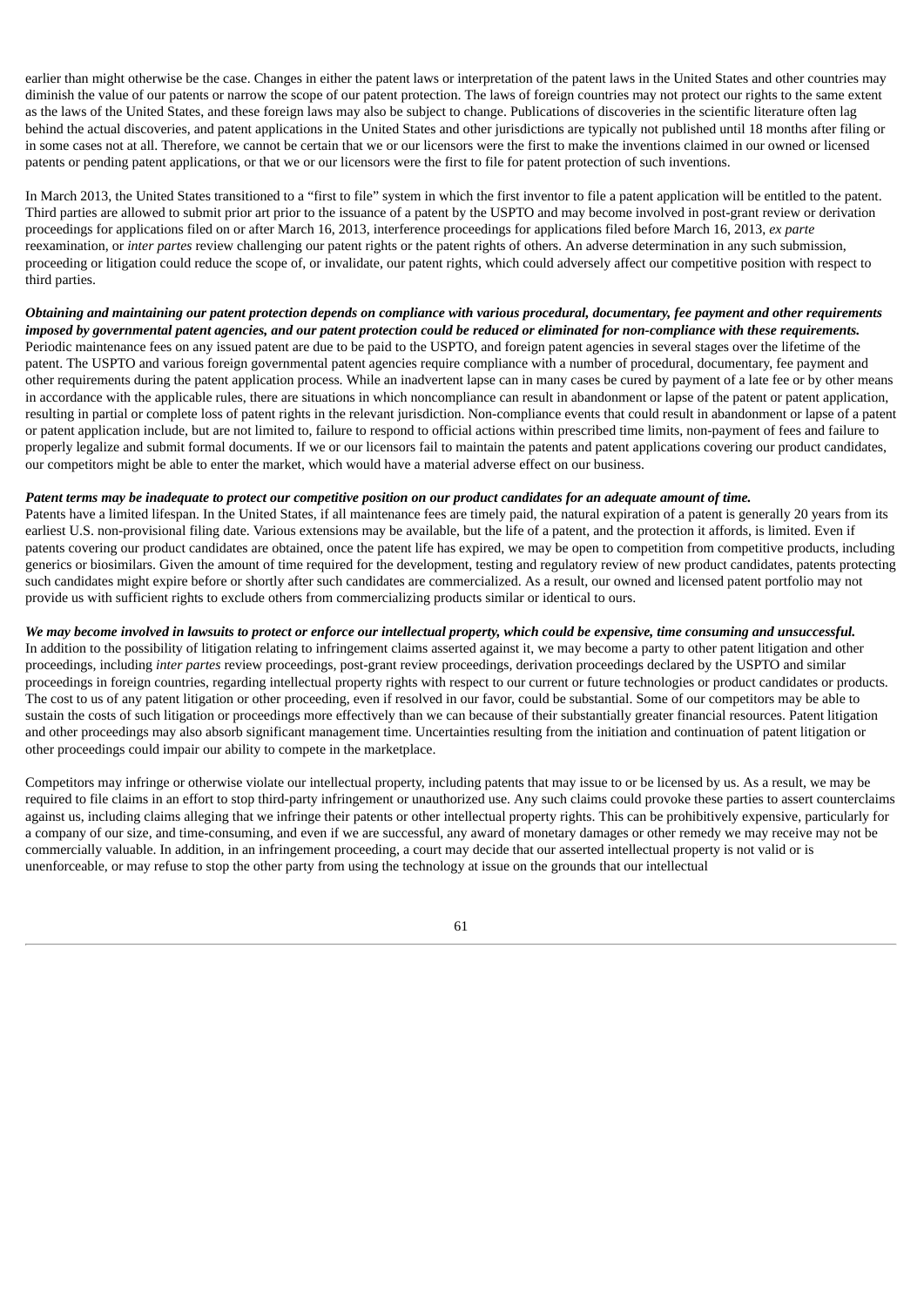earlier than might otherwise be the case. Changes in either the patent laws or interpretation of the patent laws in the United States and other countries may diminish the value of our patents or narrow the scope of our patent protection. The laws of foreign countries may not protect our rights to the same extent as the laws of the United States, and these foreign laws may also be subject to change. Publications of discoveries in the scientific literature often lag behind the actual discoveries, and patent applications in the United States and other jurisdictions are typically not published until 18 months after filing or in some cases not at all. Therefore, we cannot be certain that we or our licensors were the first to make the inventions claimed in our owned or licensed patents or pending patent applications, or that we or our licensors were the first to file for patent protection of such inventions.

In March 2013, the United States transitioned to a "first to file" system in which the first inventor to file a patent application will be entitled to the patent. Third parties are allowed to submit prior art prior to the issuance of a patent by the USPTO and may become involved in post-grant review or derivation proceedings for applications filed on or after March 16, 2013, interference proceedings for applications filed before March 16, 2013, *ex parte* reexamination, or *inter partes* review challenging our patent rights or the patent rights of others. An adverse determination in any such submission, proceeding or litigation could reduce the scope of, or invalidate, our patent rights, which could adversely affect our competitive position with respect to third parties.

***Obtaining and maintaining our patent protection depends on compliance with various procedural, documentary, fee payment and other requirements imposed by governmental patent agencies, and our patent protection could be reduced or eliminated for non-compliance with these requirements.***

Periodic maintenance fees on any issued patent are due to be paid to the USPTO, and foreign patent agencies in several stages over the lifetime of the patent. The USPTO and various foreign governmental patent agencies require compliance with a number of procedural, documentary, fee payment and other requirements during the patent application process. While an inadvertent lapse can in many cases be cured by payment of a late fee or by other means in accordance with the applicable rules, there are situations in which noncompliance can result in abandonment or lapse of the patent or patent application, resulting in partial or complete loss of patent rights in the relevant jurisdiction. Non-compliance events that could result in abandonment or lapse of a patent or patent application include, but are not limited to, failure to respond to official actions within prescribed time limits, non-payment of fees and failure to properly legalize and submit formal documents. If we or our licensors fail to maintain the patents and patent applications covering our product candidates, our competitors might be able to enter the market, which would have a material adverse effect on our business.

***Patent terms may be inadequate to protect our competitive position on our product candidates for an adequate amount of time.***

Patents have a limited lifespan. In the United States, if all maintenance fees are timely paid, the natural expiration of a patent is generally 20 years from its earliest U.S. non-provisional filing date. Various extensions may be available, but the life of a patent, and the protection it affords, is limited. Even if patents covering our product candidates are obtained, once the patent life has expired, we may be open to competition from competitive products, including generics or biosimilars. Given the amount of time required for the development, testing and regulatory review of new product candidates, patents protecting such candidates might expire before or shortly after such candidates are commercialized. As a result, our owned and licensed patent portfolio may not provide us with sufficient rights to exclude others from commercializing products similar or identical to ours.

***We may become involved in lawsuits to protect or enforce our intellectual property, which could be expensive, time consuming and unsuccessful.***

In addition to the possibility of litigation relating to infringement claims asserted against it, we may become a party to other patent litigation and other proceedings, including *inter partes* review proceedings, post-grant review proceedings, derivation proceedings declared by the USPTO and similar proceedings in foreign countries, regarding intellectual property rights with respect to our current or future technologies or product candidates or products. The cost to us of any patent litigation or other proceeding, even if resolved in our favor, could be substantial. Some of our competitors may be able to sustain the costs of such litigation or proceedings more effectively than we can because of their substantially greater financial resources. Patent litigation and other proceedings may also absorb significant management time. Uncertainties resulting from the initiation and continuation of patent litigation or other proceedings could impair our ability to compete in the marketplace.

Competitors may infringe or otherwise violate our intellectual property, including patents that may issue to or be licensed by us. As a result, we may be required to file claims in an effort to stop third-party infringement or unauthorized use. Any such claims could provoke these parties to assert counterclaims against us, including claims alleging that we infringe their patents or other intellectual property rights. This can be prohibitively expensive, particularly for a company of our size, and time-consuming, and even if we are successful, any award of monetary damages or other remedy we may receive may not be commercially valuable. In addition, in an infringement proceeding, a court may decide that our asserted intellectual property is not valid or is unenforceable, or may refuse to stop the other party from using the technology at issue on the grounds that our intellectual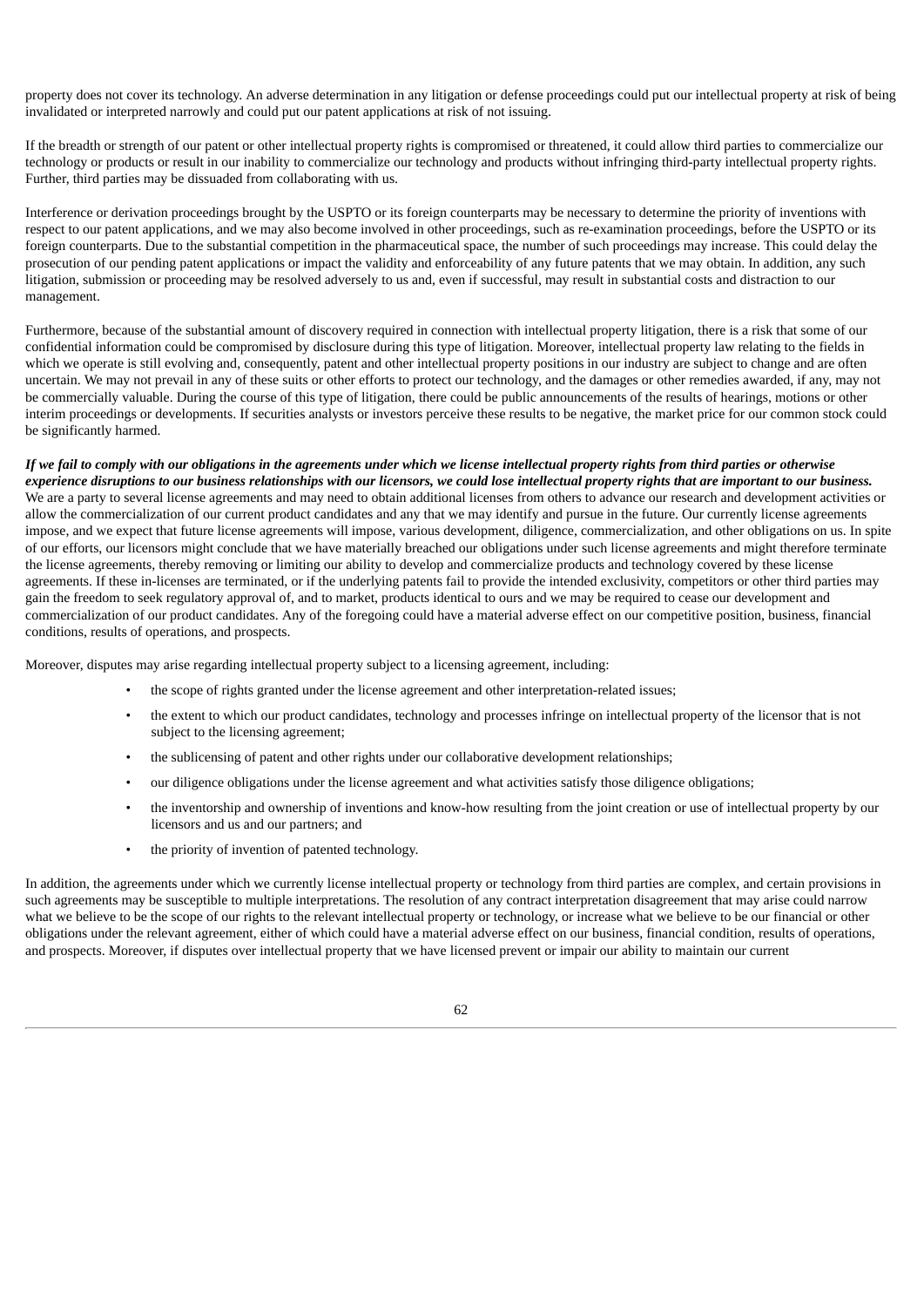property does not cover its technology. An adverse determination in any litigation or defense proceedings could put our intellectual property at risk of being invalidated or interpreted narrowly and could put our patent applications at risk of not issuing.

If the breadth or strength of our patent or other intellectual property rights is compromised or threatened, it could allow third parties to commercialize our technology or products or result in our inability to commercialize our technology and products without infringing third-party intellectual property rights. Further, third parties may be dissuaded from collaborating with us.

Interference or derivation proceedings brought by the USPTO or its foreign counterparts may be necessary to determine the priority of inventions with respect to our patent applications, and we may also become involved in other proceedings, such as re-examination proceedings, before the USPTO or its foreign counterparts. Due to the substantial competition in the pharmaceutical space, the number of such proceedings may increase. This could delay the prosecution of our pending patent applications or impact the validity and enforceability of any future patents that we may obtain. In addition, any such litigation, submission or proceeding may be resolved adversely to us and, even if successful, may result in substantial costs and distraction to our management.

Furthermore, because of the substantial amount of discovery required in connection with intellectual property litigation, there is a risk that some of our confidential information could be compromised by disclosure during this type of litigation. Moreover, intellectual property law relating to the fields in which we operate is still evolving and, consequently, patent and other intellectual property positions in our industry are subject to change and are often uncertain. We may not prevail in any of these suits or other efforts to protect our technology, and the damages or other remedies awarded, if any, may not be commercially valuable. During the course of this type of litigation, there could be public announcements of the results of hearings, motions or other interim proceedings or developments. If securities analysts or investors perceive these results to be negative, the market price for our common stock could be significantly harmed.

***If we fail to comply with our obligations in the agreements under which we license intellectual property rights from third parties or otherwise experience disruptions to our business relationships with our licensors, we could lose intellectual property rights that are important to our business.***

We are a party to several license agreements and may need to obtain additional licenses from others to advance our research and development activities or allow the commercialization of our current product candidates and any that we may identify and pursue in the future. Our currently license agreements impose, and we expect that future license agreements will impose, various development, diligence, commercialization, and other obligations on us. In spite of our efforts, our licensors might conclude that we have materially breached our obligations under such license agreements and might therefore terminate the license agreements, thereby removing or limiting our ability to develop and commercialize products and technology covered by these license agreements. If these in-licenses are terminated, or if the underlying patents fail to provide the intended exclusivity, competitors or other third parties may gain the freedom to seek regulatory approval of, and to market, products identical to ours and we may be required to cease our development and commercialization of our product candidates. Any of the foregoing could have a material adverse effect on our competitive position, business, financial conditions, results of operations, and prospects.

Moreover, disputes may arise regarding intellectual property subject to a licensing agreement, including:

- the scope of rights granted under the license agreement and other interpretation-related issues;
- the extent to which our product candidates, technology and processes infringe on intellectual property of the licensor that is not subject to the licensing agreement;
- the sublicensing of patent and other rights under our collaborative development relationships;
- our diligence obligations under the license agreement and what activities satisfy those diligence obligations;
- the inventorship and ownership of inventions and know-how resulting from the joint creation or use of intellectual property by our licensors and us and our partners; and
- the priority of invention of patented technology.

In addition, the agreements under which we currently license intellectual property or technology from third parties are complex, and certain provisions in such agreements may be susceptible to multiple interpretations. The resolution of any contract interpretation disagreement that may arise could narrow what we believe to be the scope of our rights to the relevant intellectual property or technology, or increase what we believe to be our financial or other obligations under the relevant agreement, either of which could have a material adverse effect on our business, financial condition, results of operations, and prospects. Moreover, if disputes over intellectual property that we have licensed prevent or impair our ability to maintain our current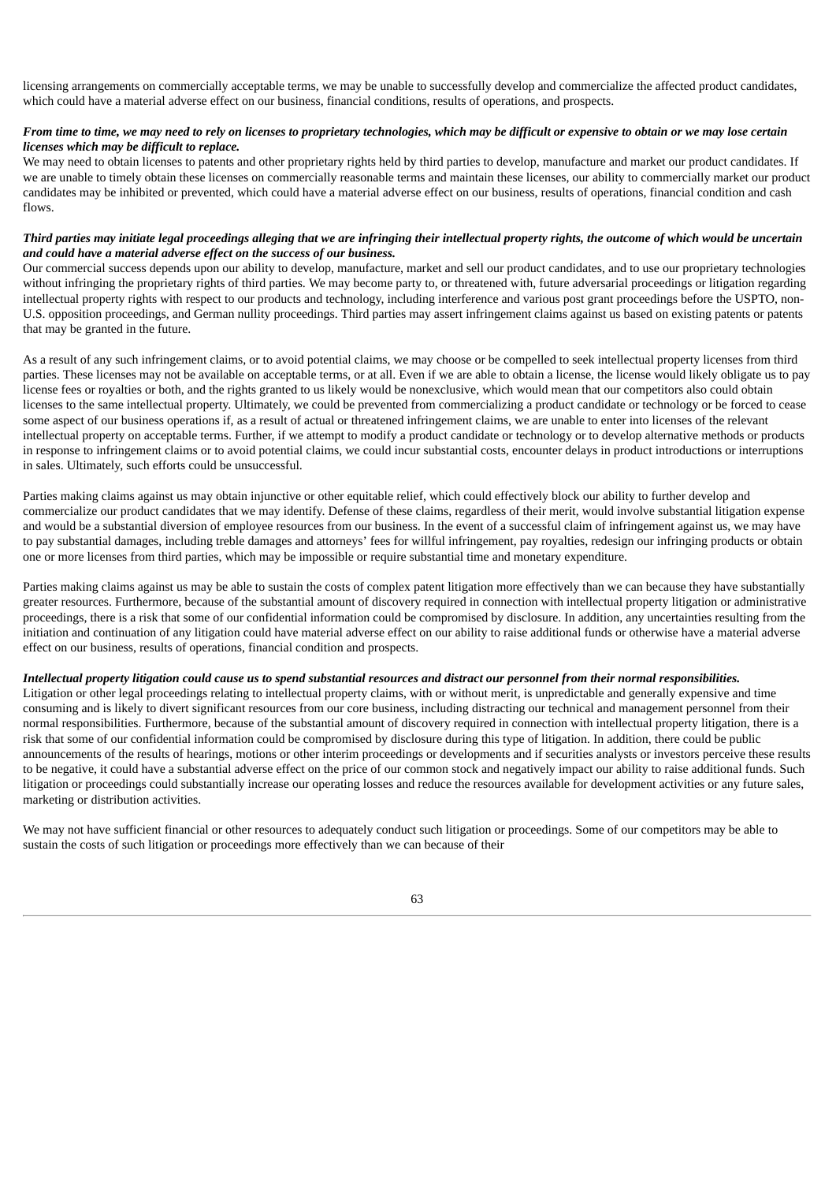licensing arrangements on commercially acceptable terms, we may be unable to successfully develop and commercialize the affected product candidates, which could have a material adverse effect on our business, financial conditions, results of operations, and prospects.

***From time to time, we may need to rely on licenses to proprietary technologies, which may be difficult or expensive to obtain or we may lose certain licenses which may be difficult to replace.***

We may need to obtain licenses to patents and other proprietary rights held by third parties to develop, manufacture and market our product candidates. If we are unable to timely obtain these licenses on commercially reasonable terms and maintain these licenses, our ability to commercially market our product candidates may be inhibited or prevented, which could have a material adverse effect on our business, results of operations, financial condition and cash flows.

***Third parties may initiate legal proceedings alleging that we are infringing their intellectual property rights, the outcome of which would be uncertain and could have a material adverse effect on the success of our business.***

Our commercial success depends upon our ability to develop, manufacture, market and sell our product candidates, and to use our proprietary technologies without infringing the proprietary rights of third parties. We may become party to, or threatened with, future adversarial proceedings or litigation regarding intellectual property rights with respect to our products and technology, including interference and various post grant proceedings before the USPTO, non-U.S. opposition proceedings, and German nullity proceedings. Third parties may assert infringement claims against us based on existing patents or patents that may be granted in the future.

As a result of any such infringement claims, or to avoid potential claims, we may choose or be compelled to seek intellectual property licenses from third parties. These licenses may not be available on acceptable terms, or at all. Even if we are able to obtain a license, the license would likely obligate us to pay license fees or royalties or both, and the rights granted to us likely would be nonexclusive, which would mean that our competitors also could obtain licenses to the same intellectual property. Ultimately, we could be prevented from commercializing a product candidate or technology or be forced to cease some aspect of our business operations if, as a result of actual or threatened infringement claims, we are unable to enter into licenses of the relevant intellectual property on acceptable terms. Further, if we attempt to modify a product candidate or technology or to develop alternative methods or products in response to infringement claims or to avoid potential claims, we could incur substantial costs, encounter delays in product introductions or interruptions in sales. Ultimately, such efforts could be unsuccessful.

Parties making claims against us may obtain injunctive or other equitable relief, which could effectively block our ability to further develop and commercialize our product candidates that we may identify. Defense of these claims, regardless of their merit, would involve substantial litigation expense and would be a substantial diversion of employee resources from our business. In the event of a successful claim of infringement against us, we may have to pay substantial damages, including treble damages and attorneys' fees for willful infringement, pay royalties, redesign our infringing products or obtain one or more licenses from third parties, which may be impossible or require substantial time and monetary expenditure.

Parties making claims against us may be able to sustain the costs of complex patent litigation more effectively than we can because they have substantially greater resources. Furthermore, because of the substantial amount of discovery required in connection with intellectual property litigation or administrative proceedings, there is a risk that some of our confidential information could be compromised by disclosure. In addition, any uncertainties resulting from the initiation and continuation of any litigation could have material adverse effect on our ability to raise additional funds or otherwise have a material adverse effect on our business, results of operations, financial condition and prospects.

***Intellectual property litigation could cause us to spend substantial resources and distract our personnel from their normal responsibilities.***

Litigation or other legal proceedings relating to intellectual property claims, with or without merit, is unpredictable and generally expensive and time consuming and is likely to divert significant resources from our core business, including distracting our technical and management personnel from their normal responsibilities. Furthermore, because of the substantial amount of discovery required in connection with intellectual property litigation, there is a risk that some of our confidential information could be compromised by disclosure during this type of litigation. In addition, there could be public announcements of the results of hearings, motions or other interim proceedings or developments and if securities analysts or investors perceive these results to be negative, it could have a substantial adverse effect on the price of our common stock and negatively impact our ability to raise additional funds. Such litigation or proceedings could substantially increase our operating losses and reduce the resources available for development activities or any future sales, marketing or distribution activities.

We may not have sufficient financial or other resources to adequately conduct such litigation or proceedings. Some of our competitors may be able to sustain the costs of such litigation or proceedings more effectively than we can because of their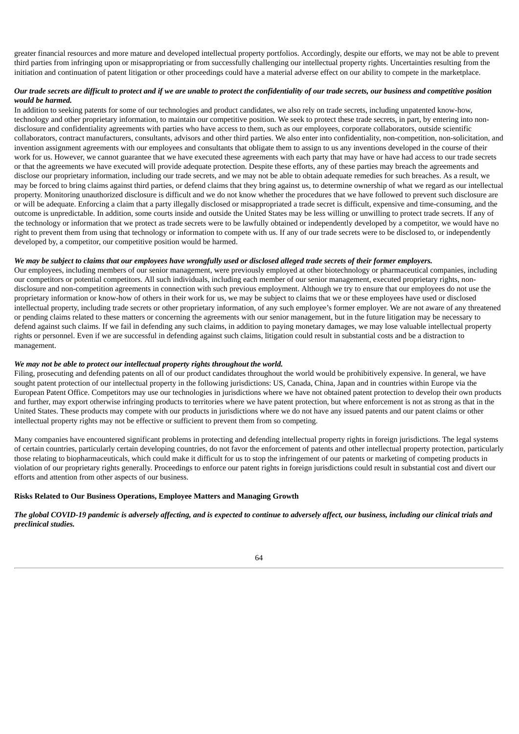greater financial resources and more mature and developed intellectual property portfolios. Accordingly, despite our efforts, we may not be able to prevent third parties from infringing upon or misappropriating or from successfully challenging our intellectual property rights. Uncertainties resulting from the initiation and continuation of patent litigation or other proceedings could have a material adverse effect on our ability to compete in the marketplace.

***Our trade secrets are difficult to protect and if we are unable to protect the confidentiality of our trade secrets, our business and competitive position would be harmed.***

In addition to seeking patents for some of our technologies and product candidates, we also rely on trade secrets, including unpatented know-how, technology and other proprietary information, to maintain our competitive position. We seek to protect these trade secrets, in part, by entering into non-disclosure and confidentiality agreements with parties who have access to them, such as our employees, corporate collaborators, outside scientific collaborators, contract manufacturers, consultants, advisors and other third parties. We also enter into confidentiality, non-competition, non-solicitation, and invention assignment agreements with our employees and consultants that obligate them to assign to us any inventions developed in the course of their work for us. However, we cannot guarantee that we have executed these agreements with each party that may have or have had access to our trade secrets or that the agreements we have executed will provide adequate protection. Despite these efforts, any of these parties may breach the agreements and disclose our proprietary information, including our trade secrets, and we may not be able to obtain adequate remedies for such breaches. As a result, we may be forced to bring claims against third parties, or defend claims that they bring against us, to determine ownership of what we regard as our intellectual property. Monitoring unauthorized disclosure is difficult and we do not know whether the procedures that we have followed to prevent such disclosure are or will be adequate. Enforcing a claim that a party illegally disclosed or misappropriated a trade secret is difficult, expensive and time-consuming, and the outcome is unpredictable. In addition, some courts inside and outside the United States may be less willing or unwilling to protect trade secrets. If any of the technology or information that we protect as trade secrets were to be lawfully obtained or independently developed by a competitor, we would have no right to prevent them from using that technology or information to compete with us. If any of our trade secrets were to be disclosed to, or independently developed by, a competitor, our competitive position would be harmed.

***We may be subject to claims that our employees have wrongfully used or disclosed alleged trade secrets of their former employers.***

Our employees, including members of our senior management, were previously employed at other biotechnology or pharmaceutical companies, including our competitors or potential competitors. All such individuals, including each member of our senior management, executed proprietary rights, non-disclosure and non-competition agreements in connection with such previous employment. Although we try to ensure that our employees do not use the proprietary information or know-how of others in their work for us, we may be subject to claims that we or these employees have used or disclosed intellectual property, including trade secrets or other proprietary information, of any such employee's former employer. We are not aware of any threatened or pending claims related to these matters or concerning the agreements with our senior management, but in the future litigation may be necessary to defend against such claims. If we fail in defending any such claims, in addition to paying monetary damages, we may lose valuable intellectual property rights or personnel. Even if we are successful in defending against such claims, litigation could result in substantial costs and be a distraction to management.

***We may not be able to protect our intellectual property rights throughout the world.***

Filing, prosecuting and defending patents on all of our product candidates throughout the world would be prohibitively expensive. In general, we have sought patent protection of our intellectual property in the following jurisdictions: US, Canada, China, Japan and in countries within Europe via the European Patent Office. Competitors may use our technologies in jurisdictions where we have not obtained patent protection to develop their own products and further, may export otherwise infringing products to territories where we have patent protection, but where enforcement is not as strong as that in the United States. These products may compete with our products in jurisdictions where we do not have any issued patents and our patent claims or other intellectual property rights may not be effective or sufficient to prevent them from so competing.

Many companies have encountered significant problems in protecting and defending intellectual property rights in foreign jurisdictions. The legal systems of certain countries, particularly certain developing countries, do not favor the enforcement of patents and other intellectual property protection, particularly those relating to biopharmaceuticals, which could make it difficult for us to stop the infringement of our patents or marketing of competing products in violation of our proprietary rights generally. Proceedings to enforce our patent rights in foreign jurisdictions could result in substantial cost and divert our efforts and attention from other aspects of our business.

**Risks Related to Our Business Operations, Employee Matters and Managing Growth**

***The global COVID-19 pandemic is adversely affecting, and is expected to continue to adversely affect, our business, including our clinical trials and preclinical studies.***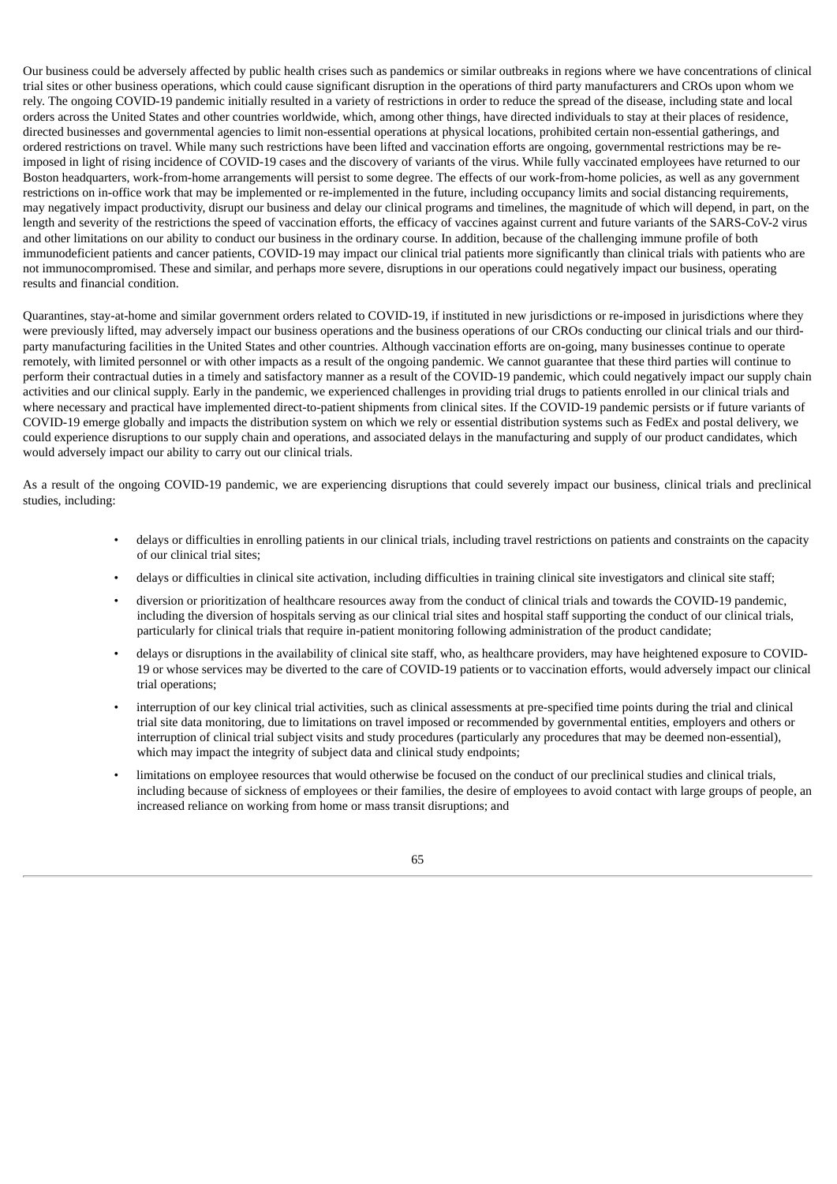Our business could be adversely affected by public health crises such as pandemics or similar outbreaks in regions where we have concentrations of clinical trial sites or other business operations, which could cause significant disruption in the operations of third party manufacturers and CROs upon whom we rely. The ongoing COVID-19 pandemic initially resulted in a variety of restrictions in order to reduce the spread of the disease, including state and local orders across the United States and other countries worldwide, which, among other things, have directed individuals to stay at their places of residence, directed businesses and governmental agencies to limit non-essential operations at physical locations, prohibited certain non-essential gatherings, and ordered restrictions on travel. While many such restrictions have been lifted and vaccination efforts are ongoing, governmental restrictions may be re-imposed in light of rising incidence of COVID-19 cases and the discovery of variants of the virus. While fully vaccinated employees have returned to our Boston headquarters, work-from-home arrangements will persist to some degree. The effects of our work-from-home policies, as well as any government restrictions on in-office work that may be implemented or re-implemented in the future, including occupancy limits and social distancing requirements, may negatively impact productivity, disrupt our business and delay our clinical programs and timelines, the magnitude of which will depend, in part, on the length and severity of the restrictions the speed of vaccination efforts, the efficacy of vaccines against current and future variants of the SARS-CoV-2 virus and other limitations on our ability to conduct our business in the ordinary course. In addition, because of the challenging immune profile of both immunodeficient patients and cancer patients, COVID-19 may impact our clinical trial patients more significantly than clinical trials with patients who are not immunocompromised. These and similar, and perhaps more severe, disruptions in our operations could negatively impact our business, operating results and financial condition.

Quarantines, stay-at-home and similar government orders related to COVID-19, if instituted in new jurisdictions or re-imposed in jurisdictions where they were previously lifted, may adversely impact our business operations and the business operations of our CROs conducting our clinical trials and our third-party manufacturing facilities in the United States and other countries. Although vaccination efforts are on-going, many businesses continue to operate remotely, with limited personnel or with other impacts as a result of the ongoing pandemic. We cannot guarantee that these third parties will continue to perform their contractual duties in a timely and satisfactory manner as a result of the COVID-19 pandemic, which could negatively impact our supply chain activities and our clinical supply. Early in the pandemic, we experienced challenges in providing trial drugs to patients enrolled in our clinical trials and where necessary and practical have implemented direct-to-patient shipments from clinical sites. If the COVID-19 pandemic persists or if future variants of COVID-19 emerge globally and impacts the distribution system on which we rely or essential distribution systems such as FedEx and postal delivery, we could experience disruptions to our supply chain and operations, and associated delays in the manufacturing and supply of our product candidates, which would adversely impact our ability to carry out our clinical trials.

As a result of the ongoing COVID-19 pandemic, we are experiencing disruptions that could severely impact our business, clinical trials and preclinical studies, including:

- delays or difficulties in enrolling patients in our clinical trials, including travel restrictions on patients and constraints on the capacity of our clinical trial sites;
- delays or difficulties in clinical site activation, including difficulties in training clinical site investigators and clinical site staff;
- diversion or prioritization of healthcare resources away from the conduct of clinical trials and towards the COVID-19 pandemic, including the diversion of hospitals serving as our clinical trial sites and hospital staff supporting the conduct of our clinical trials, particularly for clinical trials that require in-patient monitoring following administration of the product candidate;
- delays or disruptions in the availability of clinical site staff, who, as healthcare providers, may have heightened exposure to COVID-19 or whose services may be diverted to the care of COVID-19 patients or to vaccination efforts, would adversely impact our clinical trial operations;
- interruption of our key clinical trial activities, such as clinical assessments at pre-specified time points during the trial and clinical trial site data monitoring, due to limitations on travel imposed or recommended by governmental entities, employers and others or interruption of clinical trial subject visits and study procedures (particularly any procedures that may be deemed non-essential), which may impact the integrity of subject data and clinical study endpoints;
- limitations on employee resources that would otherwise be focused on the conduct of our preclinical studies and clinical trials, including because of sickness of employees or their families, the desire of employees to avoid contact with large groups of people, an increased reliance on working from home or mass transit disruptions; and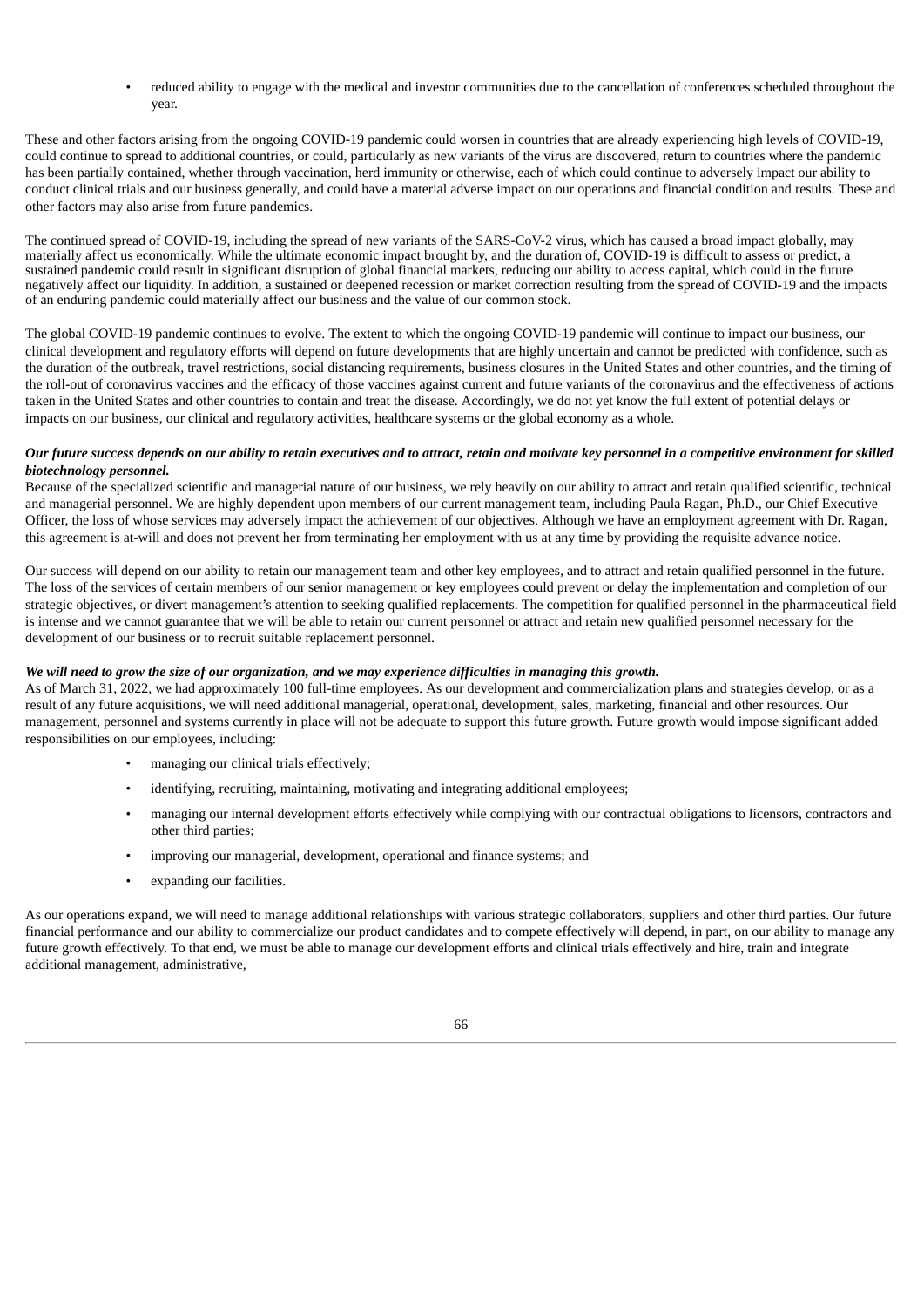- reduced ability to engage with the medical and investor communities due to the cancellation of conferences scheduled throughout the year.

These and other factors arising from the ongoing COVID-19 pandemic could worsen in countries that are already experiencing high levels of COVID-19, could continue to spread to additional countries, or could, particularly as new variants of the virus are discovered, return to countries where the pandemic has been partially contained, whether through vaccination, herd immunity or otherwise, each of which could continue to adversely impact our ability to conduct clinical trials and our business generally, and could have a material adverse impact on our operations and financial condition and results. These and other factors may also arise from future pandemics.

The continued spread of COVID-19, including the spread of new variants of the SARS-CoV-2 virus, which has caused a broad impact globally, may materially affect us economically. While the ultimate economic impact brought by, and the duration of, COVID-19 is difficult to assess or predict, a sustained pandemic could result in significant disruption of global financial markets, reducing our ability to access capital, which could in the future negatively affect our liquidity. In addition, a sustained or deepened recession or market correction resulting from the spread of COVID-19 and the impacts of an enduring pandemic could materially affect our business and the value of our common stock.

The global COVID-19 pandemic continues to evolve. The extent to which the ongoing COVID-19 pandemic will continue to impact our business, our clinical development and regulatory efforts will depend on future developments that are highly uncertain and cannot be predicted with confidence, such as the duration of the outbreak, travel restrictions, social distancing requirements, business closures in the United States and other countries, and the timing of the roll-out of coronavirus vaccines and the efficacy of those vaccines against current and future variants of the coronavirus and the effectiveness of actions taken in the United States and other countries to contain and treat the disease. Accordingly, we do not yet know the full extent of potential delays or impacts on our business, our clinical and regulatory activities, healthcare systems or the global economy as a whole.

***Our future success depends on our ability to retain executives and to attract, retain and motivate key personnel in a competitive environment for skilled biotechnology personnel.***

Because of the specialized scientific and managerial nature of our business, we rely heavily on our ability to attract and retain qualified scientific, technical and managerial personnel. We are highly dependent upon members of our current management team, including Paula Ragan, Ph.D., our Chief Executive Officer, the loss of whose services may adversely impact the achievement of our objectives. Although we have an employment agreement with Dr. Ragan, this agreement is at-will and does not prevent her from terminating her employment with us at any time by providing the requisite advance notice.

Our success will depend on our ability to retain our management team and other key employees, and to attract and retain qualified personnel in the future. The loss of the services of certain members of our senior management or key employees could prevent or delay the implementation and completion of our strategic objectives, or divert management's attention to seeking qualified replacements. The competition for qualified personnel in the pharmaceutical field is intense and we cannot guarantee that we will be able to retain our current personnel or attract and retain new qualified personnel necessary for the development of our business or to recruit suitable replacement personnel.

***We will need to grow the size of our organization, and we may experience difficulties in managing this growth.***

As of March 31, 2022, we had approximately 100 full-time employees. As our development and commercialization plans and strategies develop, or as a result of any future acquisitions, we will need additional managerial, operational, development, sales, marketing, financial and other resources. Our management, personnel and systems currently in place will not be adequate to support this future growth. Future growth would impose significant added responsibilities on our employees, including:

- managing our clinical trials effectively;
- identifying, recruiting, maintaining, motivating and integrating additional employees;
- managing our internal development efforts effectively while complying with our contractual obligations to licensors, contractors and other third parties;
- improving our managerial, development, operational and finance systems; and
- expanding our facilities.

As our operations expand, we will need to manage additional relationships with various strategic collaborators, suppliers and other third parties. Our future financial performance and our ability to commercialize our product candidates and to compete effectively will depend, in part, on our ability to manage any future growth effectively. To that end, we must be able to manage our development efforts and clinical trials effectively and hire, train and integrate additional management, administrative,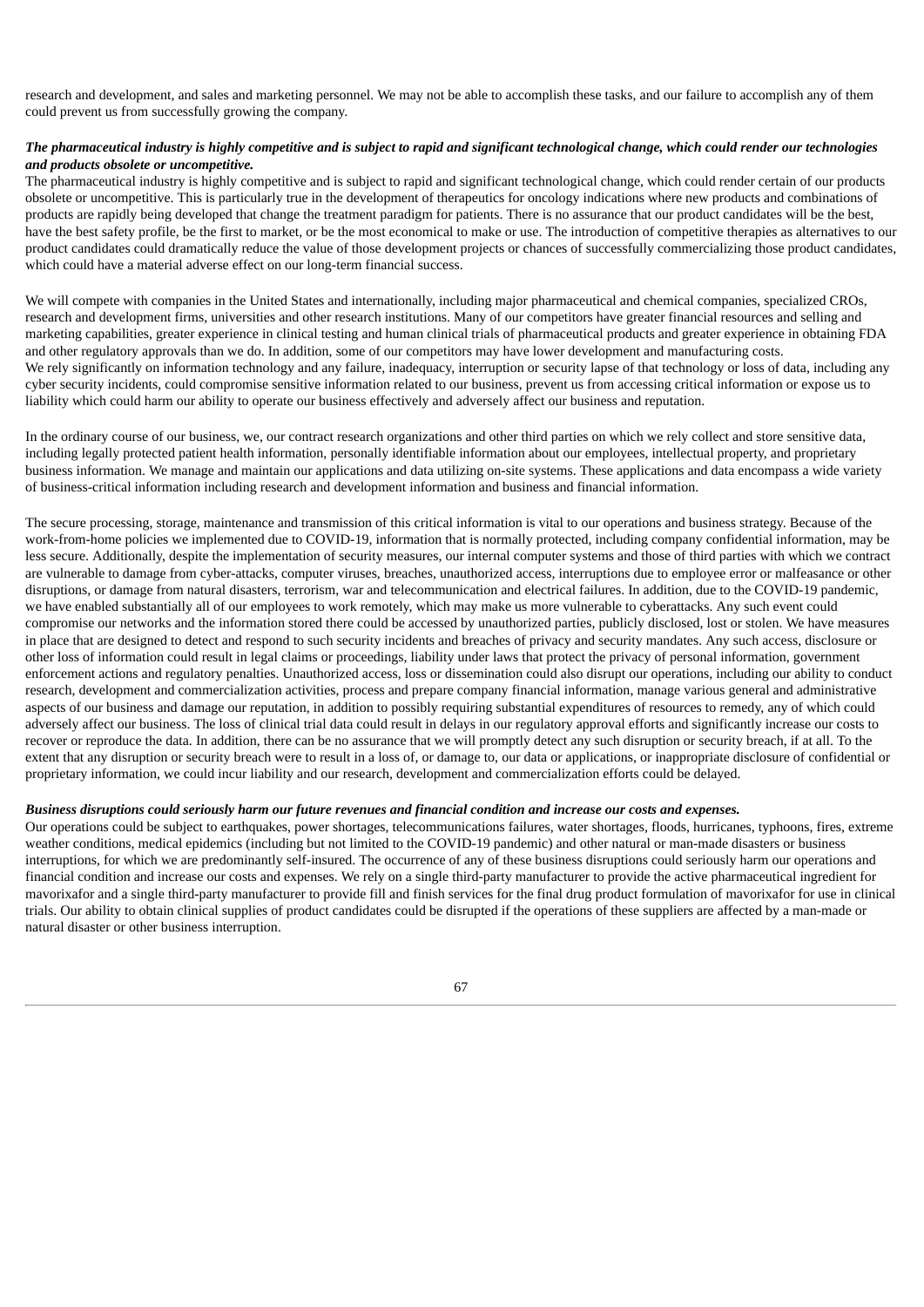research and development, and sales and marketing personnel. We may not be able to accomplish these tasks, and our failure to accomplish any of them could prevent us from successfully growing the company.

***The pharmaceutical industry is highly competitive and is subject to rapid and significant technological change, which could render our technologies and products obsolete or uncompetitive.***

The pharmaceutical industry is highly competitive and is subject to rapid and significant technological change, which could render certain of our products obsolete or uncompetitive. This is particularly true in the development of therapeutics for oncology indications where new products and combinations of products are rapidly being developed that change the treatment paradigm for patients. There is no assurance that our product candidates will be the best, have the best safety profile, be the first to market, or be the most economical to make or use. The introduction of competitive therapies as alternatives to our product candidates could dramatically reduce the value of those development projects or chances of successfully commercializing those product candidates, which could have a material adverse effect on our long-term financial success.

We will compete with companies in the United States and internationally, including major pharmaceutical and chemical companies, specialized CROs, research and development firms, universities and other research institutions. Many of our competitors have greater financial resources and selling and marketing capabilities, greater experience in clinical testing and human clinical trials of pharmaceutical products and greater experience in obtaining FDA and other regulatory approvals than we do. In addition, some of our competitors may have lower development and manufacturing costs.

We rely significantly on information technology and any failure, inadequacy, interruption or security lapse of that technology or loss of data, including any cyber security incidents, could compromise sensitive information related to our business, prevent us from accessing critical information or expose us to liability which could harm our ability to operate our business effectively and adversely affect our business and reputation.

In the ordinary course of our business, we, our contract research organizations and other third parties on which we rely collect and store sensitive data, including legally protected patient health information, personally identifiable information about our employees, intellectual property, and proprietary business information. We manage and maintain our applications and data utilizing on-site systems. These applications and data encompass a wide variety of business-critical information including research and development information and business and financial information.

The secure processing, storage, maintenance and transmission of this critical information is vital to our operations and business strategy. Because of the work-from-home policies we implemented due to COVID-19, information that is normally protected, including company confidential information, may be less secure. Additionally, despite the implementation of security measures, our internal computer systems and those of third parties with which we contract are vulnerable to damage from cyber-attacks, computer viruses, breaches, unauthorized access, interruptions due to employee error or malfeasance or other disruptions, or damage from natural disasters, terrorism, war and telecommunication and electrical failures. In addition, due to the COVID-19 pandemic, we have enabled substantially all of our employees to work remotely, which may make us more vulnerable to cyberattacks. Any such event could compromise our networks and the information stored there could be accessed by unauthorized parties, publicly disclosed, lost or stolen. We have measures in place that are designed to detect and respond to such security incidents and breaches of privacy and security mandates. Any such access, disclosure or other loss of information could result in legal claims or proceedings, liability under laws that protect the privacy of personal information, government enforcement actions and regulatory penalties. Unauthorized access, loss or dissemination could also disrupt our operations, including our ability to conduct research, development and commercialization activities, process and prepare company financial information, manage various general and administrative aspects of our business and damage our reputation, in addition to possibly requiring substantial expenditures of resources to remedy, any of which could adversely affect our business. The loss of clinical trial data could result in delays in our regulatory approval efforts and significantly increase our costs to recover or reproduce the data. In addition, there can be no assurance that we will promptly detect any such disruption or security breach, if at all. To the extent that any disruption or security breach were to result in a loss of, or damage to, our data or applications, or inappropriate disclosure of confidential or proprietary information, we could incur liability and our research, development and commercialization efforts could be delayed.

***Business disruptions could seriously harm our future revenues and financial condition and increase our costs and expenses.***

Our operations could be subject to earthquakes, power shortages, telecommunications failures, water shortages, floods, hurricanes, typhoons, fires, extreme weather conditions, medical epidemics (including but not limited to the COVID-19 pandemic) and other natural or man-made disasters or business interruptions, for which we are predominantly self-insured. The occurrence of any of these business disruptions could seriously harm our operations and financial condition and increase our costs and expenses. We rely on a single third-party manufacturer to provide the active pharmaceutical ingredient for mavorixafor and a single third-party manufacturer to provide fill and finish services for the final drug product formulation of mavorixafor for use in clinical trials. Our ability to obtain clinical supplies of product candidates could be disrupted if the operations of these suppliers are affected by a man-made or natural disaster or other business interruption.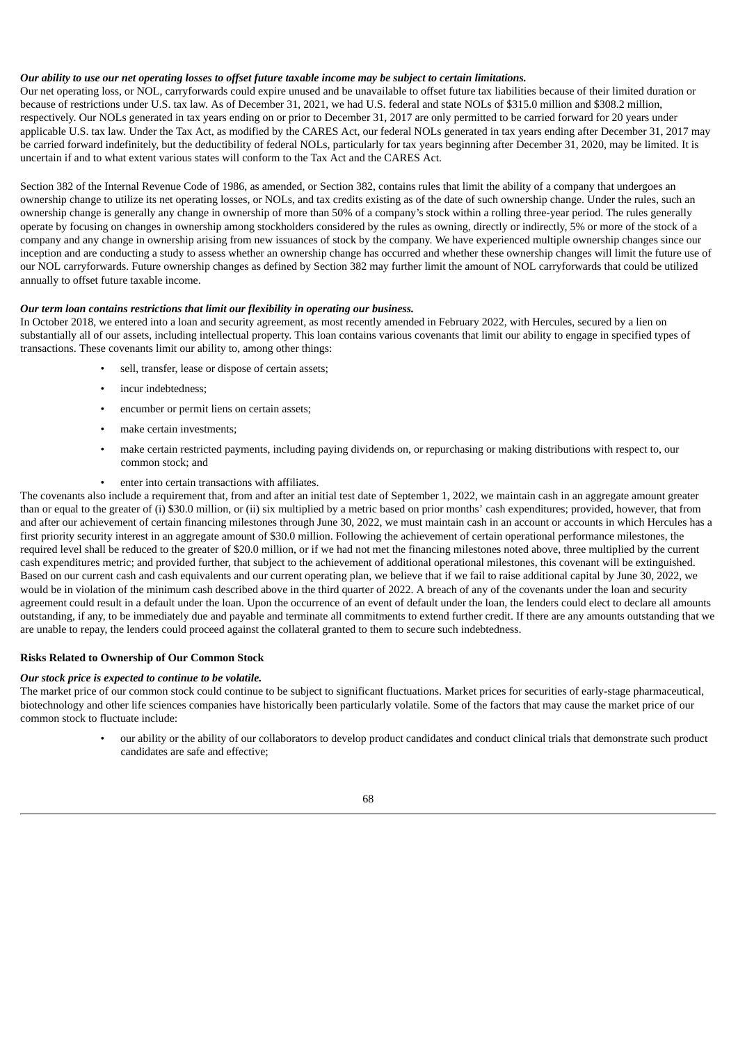***Our ability to use our net operating losses to offset future taxable income may be subject to certain limitations.***

Our net operating loss, or NOL, carryforwards could expire unused and be unavailable to offset future tax liabilities because of their limited duration or because of restrictions under U.S. tax law. As of December 31, 2021, we had U.S. federal and state NOLs of $315.0 million and $308.2 million, respectively. Our NOLs generated in tax years ending on or prior to December 31, 2017 are only permitted to be carried forward for 20 years under applicable U.S. tax law. Under the Tax Act, as modified by the CARES Act, our federal NOLs generated in tax years ending after December 31, 2017 may be carried forward indefinitely, but the deductibility of federal NOLs, particularly for tax years beginning after December 31, 2020, may be limited. It is uncertain if and to what extent various states will conform to the Tax Act and the CARES Act.

Section 382 of the Internal Revenue Code of 1986, as amended, or Section 382, contains rules that limit the ability of a company that undergoes an ownership change to utilize its net operating losses, or NOLs, and tax credits existing as of the date of such ownership change. Under the rules, such an ownership change is generally any change in ownership of more than 50% of a company's stock within a rolling three-year period. The rules generally operate by focusing on changes in ownership among stockholders considered by the rules as owning, directly or indirectly, 5% or more of the stock of a company and any change in ownership arising from new issuances of stock by the company. We have experienced multiple ownership changes since our inception and are conducting a study to assess whether an ownership change has occurred and whether these ownership changes will limit the future use of our NOL carryforwards. Future ownership changes as defined by Section 382 may further limit the amount of NOL carryforwards that could be utilized annually to offset future taxable income.

***Our term loan contains restrictions that limit our flexibility in operating our business.***

In October 2018, we entered into a loan and security agreement, as most recently amended in February 2022, with Hercules, secured by a lien on substantially all of our assets, including intellectual property. This loan contains various covenants that limit our ability to engage in specified types of transactions. These covenants limit our ability to, among other things:

- sell, transfer, lease or dispose of certain assets;
- incur indebtedness;
- encumber or permit liens on certain assets;
- make certain investments;
- make certain restricted payments, including paying dividends on, or repurchasing or making distributions with respect to, our common stock; and
- enter into certain transactions with affiliates.

The covenants also include a requirement that, from and after an initial test date of September 1, 2022, we maintain cash in an aggregate amount greater than or equal to the greater of (i) $30.0 million, or (ii) six multiplied by a metric based on prior months' cash expenditures; provided, however, that from and after our achievement of certain financing milestones through June 30, 2022, we must maintain cash in an account or accounts in which Hercules has a first priority security interest in an aggregate amount of $30.0 million. Following the achievement of certain operational performance milestones, the required level shall be reduced to the greater of $20.0 million, or if we had not met the financing milestones noted above, three multiplied by the current cash expenditures metric; and provided further, that subject to the achievement of additional operational milestones, this covenant will be extinguished. Based on our current cash and cash equivalents and our current operating plan, we believe that if we fail to raise additional capital by June 30, 2022, we would be in violation of the minimum cash described above in the third quarter of 2022. A breach of any of the covenants under the loan and security agreement could result in a default under the loan. Upon the occurrence of an event of default under the loan, the lenders could elect to declare all amounts outstanding, if any, to be immediately due and payable and terminate all commitments to extend further credit. If there are any amounts outstanding that we are unable to repay, the lenders could proceed against the collateral granted to them to secure such indebtedness.

## Risks Related to Ownership of Our Common Stock

***Our stock price is expected to continue to be volatile.***

The market price of our common stock could continue to be subject to significant fluctuations. Market prices for securities of early-stage pharmaceutical, biotechnology and other life sciences companies have historically been particularly volatile. Some of the factors that may cause the market price of our common stock to fluctuate include:

- our ability or the ability of our collaborators to develop product candidates and conduct clinical trials that demonstrate such product candidates are safe and effective;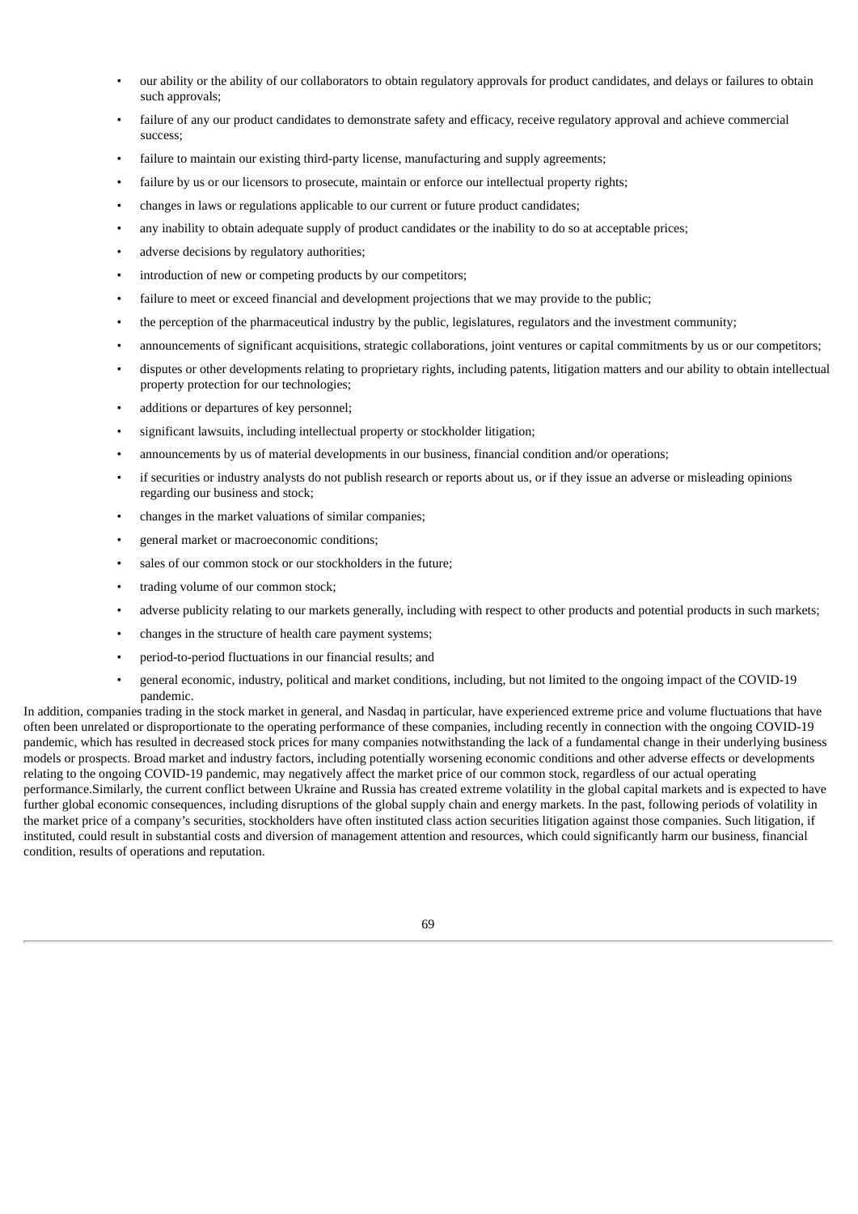- our ability or the ability of our collaborators to obtain regulatory approvals for product candidates, and delays or failures to obtain such approvals;
- failure of any our product candidates to demonstrate safety and efficacy, receive regulatory approval and achieve commercial success;
- failure to maintain our existing third-party license, manufacturing and supply agreements;
- failure by us or our licensors to prosecute, maintain or enforce our intellectual property rights;
- changes in laws or regulations applicable to our current or future product candidates;
- any inability to obtain adequate supply of product candidates or the inability to do so at acceptable prices;
- adverse decisions by regulatory authorities;
- introduction of new or competing products by our competitors;
- failure to meet or exceed financial and development projections that we may provide to the public;
- the perception of the pharmaceutical industry by the public, legislatures, regulators and the investment community;
- announcements of significant acquisitions, strategic collaborations, joint ventures or capital commitments by us or our competitors;
- disputes or other developments relating to proprietary rights, including patents, litigation matters and our ability to obtain intellectual property protection for our technologies;
- additions or departures of key personnel;
- significant lawsuits, including intellectual property or stockholder litigation;
- announcements by us of material developments in our business, financial condition and/or operations;
- if securities or industry analysts do not publish research or reports about us, or if they issue an adverse or misleading opinions regarding our business and stock;
- changes in the market valuations of similar companies;
- general market or macroeconomic conditions;
- sales of our common stock or our stockholders in the future;
- trading volume of our common stock;
- adverse publicity relating to our markets generally, including with respect to other products and potential products in such markets;
- changes in the structure of health care payment systems;
- period-to-period fluctuations in our financial results; and
- general economic, industry, political and market conditions, including, but not limited to the ongoing impact of the COVID-19 pandemic.

In addition, companies trading in the stock market in general, and Nasdaq in particular, have experienced extreme price and volume fluctuations that have often been unrelated or disproportionate to the operating performance of these companies, including recently in connection with the ongoing COVID-19 pandemic, which has resulted in decreased stock prices for many companies notwithstanding the lack of a fundamental change in their underlying business models or prospects. Broad market and industry factors, including potentially worsening economic conditions and other adverse effects or developments relating to the ongoing COVID-19 pandemic, may negatively affect the market price of our common stock, regardless of our actual operating performance.Similarly, the current conflict between Ukraine and Russia has created extreme volatility in the global capital markets and is expected to have further global economic consequences, including disruptions of the global supply chain and energy markets. In the past, following periods of volatility in the market price of a company's securities, stockholders have often instituted class action securities litigation against those companies. Such litigation, if instituted, could result in substantial costs and diversion of management attention and resources, which could significantly harm our business, financial condition, results of operations and reputation.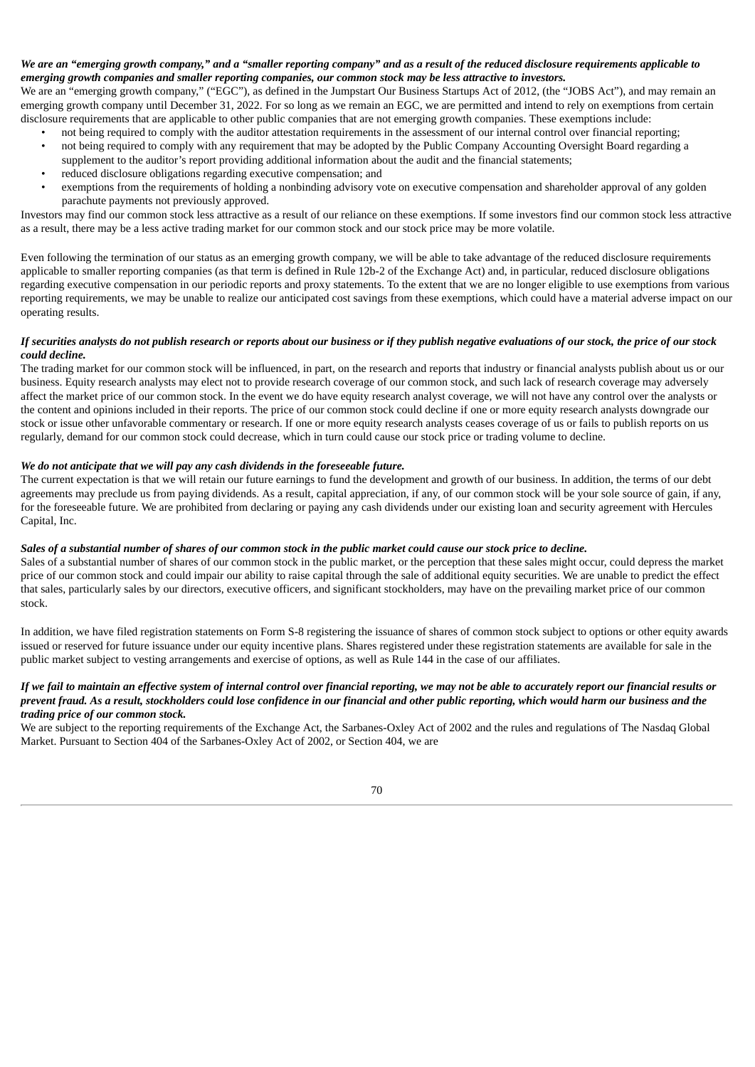***We are an "emerging growth company," and a "smaller reporting company" and as a result of the reduced disclosure requirements applicable to emerging growth companies and smaller reporting companies, our common stock may be less attractive to investors.***

We are an "emerging growth company," ("EGC"), as defined in the Jumpstart Our Business Startups Act of 2012, (the "JOBS Act"), and may remain an emerging growth company until December 31, 2022. For so long as we remain an EGC, we are permitted and intend to rely on exemptions from certain disclosure requirements that are applicable to other public companies that are not emerging growth companies. These exemptions include:

- not being required to comply with the auditor attestation requirements in the assessment of our internal control over financial reporting;
- not being required to comply with any requirement that may be adopted by the Public Company Accounting Oversight Board regarding a supplement to the auditor's report providing additional information about the audit and the financial statements;
- reduced disclosure obligations regarding executive compensation; and
- exemptions from the requirements of holding a nonbinding advisory vote on executive compensation and shareholder approval of any golden parachute payments not previously approved.

Investors may find our common stock less attractive as a result of our reliance on these exemptions. If some investors find our common stock less attractive as a result, there may be a less active trading market for our common stock and our stock price may be more volatile.

Even following the termination of our status as an emerging growth company, we will be able to take advantage of the reduced disclosure requirements applicable to smaller reporting companies (as that term is defined in Rule 12b-2 of the Exchange Act) and, in particular, reduced disclosure obligations regarding executive compensation in our periodic reports and proxy statements. To the extent that we are no longer eligible to use exemptions from various reporting requirements, we may be unable to realize our anticipated cost savings from these exemptions, which could have a material adverse impact on our operating results.

***If securities analysts do not publish research or reports about our business or if they publish negative evaluations of our stock, the price of our stock could decline.***

The trading market for our common stock will be influenced, in part, on the research and reports that industry or financial analysts publish about us or our business. Equity research analysts may elect not to provide research coverage of our common stock, and such lack of research coverage may adversely affect the market price of our common stock. In the event we do have equity research analyst coverage, we will not have any control over the analysts or the content and opinions included in their reports. The price of our common stock could decline if one or more equity research analysts downgrade our stock or issue other unfavorable commentary or research. If one or more equity research analysts ceases coverage of us or fails to publish reports on us regularly, demand for our common stock could decrease, which in turn could cause our stock price or trading volume to decline.

***We do not anticipate that we will pay any cash dividends in the foreseeable future.***

The current expectation is that we will retain our future earnings to fund the development and growth of our business. In addition, the terms of our debt agreements may preclude us from paying dividends. As a result, capital appreciation, if any, of our common stock will be your sole source of gain, if any, for the foreseeable future. We are prohibited from declaring or paying any cash dividends under our existing loan and security agreement with Hercules Capital, Inc.

***Sales of a substantial number of shares of our common stock in the public market could cause our stock price to decline.***

Sales of a substantial number of shares of our common stock in the public market, or the perception that these sales might occur, could depress the market price of our common stock and could impair our ability to raise capital through the sale of additional equity securities. We are unable to predict the effect that sales, particularly sales by our directors, executive officers, and significant stockholders, may have on the prevailing market price of our common stock.

In addition, we have filed registration statements on Form S-8 registering the issuance of shares of common stock subject to options or other equity awards issued or reserved for future issuance under our equity incentive plans. Shares registered under these registration statements are available for sale in the public market subject to vesting arrangements and exercise of options, as well as Rule 144 in the case of our affiliates.

***If we fail to maintain an effective system of internal control over financial reporting, we may not be able to accurately report our financial results or prevent fraud. As a result, stockholders could lose confidence in our financial and other public reporting, which would harm our business and the trading price of our common stock.***

We are subject to the reporting requirements of the Exchange Act, the Sarbanes-Oxley Act of 2002 and the rules and regulations of The Nasdaq Global Market. Pursuant to Section 404 of the Sarbanes-Oxley Act of 2002, or Section 404, we are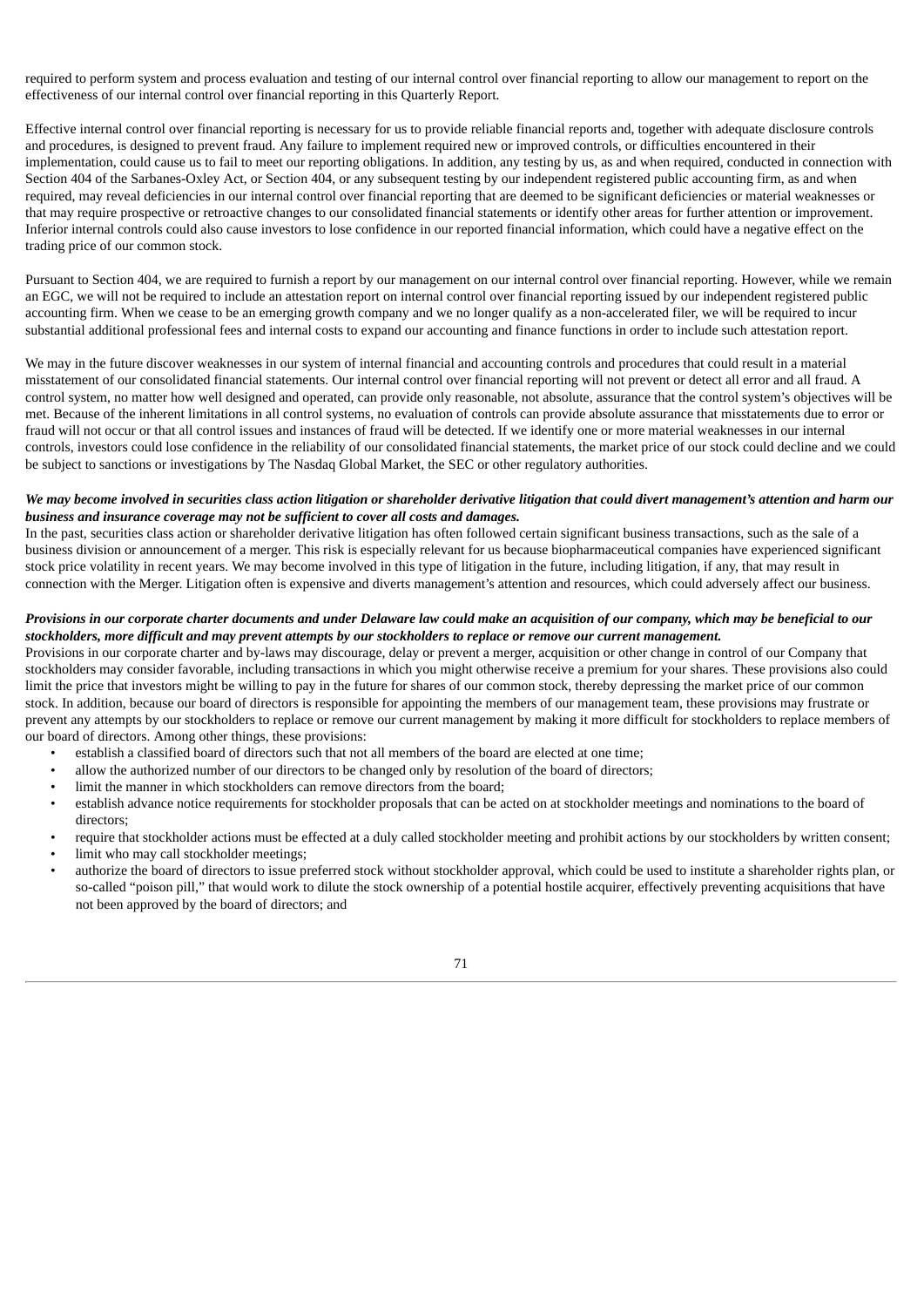required to perform system and process evaluation and testing of our internal control over financial reporting to allow our management to report on the effectiveness of our internal control over financial reporting in this Quarterly Report.

Effective internal control over financial reporting is necessary for us to provide reliable financial reports and, together with adequate disclosure controls and procedures, is designed to prevent fraud. Any failure to implement required new or improved controls, or difficulties encountered in their implementation, could cause us to fail to meet our reporting obligations. In addition, any testing by us, as and when required, conducted in connection with Section 404 of the Sarbanes-Oxley Act, or Section 404, or any subsequent testing by our independent registered public accounting firm, as and when required, may reveal deficiencies in our internal control over financial reporting that are deemed to be significant deficiencies or material weaknesses or that may require prospective or retroactive changes to our consolidated financial statements or identify other areas for further attention or improvement. Inferior internal controls could also cause investors to lose confidence in our reported financial information, which could have a negative effect on the trading price of our common stock.

Pursuant to Section 404, we are required to furnish a report by our management on our internal control over financial reporting. However, while we remain an EGC, we will not be required to include an attestation report on internal control over financial reporting issued by our independent registered public accounting firm. When we cease to be an emerging growth company and we no longer qualify as a non-accelerated filer, we will be required to incur substantial additional professional fees and internal costs to expand our accounting and finance functions in order to include such attestation report.

We may in the future discover weaknesses in our system of internal financial and accounting controls and procedures that could result in a material misstatement of our consolidated financial statements. Our internal control over financial reporting will not prevent or detect all error and all fraud. A control system, no matter how well designed and operated, can provide only reasonable, not absolute, assurance that the control system's objectives will be met. Because of the inherent limitations in all control systems, no evaluation of controls can provide absolute assurance that misstatements due to error or fraud will not occur or that all control issues and instances of fraud will be detected. If we identify one or more material weaknesses in our internal controls, investors could lose confidence in the reliability of our consolidated financial statements, the market price of our stock could decline and we could be subject to sanctions or investigations by The Nasdaq Global Market, the SEC or other regulatory authorities.

***We may become involved in securities class action litigation or shareholder derivative litigation that could divert management's attention and harm our business and insurance coverage may not be sufficient to cover all costs and damages.***

In the past, securities class action or shareholder derivative litigation has often followed certain significant business transactions, such as the sale of a business division or announcement of a merger. This risk is especially relevant for us because biopharmaceutical companies have experienced significant stock price volatility in recent years. We may become involved in this type of litigation in the future, including litigation, if any, that may result in connection with the Merger. Litigation often is expensive and diverts management's attention and resources, which could adversely affect our business.

***Provisions in our corporate charter documents and under Delaware law could make an acquisition of our company, which may be beneficial to our stockholders, more difficult and may prevent attempts by our stockholders to replace or remove our current management.***

Provisions in our corporate charter and by-laws may discourage, delay or prevent a merger, acquisition or other change in control of our Company that stockholders may consider favorable, including transactions in which you might otherwise receive a premium for your shares. These provisions also could limit the price that investors might be willing to pay in the future for shares of our common stock, thereby depressing the market price of our common stock. In addition, because our board of directors is responsible for appointing the members of our management team, these provisions may frustrate or prevent any attempts by our stockholders to replace or remove our current management by making it more difficult for stockholders to replace members of our board of directors. Among other things, these provisions:

- establish a classified board of directors such that not all members of the board are elected at one time;
- allow the authorized number of our directors to be changed only by resolution of the board of directors;
- limit the manner in which stockholders can remove directors from the board;
- establish advance notice requirements for stockholder proposals that can be acted on at stockholder meetings and nominations to the board of directors;
- require that stockholder actions must be effected at a duly called stockholder meeting and prohibit actions by our stockholders by written consent;
- limit who may call stockholder meetings;
- authorize the board of directors to issue preferred stock without stockholder approval, which could be used to institute a shareholder rights plan, or so-called "poison pill," that would work to dilute the stock ownership of a potential hostile acquirer, effectively preventing acquisitions that have not been approved by the board of directors; and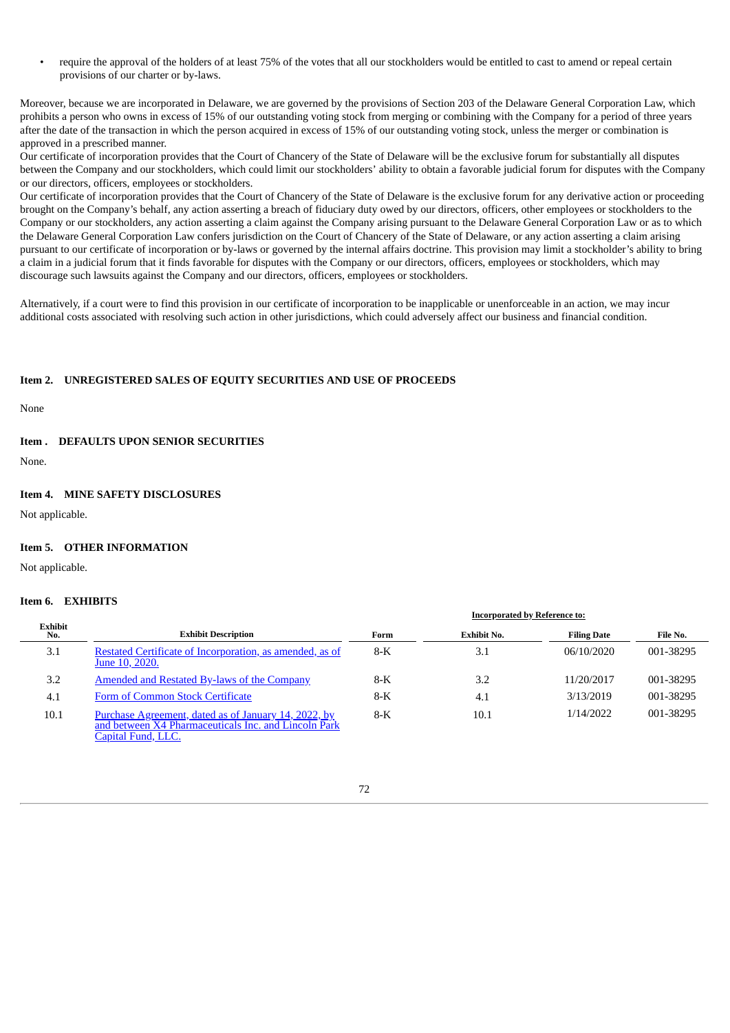- require the approval of the holders of at least 75% of the votes that all our stockholders would be entitled to cast to amend or repeal certain provisions of our charter or by-laws.

Moreover, because we are incorporated in Delaware, we are governed by the provisions of Section 203 of the Delaware General Corporation Law, which prohibits a person who owns in excess of 15% of our outstanding voting stock from merging or combining with the Company for a period of three years after the date of the transaction in which the person acquired in excess of 15% of our outstanding voting stock, unless the merger or combination is approved in a prescribed manner.

Our certificate of incorporation provides that the Court of Chancery of the State of Delaware will be the exclusive forum for substantially all disputes between the Company and our stockholders, which could limit our stockholders' ability to obtain a favorable judicial forum for disputes with the Company or our directors, officers, employees or stockholders.

Our certificate of incorporation provides that the Court of Chancery of the State of Delaware is the exclusive forum for any derivative action or proceeding brought on the Company's behalf, any action asserting a breach of fiduciary duty owed by our directors, officers, other employees or stockholders to the Company or our stockholders, any action asserting a claim against the Company arising pursuant to the Delaware General Corporation Law or as to which the Delaware General Corporation Law confers jurisdiction on the Court of Chancery of the State of Delaware, or any action asserting a claim arising pursuant to our certificate of incorporation or by-laws or governed by the internal affairs doctrine. This provision may limit a stockholder's ability to bring a claim in a judicial forum that it finds favorable for disputes with the Company or our directors, officers, employees or stockholders, which may discourage such lawsuits against the Company and our directors, officers, employees or stockholders.

Alternatively, if a court were to find this provision in our certificate of incorporation to be inapplicable or unenforceable in an action, we may incur additional costs associated with resolving such action in other jurisdictions, which could adversely affect our business and financial condition.

## Item 2. UNREGISTERED SALES OF EQUITY SECURITIES AND USE OF PROCEEDS

None

## Item . DEFAULTS UPON SENIOR SECURITIES

None.

## Item 4. MINE SAFETY DISCLOSURES

Not applicable.

## Item 5. OTHER INFORMATION

Not applicable.

## Item 6. EXHIBITS

| | | Incorporated by Reference to: | | | |
|---|---|---|---|---|---|
| Exhibit No. | Exhibit Description | Form | Exhibit No. | Filing Date | File No. |
| 3.1 | Restated Certificate of Incorporation, as amended, as of June 10, 2020. | 8-K | 3.1 | 06/10/2020 | 001-38295 |
| 3.2 | Amended and Restated By-laws of the Company | 8-K | 3.2 | 11/20/2017 | 001-38295 |
| 4.1 | Form of Common Stock Certificate | 8-K | 4.1 | 3/13/2019 | 001-38295 |
| 10.1 | Purchase Agreement, dated as of January 14, 2022, by and between X4 Pharmaceuticals Inc. and Lincoln Park Capital Fund, LLC. | 8-K | 10.1 | 1/14/2022 | 001-38295 |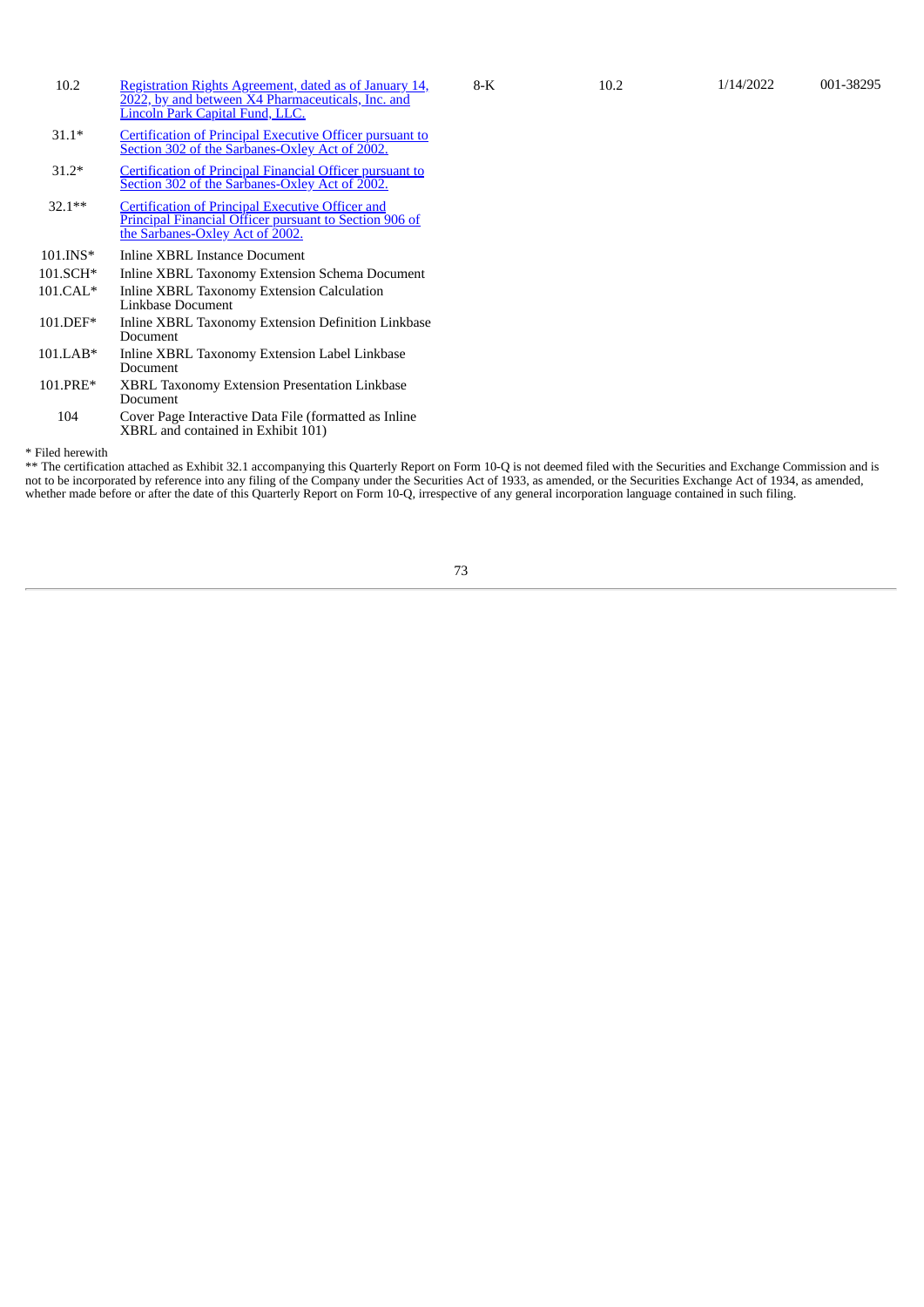| | | | | | |
|---|---|---|---|---|---|
| 10.2 | Registration Rights Agreement, dated as of January 14, 2022, by and between X4 Pharmaceuticals, Inc. and Lincoln Park Capital Fund, LLC. | 8-K | 10.2 | 1/14/2022 | 001-38295 |
| 31.1* | Certification of Principal Executive Officer pursuant to Section 302 of the Sarbanes-Oxley Act of 2002. | | | | |
| 31.2* | Certification of Principal Financial Officer pursuant to Section 302 of the Sarbanes-Oxley Act of 2002. | | | | |
| 32.1** | Certification of Principal Executive Officer and Principal Financial Officer pursuant to Section 906 of the Sarbanes-Oxley Act of 2002. | | | | |
| 101.INS* | Inline XBRL Instance Document | | | | |
| 101.SCH* | Inline XBRL Taxonomy Extension Schema Document | | | | |
| 101.CAL* | Inline XBRL Taxonomy Extension Calculation Linkbase Document | | | | |
| 101.DEF* | Inline XBRL Taxonomy Extension Definition Linkbase Document | | | | |
| 101.LAB* | Inline XBRL Taxonomy Extension Label Linkbase Document | | | | |
| 101.PRE* | XBRL Taxonomy Extension Presentation Linkbase Document | | | | |
| 104 | Cover Page Interactive Data File (formatted as Inline XBRL and contained in Exhibit 101) | | | | |

* Filed herewith

** The certification attached as Exhibit 32.1 accompanying this Quarterly Report on Form 10-Q is not deemed filed with the Securities and Exchange Commission and is not to be incorporated by reference into any filing of the Company under the Securities Act of 1933, as amended, or the Securities Exchange Act of 1934, as amended, whether made before or after the date of this Quarterly Report on Form 10-Q, irrespective of any general incorporation language contained in such filing.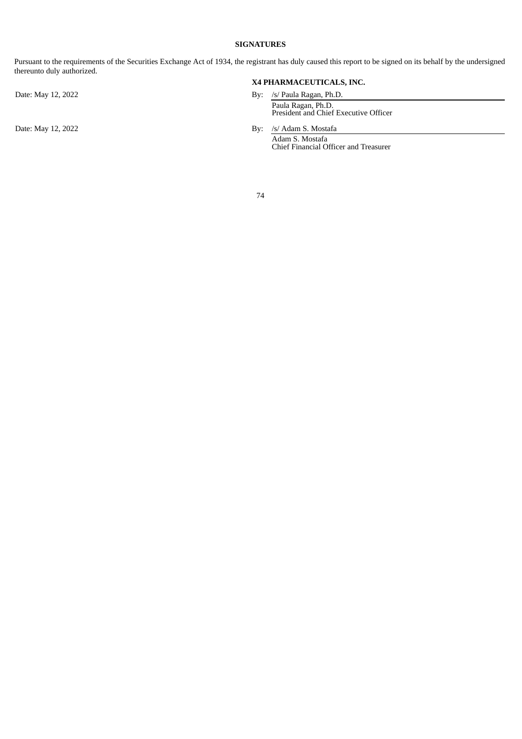**SIGNATURES**

Pursuant to the requirements of the Securities Exchange Act of 1934, the registrant has duly caused this report to be signed on its behalf by the undersigned thereunto duly authorized.

**X4 PHARMACEUTICALS, INC.**

| | |
|---|---|
| Date: May 12, 2022 | By: /s/ Paula Ragan, Ph.D.<br>Paula Ragan, Ph.D.<br>President and Chief Executive Officer |
| Date: May 12, 2022 | By: /s/ Adam S. Mostafa<br>Adam S. Mostafa<br>Chief Financial Officer and Treasurer |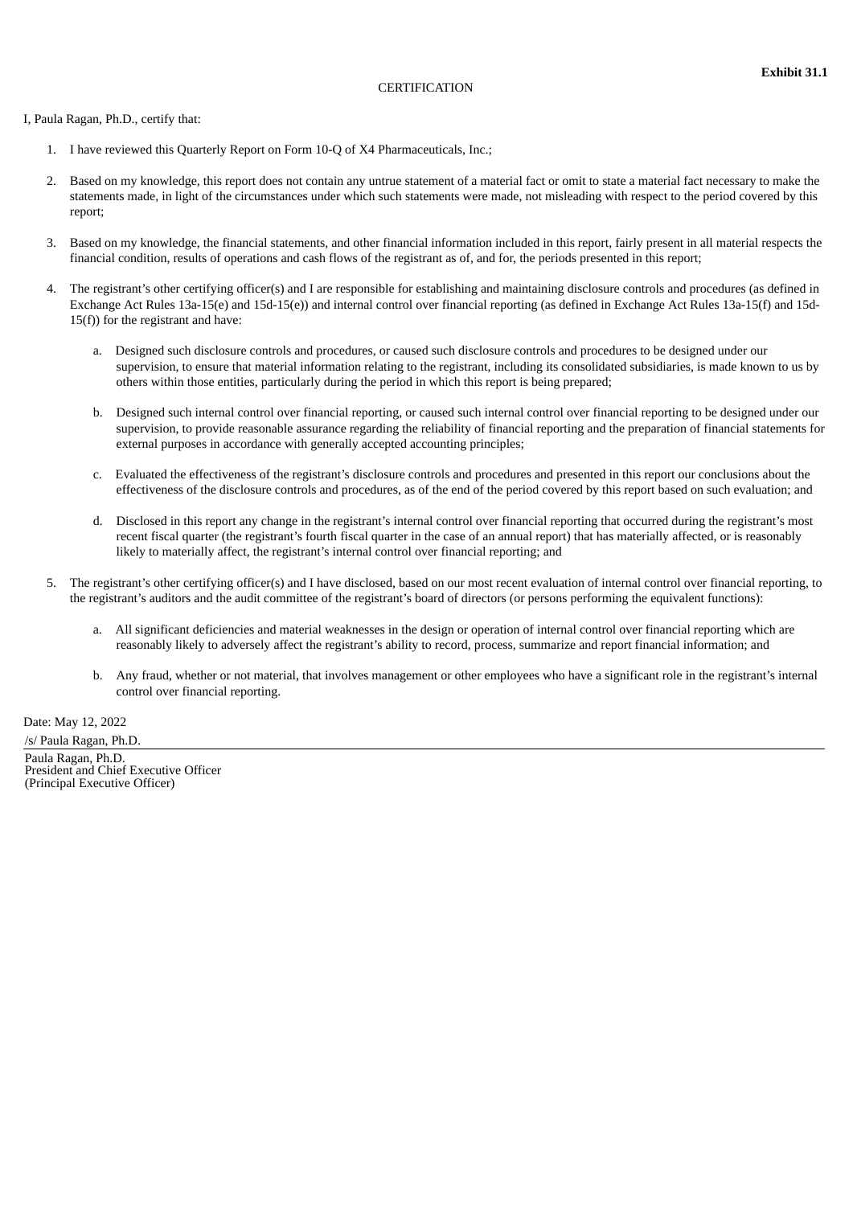**Exhibit 31.1**

CERTIFICATION

I, Paula Ragan, Ph.D., certify that:

1. I have reviewed this Quarterly Report on Form 10-Q of X4 Pharmaceuticals, Inc.;

2. Based on my knowledge, this report does not contain any untrue statement of a material fact or omit to state a material fact necessary to make the statements made, in light of the circumstances under which such statements were made, not misleading with respect to the period covered by this report;

3. Based on my knowledge, the financial statements, and other financial information included in this report, fairly present in all material respects the financial condition, results of operations and cash flows of the registrant as of, and for, the periods presented in this report;

4. The registrant's other certifying officer(s) and I are responsible for establishing and maintaining disclosure controls and procedures (as defined in Exchange Act Rules 13a-15(e) and 15d-15(e)) and internal control over financial reporting (as defined in Exchange Act Rules 13a-15(f) and 15d-15(f)) for the registrant and have:

   a. Designed such disclosure controls and procedures, or caused such disclosure controls and procedures to be designed under our supervision, to ensure that material information relating to the registrant, including its consolidated subsidiaries, is made known to us by others within those entities, particularly during the period in which this report is being prepared;

   b. Designed such internal control over financial reporting, or caused such internal control over financial reporting to be designed under our supervision, to provide reasonable assurance regarding the reliability of financial reporting and the preparation of financial statements for external purposes in accordance with generally accepted accounting principles;

   c. Evaluated the effectiveness of the registrant's disclosure controls and procedures and presented in this report our conclusions about the effectiveness of the disclosure controls and procedures, as of the end of the period covered by this report based on such evaluation; and

   d. Disclosed in this report any change in the registrant's internal control over financial reporting that occurred during the registrant's most recent fiscal quarter (the registrant's fourth fiscal quarter in the case of an annual report) that has materially affected, or is reasonably likely to materially affect, the registrant's internal control over financial reporting; and

5. The registrant's other certifying officer(s) and I have disclosed, based on our most recent evaluation of internal control over financial reporting, to the registrant's auditors and the audit committee of the registrant's board of directors (or persons performing the equivalent functions):

   a. All significant deficiencies and material weaknesses in the design or operation of internal control over financial reporting which are reasonably likely to adversely affect the registrant's ability to record, process, summarize and report financial information; and

   b. Any fraud, whether or not material, that involves management or other employees who have a significant role in the registrant's internal control over financial reporting.

Date: May 12, 2022

/s/ Paula Ragan, Ph.D.

Paula Ragan, Ph.D.
President and Chief Executive Officer
(Principal Executive Officer)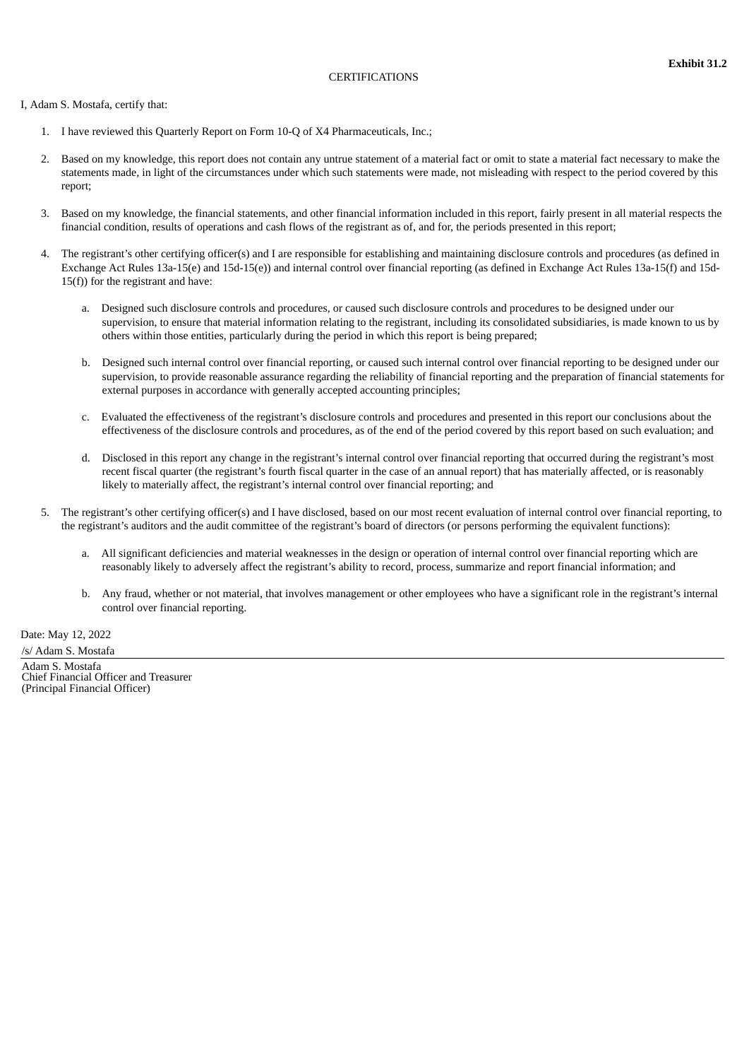**Exhibit 31.2**

CERTIFICATIONS

I, Adam S. Mostafa, certify that:

1. I have reviewed this Quarterly Report on Form 10-Q of X4 Pharmaceuticals, Inc.;

2. Based on my knowledge, this report does not contain any untrue statement of a material fact or omit to state a material fact necessary to make the statements made, in light of the circumstances under which such statements were made, not misleading with respect to the period covered by this report;

3. Based on my knowledge, the financial statements, and other financial information included in this report, fairly present in all material respects the financial condition, results of operations and cash flows of the registrant as of, and for, the periods presented in this report;

4. The registrant's other certifying officer(s) and I are responsible for establishing and maintaining disclosure controls and procedures (as defined in Exchange Act Rules 13a-15(e) and 15d-15(e)) and internal control over financial reporting (as defined in Exchange Act Rules 13a-15(f) and 15d-15(f)) for the registrant and have:

   a. Designed such disclosure controls and procedures, or caused such disclosure controls and procedures to be designed under our supervision, to ensure that material information relating to the registrant, including its consolidated subsidiaries, is made known to us by others within those entities, particularly during the period in which this report is being prepared;

   b. Designed such internal control over financial reporting, or caused such internal control over financial reporting to be designed under our supervision, to provide reasonable assurance regarding the reliability of financial reporting and the preparation of financial statements for external purposes in accordance with generally accepted accounting principles;

   c. Evaluated the effectiveness of the registrant's disclosure controls and procedures and presented in this report our conclusions about the effectiveness of the disclosure controls and procedures, as of the end of the period covered by this report based on such evaluation; and

   d. Disclosed in this report any change in the registrant's internal control over financial reporting that occurred during the registrant's most recent fiscal quarter (the registrant's fourth fiscal quarter in the case of an annual report) that has materially affected, or is reasonably likely to materially affect, the registrant's internal control over financial reporting; and

5. The registrant's other certifying officer(s) and I have disclosed, based on our most recent evaluation of internal control over financial reporting, to the registrant's auditors and the audit committee of the registrant's board of directors (or persons performing the equivalent functions):

   a. All significant deficiencies and material weaknesses in the design or operation of internal control over financial reporting which are reasonably likely to adversely affect the registrant's ability to record, process, summarize and report financial information; and

   b. Any fraud, whether or not material, that involves management or other employees who have a significant role in the registrant's internal control over financial reporting.

Date: May 12, 2022

/s/ Adam S. Mostafa

Adam S. Mostafa
Chief Financial Officer and Treasurer
(Principal Financial Officer)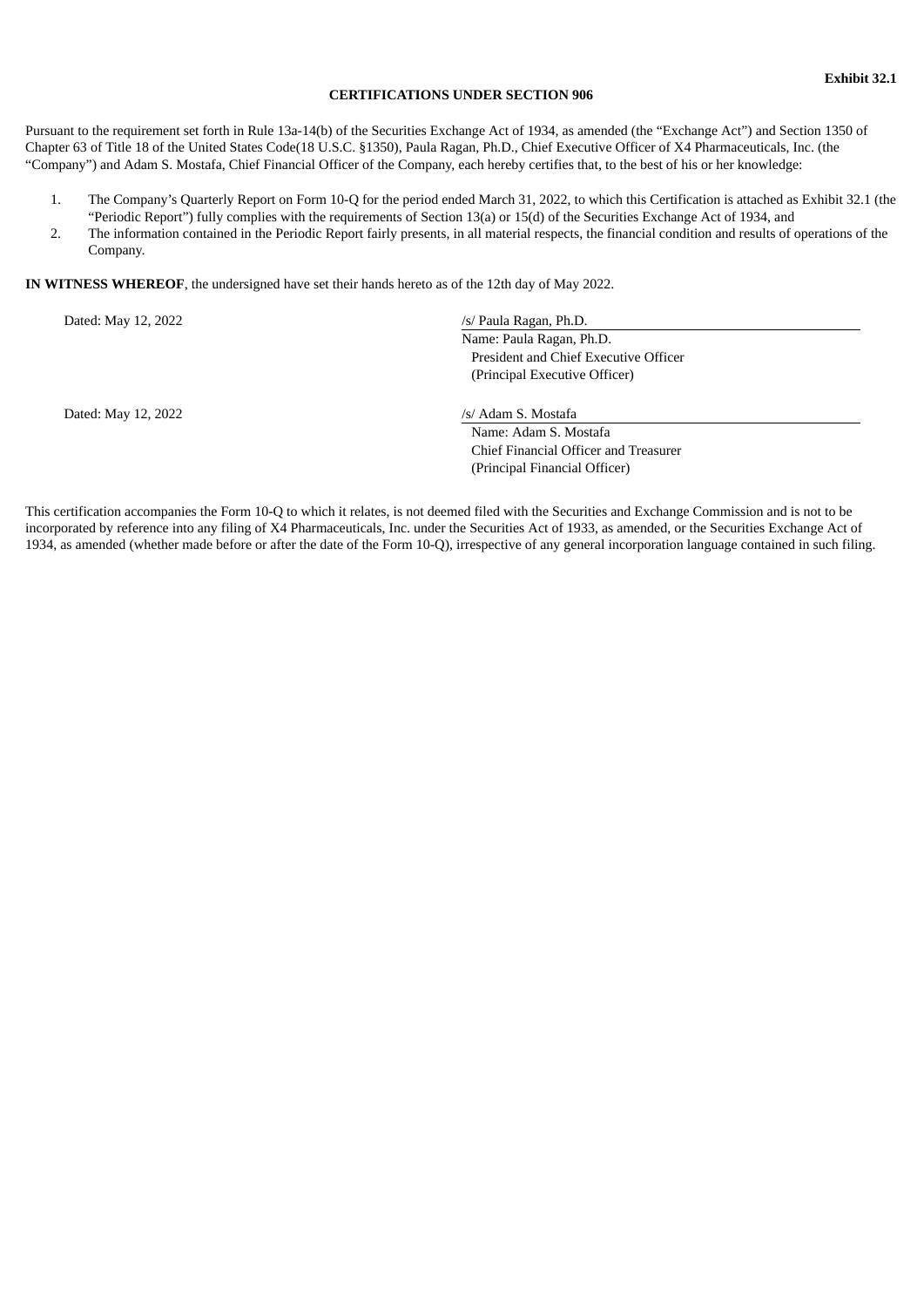**Exhibit 32.1**

**CERTIFICATIONS UNDER SECTION 906**

Pursuant to the requirement set forth in Rule 13a-14(b) of the Securities Exchange Act of 1934, as amended (the “Exchange Act”) and Section 1350 of Chapter 63 of Title 18 of the United States Code(18 U.S.C. §1350), Paula Ragan, Ph.D., Chief Executive Officer of X4 Pharmaceuticals, Inc. (the “Company”) and Adam S. Mostafa, Chief Financial Officer of the Company, each hereby certifies that, to the best of his or her knowledge:

1. The Company’s Quarterly Report on Form 10-Q for the period ended March 31, 2022, to which this Certification is attached as Exhibit 32.1 (the “Periodic Report”) fully complies with the requirements of Section 13(a) or 15(d) of the Securities Exchange Act of 1934, and
2. The information contained in the Periodic Report fairly presents, in all material respects, the financial condition and results of operations of the Company.

**IN WITNESS WHEREOF**, the undersigned have set their hands hereto as of the 12th day of May 2022.

| | |
|---|---|
| Dated: May 12, 2022 | /s/ Paula Ragan, Ph.D. |
| | Name: Paula Ragan, Ph.D. |
| | President and Chief Executive Officer |
| | (Principal Executive Officer) |
| Dated: May 12, 2022 | /s/ Adam S. Mostafa |
| | Name: Adam S. Mostafa |
| | Chief Financial Officer and Treasurer |
| | (Principal Financial Officer) |

This certification accompanies the Form 10-Q to which it relates, is not deemed filed with the Securities and Exchange Commission and is not to be incorporated by reference into any filing of X4 Pharmaceuticals, Inc. under the Securities Act of 1933, as amended, or the Securities Exchange Act of 1934, as amended (whether made before or after the date of the Form 10-Q), irrespective of any general incorporation language contained in such filing.